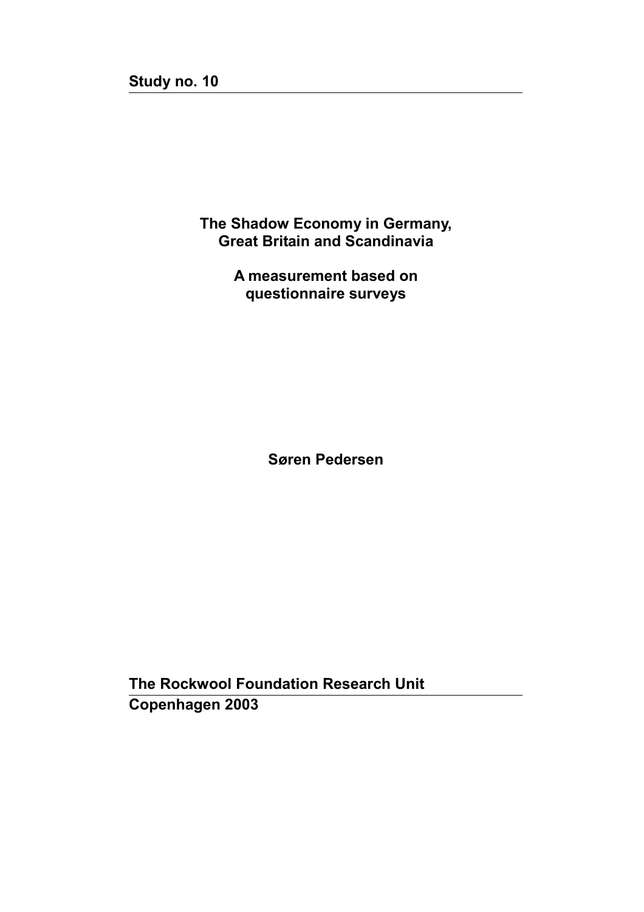**Study no. 10**

# The Shadow Economy in Germany, Great Britain and Scandinavia

## A measurement based on questionnaire surveys

**Søren Pedersen**

**The Rockwool Foundation Research Unit**

**Copenhagen 2003**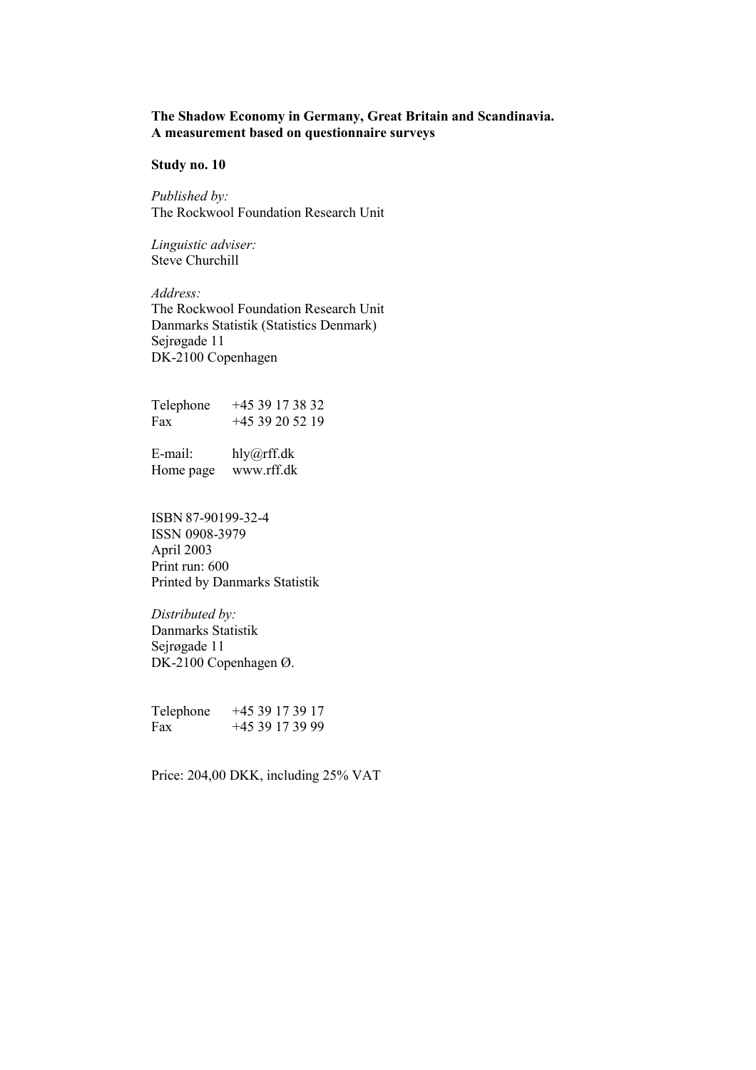**The Shadow Economy in Germany, Great Britain and Scandinavia.**
**A measurement based on questionnaire surveys**

**Study no. 10**

*Published by:*
The Rockwool Foundation Research Unit

*Linguistic adviser:*
Steve Churchill

*Address:*
The Rockwool Foundation Research Unit
Danmarks Statistik (Statistics Denmark)
Sejrøgade 11
DK-2100 Copenhagen

Telephone +45 39 17 38 32
Fax +45 39 20 52 19

E-mail: hly@rff.dk
Home page www.rff.dk

ISBN 87-90199-32-4
ISSN 0908-3979
April 2003
Print run: 600
Printed by Danmarks Statistik

*Distributed by:*
Danmarks Statistik
Sejrøgade 11
DK-2100 Copenhagen Ø.

Telephone +45 39 17 39 17
Fax +45 39 17 39 99

Price: 204,00 DKK, including 25% VAT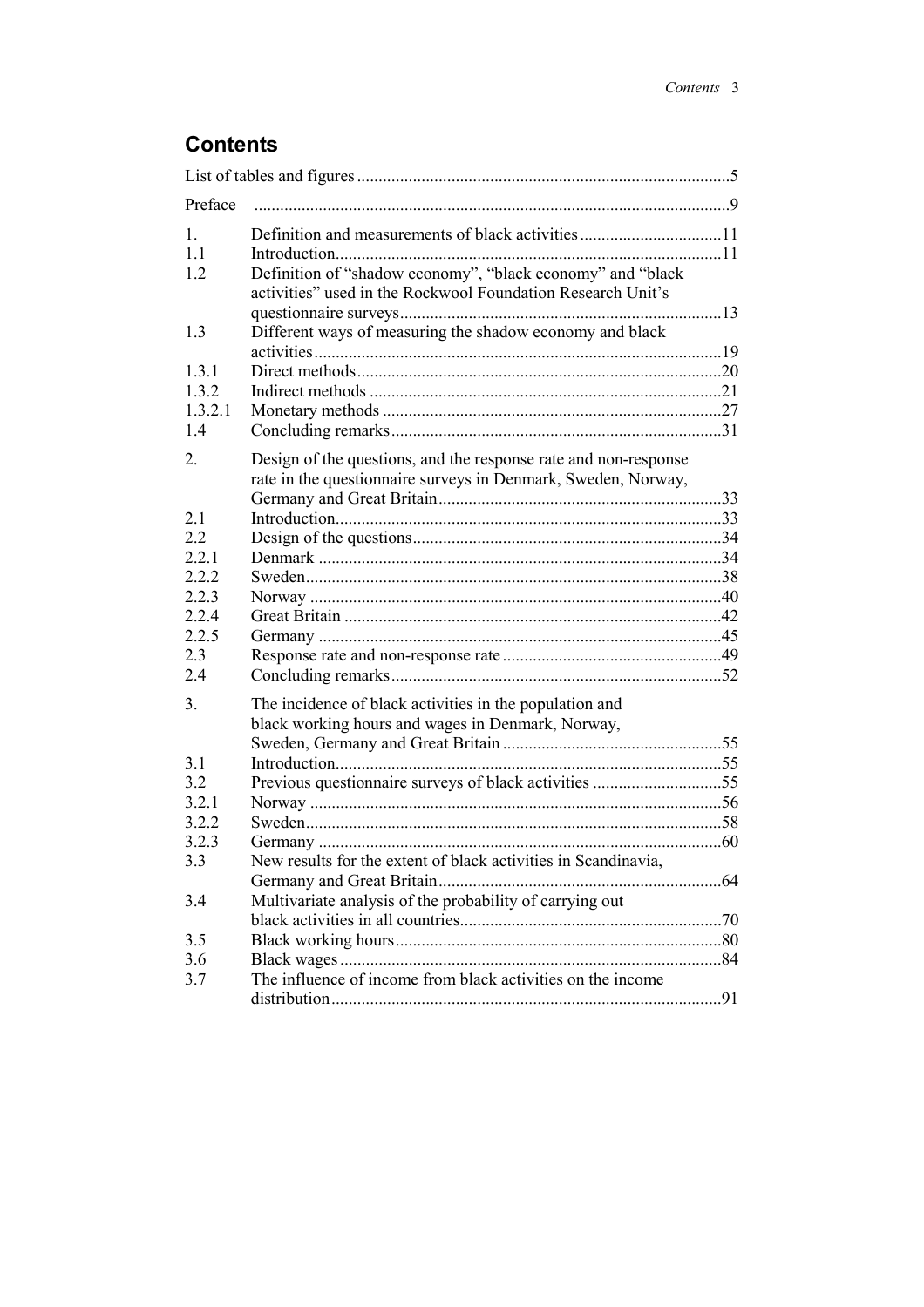## Contents

| | | |
|---|---|---|
| List of tables and figures | | 5 |
| Preface | | 9 |
| 1. | Definition and measurements of black activities | 11 |
| 1.1 | Introduction | 11 |
| 1.2 | Definition of "shadow economy", "black economy" and "black activities" used in the Rockwool Foundation Research Unit's questionnaire surveys | 13 |
| 1.3 | Different ways of measuring the shadow economy and black activities | 19 |
| 1.3.1 | Direct methods | 20 |
| 1.3.2 | Indirect methods | 21 |
| 1.3.2.1 | Monetary methods | 27 |
| 1.4 | Concluding remarks | 31 |
| 2. | Design of the questions, and the response rate and non-response rate in the questionnaire surveys in Denmark, Sweden, Norway, Germany and Great Britain | 33 |
| 2.1 | Introduction | 33 |
| 2.2 | Design of the questions | 34 |
| 2.2.1 | Denmark | 34 |
| 2.2.2 | Sweden | 38 |
| 2.2.3 | Norway | 40 |
| 2.2.4 | Great Britain | 42 |
| 2.2.5 | Germany | 45 |
| 2.3 | Response rate and non-response rate | 49 |
| 2.4 | Concluding remarks | 52 |
| 3. | The incidence of black activities in the population and black working hours and wages in Denmark, Norway, Sweden, Germany and Great Britain | 55 |
| 3.1 | Introduction | 55 |
| 3.2 | Previous questionnaire surveys of black activities | 55 |
| 3.2.1 | Norway | 56 |
| 3.2.2 | Sweden | 58 |
| 3.2.3 | Germany | 60 |
| 3.3 | New results for the extent of black activities in Scandinavia, Germany and Great Britain | 64 |
| 3.4 | Multivariate analysis of the probability of carrying out black activities in all countries | 70 |
| 3.5 | Black working hours | 80 |
| 3.6 | Black wages | 84 |
| 3.7 | The influence of income from black activities on the income distribution | 91 |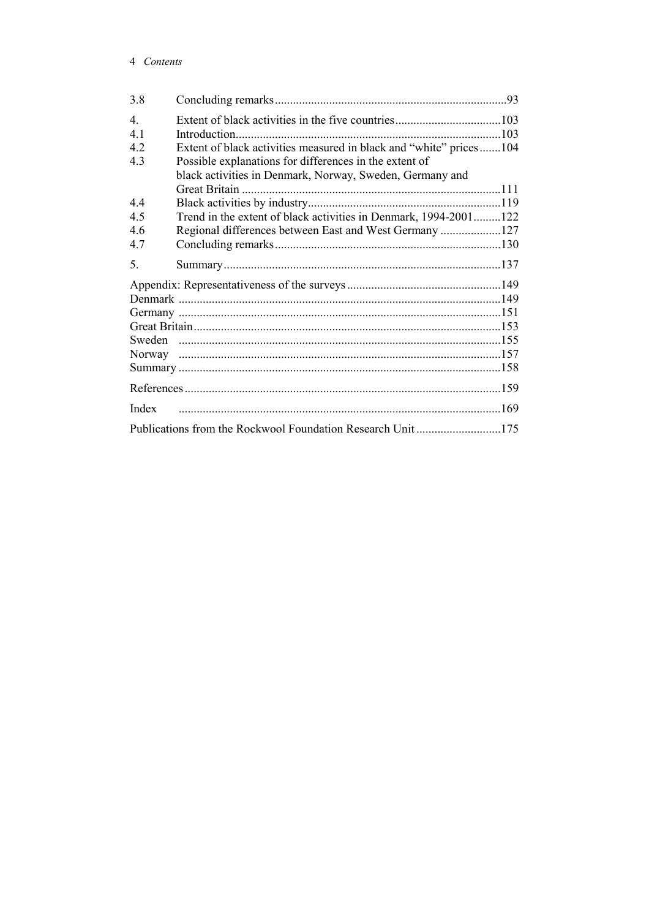| | | |
|---|---|---|
| 3.8 | Concluding remarks | 93 |
| 4. | Extent of black activities in the five countries | 103 |
| 4.1 | Introduction | 103 |
| 4.2 | Extent of black activities measured in black and "white" prices | 104 |
| 4.3 | Possible explanations for differences in the extent of black activities in Denmark, Norway, Sweden, Germany and Great Britain | 111 |
| 4.4 | Black activities by industry | 119 |
| 4.5 | Trend in the extent of black activities in Denmark, 1994-2001 | 122 |
| 4.6 | Regional differences between East and West Germany | 127 |
| 4.7 | Concluding remarks | 130 |
| 5. | Summary | 137 |

| | |
|---|---|
| Appendix: Representativeness of the surveys | 149 |
| Denmark | 149 |
| Germany | 151 |
| Great Britain | 153 |
| Sweden | 155 |
| Norway | 157 |
| Summary | 158 |
| References | 159 |
| Index | 169 |
| Publications from the Rockwool Foundation Research Unit | 175 |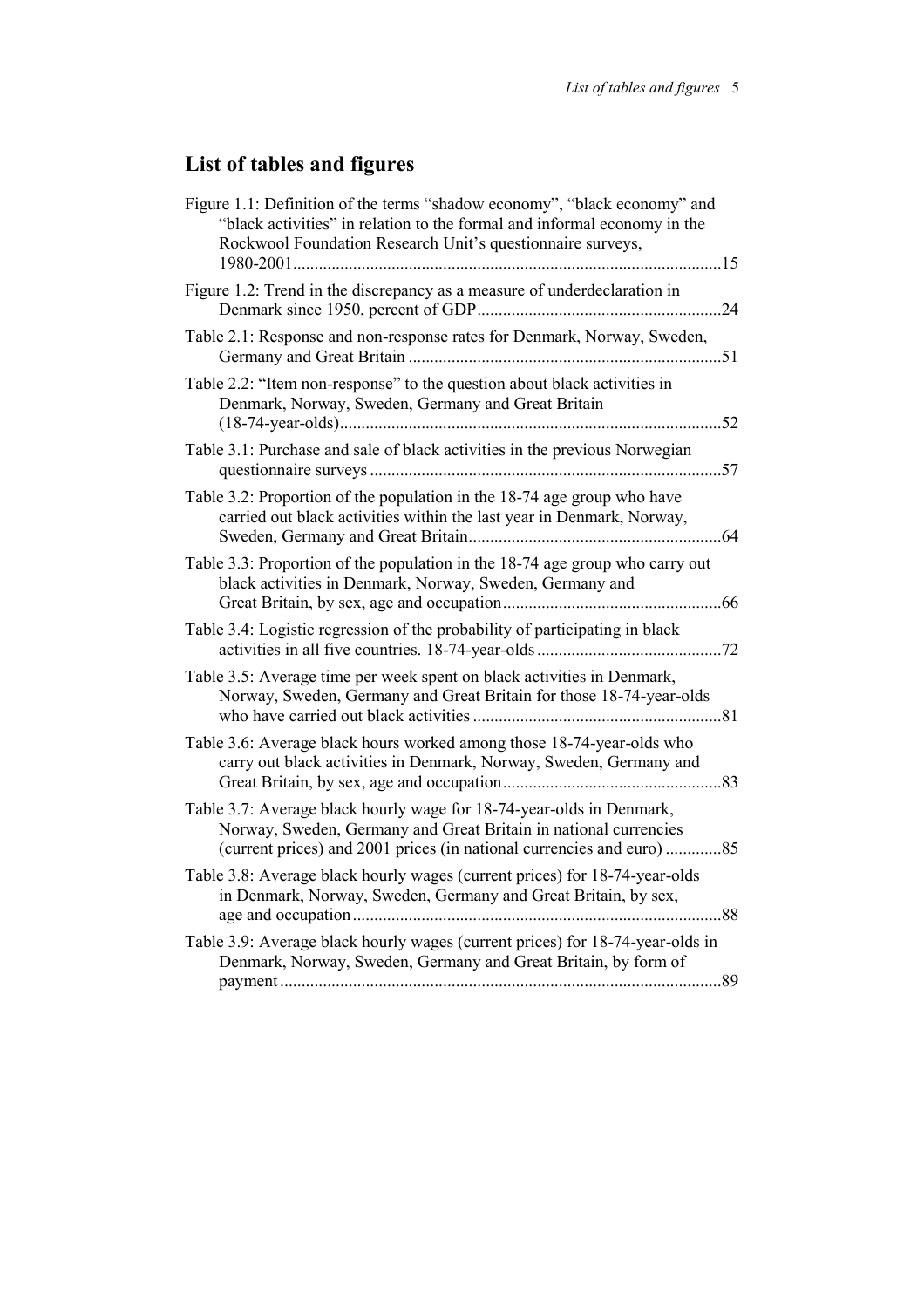# List of tables and figures

Figure 1.1: Definition of the terms "shadow economy", "black economy" and "black activities" in relation to the formal and informal economy in the Rockwool Foundation Research Unit's questionnaire surveys, 1980-2001 ....................15

Figure 1.2: Trend in the discrepancy as a measure of underdeclaration in Denmark since 1950, percent of GDP ....................24

Table 2.1: Response and non-response rates for Denmark, Norway, Sweden, Germany and Great Britain ....................51

Table 2.2: "Item non-response" to the question about black activities in Denmark, Norway, Sweden, Germany and Great Britain (18-74-year-olds) ....................52

Table 3.1: Purchase and sale of black activities in the previous Norwegian questionnaire surveys ....................57

Table 3.2: Proportion of the population in the 18-74 age group who have carried out black activities within the last year in Denmark, Norway, Sweden, Germany and Great Britain ....................64

Table 3.3: Proportion of the population in the 18-74 age group who carry out black activities in Denmark, Norway, Sweden, Germany and Great Britain, by sex, age and occupation ....................66

Table 3.4: Logistic regression of the probability of participating in black activities in all five countries. 18-74-year-olds ....................72

Table 3.5: Average time per week spent on black activities in Denmark, Norway, Sweden, Germany and Great Britain for those 18-74-year-olds who have carried out black activities ....................81

Table 3.6: Average black hours worked among those 18-74-year-olds who carry out black activities in Denmark, Norway, Sweden, Germany and Great Britain, by sex, age and occupation ....................83

Table 3.7: Average black hourly wage for 18-74-year-olds in Denmark, Norway, Sweden, Germany and Great Britain in national currencies (current prices) and 2001 prices (in national currencies and euro) ....................85

Table 3.8: Average black hourly wages (current prices) for 18-74-year-olds in Denmark, Norway, Sweden, Germany and Great Britain, by sex, age and occupation ....................88

Table 3.9: Average black hourly wages (current prices) for 18-74-year-olds in Denmark, Norway, Sweden, Germany and Great Britain, by form of payment ....................89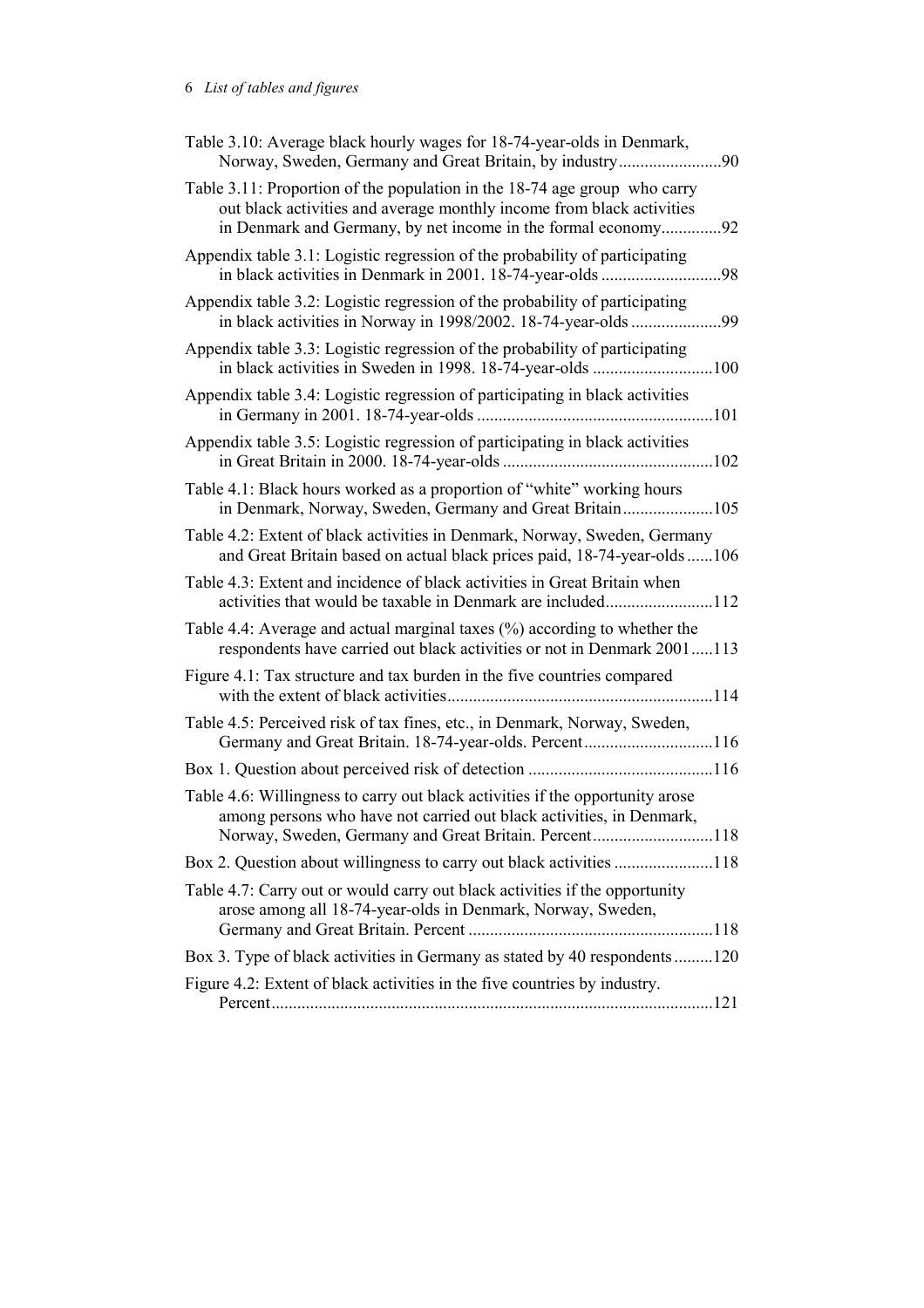Table 3.10: Average black hourly wages for 18-74-year-olds in Denmark, Norway, Sweden, Germany and Great Britain, by industry........................90

Table 3.11: Proportion of the population in the 18-74 age group who carry out black activities and average monthly income from black activities in Denmark and Germany, by net income in the formal economy..............92

Appendix table 3.1: Logistic regression of the probability of participating in black activities in Denmark in 2001. 18-74-year-olds ............................98

Appendix table 3.2: Logistic regression of the probability of participating in black activities in Norway in 1998/2002. 18-74-year-olds .....................99

Appendix table 3.3: Logistic regression of the probability of participating in black activities in Sweden in 1998. 18-74-year-olds ............................100

Appendix table 3.4: Logistic regression of participating in black activities in Germany in 2001. 18-74-year-olds .......................................................101

Appendix table 3.5: Logistic regression of participating in black activities in Great Britain in 2000. 18-74-year-olds .................................................102

Table 4.1: Black hours worked as a proportion of "white" working hours in Denmark, Norway, Sweden, Germany and Great Britain.....................105

Table 4.2: Extent of black activities in Denmark, Norway, Sweden, Germany and Great Britain based on actual black prices paid, 18-74-year-olds......106

Table 4.3: Extent and incidence of black activities in Great Britain when activities that would be taxable in Denmark are included.........................112

Table 4.4: Average and actual marginal taxes (%) according to whether the respondents have carried out black activities or not in Denmark 2001.....113

Figure 4.1: Tax structure and tax burden in the five countries compared with the extent of black activities.............................................................114

Table 4.5: Perceived risk of tax fines, etc., in Denmark, Norway, Sweden, Germany and Great Britain. 18-74-year-olds. Percent..............................116

Box 1. Question about perceived risk of detection ...........................................116

Table 4.6: Willingness to carry out black activities if the opportunity arose among persons who have not carried out black activities, in Denmark, Norway, Sweden, Germany and Great Britain. Percent............................118

Box 2. Question about willingness to carry out black activities .......................118

Table 4.7: Carry out or would carry out black activities if the opportunity arose among all 18-74-year-olds in Denmark, Norway, Sweden, Germany and Great Britain. Percent .........................................................118

Box 3. Type of black activities in Germany as stated by 40 respondents.........120

Figure 4.2: Extent of black activities in the five countries by industry. Percent.......................................................................................................121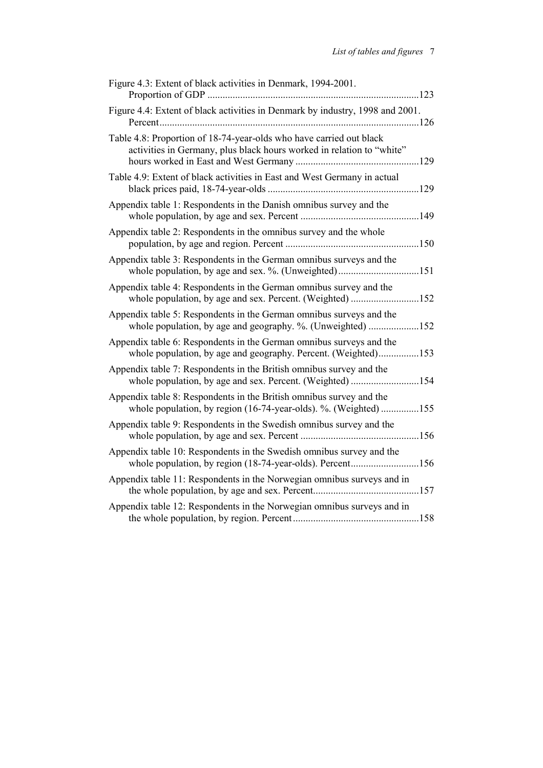Figure 4.3: Extent of black activities in Denmark, 1994-2001. Proportion of GDP ....................................................................................123

Figure 4.4: Extent of black activities in Denmark by industry, 1998 and 2001. Percent......................................................................................................126

Table 4.8: Proportion of 18-74-year-olds who have carried out black activities in Germany, plus black hours worked in relation to "white" hours worked in East and West Germany .................................................129

Table 4.9: Extent of black activities in East and West Germany in actual black prices paid, 18-74-year-olds ............................................................129

Appendix table 1: Respondents in the Danish omnibus survey and the whole population, by age and sex. Percent ...............................................149

Appendix table 2: Respondents in the omnibus survey and the whole population, by age and region. Percent .....................................................150

Appendix table 3: Respondents in the German omnibus surveys and the whole population, by age and sex. %. (Unweighted)................................151

Appendix table 4: Respondents in the German omnibus survey and the whole population, by age and sex. Percent. (Weighted) ...........................152

Appendix table 5: Respondents in the German omnibus surveys and the whole population, by age and geography. %. (Unweighted) ....................152

Appendix table 6: Respondents in the German omnibus surveys and the whole population, by age and geography. Percent. (Weighted)................153

Appendix table 7: Respondents in the British omnibus survey and the whole population, by age and sex. Percent. (Weighted) ...........................154

Appendix table 8: Respondents in the British omnibus survey and the whole population, by region (16-74-year-olds). %. (Weighted) ...............155

Appendix table 9: Respondents in the Swedish omnibus survey and the whole population, by age and sex. Percent ...............................................156

Appendix table 10: Respondents in the Swedish omnibus survey and the whole population, by region (18-74-year-olds). Percent...........................156

Appendix table 11: Respondents in the Norwegian omnibus surveys and in the whole population, by age and sex. Percent..........................................157

Appendix table 12: Respondents in the Norwegian omnibus surveys and in the whole population, by region. Percent..................................................158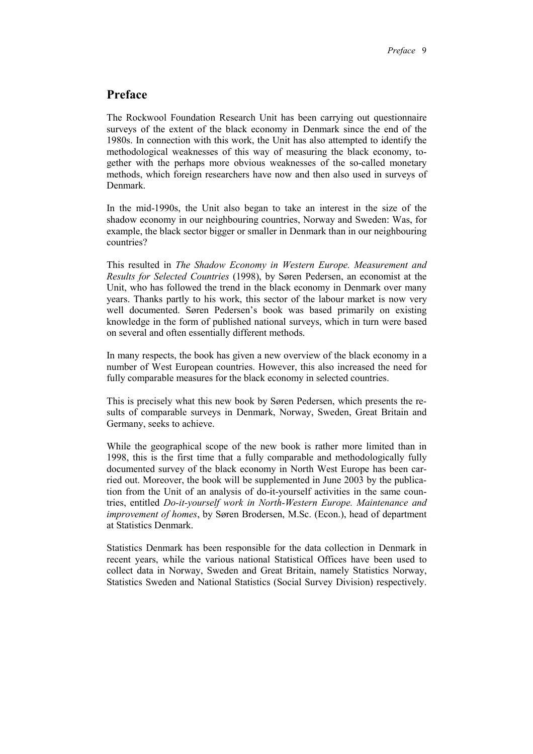# Preface

The Rockwool Foundation Research Unit has been carrying out questionnaire surveys of the extent of the black economy in Denmark since the end of the 1980s. In connection with this work, the Unit has also attempted to identify the methodological weaknesses of this way of measuring the black economy, together with the perhaps more obvious weaknesses of the so-called monetary methods, which foreign researchers have now and then also used in surveys of Denmark.

In the mid-1990s, the Unit also began to take an interest in the size of the shadow economy in our neighbouring countries, Norway and Sweden: Was, for example, the black sector bigger or smaller in Denmark than in our neighbouring countries?

This resulted in *The Shadow Economy in Western Europe. Measurement and Results for Selected Countries* (1998), by Søren Pedersen, an economist at the Unit, who has followed the trend in the black economy in Denmark over many years. Thanks partly to his work, this sector of the labour market is now very well documented. Søren Pedersen's book was based primarily on existing knowledge in the form of published national surveys, which in turn were based on several and often essentially different methods.

In many respects, the book has given a new overview of the black economy in a number of West European countries. However, this also increased the need for fully comparable measures for the black economy in selected countries.

This is precisely what this new book by Søren Pedersen, which presents the results of comparable surveys in Denmark, Norway, Sweden, Great Britain and Germany, seeks to achieve.

While the geographical scope of the new book is rather more limited than in 1998, this is the first time that a fully comparable and methodologically fully documented survey of the black economy in North West Europe has been carried out. Moreover, the book will be supplemented in June 2003 by the publication from the Unit of an analysis of do-it-yourself activities in the same countries, entitled *Do-it-yourself work in North-Western Europe. Maintenance and improvement of homes*, by Søren Brodersen, M.Sc. (Econ.), head of department at Statistics Denmark.

Statistics Denmark has been responsible for the data collection in Denmark in recent years, while the various national Statistical Offices have been used to collect data in Norway, Sweden and Great Britain, namely Statistics Norway, Statistics Sweden and National Statistics (Social Survey Division) respectively.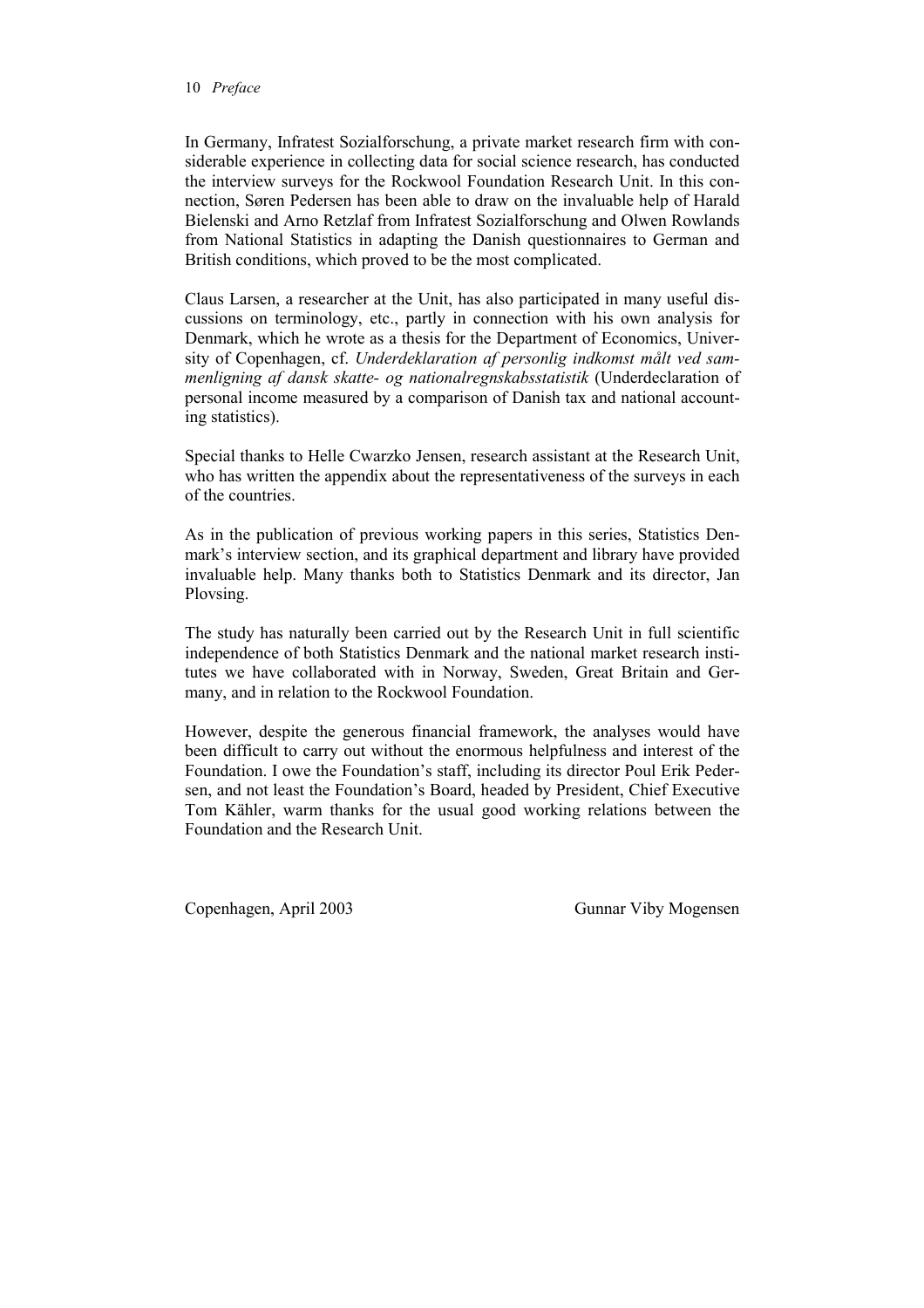In Germany, Infratest Sozialforschung, a private market research firm with considerable experience in collecting data for social science research, has conducted the interview surveys for the Rockwool Foundation Research Unit. In this connection, Søren Pedersen has been able to draw on the invaluable help of Harald Bielenski and Arno Retzlaf from Infratest Sozialforschung and Olwen Rowlands from National Statistics in adapting the Danish questionnaires to German and British conditions, which proved to be the most complicated.

Claus Larsen, a researcher at the Unit, has also participated in many useful discussions on terminology, etc., partly in connection with his own analysis for Denmark, which he wrote as a thesis for the Department of Economics, University of Copenhagen, cf. *Underdeklaration af personlig indkomst målt ved sammenligning af dansk skatte- og nationalregnskabsstatistik* (Underdeclaration of personal income measured by a comparison of Danish tax and national accounting statistics).

Special thanks to Helle Cwarzko Jensen, research assistant at the Research Unit, who has written the appendix about the representativeness of the surveys in each of the countries.

As in the publication of previous working papers in this series, Statistics Denmark's interview section, and its graphical department and library have provided invaluable help. Many thanks both to Statistics Denmark and its director, Jan Plovsing.

The study has naturally been carried out by the Research Unit in full scientific independence of both Statistics Denmark and the national market research institutes we have collaborated with in Norway, Sweden, Great Britain and Germany, and in relation to the Rockwool Foundation.

However, despite the generous financial framework, the analyses would have been difficult to carry out without the enormous helpfulness and interest of the Foundation. I owe the Foundation's staff, including its director Poul Erik Pedersen, and not least the Foundation's Board, headed by President, Chief Executive Tom Kähler, warm thanks for the usual good working relations between the Foundation and the Research Unit.

Copenhagen, April 2003

Gunnar Viby Mogensen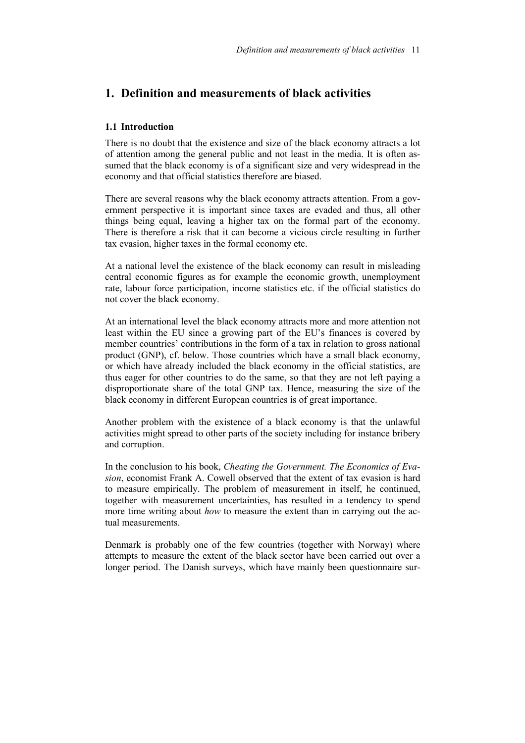# 1. Definition and measurements of black activities

## 1.1 Introduction

There is no doubt that the existence and size of the black economy attracts a lot of attention among the general public and not least in the media. It is often assumed that the black economy is of a significant size and very widespread in the economy and that official statistics therefore are biased.

There are several reasons why the black economy attracts attention. From a government perspective it is important since taxes are evaded and thus, all other things being equal, leaving a higher tax on the formal part of the economy. There is therefore a risk that it can become a vicious circle resulting in further tax evasion, higher taxes in the formal economy etc.

At a national level the existence of the black economy can result in misleading central economic figures as for example the economic growth, unemployment rate, labour force participation, income statistics etc. if the official statistics do not cover the black economy.

At an international level the black economy attracts more and more attention not least within the EU since a growing part of the EU's finances is covered by member countries' contributions in the form of a tax in relation to gross national product (GNP), cf. below. Those countries which have a small black economy, or which have already included the black economy in the official statistics, are thus eager for other countries to do the same, so that they are not left paying a disproportionate share of the total GNP tax. Hence, measuring the size of the black economy in different European countries is of great importance.

Another problem with the existence of a black economy is that the unlawful activities might spread to other parts of the society including for instance bribery and corruption.

In the conclusion to his book, *Cheating the Government. The Economics of Evasion*, economist Frank A. Cowell observed that the extent of tax evasion is hard to measure empirically. The problem of measurement in itself, he continued, together with measurement uncertainties, has resulted in a tendency to spend more time writing about *how* to measure the extent than in carrying out the actual measurements.

Denmark is probably one of the few countries (together with Norway) where attempts to measure the extent of the black sector have been carried out over a longer period. The Danish surveys, which have mainly been questionnaire sur-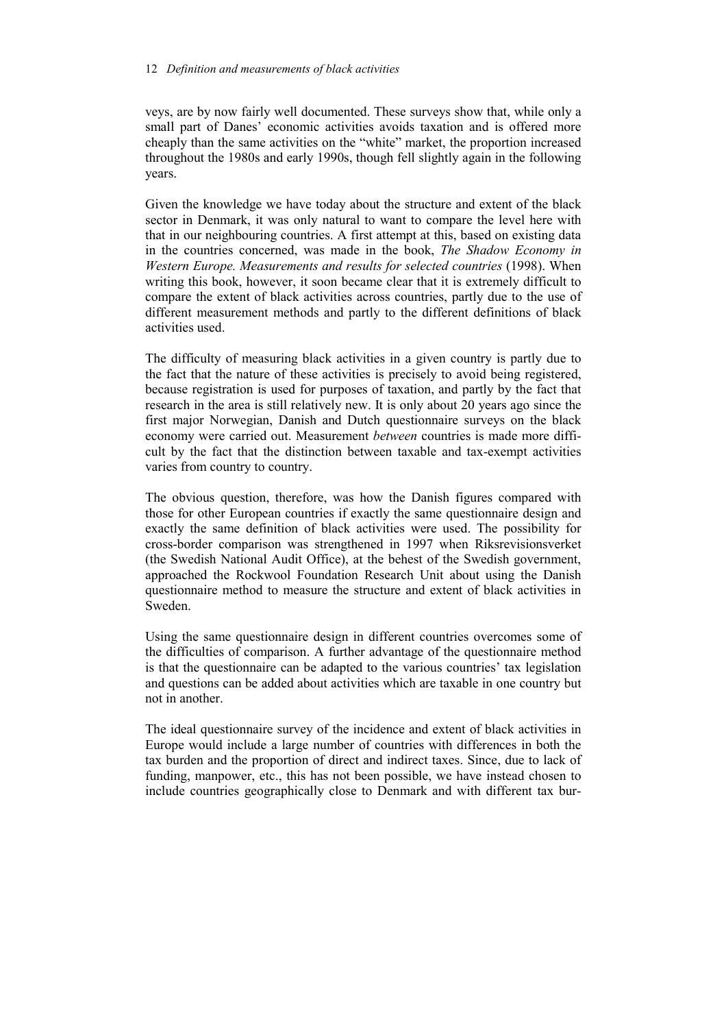veys, are by now fairly well documented. These surveys show that, while only a small part of Danes' economic activities avoids taxation and is offered more cheaply than the same activities on the "white" market, the proportion increased throughout the 1980s and early 1990s, though fell slightly again in the following years.

Given the knowledge we have today about the structure and extent of the black sector in Denmark, it was only natural to want to compare the level here with that in our neighbouring countries. A first attempt at this, based on existing data in the countries concerned, was made in the book, *The Shadow Economy in Western Europe. Measurements and results for selected countries* (1998). When writing this book, however, it soon became clear that it is extremely difficult to compare the extent of black activities across countries, partly due to the use of different measurement methods and partly to the different definitions of black activities used.

The difficulty of measuring black activities in a given country is partly due to the fact that the nature of these activities is precisely to avoid being registered, because registration is used for purposes of taxation, and partly by the fact that research in the area is still relatively new. It is only about 20 years ago since the first major Norwegian, Danish and Dutch questionnaire surveys on the black economy were carried out. Measurement *between* countries is made more difficult by the fact that the distinction between taxable and tax-exempt activities varies from country to country.

The obvious question, therefore, was how the Danish figures compared with those for other European countries if exactly the same questionnaire design and exactly the same definition of black activities were used. The possibility for cross-border comparison was strengthened in 1997 when Riksrevisionsverket (the Swedish National Audit Office), at the behest of the Swedish government, approached the Rockwool Foundation Research Unit about using the Danish questionnaire method to measure the structure and extent of black activities in Sweden.

Using the same questionnaire design in different countries overcomes some of the difficulties of comparison. A further advantage of the questionnaire method is that the questionnaire can be adapted to the various countries' tax legislation and questions can be added about activities which are taxable in one country but not in another.

The ideal questionnaire survey of the incidence and extent of black activities in Europe would include a large number of countries with differences in both the tax burden and the proportion of direct and indirect taxes. Since, due to lack of funding, manpower, etc., this has not been possible, we have instead chosen to include countries geographically close to Denmark and with different tax bur-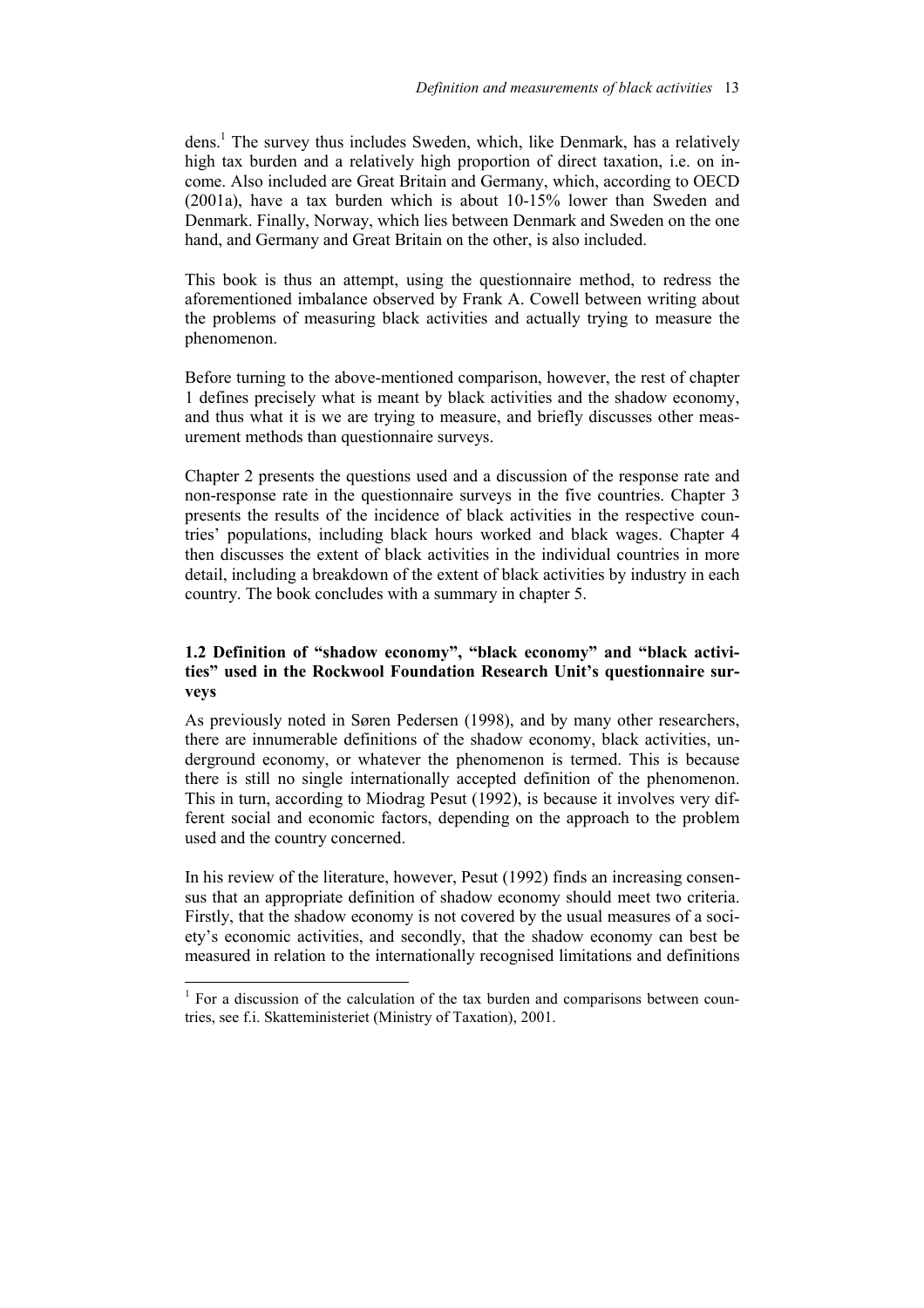dens.[1] The survey thus includes Sweden, which, like Denmark, has a relatively high tax burden and a relatively high proportion of direct taxation, i.e. on income. Also included are Great Britain and Germany, which, according to OECD (2001a), have a tax burden which is about 10-15% lower than Sweden and Denmark. Finally, Norway, which lies between Denmark and Sweden on the one hand, and Germany and Great Britain on the other, is also included.

This book is thus an attempt, using the questionnaire method, to redress the aforementioned imbalance observed by Frank A. Cowell between writing about the problems of measuring black activities and actually trying to measure the phenomenon.

Before turning to the above-mentioned comparison, however, the rest of chapter 1 defines precisely what is meant by black activities and the shadow economy, and thus what it is we are trying to measure, and briefly discusses other measurement methods than questionnaire surveys.

Chapter 2 presents the questions used and a discussion of the response rate and non-response rate in the questionnaire surveys in the five countries. Chapter 3 presents the results of the incidence of black activities in the respective countries' populations, including black hours worked and black wages. Chapter 4 then discusses the extent of black activities in the individual countries in more detail, including a breakdown of the extent of black activities by industry in each country. The book concludes with a summary in chapter 5.

### 1.2 Definition of "shadow economy", "black economy" and "black activities" used in the Rockwool Foundation Research Unit's questionnaire surveys

As previously noted in Søren Pedersen (1998), and by many other researchers, there are innumerable definitions of the shadow economy, black activities, underground economy, or whatever the phenomenon is termed. This is because there is still no single internationally accepted definition of the phenomenon. This in turn, according to Miodrag Pesut (1992), is because it involves very different social and economic factors, depending on the approach to the problem used and the country concerned.

In his review of the literature, however, Pesut (1992) finds an increasing consensus that an appropriate definition of shadow economy should meet two criteria. Firstly, that the shadow economy is not covered by the usual measures of a society's economic activities, and secondly, that the shadow economy can best be measured in relation to the internationally recognised limitations and definitions

[1] For a discussion of the calculation of the tax burden and comparisons between countries, see f.i. Skatteministeriet (Ministry of Taxation), 2001.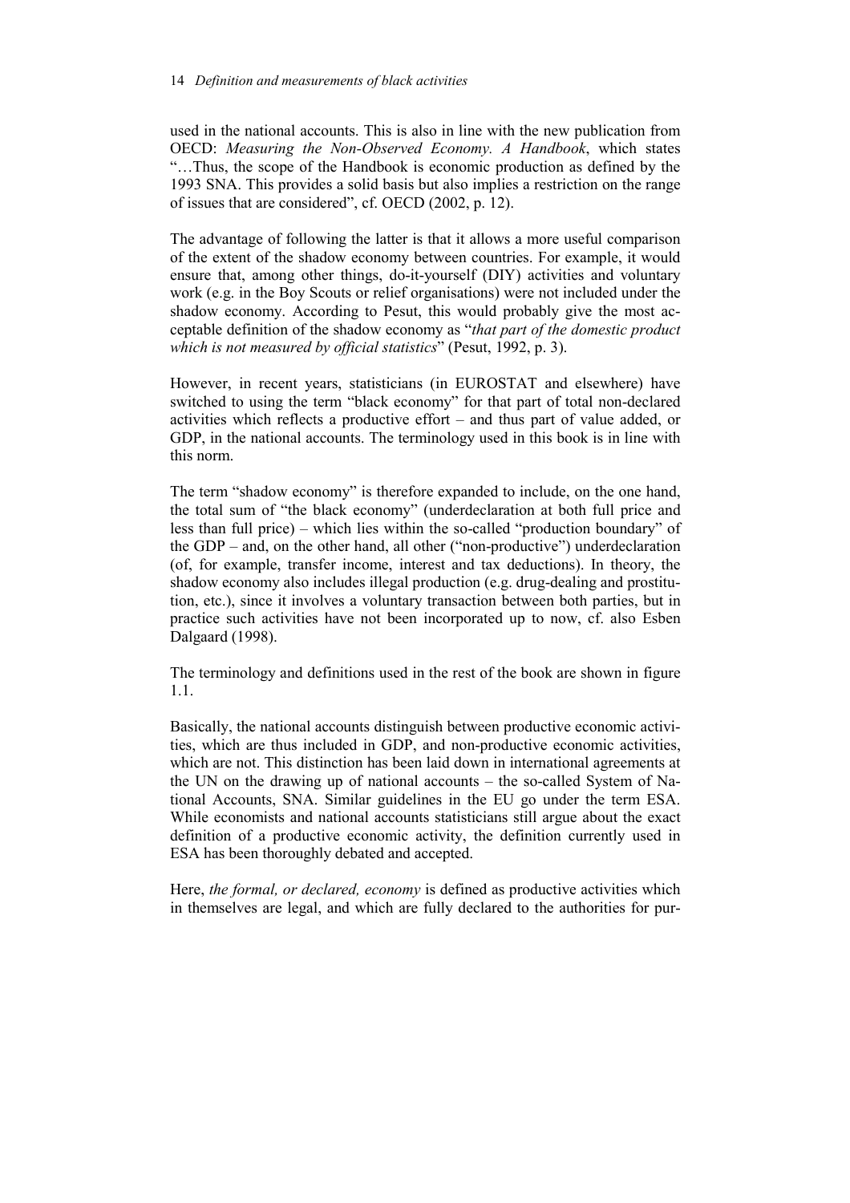used in the national accounts. This is also in line with the new publication from OECD: *Measuring the Non-Observed Economy. A Handbook*, which states "…Thus, the scope of the Handbook is economic production as defined by the 1993 SNA. This provides a solid basis but also implies a restriction on the range of issues that are considered", cf. OECD (2002, p. 12).

The advantage of following the latter is that it allows a more useful comparison of the extent of the shadow economy between countries. For example, it would ensure that, among other things, do-it-yourself (DIY) activities and voluntary work (e.g. in the Boy Scouts or relief organisations) were not included under the shadow economy. According to Pesut, this would probably give the most acceptable definition of the shadow economy as "*that part of the domestic product which is not measured by official statistics*" (Pesut, 1992, p. 3).

However, in recent years, statisticians (in EUROSTAT and elsewhere) have switched to using the term "black economy" for that part of total non-declared activities which reflects a productive effort – and thus part of value added, or GDP, in the national accounts. The terminology used in this book is in line with this norm.

The term "shadow economy" is therefore expanded to include, on the one hand, the total sum of "the black economy" (underdeclaration at both full price and less than full price) – which lies within the so-called "production boundary" of the GDP – and, on the other hand, all other ("non-productive") underdeclaration (of, for example, transfer income, interest and tax deductions). In theory, the shadow economy also includes illegal production (e.g. drug-dealing and prostitution, etc.), since it involves a voluntary transaction between both parties, but in practice such activities have not been incorporated up to now, cf. also Esben Dalgaard (1998).

The terminology and definitions used in the rest of the book are shown in figure 1.1.

Basically, the national accounts distinguish between productive economic activities, which are thus included in GDP, and non-productive economic activities, which are not. This distinction has been laid down in international agreements at the UN on the drawing up of national accounts – the so-called System of National Accounts, SNA. Similar guidelines in the EU go under the term ESA. While economists and national accounts statisticians still argue about the exact definition of a productive economic activity, the definition currently used in ESA has been thoroughly debated and accepted.

Here, *the formal, or declared, economy* is defined as productive activities which in themselves are legal, and which are fully declared to the authorities for pur-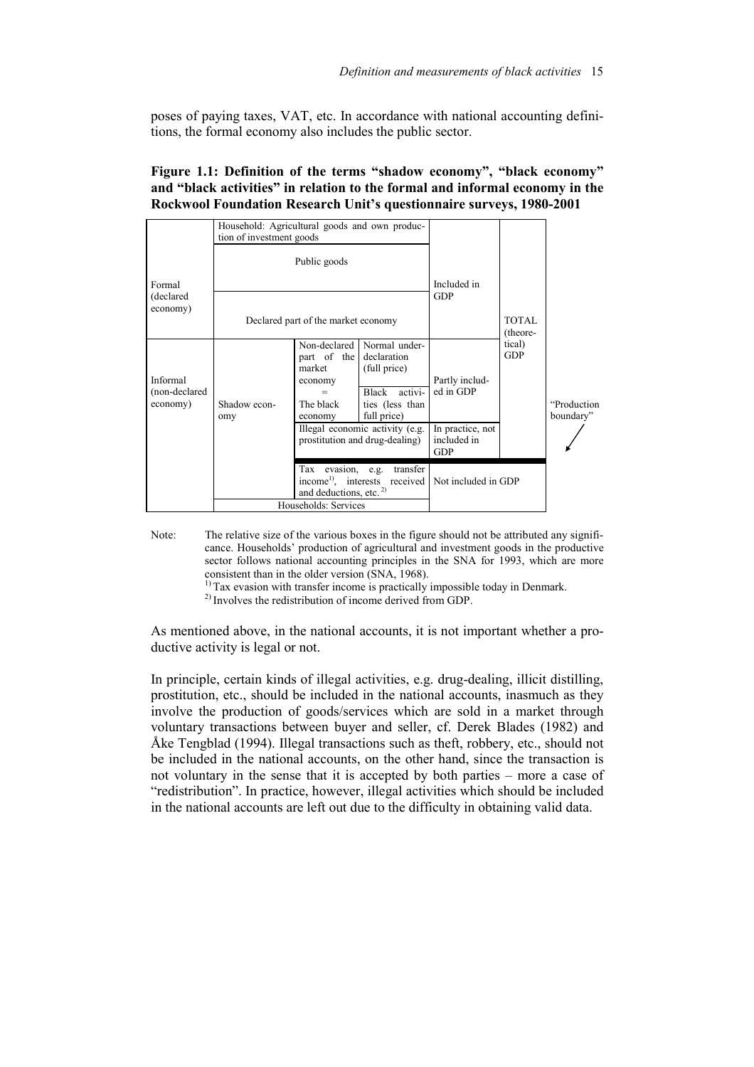poses of paying taxes, VAT, etc. In accordance with national accounting definitions, the formal economy also includes the public sector.

**Figure 1.1: Definition of the terms "shadow economy", "black economy" and "black activities" in relation to the formal and informal economy in the Rockwool Foundation Research Unit's questionnaire surveys, 1980-2001**

| | | | | | | |
|---|---|---|---|---|---|---|
| Formal (declared economy) | Household: Agricultural goods and own production of investment goods | | | Included in GDP | TOTAL (theoretical) GDP | |
| | Public goods | | | | | |
| | Declared part of the market economy | | | | | |
| Informal (non-declared economy) | Shadow economy | Non-declared part of the market economy = The black economy | Normal underdeclaration (full price) | Partly included in GDP | | |
| | | | Black activities (less than full price) | | | "Production boundary" |
| | | Illegal economic activity (e.g. prostitution and drug-dealing) | | In practice, not included in GDP | | |
| | | Tax evasion, e.g. transfer income[1], interests received and deductions, etc.[2] | | Not included in GDP | | |
| | Households: Services | | | | | |

Note: The relative size of the various boxes in the figure should not be attributed any significance. Households' production of agricultural and investment goods in the productive sector follows national accounting principles in the SNA for 1993, which are more consistent than in the older version (SNA, 1968).
[1] Tax evasion with transfer income is practically impossible today in Denmark.
[2] Involves the redistribution of income derived from GDP.

As mentioned above, in the national accounts, it is not important whether a productive activity is legal or not.

In principle, certain kinds of illegal activities, e.g. drug-dealing, illicit distilling, prostitution, etc., should be included in the national accounts, inasmuch as they involve the production of goods/services which are sold in a market through voluntary transactions between buyer and seller, cf. Derek Blades (1982) and Åke Tengblad (1994). Illegal transactions such as theft, robbery, etc., should not be included in the national accounts, on the other hand, since the transaction is not voluntary in the sense that it is accepted by both parties – more a case of "redistribution". In practice, however, illegal activities which should be included in the national accounts are left out due to the difficulty in obtaining valid data.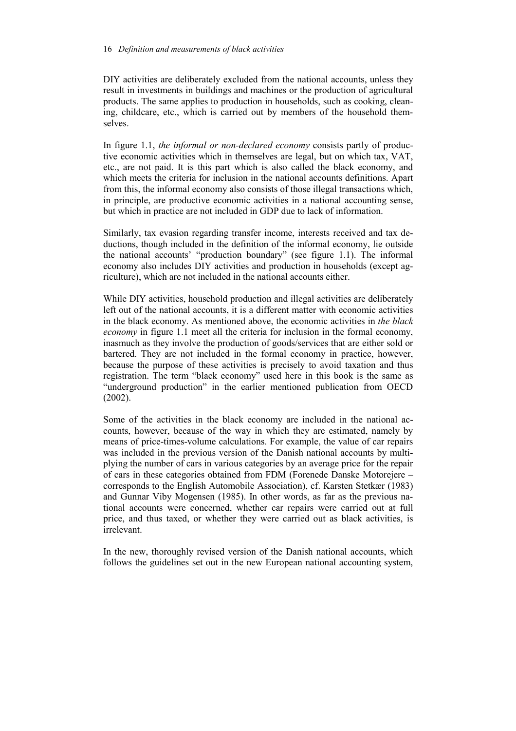DIY activities are deliberately excluded from the national accounts, unless they result in investments in buildings and machines or the production of agricultural products. The same applies to production in households, such as cooking, cleaning, childcare, etc., which is carried out by members of the household themselves.

In figure 1.1, *the informal or non-declared economy* consists partly of productive economic activities which in themselves are legal, but on which tax, VAT, etc., are not paid. It is this part which is also called the black economy, and which meets the criteria for inclusion in the national accounts definitions. Apart from this, the informal economy also consists of those illegal transactions which, in principle, are productive economic activities in a national accounting sense, but which in practice are not included in GDP due to lack of information.

Similarly, tax evasion regarding transfer income, interests received and tax deductions, though included in the definition of the informal economy, lie outside the national accounts' "production boundary" (see figure 1.1). The informal economy also includes DIY activities and production in households (except agriculture), which are not included in the national accounts either.

While DIY activities, household production and illegal activities are deliberately left out of the national accounts, it is a different matter with economic activities in the black economy. As mentioned above, the economic activities in *the black economy* in figure 1.1 meet all the criteria for inclusion in the formal economy, inasmuch as they involve the production of goods/services that are either sold or bartered. They are not included in the formal economy in practice, however, because the purpose of these activities is precisely to avoid taxation and thus registration. The term "black economy" used here in this book is the same as "underground production" in the earlier mentioned publication from OECD (2002).

Some of the activities in the black economy are included in the national accounts, however, because of the way in which they are estimated, namely by means of price-times-volume calculations. For example, the value of car repairs was included in the previous version of the Danish national accounts by multiplying the number of cars in various categories by an average price for the repair of cars in these categories obtained from FDM (Forenede Danske Motorejere – corresponds to the English Automobile Association), cf. Karsten Stetkær (1983) and Gunnar Viby Mogensen (1985). In other words, as far as the previous national accounts were concerned, whether car repairs were carried out at full price, and thus taxed, or whether they were carried out as black activities, is irrelevant.

In the new, thoroughly revised version of the Danish national accounts, which follows the guidelines set out in the new European national accounting system,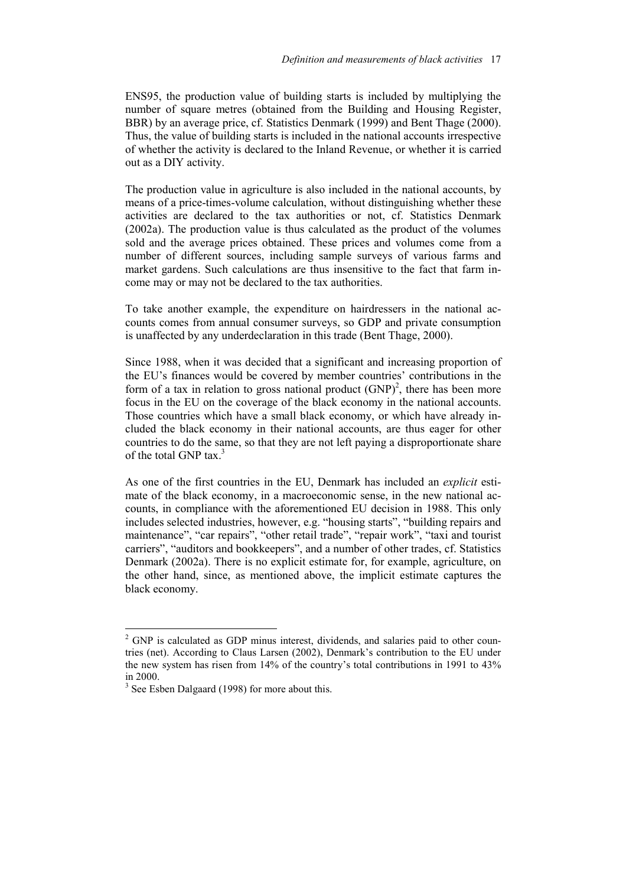ENS95, the production value of building starts is included by multiplying the number of square metres (obtained from the Building and Housing Register, BBR) by an average price, cf. Statistics Denmark (1999) and Bent Thage (2000). Thus, the value of building starts is included in the national accounts irrespective of whether the activity is declared to the Inland Revenue, or whether it is carried out as a DIY activity.

The production value in agriculture is also included in the national accounts, by means of a price-times-volume calculation, without distinguishing whether these activities are declared to the tax authorities or not, cf. Statistics Denmark (2002a). The production value is thus calculated as the product of the volumes sold and the average prices obtained. These prices and volumes come from a number of different sources, including sample surveys of various farms and market gardens. Such calculations are thus insensitive to the fact that farm income may or may not be declared to the tax authorities.

To take another example, the expenditure on hairdressers in the national accounts comes from annual consumer surveys, so GDP and private consumption is unaffected by any underdeclaration in this trade (Bent Thage, 2000).

Since 1988, when it was decided that a significant and increasing proportion of the EU's finances would be covered by member countries' contributions in the form of a tax in relation to gross national product (GNP)[2], there has been more focus in the EU on the coverage of the black economy in the national accounts. Those countries which have a small black economy, or which have already included the black economy in their national accounts, are thus eager for other countries to do the same, so that they are not left paying a disproportionate share of the total GNP tax.[3]

As one of the first countries in the EU, Denmark has included an *explicit* estimate of the black economy, in a macroeconomic sense, in the new national accounts, in compliance with the aforementioned EU decision in 1988. This only includes selected industries, however, e.g. "housing starts", "building repairs and maintenance", "car repairs", "other retail trade", "repair work", "taxi and tourist carriers", "auditors and bookkeepers", and a number of other trades, cf. Statistics Denmark (2002a). There is no explicit estimate for, for example, agriculture, on the other hand, since, as mentioned above, the implicit estimate captures the black economy.

---

[2] GNP is calculated as GDP minus interest, dividends, and salaries paid to other countries (net). According to Claus Larsen (2002), Denmark's contribution to the EU under the new system has risen from 14% of the country's total contributions in 1991 to 43% in 2000.

[3] See Esben Dalgaard (1998) for more about this.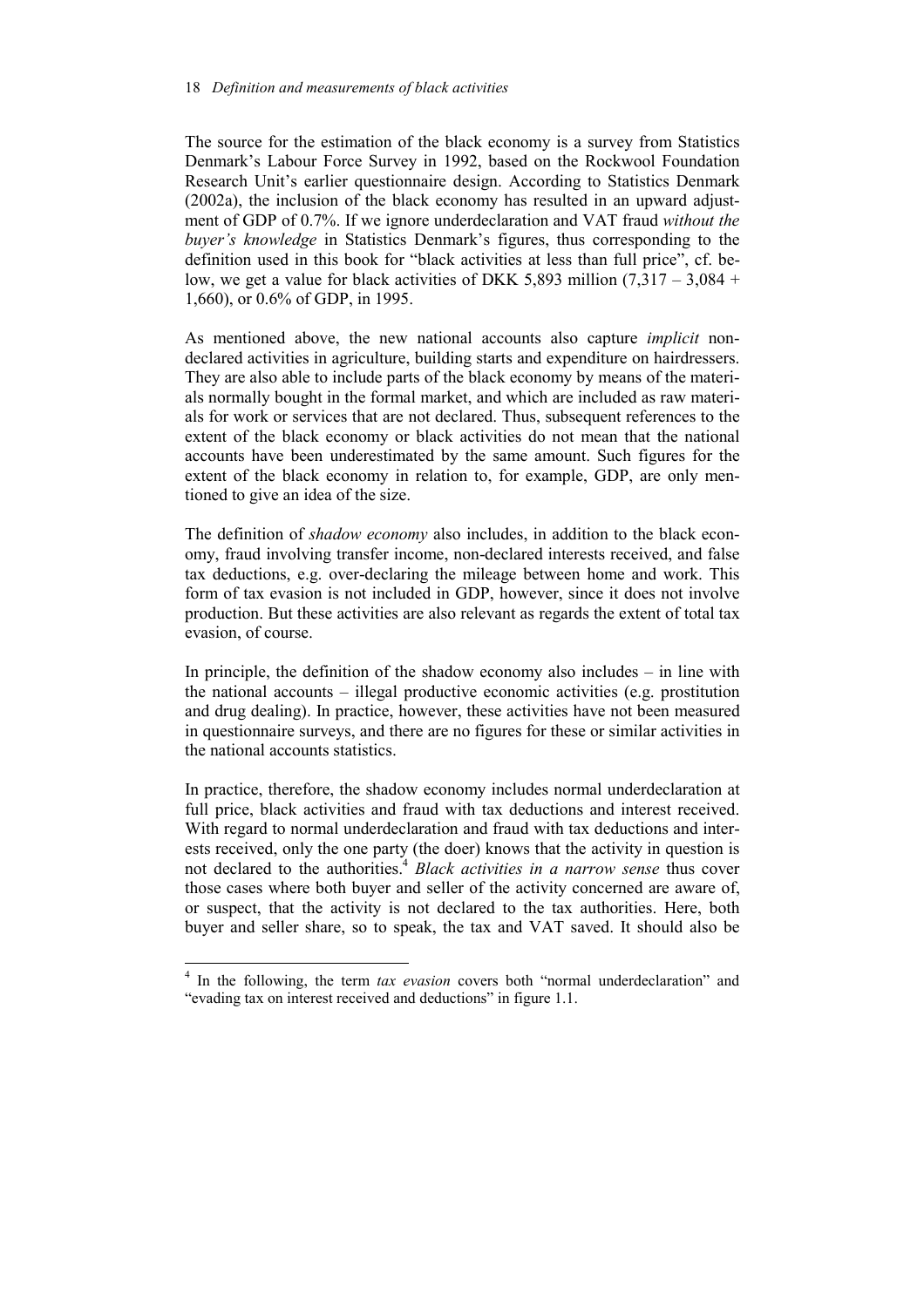The source for the estimation of the black economy is a survey from Statistics Denmark's Labour Force Survey in 1992, based on the Rockwool Foundation Research Unit's earlier questionnaire design. According to Statistics Denmark (2002a), the inclusion of the black economy has resulted in an upward adjustment of GDP of 0.7%. If we ignore underdeclaration and VAT fraud *without the buyer's knowledge* in Statistics Denmark's figures, thus corresponding to the definition used in this book for "black activities at less than full price", cf. below, we get a value for black activities of DKK 5,893 million (7,317 – 3,084 + 1,660), or 0.6% of GDP, in 1995.

As mentioned above, the new national accounts also capture *implicit* non-declared activities in agriculture, building starts and expenditure on hairdressers. They are also able to include parts of the black economy by means of the materials normally bought in the formal market, and which are included as raw materials for work or services that are not declared. Thus, subsequent references to the extent of the black economy or black activities do not mean that the national accounts have been underestimated by the same amount. Such figures for the extent of the black economy in relation to, for example, GDP, are only mentioned to give an idea of the size.

The definition of *shadow economy* also includes, in addition to the black economy, fraud involving transfer income, non-declared interests received, and false tax deductions, e.g. over-declaring the mileage between home and work. This form of tax evasion is not included in GDP, however, since it does not involve production. But these activities are also relevant as regards the extent of total tax evasion, of course.

In principle, the definition of the shadow economy also includes – in line with the national accounts – illegal productive economic activities (e.g. prostitution and drug dealing). In practice, however, these activities have not been measured in questionnaire surveys, and there are no figures for these or similar activities in the national accounts statistics.

In practice, therefore, the shadow economy includes normal underdeclaration at full price, black activities and fraud with tax deductions and interest received. With regard to normal underdeclaration and fraud with tax deductions and interests received, only the one party (the doer) knows that the activity in question is not declared to the authorities.[4] *Black activities in a narrow sense* thus cover those cases where both buyer and seller of the activity concerned are aware of, or suspect, that the activity is not declared to the tax authorities. Here, both buyer and seller share, so to speak, the tax and VAT saved. It should also be

[4] In the following, the term *tax evasion* covers both "normal underdeclaration" and "evading tax on interest received and deductions" in figure 1.1.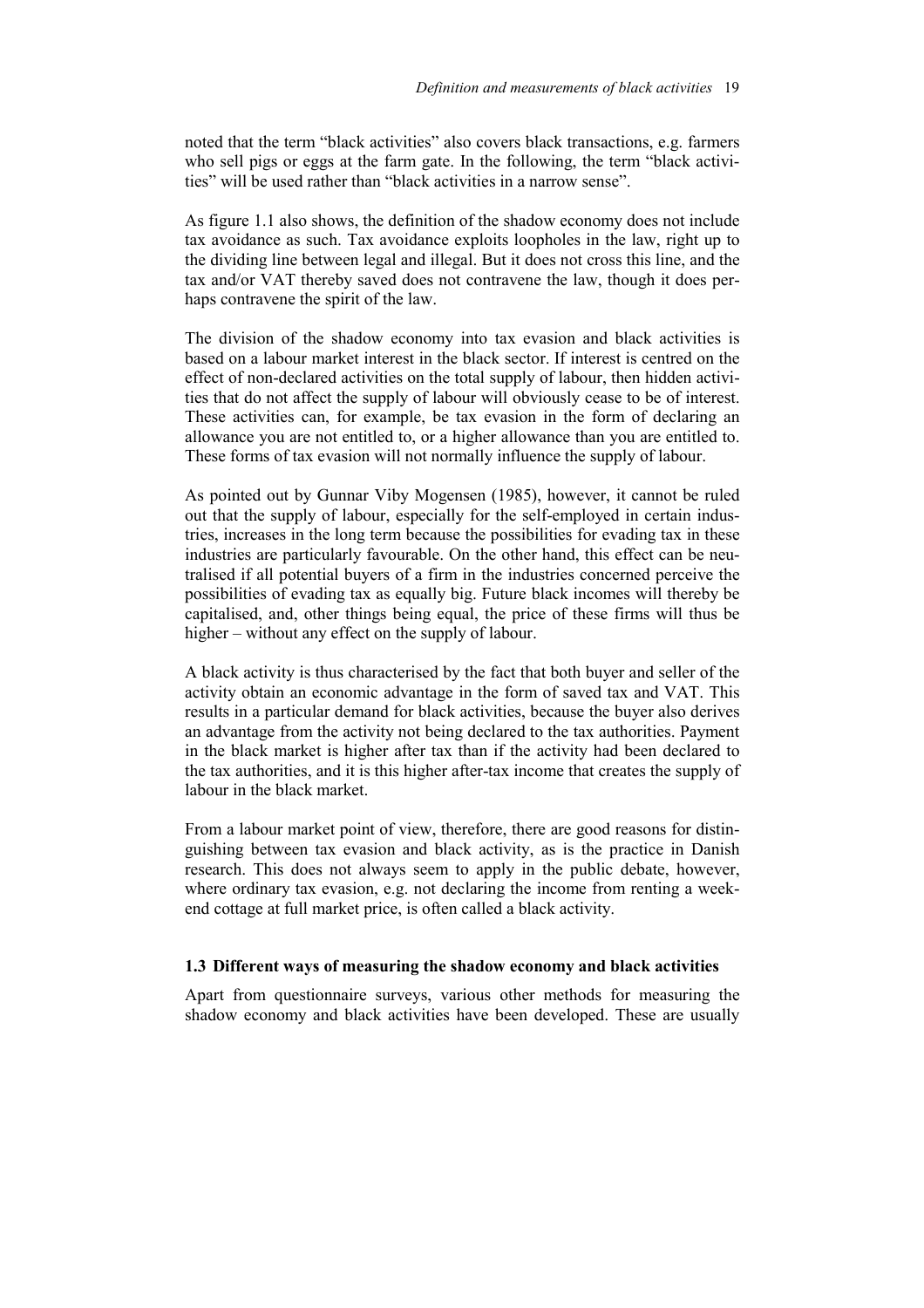noted that the term "black activities" also covers black transactions, e.g. farmers who sell pigs or eggs at the farm gate. In the following, the term "black activities" will be used rather than "black activities in a narrow sense".

As figure 1.1 also shows, the definition of the shadow economy does not include tax avoidance as such. Tax avoidance exploits loopholes in the law, right up to the dividing line between legal and illegal. But it does not cross this line, and the tax and/or VAT thereby saved does not contravene the law, though it does perhaps contravene the spirit of the law.

The division of the shadow economy into tax evasion and black activities is based on a labour market interest in the black sector. If interest is centred on the effect of non-declared activities on the total supply of labour, then hidden activities that do not affect the supply of labour will obviously cease to be of interest. These activities can, for example, be tax evasion in the form of declaring an allowance you are not entitled to, or a higher allowance than you are entitled to. These forms of tax evasion will not normally influence the supply of labour.

As pointed out by Gunnar Viby Mogensen (1985), however, it cannot be ruled out that the supply of labour, especially for the self-employed in certain industries, increases in the long term because the possibilities for evading tax in these industries are particularly favourable. On the other hand, this effect can be neutralised if all potential buyers of a firm in the industries concerned perceive the possibilities of evading tax as equally big. Future black incomes will thereby be capitalised, and, other things being equal, the price of these firms will thus be higher – without any effect on the supply of labour.

A black activity is thus characterised by the fact that both buyer and seller of the activity obtain an economic advantage in the form of saved tax and VAT. This results in a particular demand for black activities, because the buyer also derives an advantage from the activity not being declared to the tax authorities. Payment in the black market is higher after tax than if the activity had been declared to the tax authorities, and it is this higher after-tax income that creates the supply of labour in the black market.

From a labour market point of view, therefore, there are good reasons for distinguishing between tax evasion and black activity, as is the practice in Danish research. This does not always seem to apply in the public debate, however, where ordinary tax evasion, e.g. not declaring the income from renting a weekend cottage at full market price, is often called a black activity.

### 1.3 Different ways of measuring the shadow economy and black activities

Apart from questionnaire surveys, various other methods for measuring the shadow economy and black activities have been developed. These are usually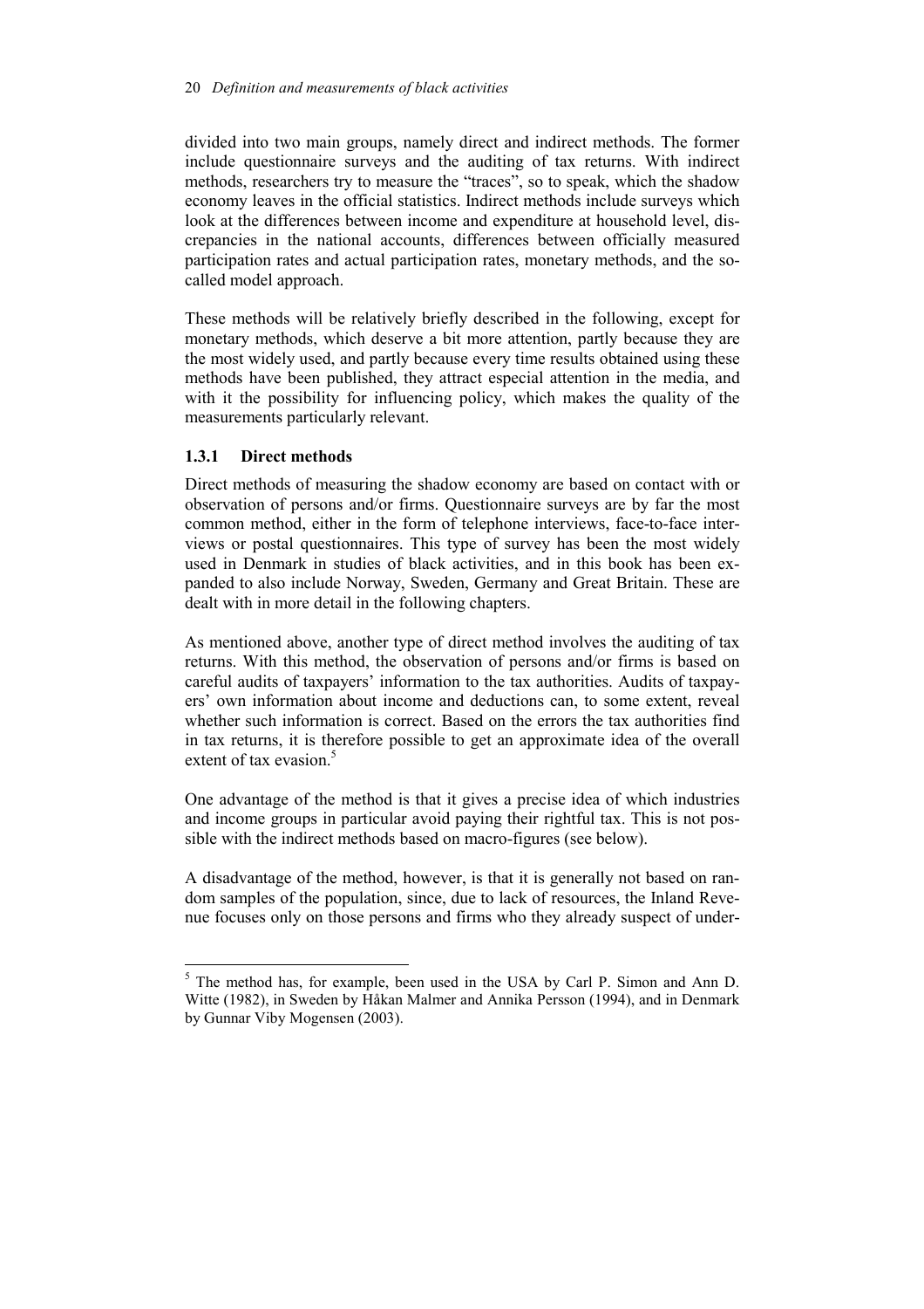divided into two main groups, namely direct and indirect methods. The former include questionnaire surveys and the auditing of tax returns. With indirect methods, researchers try to measure the "traces", so to speak, which the shadow economy leaves in the official statistics. Indirect methods include surveys which look at the differences between income and expenditure at household level, discrepancies in the national accounts, differences between officially measured participation rates and actual participation rates, monetary methods, and the so-called model approach.

These methods will be relatively briefly described in the following, except for monetary methods, which deserve a bit more attention, partly because they are the most widely used, and partly because every time results obtained using these methods have been published, they attract especial attention in the media, and with it the possibility for influencing policy, which makes the quality of the measurements particularly relevant.

### 1.3.1 Direct methods

Direct methods of measuring the shadow economy are based on contact with or observation of persons and/or firms. Questionnaire surveys are by far the most common method, either in the form of telephone interviews, face-to-face interviews or postal questionnaires. This type of survey has been the most widely used in Denmark in studies of black activities, and in this book has been expanded to also include Norway, Sweden, Germany and Great Britain. These are dealt with in more detail in the following chapters.

As mentioned above, another type of direct method involves the auditing of tax returns. With this method, the observation of persons and/or firms is based on careful audits of taxpayers' information to the tax authorities. Audits of taxpayers' own information about income and deductions can, to some extent, reveal whether such information is correct. Based on the errors the tax authorities find in tax returns, it is therefore possible to get an approximate idea of the overall extent of tax evasion.[5]

One advantage of the method is that it gives a precise idea of which industries and income groups in particular avoid paying their rightful tax. This is not possible with the indirect methods based on macro-figures (see below).

A disadvantage of the method, however, is that it is generally not based on random samples of the population, since, due to lack of resources, the Inland Revenue focuses only on those persons and firms who they already suspect of under-

[5] The method has, for example, been used in the USA by Carl P. Simon and Ann D. Witte (1982), in Sweden by Håkan Malmer and Annika Persson (1994), and in Denmark by Gunnar Viby Mogensen (2003).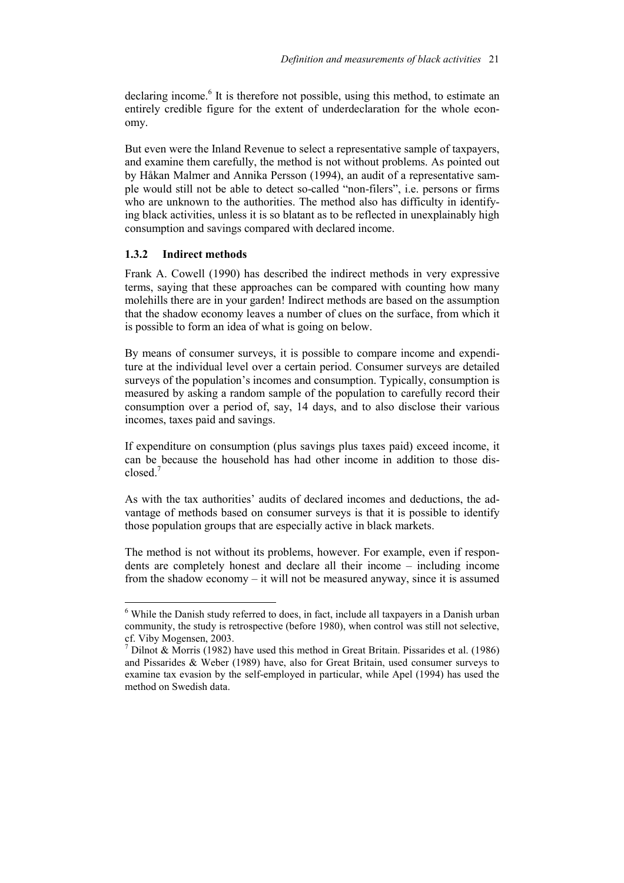declaring income.[6] It is therefore not possible, using this method, to estimate an entirely credible figure for the extent of underdeclaration for the whole economy.

But even were the Inland Revenue to select a representative sample of taxpayers, and examine them carefully, the method is not without problems. As pointed out by Håkan Malmer and Annika Persson (1994), an audit of a representative sample would still not be able to detect so-called "non-filers", i.e. persons or firms who are unknown to the authorities. The method also has difficulty in identifying black activities, unless it is so blatant as to be reflected in unexplainably high consumption and savings compared with declared income.

### 1.3.2 Indirect methods

Frank A. Cowell (1990) has described the indirect methods in very expressive terms, saying that these approaches can be compared with counting how many molehills there are in your garden! Indirect methods are based on the assumption that the shadow economy leaves a number of clues on the surface, from which it is possible to form an idea of what is going on below.

By means of consumer surveys, it is possible to compare income and expenditure at the individual level over a certain period. Consumer surveys are detailed surveys of the population's incomes and consumption. Typically, consumption is measured by asking a random sample of the population to carefully record their consumption over a period of, say, 14 days, and to also disclose their various incomes, taxes paid and savings.

If expenditure on consumption (plus savings plus taxes paid) exceed income, it can be because the household has had other income in addition to those disclosed.[7]

As with the tax authorities' audits of declared incomes and deductions, the advantage of methods based on consumer surveys is that it is possible to identify those population groups that are especially active in black markets.

The method is not without its problems, however. For example, even if respondents are completely honest and declare all their income – including income from the shadow economy – it will not be measured anyway, since it is assumed

---

[6] While the Danish study referred to does, in fact, include all taxpayers in a Danish urban community, the study is retrospective (before 1980), when control was still not selective, cf. Viby Mogensen, 2003.

[7] Dilnot & Morris (1982) have used this method in Great Britain. Pissarides et al. (1986) and Pissarides & Weber (1989) have, also for Great Britain, used consumer surveys to examine tax evasion by the self-employed in particular, while Apel (1994) has used the method on Swedish data.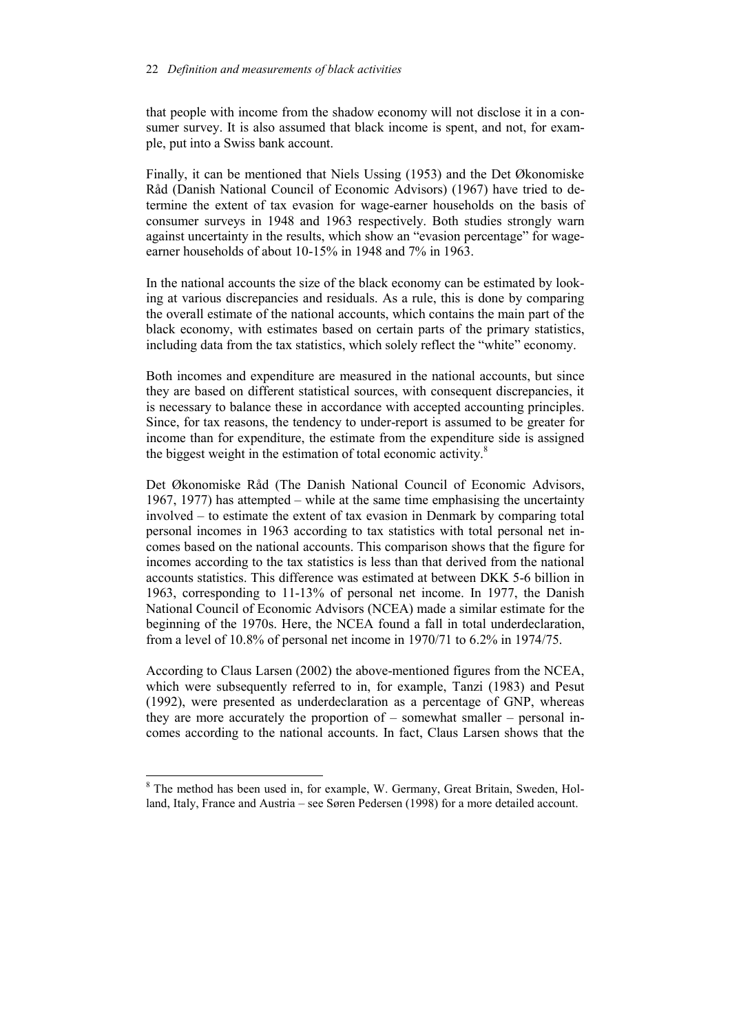that people with income from the shadow economy will not disclose it in a consumer survey. It is also assumed that black income is spent, and not, for example, put into a Swiss bank account.

Finally, it can be mentioned that Niels Ussing (1953) and the Det Økonomiske Råd (Danish National Council of Economic Advisors) (1967) have tried to determine the extent of tax evasion for wage-earner households on the basis of consumer surveys in 1948 and 1963 respectively. Both studies strongly warn against uncertainty in the results, which show an "evasion percentage" for wage-earner households of about 10-15% in 1948 and 7% in 1963.

In the national accounts the size of the black economy can be estimated by looking at various discrepancies and residuals. As a rule, this is done by comparing the overall estimate of the national accounts, which contains the main part of the black economy, with estimates based on certain parts of the primary statistics, including data from the tax statistics, which solely reflect the "white" economy.

Both incomes and expenditure are measured in the national accounts, but since they are based on different statistical sources, with consequent discrepancies, it is necessary to balance these in accordance with accepted accounting principles. Since, for tax reasons, the tendency to under-report is assumed to be greater for income than for expenditure, the estimate from the expenditure side is assigned the biggest weight in the estimation of total economic activity.[8]

Det Økonomiske Råd (The Danish National Council of Economic Advisors, 1967, 1977) has attempted – while at the same time emphasising the uncertainty involved – to estimate the extent of tax evasion in Denmark by comparing total personal incomes in 1963 according to tax statistics with total personal net incomes based on the national accounts. This comparison shows that the figure for incomes according to the tax statistics is less than that derived from the national accounts statistics. This difference was estimated at between DKK 5-6 billion in 1963, corresponding to 11-13% of personal net income. In 1977, the Danish National Council of Economic Advisors (NCEA) made a similar estimate for the beginning of the 1970s. Here, the NCEA found a fall in total underdeclaration, from a level of 10.8% of personal net income in 1970/71 to 6.2% in 1974/75.

According to Claus Larsen (2002) the above-mentioned figures from the NCEA, which were subsequently referred to in, for example, Tanzi (1983) and Pesut (1992), were presented as underdeclaration as a percentage of GNP, whereas they are more accurately the proportion of – somewhat smaller – personal incomes according to the national accounts. In fact, Claus Larsen shows that the

[8] The method has been used in, for example, W. Germany, Great Britain, Sweden, Holland, Italy, France and Austria – see Søren Pedersen (1998) for a more detailed account.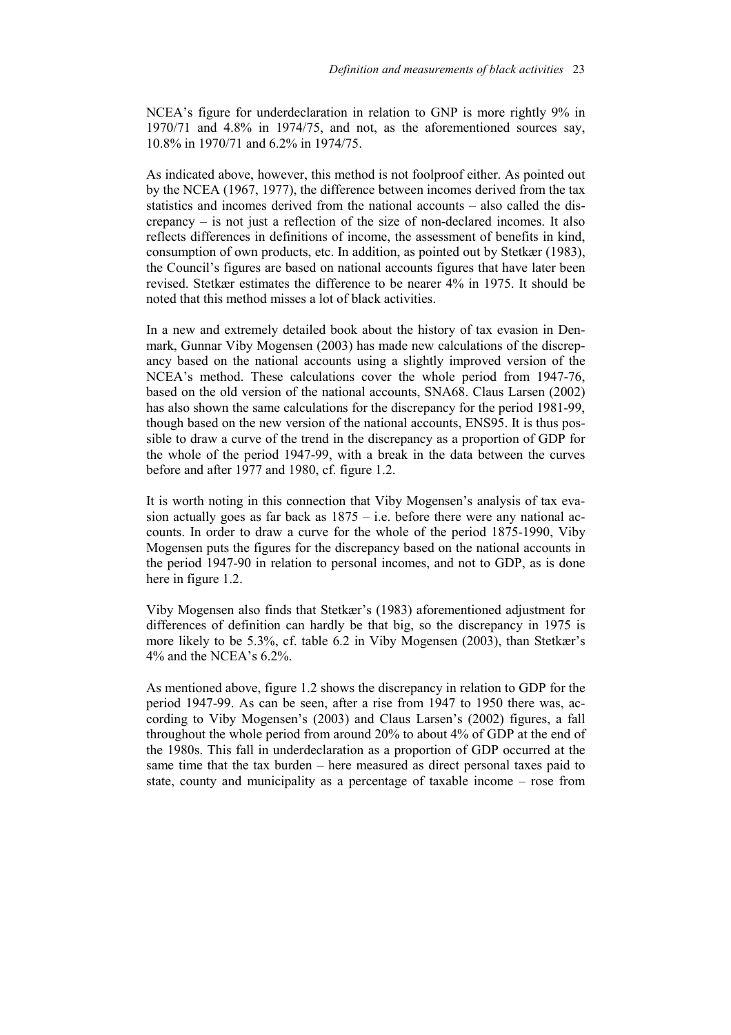NCEA's figure for underdeclaration in relation to GNP is more rightly 9% in 1970/71 and 4.8% in 1974/75, and not, as the aforementioned sources say, 10.8% in 1970/71 and 6.2% in 1974/75.

As indicated above, however, this method is not foolproof either. As pointed out by the NCEA (1967, 1977), the difference between incomes derived from the tax statistics and incomes derived from the national accounts – also called the discrepancy – is not just a reflection of the size of non-declared incomes. It also reflects differences in definitions of income, the assessment of benefits in kind, consumption of own products, etc. In addition, as pointed out by Stetkær (1983), the Council's figures are based on national accounts figures that have later been revised. Stetkær estimates the difference to be nearer 4% in 1975. It should be noted that this method misses a lot of black activities.

In a new and extremely detailed book about the history of tax evasion in Denmark, Gunnar Viby Mogensen (2003) has made new calculations of the discrepancy based on the national accounts using a slightly improved version of the NCEA's method. These calculations cover the whole period from 1947-76, based on the old version of the national accounts, SNA68. Claus Larsen (2002) has also shown the same calculations for the discrepancy for the period 1981-99, though based on the new version of the national accounts, ENS95. It is thus possible to draw a curve of the trend in the discrepancy as a proportion of GDP for the whole of the period 1947-99, with a break in the data between the curves before and after 1977 and 1980, cf. figure 1.2.

It is worth noting in this connection that Viby Mogensen's analysis of tax evasion actually goes as far back as 1875 – i.e. before there were any national accounts. In order to draw a curve for the whole of the period 1875-1990, Viby Mogensen puts the figures for the discrepancy based on the national accounts in the period 1947-90 in relation to personal incomes, and not to GDP, as is done here in figure 1.2.

Viby Mogensen also finds that Stetkær's (1983) aforementioned adjustment for differences of definition can hardly be that big, so the discrepancy in 1975 is more likely to be 5.3%, cf. table 6.2 in Viby Mogensen (2003), than Stetkær's 4% and the NCEA's 6.2%.

As mentioned above, figure 1.2 shows the discrepancy in relation to GDP for the period 1947-99. As can be seen, after a rise from 1947 to 1950 there was, according to Viby Mogensen's (2003) and Claus Larsen's (2002) figures, a fall throughout the whole period from around 20% to about 4% of GDP at the end of the 1980s. This fall in underdeclaration as a proportion of GDP occurred at the same time that the tax burden – here measured as direct personal taxes paid to state, county and municipality as a percentage of taxable income – rose from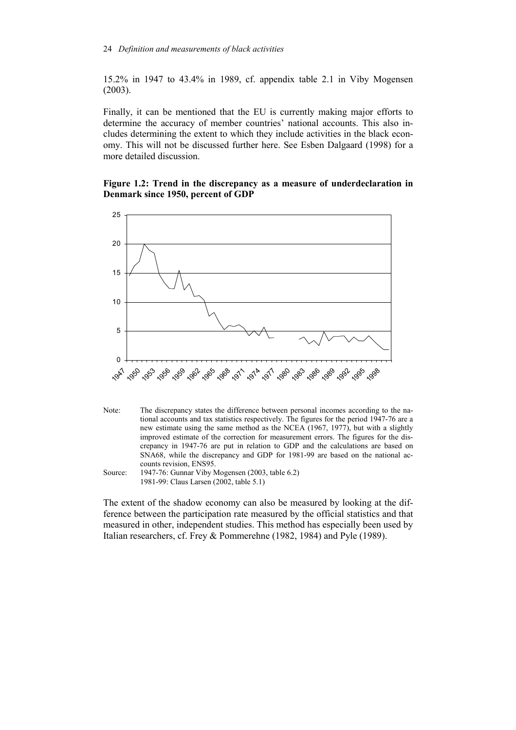15.2% in 1947 to 43.4% in 1989, cf. appendix table 2.1 in Viby Mogensen (2003).

Finally, it can be mentioned that the EU is currently making major efforts to determine the accuracy of member countries' national accounts. This also includes determining the extent to which they include activities in the black economy. This will not be discussed further here. See Esben Dalgaard (1998) for a more detailed discussion.

**Figure 1.2: Trend in the discrepancy as a measure of underdeclaration in Denmark since 1950, percent of GDP**

Note: The discrepancy states the difference between personal incomes according to the national accounts and tax statistics respectively. The figures for the period 1947-76 are a new estimate using the same method as the NCEA (1967, 1977), but with a slightly improved estimate of the correction for measurement errors. The figures for the discrepancy in 1947-76 are put in relation to GDP and the calculations are based on SNA68, while the discrepancy and GDP for 1981-99 are based on the national accounts revision, ENS95.

Source: 1947-76: Gunnar Viby Mogensen (2003, table 6.2)
1981-99: Claus Larsen (2002, table 5.1)

The extent of the shadow economy can also be measured by looking at the difference between the participation rate measured by the official statistics and that measured in other, independent studies. This method has especially been used by Italian researchers, cf. Frey & Pommerehne (1982, 1984) and Pyle (1989).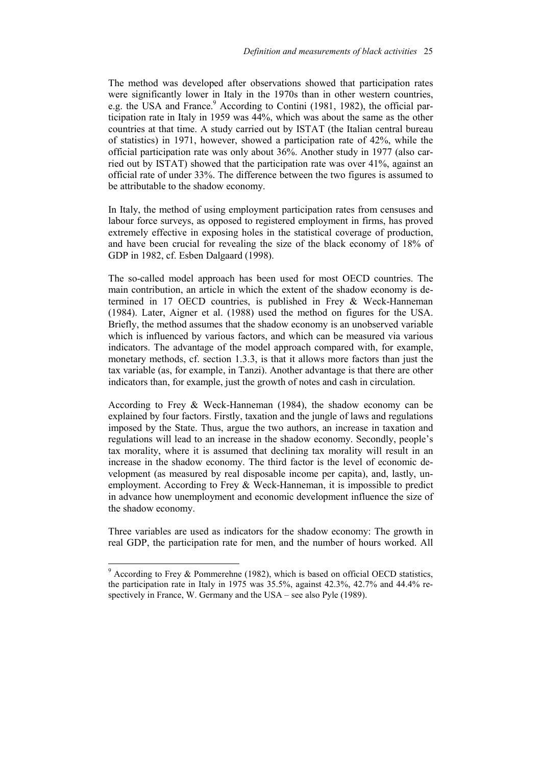The method was developed after observations showed that participation rates were significantly lower in Italy in the 1970s than in other western countries, e.g. the USA and France.[9] According to Contini (1981, 1982), the official participation rate in Italy in 1959 was 44%, which was about the same as the other countries at that time. A study carried out by ISTAT (the Italian central bureau of statistics) in 1971, however, showed a participation rate of 42%, while the official participation rate was only about 36%. Another study in 1977 (also carried out by ISTAT) showed that the participation rate was over 41%, against an official rate of under 33%. The difference between the two figures is assumed to be attributable to the shadow economy.

In Italy, the method of using employment participation rates from censuses and labour force surveys, as opposed to registered employment in firms, has proved extremely effective in exposing holes in the statistical coverage of production, and have been crucial for revealing the size of the black economy of 18% of GDP in 1982, cf. Esben Dalgaard (1998).

The so-called model approach has been used for most OECD countries. The main contribution, an article in which the extent of the shadow economy is determined in 17 OECD countries, is published in Frey & Weck-Hanneman (1984). Later, Aigner et al. (1988) used the method on figures for the USA. Briefly, the method assumes that the shadow economy is an unobserved variable which is influenced by various factors, and which can be measured via various indicators. The advantage of the model approach compared with, for example, monetary methods, cf. section 1.3.3, is that it allows more factors than just the tax variable (as, for example, in Tanzi). Another advantage is that there are other indicators than, for example, just the growth of notes and cash in circulation.

According to Frey & Weck-Hanneman (1984), the shadow economy can be explained by four factors. Firstly, taxation and the jungle of laws and regulations imposed by the State. Thus, argue the two authors, an increase in taxation and regulations will lead to an increase in the shadow economy. Secondly, people's tax morality, where it is assumed that declining tax morality will result in an increase in the shadow economy. The third factor is the level of economic development (as measured by real disposable income per capita), and, lastly, unemployment. According to Frey & Weck-Hanneman, it is impossible to predict in advance how unemployment and economic development influence the size of the shadow economy.

Three variables are used as indicators for the shadow economy: The growth in real GDP, the participation rate for men, and the number of hours worked. All

[9] According to Frey & Pommerehne (1982), which is based on official OECD statistics, the participation rate in Italy in 1975 was 35.5%, against 42.3%, 42.7% and 44.4% respectively in France, W. Germany and the USA – see also Pyle (1989).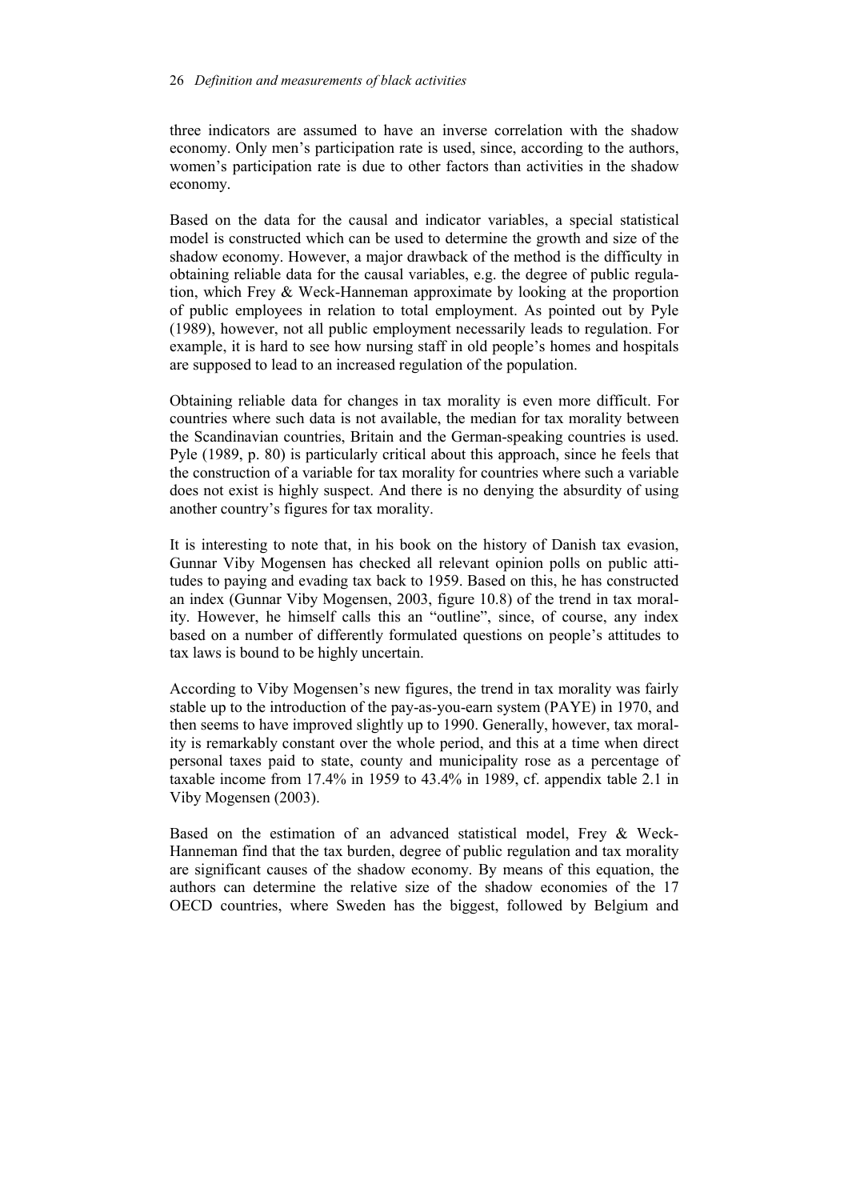three indicators are assumed to have an inverse correlation with the shadow economy. Only men's participation rate is used, since, according to the authors, women's participation rate is due to other factors than activities in the shadow economy.

Based on the data for the causal and indicator variables, a special statistical model is constructed which can be used to determine the growth and size of the shadow economy. However, a major drawback of the method is the difficulty in obtaining reliable data for the causal variables, e.g. the degree of public regulation, which Frey & Weck-Hanneman approximate by looking at the proportion of public employees in relation to total employment. As pointed out by Pyle (1989), however, not all public employment necessarily leads to regulation. For example, it is hard to see how nursing staff in old people's homes and hospitals are supposed to lead to an increased regulation of the population.

Obtaining reliable data for changes in tax morality is even more difficult. For countries where such data is not available, the median for tax morality between the Scandinavian countries, Britain and the German-speaking countries is used. Pyle (1989, p. 80) is particularly critical about this approach, since he feels that the construction of a variable for tax morality for countries where such a variable does not exist is highly suspect. And there is no denying the absurdity of using another country's figures for tax morality.

It is interesting to note that, in his book on the history of Danish tax evasion, Gunnar Viby Mogensen has checked all relevant opinion polls on public attitudes to paying and evading tax back to 1959. Based on this, he has constructed an index (Gunnar Viby Mogensen, 2003, figure 10.8) of the trend in tax morality. However, he himself calls this an "outline", since, of course, any index based on a number of differently formulated questions on people's attitudes to tax laws is bound to be highly uncertain.

According to Viby Mogensen's new figures, the trend in tax morality was fairly stable up to the introduction of the pay-as-you-earn system (PAYE) in 1970, and then seems to have improved slightly up to 1990. Generally, however, tax morality is remarkably constant over the whole period, and this at a time when direct personal taxes paid to state, county and municipality rose as a percentage of taxable income from 17.4% in 1959 to 43.4% in 1989, cf. appendix table 2.1 in Viby Mogensen (2003).

Based on the estimation of an advanced statistical model, Frey & Weck-Hanneman find that the tax burden, degree of public regulation and tax morality are significant causes of the shadow economy. By means of this equation, the authors can determine the relative size of the shadow economies of the 17 OECD countries, where Sweden has the biggest, followed by Belgium and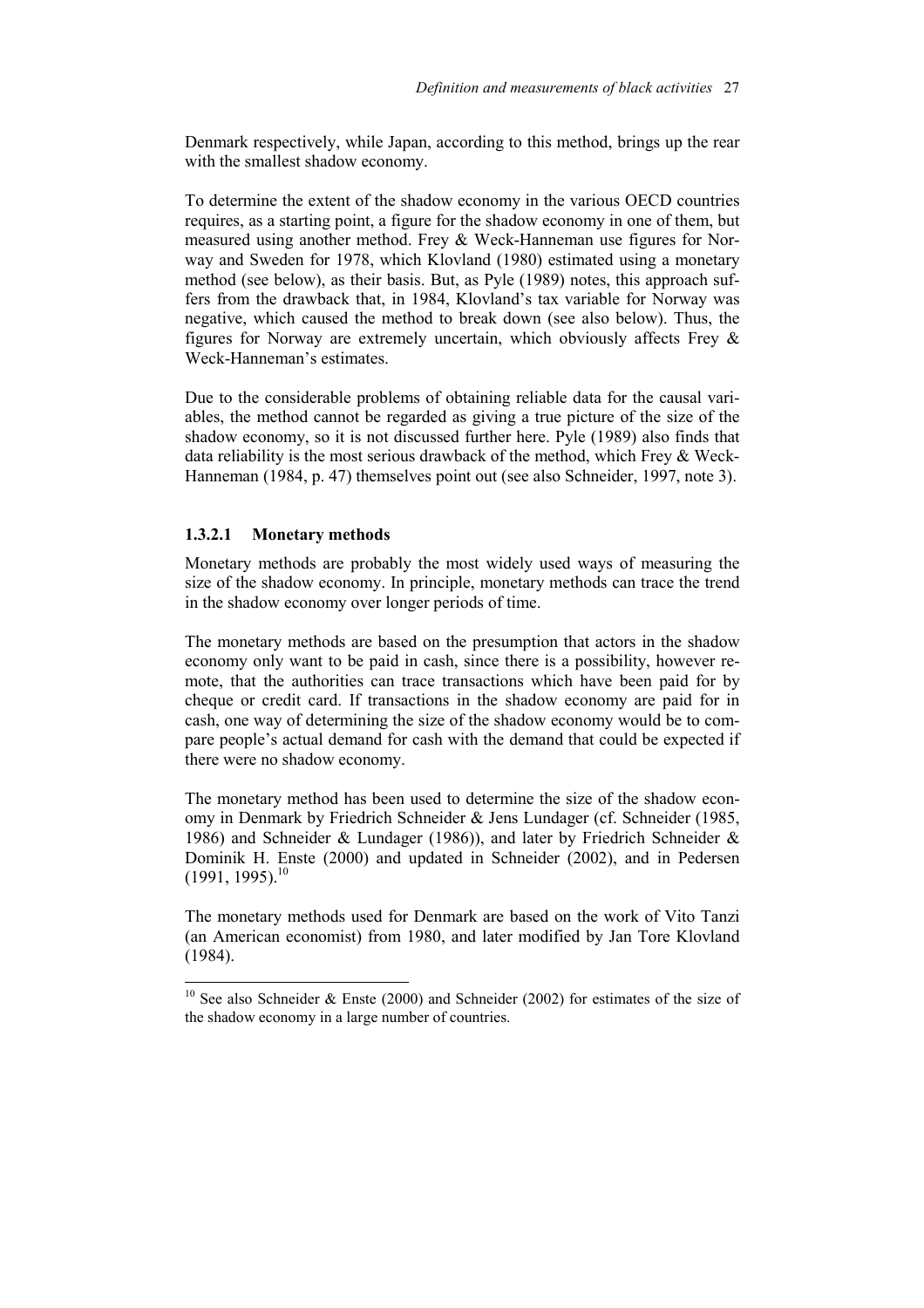Denmark respectively, while Japan, according to this method, brings up the rear with the smallest shadow economy.

To determine the extent of the shadow economy in the various OECD countries requires, as a starting point, a figure for the shadow economy in one of them, but measured using another method. Frey & Weck-Hanneman use figures for Norway and Sweden for 1978, which Klovland (1980) estimated using a monetary method (see below), as their basis. But, as Pyle (1989) notes, this approach suffers from the drawback that, in 1984, Klovland's tax variable for Norway was negative, which caused the method to break down (see also below). Thus, the figures for Norway are extremely uncertain, which obviously affects Frey & Weck-Hanneman's estimates.

Due to the considerable problems of obtaining reliable data for the causal variables, the method cannot be regarded as giving a true picture of the size of the shadow economy, so it is not discussed further here. Pyle (1989) also finds that data reliability is the most serious drawback of the method, which Frey & Weck-Hanneman (1984, p. 47) themselves point out (see also Schneider, 1997, note 3).

#### 1.3.2.1 Monetary methods

Monetary methods are probably the most widely used ways of measuring the size of the shadow economy. In principle, monetary methods can trace the trend in the shadow economy over longer periods of time.

The monetary methods are based on the presumption that actors in the shadow economy only want to be paid in cash, since there is a possibility, however remote, that the authorities can trace transactions which have been paid for by cheque or credit card. If transactions in the shadow economy are paid for in cash, one way of determining the size of the shadow economy would be to compare people's actual demand for cash with the demand that could be expected if there were no shadow economy.

The monetary method has been used to determine the size of the shadow economy in Denmark by Friedrich Schneider & Jens Lundager (cf. Schneider (1985, 1986) and Schneider & Lundager (1986)), and later by Friedrich Schneider & Dominik H. Enste (2000) and updated in Schneider (2002), and in Pedersen (1991, 1995).[10]

The monetary methods used for Denmark are based on the work of Vito Tanzi (an American economist) from 1980, and later modified by Jan Tore Klovland (1984).

[10] See also Schneider & Enste (2000) and Schneider (2002) for estimates of the size of the shadow economy in a large number of countries.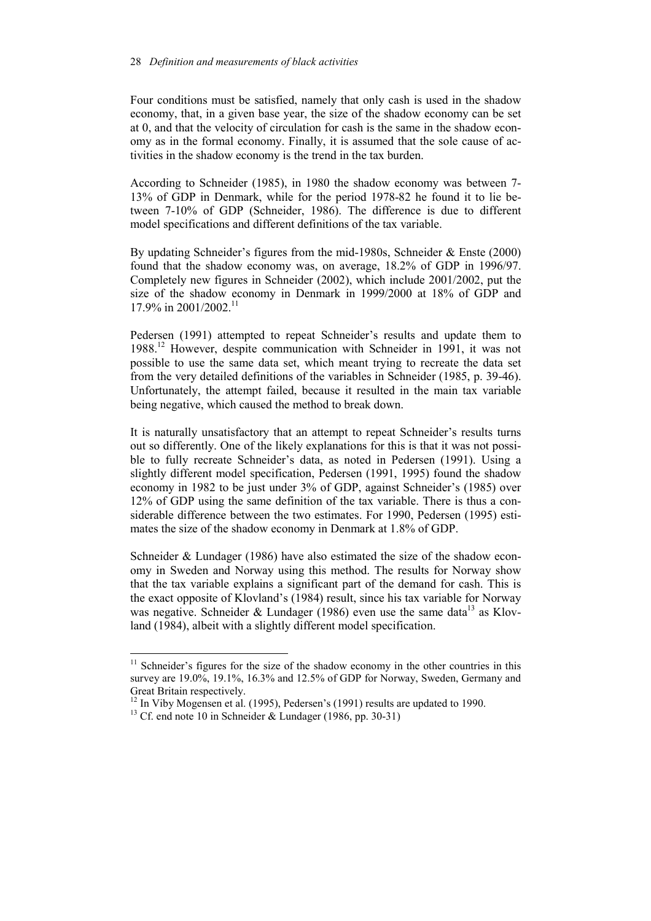Four conditions must be satisfied, namely that only cash is used in the shadow economy, that, in a given base year, the size of the shadow economy can be set at 0, and that the velocity of circulation for cash is the same in the shadow economy as in the formal economy. Finally, it is assumed that the sole cause of activities in the shadow economy is the trend in the tax burden.

According to Schneider (1985), in 1980 the shadow economy was between 7-13% of GDP in Denmark, while for the period 1978-82 he found it to lie between 7-10% of GDP (Schneider, 1986). The difference is due to different model specifications and different definitions of the tax variable.

By updating Schneider's figures from the mid-1980s, Schneider & Enste (2000) found that the shadow economy was, on average, 18.2% of GDP in 1996/97. Completely new figures in Schneider (2002), which include 2001/2002, put the size of the shadow economy in Denmark in 1999/2000 at 18% of GDP and 17.9% in 2001/2002.[11]

Pedersen (1991) attempted to repeat Schneider's results and update them to 1988.[12] However, despite communication with Schneider in 1991, it was not possible to use the same data set, which meant trying to recreate the data set from the very detailed definitions of the variables in Schneider (1985, p. 39-46). Unfortunately, the attempt failed, because it resulted in the main tax variable being negative, which caused the method to break down.

It is naturally unsatisfactory that an attempt to repeat Schneider's results turns out so differently. One of the likely explanations for this is that it was not possible to fully recreate Schneider's data, as noted in Pedersen (1991). Using a slightly different model specification, Pedersen (1991, 1995) found the shadow economy in 1982 to be just under 3% of GDP, against Schneider's (1985) over 12% of GDP using the same definition of the tax variable. There is thus a considerable difference between the two estimates. For 1990, Pedersen (1995) estimates the size of the shadow economy in Denmark at 1.8% of GDP.

Schneider & Lundager (1986) have also estimated the size of the shadow economy in Sweden and Norway using this method. The results for Norway show that the tax variable explains a significant part of the demand for cash. This is the exact opposite of Klovland's (1984) result, since his tax variable for Norway was negative. Schneider & Lundager (1986) even use the same data[13] as Klovland (1984), albeit with a slightly different model specification.

---

[11] Schneider's figures for the size of the shadow economy in the other countries in this survey are 19.0%, 19.1%, 16.3% and 12.5% of GDP for Norway, Sweden, Germany and Great Britain respectively.

[12] In Viby Mogensen et al. (1995), Pedersen's (1991) results are updated to 1990.

[13] Cf. end note 10 in Schneider & Lundager (1986, pp. 30-31)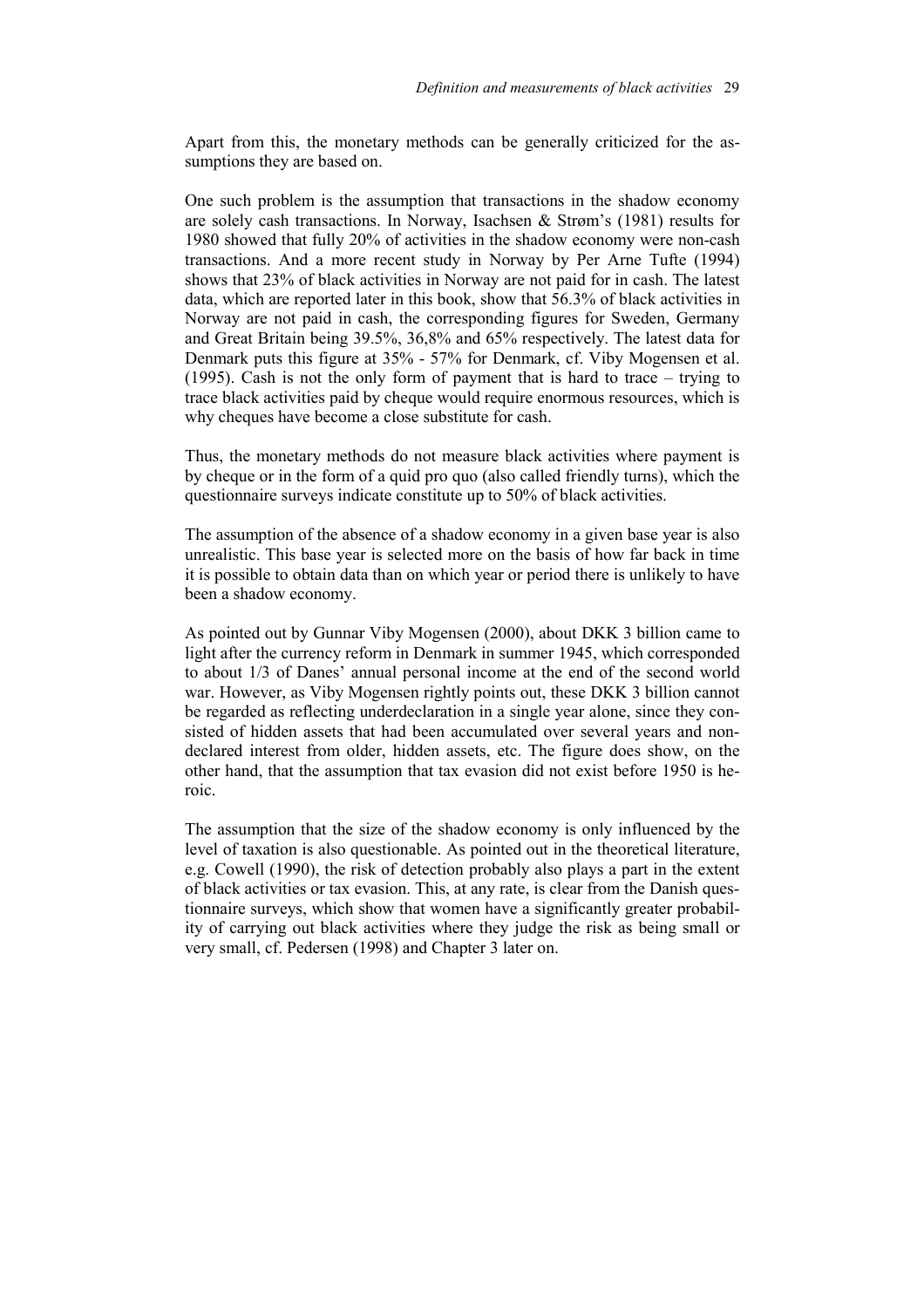Apart from this, the monetary methods can be generally criticized for the assumptions they are based on.

One such problem is the assumption that transactions in the shadow economy are solely cash transactions. In Norway, Isachsen & Strøm's (1981) results for 1980 showed that fully 20% of activities in the shadow economy were non-cash transactions. And a more recent study in Norway by Per Arne Tufte (1994) shows that 23% of black activities in Norway are not paid for in cash. The latest data, which are reported later in this book, show that 56.3% of black activities in Norway are not paid in cash, the corresponding figures for Sweden, Germany and Great Britain being 39.5%, 36,8% and 65% respectively. The latest data for Denmark puts this figure at 35% - 57% for Denmark, cf. Viby Mogensen et al. (1995). Cash is not the only form of payment that is hard to trace – trying to trace black activities paid by cheque would require enormous resources, which is why cheques have become a close substitute for cash.

Thus, the monetary methods do not measure black activities where payment is by cheque or in the form of a quid pro quo (also called friendly turns), which the questionnaire surveys indicate constitute up to 50% of black activities.

The assumption of the absence of a shadow economy in a given base year is also unrealistic. This base year is selected more on the basis of how far back in time it is possible to obtain data than on which year or period there is unlikely to have been a shadow economy.

As pointed out by Gunnar Viby Mogensen (2000), about DKK 3 billion came to light after the currency reform in Denmark in summer 1945, which corresponded to about 1/3 of Danes' annual personal income at the end of the second world war. However, as Viby Mogensen rightly points out, these DKK 3 billion cannot be regarded as reflecting underdeclaration in a single year alone, since they consisted of hidden assets that had been accumulated over several years and non-declared interest from older, hidden assets, etc. The figure does show, on the other hand, that the assumption that tax evasion did not exist before 1950 is heroic.

The assumption that the size of the shadow economy is only influenced by the level of taxation is also questionable. As pointed out in the theoretical literature, e.g. Cowell (1990), the risk of detection probably also plays a part in the extent of black activities or tax evasion. This, at any rate, is clear from the Danish questionnaire surveys, which show that women have a significantly greater probability of carrying out black activities where they judge the risk as being small or very small, cf. Pedersen (1998) and Chapter 3 later on.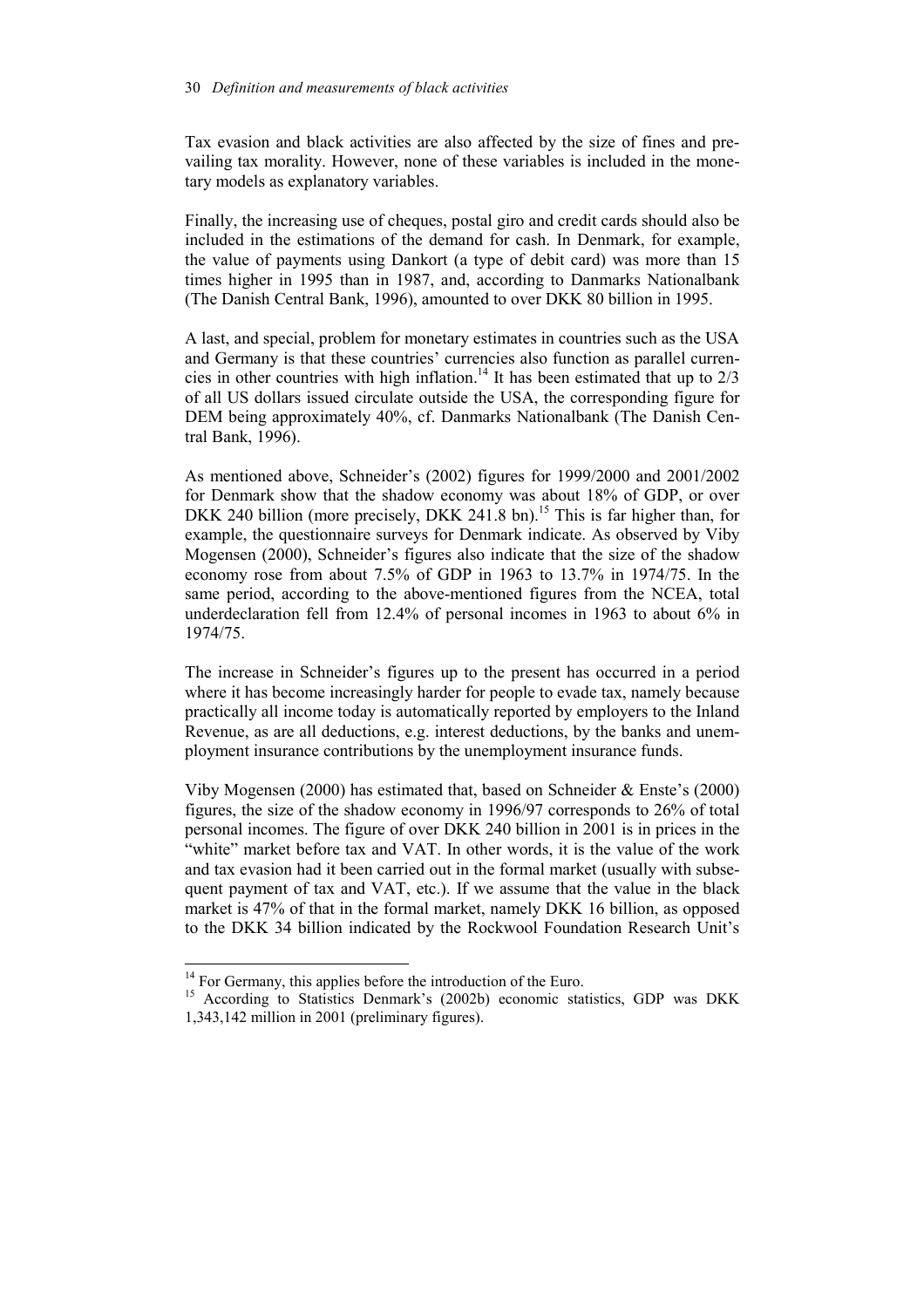Tax evasion and black activities are also affected by the size of fines and prevailing tax morality. However, none of these variables is included in the monetary models as explanatory variables.

Finally, the increasing use of cheques, postal giro and credit cards should also be included in the estimations of the demand for cash. In Denmark, for example, the value of payments using Dankort (a type of debit card) was more than 15 times higher in 1995 than in 1987, and, according to Danmarks Nationalbank (The Danish Central Bank, 1996), amounted to over DKK 80 billion in 1995.

A last, and special, problem for monetary estimates in countries such as the USA and Germany is that these countries' currencies also function as parallel currencies in other countries with high inflation.[14] It has been estimated that up to 2/3 of all US dollars issued circulate outside the USA, the corresponding figure for DEM being approximately 40%, cf. Danmarks Nationalbank (The Danish Central Bank, 1996).

As mentioned above, Schneider's (2002) figures for 1999/2000 and 2001/2002 for Denmark show that the shadow economy was about 18% of GDP, or over DKK 240 billion (more precisely, DKK 241.8 bn).[15] This is far higher than, for example, the questionnaire surveys for Denmark indicate. As observed by Viby Mogensen (2000), Schneider's figures also indicate that the size of the shadow economy rose from about 7.5% of GDP in 1963 to 13.7% in 1974/75. In the same period, according to the above-mentioned figures from the NCEA, total underdeclaration fell from 12.4% of personal incomes in 1963 to about 6% in 1974/75.

The increase in Schneider's figures up to the present has occurred in a period where it has become increasingly harder for people to evade tax, namely because practically all income today is automatically reported by employers to the Inland Revenue, as are all deductions, e.g. interest deductions, by the banks and unemployment insurance contributions by the unemployment insurance funds.

Viby Mogensen (2000) has estimated that, based on Schneider & Enste's (2000) figures, the size of the shadow economy in 1996/97 corresponds to 26% of total personal incomes. The figure of over DKK 240 billion in 2001 is in prices in the "white" market before tax and VAT. In other words, it is the value of the work and tax evasion had it been carried out in the formal market (usually with subsequent payment of tax and VAT, etc.). If we assume that the value in the black market is 47% of that in the formal market, namely DKK 16 billion, as opposed to the DKK 34 billion indicated by the Rockwool Foundation Research Unit's

[14] For Germany, this applies before the introduction of the Euro.

[15] According to Statistics Denmark's (2002b) economic statistics, GDP was DKK 1,343,142 million in 2001 (preliminary figures).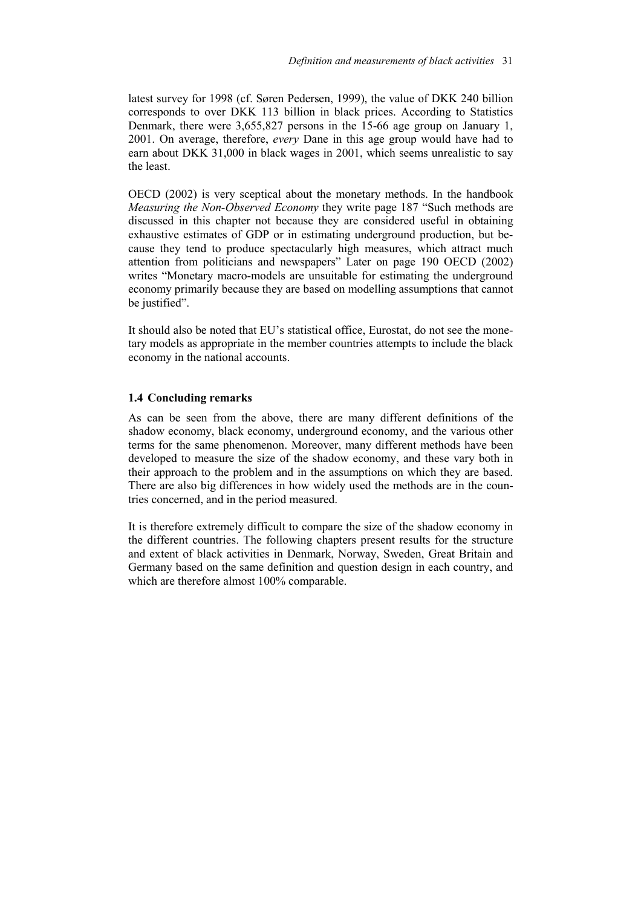latest survey for 1998 (cf. Søren Pedersen, 1999), the value of DKK 240 billion corresponds to over DKK 113 billion in black prices. According to Statistics Denmark, there were 3,655,827 persons in the 15-66 age group on January 1, 2001. On average, therefore, *every* Dane in this age group would have had to earn about DKK 31,000 in black wages in 2001, which seems unrealistic to say the least.

OECD (2002) is very sceptical about the monetary methods. In the handbook *Measuring the Non-Observed Economy* they write page 187 "Such methods are discussed in this chapter not because they are considered useful in obtaining exhaustive estimates of GDP or in estimating underground production, but because they tend to produce spectacularly high measures, which attract much attention from politicians and newspapers" Later on page 190 OECD (2002) writes "Monetary macro-models are unsuitable for estimating the underground economy primarily because they are based on modelling assumptions that cannot be justified".

It should also be noted that EU's statistical office, Eurostat, do not see the monetary models as appropriate in the member countries attempts to include the black economy in the national accounts.

### 1.4 Concluding remarks

As can be seen from the above, there are many different definitions of the shadow economy, black economy, underground economy, and the various other terms for the same phenomenon. Moreover, many different methods have been developed to measure the size of the shadow economy, and these vary both in their approach to the problem and in the assumptions on which they are based. There are also big differences in how widely used the methods are in the countries concerned, and in the period measured.

It is therefore extremely difficult to compare the size of the shadow economy in the different countries. The following chapters present results for the structure and extent of black activities in Denmark, Norway, Sweden, Great Britain and Germany based on the same definition and question design in each country, and which are therefore almost 100% comparable.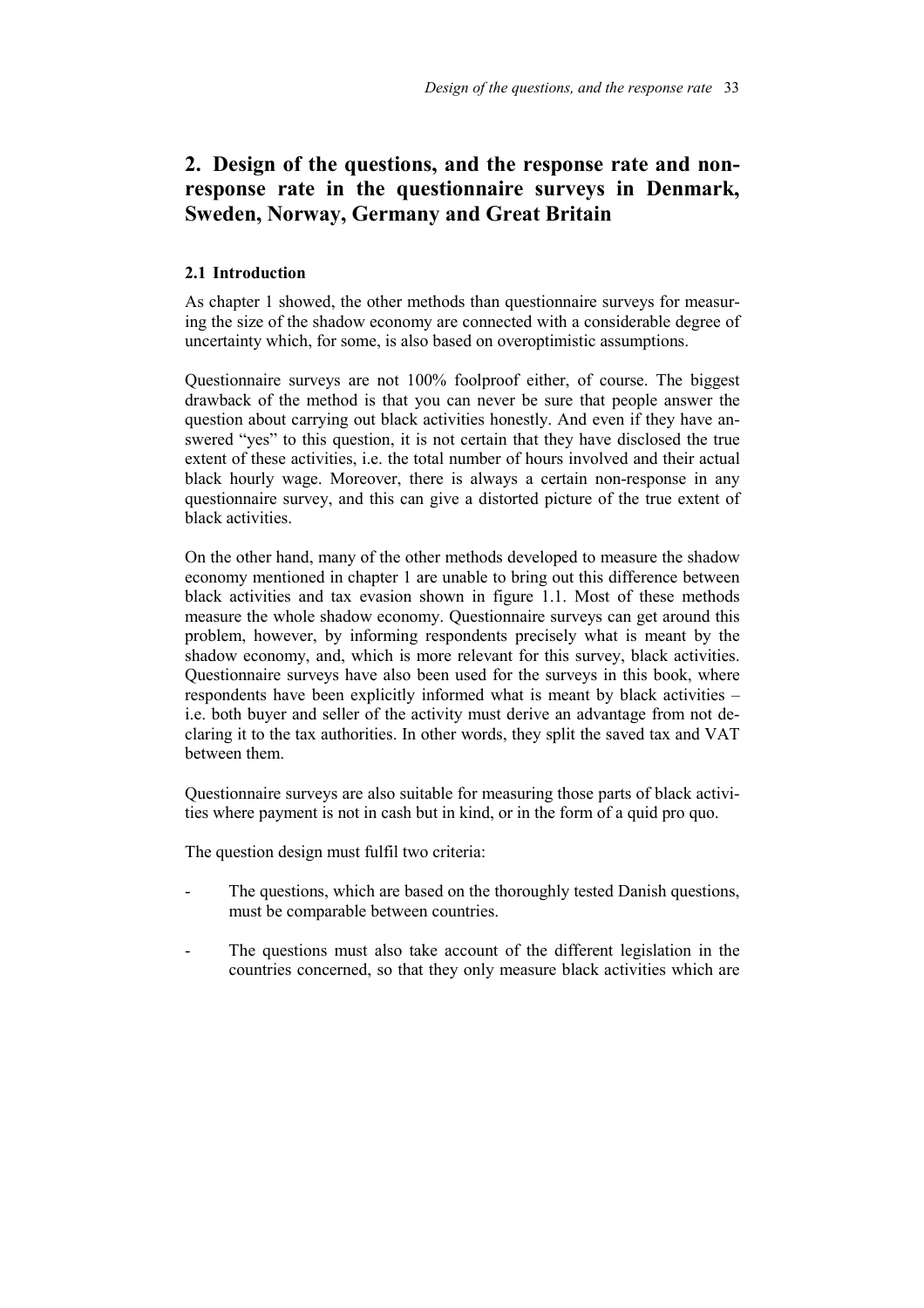## 2. Design of the questions, and the response rate and non-response rate in the questionnaire surveys in Denmark, Sweden, Norway, Germany and Great Britain

### 2.1 Introduction

As chapter 1 showed, the other methods than questionnaire surveys for measuring the size of the shadow economy are connected with a considerable degree of uncertainty which, for some, is also based on overoptimistic assumptions.

Questionnaire surveys are not 100% foolproof either, of course. The biggest drawback of the method is that you can never be sure that people answer the question about carrying out black activities honestly. And even if they have answered "yes" to this question, it is not certain that they have disclosed the true extent of these activities, i.e. the total number of hours involved and their actual black hourly wage. Moreover, there is always a certain non-response in any questionnaire survey, and this can give a distorted picture of the true extent of black activities.

On the other hand, many of the other methods developed to measure the shadow economy mentioned in chapter 1 are unable to bring out this difference between black activities and tax evasion shown in figure 1.1. Most of these methods measure the whole shadow economy. Questionnaire surveys can get around this problem, however, by informing respondents precisely what is meant by the shadow economy, and, which is more relevant for this survey, black activities. Questionnaire surveys have also been used for the surveys in this book, where respondents have been explicitly informed what is meant by black activities – i.e. both buyer and seller of the activity must derive an advantage from not declaring it to the tax authorities. In other words, they split the saved tax and VAT between them.

Questionnaire surveys are also suitable for measuring those parts of black activities where payment is not in cash but in kind, or in the form of a quid pro quo.

The question design must fulfil two criteria:

- The questions, which are based on the thoroughly tested Danish questions, must be comparable between countries.
- The questions must also take account of the different legislation in the countries concerned, so that they only measure black activities which are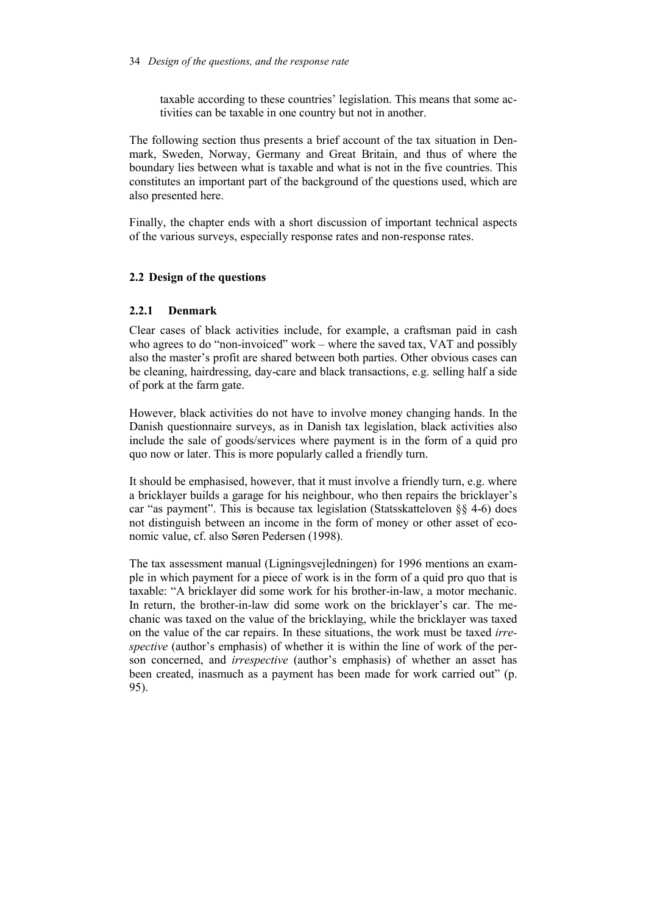taxable according to these countries' legislation. This means that some activities can be taxable in one country but not in another.

The following section thus presents a brief account of the tax situation in Denmark, Sweden, Norway, Germany and Great Britain, and thus of where the boundary lies between what is taxable and what is not in the five countries. This constitutes an important part of the background of the questions used, which are also presented here.

Finally, the chapter ends with a short discussion of important technical aspects of the various surveys, especially response rates and non-response rates.

## 2.2 Design of the questions

### 2.2.1 Denmark

Clear cases of black activities include, for example, a craftsman paid in cash who agrees to do "non-invoiced" work – where the saved tax, VAT and possibly also the master's profit are shared between both parties. Other obvious cases can be cleaning, hairdressing, day-care and black transactions, e.g. selling half a side of pork at the farm gate.

However, black activities do not have to involve money changing hands. In the Danish questionnaire surveys, as in Danish tax legislation, black activities also include the sale of goods/services where payment is in the form of a quid pro quo now or later. This is more popularly called a friendly turn.

It should be emphasised, however, that it must involve a friendly turn, e.g. where a bricklayer builds a garage for his neighbour, who then repairs the bricklayer's car "as payment". This is because tax legislation (Statsskatteloven §§ 4-6) does not distinguish between an income in the form of money or other asset of economic value, cf. also Søren Pedersen (1998).

The tax assessment manual (Ligningsvejledningen) for 1996 mentions an example in which payment for a piece of work is in the form of a quid pro quo that is taxable: "A bricklayer did some work for his brother-in-law, a motor mechanic. In return, the brother-in-law did some work on the bricklayer's car. The mechanic was taxed on the value of the bricklaying, while the bricklayer was taxed on the value of the car repairs. In these situations, the work must be taxed *irrespective* (author's emphasis) of whether it is within the line of work of the person concerned, and *irrespective* (author's emphasis) of whether an asset has been created, inasmuch as a payment has been made for work carried out" (p. 95).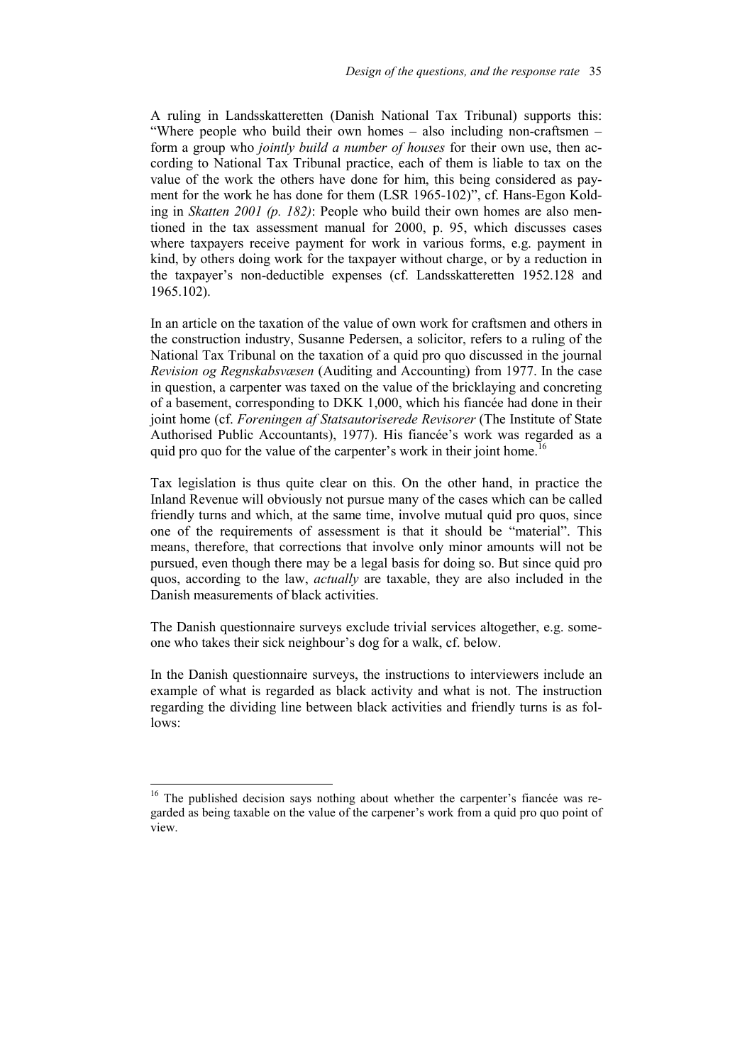A ruling in Landsskatteretten (Danish National Tax Tribunal) supports this: "Where people who build their own homes – also including non-craftsmen – form a group who *jointly build a number of houses* for their own use, then according to National Tax Tribunal practice, each of them is liable to tax on the value of the work the others have done for him, this being considered as payment for the work he has done for them (LSR 1965-102)", cf. Hans-Egon Kolding in *Skatten 2001 (p. 182)*: People who build their own homes are also mentioned in the tax assessment manual for 2000, p. 95, which discusses cases where taxpayers receive payment for work in various forms, e.g. payment in kind, by others doing work for the taxpayer without charge, or by a reduction in the taxpayer's non-deductible expenses (cf. Landsskatteretten 1952.128 and 1965.102).

In an article on the taxation of the value of own work for craftsmen and others in the construction industry, Susanne Pedersen, a solicitor, refers to a ruling of the National Tax Tribunal on the taxation of a quid pro quo discussed in the journal *Revision og Regnskabsvæsen* (Auditing and Accounting) from 1977. In the case in question, a carpenter was taxed on the value of the bricklaying and concreting of a basement, corresponding to DKK 1,000, which his fiancée had done in their joint home (cf. *Foreningen af Statsautoriserede Revisorer* (The Institute of State Authorised Public Accountants), 1977). His fiancée's work was regarded as a quid pro quo for the value of the carpenter's work in their joint home.[16]

Tax legislation is thus quite clear on this. On the other hand, in practice the Inland Revenue will obviously not pursue many of the cases which can be called friendly turns and which, at the same time, involve mutual quid pro quos, since one of the requirements of assessment is that it should be "material". This means, therefore, that corrections that involve only minor amounts will not be pursued, even though there may be a legal basis for doing so. But since quid pro quos, according to the law, *actually* are taxable, they are also included in the Danish measurements of black activities.

The Danish questionnaire surveys exclude trivial services altogether, e.g. someone who takes their sick neighbour's dog for a walk, cf. below.

In the Danish questionnaire surveys, the instructions to interviewers include an example of what is regarded as black activity and what is not. The instruction regarding the dividing line between black activities and friendly turns is as follows:

---

[16] The published decision says nothing about whether the carpenter's fiancée was regarded as being taxable on the value of the carpener's work from a quid pro quo point of view.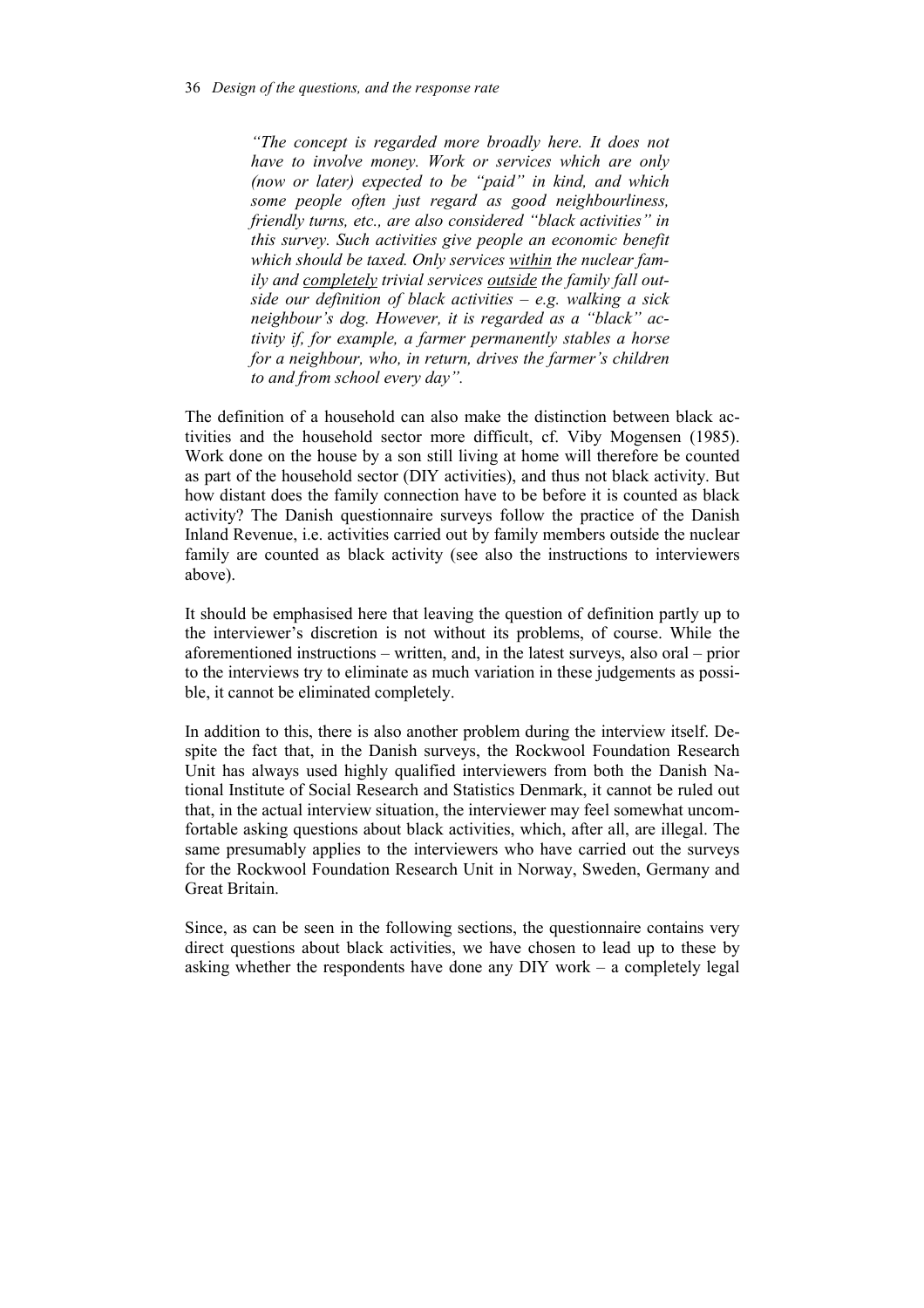> *"The concept is regarded more broadly here. It does not have to involve money. Work or services which are only (now or later) expected to be "paid" in kind, and which some people often just regard as good neighbourliness, friendly turns, etc., are also considered "black activities" in this survey. Such activities give people an economic benefit which should be taxed. Only services <u>within</u> the nuclear family and <u>completely</u> trivial services <u>outside</u> the family fall outside our definition of black activities – e.g. walking a sick neighbour's dog. However, it is regarded as a "black" activity if, for example, a farmer permanently stables a horse for a neighbour, who, in return, drives the farmer's children to and from school every day".*

The definition of a household can also make the distinction between black activities and the household sector more difficult, cf. Viby Mogensen (1985). Work done on the house by a son still living at home will therefore be counted as part of the household sector (DIY activities), and thus not black activity. But how distant does the family connection have to be before it is counted as black activity? The Danish questionnaire surveys follow the practice of the Danish Inland Revenue, i.e. activities carried out by family members outside the nuclear family are counted as black activity (see also the instructions to interviewers above).

It should be emphasised here that leaving the question of definition partly up to the interviewer's discretion is not without its problems, of course. While the aforementioned instructions – written, and, in the latest surveys, also oral – prior to the interviews try to eliminate as much variation in these judgements as possible, it cannot be eliminated completely.

In addition to this, there is also another problem during the interview itself. Despite the fact that, in the Danish surveys, the Rockwool Foundation Research Unit has always used highly qualified interviewers from both the Danish National Institute of Social Research and Statistics Denmark, it cannot be ruled out that, in the actual interview situation, the interviewer may feel somewhat uncomfortable asking questions about black activities, which, after all, are illegal. The same presumably applies to the interviewers who have carried out the surveys for the Rockwool Foundation Research Unit in Norway, Sweden, Germany and Great Britain.

Since, as can be seen in the following sections, the questionnaire contains very direct questions about black activities, we have chosen to lead up to these by asking whether the respondents have done any DIY work – a completely legal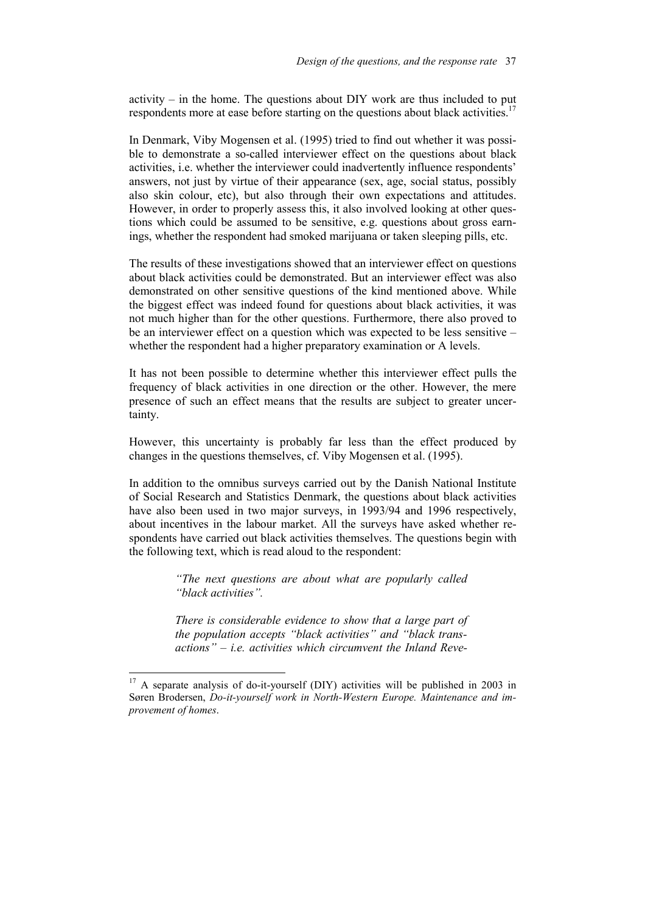activity – in the home. The questions about DIY work are thus included to put respondents more at ease before starting on the questions about black activities.[17]

In Denmark, Viby Mogensen et al. (1995) tried to find out whether it was possible to demonstrate a so-called interviewer effect on the questions about black activities, i.e. whether the interviewer could inadvertently influence respondents' answers, not just by virtue of their appearance (sex, age, social status, possibly also skin colour, etc), but also through their own expectations and attitudes. However, in order to properly assess this, it also involved looking at other questions which could be assumed to be sensitive, e.g. questions about gross earnings, whether the respondent had smoked marijuana or taken sleeping pills, etc.

The results of these investigations showed that an interviewer effect on questions about black activities could be demonstrated. But an interviewer effect was also demonstrated on other sensitive questions of the kind mentioned above. While the biggest effect was indeed found for questions about black activities, it was not much higher than for the other questions. Furthermore, there also proved to be an interviewer effect on a question which was expected to be less sensitive – whether the respondent had a higher preparatory examination or A levels.

It has not been possible to determine whether this interviewer effect pulls the frequency of black activities in one direction or the other. However, the mere presence of such an effect means that the results are subject to greater uncertainty.

However, this uncertainty is probably far less than the effect produced by changes in the questions themselves, cf. Viby Mogensen et al. (1995).

In addition to the omnibus surveys carried out by the Danish National Institute of Social Research and Statistics Denmark, the questions about black activities have also been used in two major surveys, in 1993/94 and 1996 respectively, about incentives in the labour market. All the surveys have asked whether respondents have carried out black activities themselves. The questions begin with the following text, which is read aloud to the respondent:

> *"The next questions are about what are popularly called "black activities".*
>
> *There is considerable evidence to show that a large part of the population accepts "black activities" and "black transactions" – i.e. activities which circumvent the Inland Reve-*

---

[17] A separate analysis of do-it-yourself (DIY) activities will be published in 2003 in Søren Brodersen, *Do-it-yourself work in North-Western Europe. Maintenance and improvement of homes*.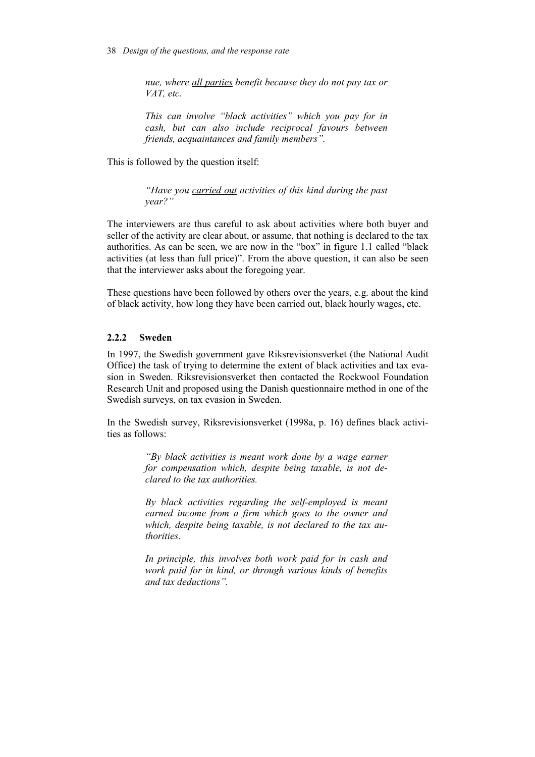> *nue, where <u>all parties</u> benefit because they do not pay tax or VAT, etc.*
>
> *This can involve "black activities" which you pay for in cash, but can also include reciprocal favours between friends, acquaintances and family members".*

This is followed by the question itself:

> *"Have you <u>carried out</u> activities of this kind during the past year?"*

The interviewers are thus careful to ask about activities where both buyer and seller of the activity are clear about, or assume, that nothing is declared to the tax authorities. As can be seen, we are now in the "box" in figure 1.1 called "black activities (at less than full price)". From the above question, it can also be seen that the interviewer asks about the foregoing year.

These questions have been followed by others over the years, e.g. about the kind of black activity, how long they have been carried out, black hourly wages, etc.

### 2.2.2 Sweden

In 1997, the Swedish government gave Riksrevisionsverket (the National Audit Office) the task of trying to determine the extent of black activities and tax evasion in Sweden. Riksrevisionsverket then contacted the Rockwool Foundation Research Unit and proposed using the Danish questionnaire method in one of the Swedish surveys, on tax evasion in Sweden.

In the Swedish survey, Riksrevisionsverket (1998a, p. 16) defines black activities as follows:

> *"By black activities is meant work done by a wage earner for compensation which, despite being taxable, is not declared to the tax authorities.*
>
> *By black activities regarding the self-employed is meant earned income from a firm which goes to the owner and which, despite being taxable, is not declared to the tax authorities.*
>
> *In principle, this involves both work paid for in cash and work paid for in kind, or through various kinds of benefits and tax deductions".*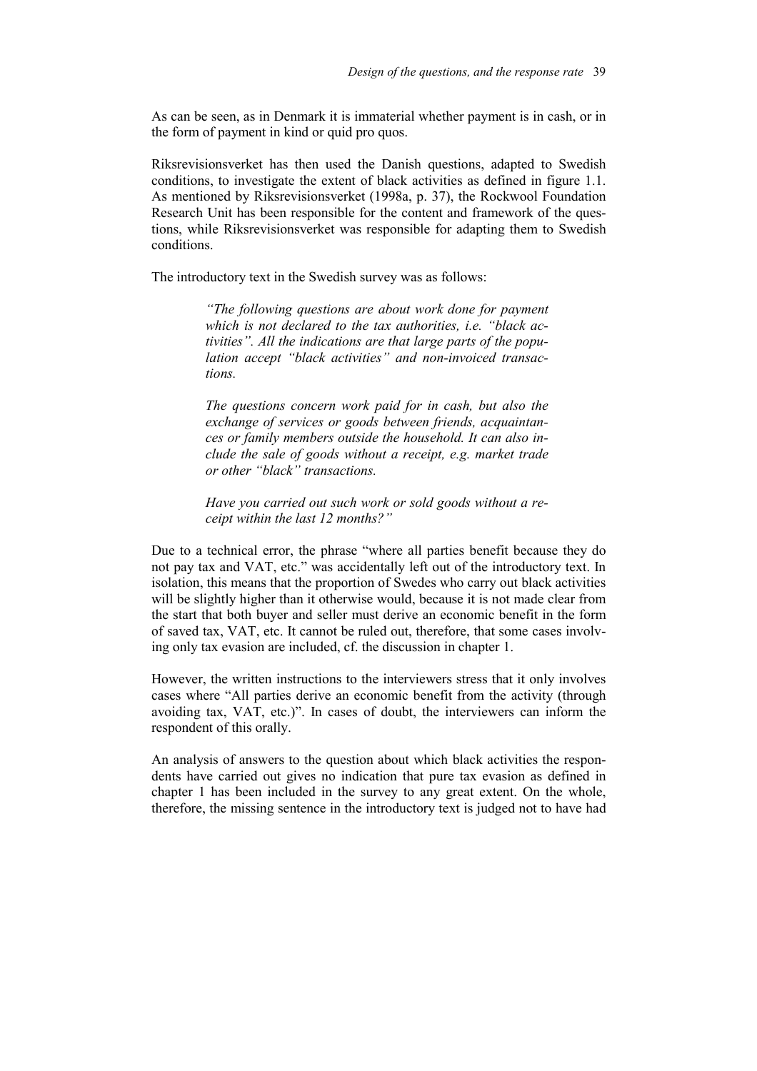As can be seen, as in Denmark it is immaterial whether payment is in cash, or in the form of payment in kind or quid pro quos.

Riksrevisionsverket has then used the Danish questions, adapted to Swedish conditions, to investigate the extent of black activities as defined in figure 1.1. As mentioned by Riksrevisionsverket (1998a, p. 37), the Rockwool Foundation Research Unit has been responsible for the content and framework of the questions, while Riksrevisionsverket was responsible for adapting them to Swedish conditions.

The introductory text in the Swedish survey was as follows:

> *"The following questions are about work done for payment which is not declared to the tax authorities, i.e. "black activities". All the indications are that large parts of the population accept "black activities" and non-invoiced transactions.*
>
> *The questions concern work paid for in cash, but also the exchange of services or goods between friends, acquaintances or family members outside the household. It can also include the sale of goods without a receipt, e.g. market trade or other "black" transactions.*
>
> *Have you carried out such work or sold goods without a receipt within the last 12 months?"*

Due to a technical error, the phrase "where all parties benefit because they do not pay tax and VAT, etc." was accidentally left out of the introductory text. In isolation, this means that the proportion of Swedes who carry out black activities will be slightly higher than it otherwise would, because it is not made clear from the start that both buyer and seller must derive an economic benefit in the form of saved tax, VAT, etc. It cannot be ruled out, therefore, that some cases involving only tax evasion are included, cf. the discussion in chapter 1.

However, the written instructions to the interviewers stress that it only involves cases where "All parties derive an economic benefit from the activity (through avoiding tax, VAT, etc.)". In cases of doubt, the interviewers can inform the respondent of this orally.

An analysis of answers to the question about which black activities the respondents have carried out gives no indication that pure tax evasion as defined in chapter 1 has been included in the survey to any great extent. On the whole, therefore, the missing sentence in the introductory text is judged not to have had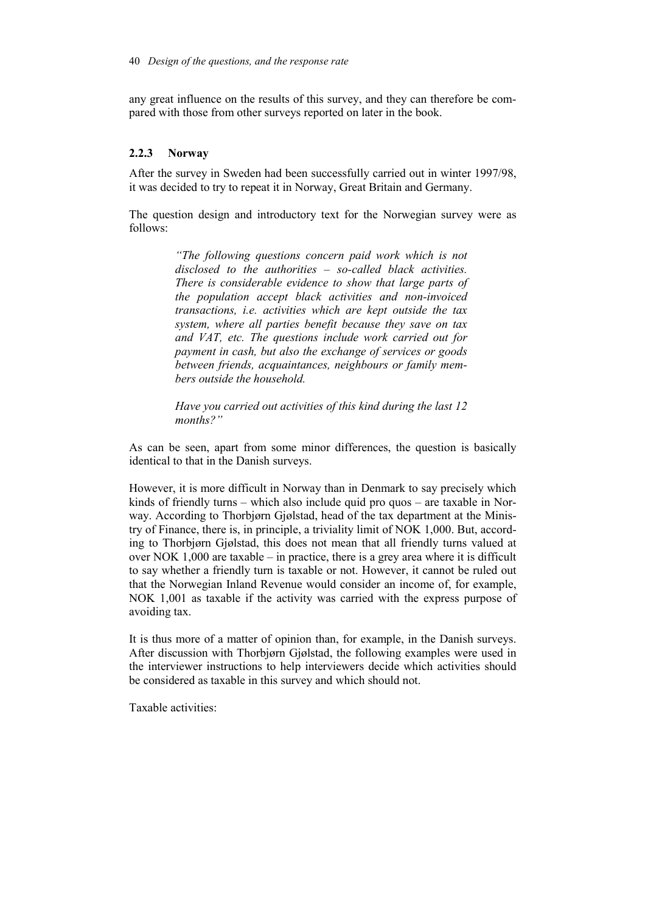any great influence on the results of this survey, and they can therefore be compared with those from other surveys reported on later in the book.

### 2.2.3 Norway

After the survey in Sweden had been successfully carried out in winter 1997/98, it was decided to try to repeat it in Norway, Great Britain and Germany.

The question design and introductory text for the Norwegian survey were as follows:

> *"The following questions concern paid work which is not disclosed to the authorities – so-called black activities. There is considerable evidence to show that large parts of the population accept black activities and non-invoiced transactions, i.e. activities which are kept outside the tax system, where all parties benefit because they save on tax and VAT, etc. The questions include work carried out for payment in cash, but also the exchange of services or goods between friends, acquaintances, neighbours or family members outside the household.*
>
> *Have you carried out activities of this kind during the last 12 months?"*

As can be seen, apart from some minor differences, the question is basically identical to that in the Danish surveys.

However, it is more difficult in Norway than in Denmark to say precisely which kinds of friendly turns – which also include quid pro quos – are taxable in Norway. According to Thorbjørn Gjølstad, head of the tax department at the Ministry of Finance, there is, in principle, a triviality limit of NOK 1,000. But, according to Thorbjørn Gjølstad, this does not mean that all friendly turns valued at over NOK 1,000 are taxable – in practice, there is a grey area where it is difficult to say whether a friendly turn is taxable or not. However, it cannot be ruled out that the Norwegian Inland Revenue would consider an income of, for example, NOK 1,001 as taxable if the activity was carried with the express purpose of avoiding tax.

It is thus more of a matter of opinion than, for example, in the Danish surveys. After discussion with Thorbjørn Gjølstad, the following examples were used in the interviewer instructions to help interviewers decide which activities should be considered as taxable in this survey and which should not.

Taxable activities: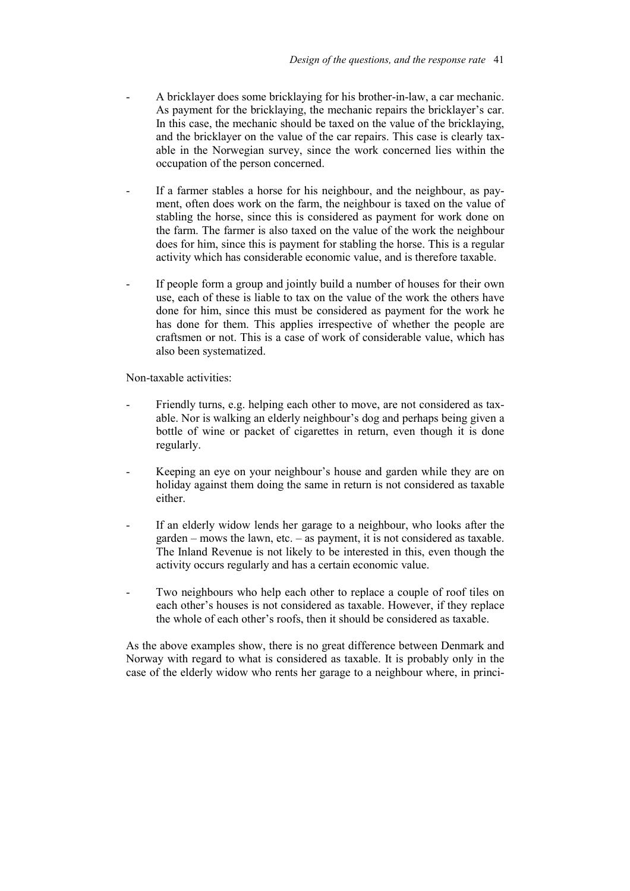- A bricklayer does some bricklaying for his brother-in-law, a car mechanic. As payment for the bricklaying, the mechanic repairs the bricklayer's car. In this case, the mechanic should be taxed on the value of the bricklaying, and the bricklayer on the value of the car repairs. This case is clearly taxable in the Norwegian survey, since the work concerned lies within the occupation of the person concerned.

- If a farmer stables a horse for his neighbour, and the neighbour, as payment, often does work on the farm, the neighbour is taxed on the value of stabling the horse, since this is considered as payment for work done on the farm. The farmer is also taxed on the value of the work the neighbour does for him, since this is payment for stabling the horse. This is a regular activity which has considerable economic value, and is therefore taxable.

- If people form a group and jointly build a number of houses for their own use, each of these is liable to tax on the value of the work the others have done for him, since this must be considered as payment for the work he has done for them. This applies irrespective of whether the people are craftsmen or not. This is a case of work of considerable value, which has also been systematized.

Non-taxable activities:

- Friendly turns, e.g. helping each other to move, are not considered as taxable. Nor is walking an elderly neighbour's dog and perhaps being given a bottle of wine or packet of cigarettes in return, even though it is done regularly.

- Keeping an eye on your neighbour's house and garden while they are on holiday against them doing the same in return is not considered as taxable either.

- If an elderly widow lends her garage to a neighbour, who looks after the garden – mows the lawn, etc. – as payment, it is not considered as taxable. The Inland Revenue is not likely to be interested in this, even though the activity occurs regularly and has a certain economic value.

- Two neighbours who help each other to replace a couple of roof tiles on each other's houses is not considered as taxable. However, if they replace the whole of each other's roofs, then it should be considered as taxable.

As the above examples show, there is no great difference between Denmark and Norway with regard to what is considered as taxable. It is probably only in the case of the elderly widow who rents her garage to a neighbour where, in princi-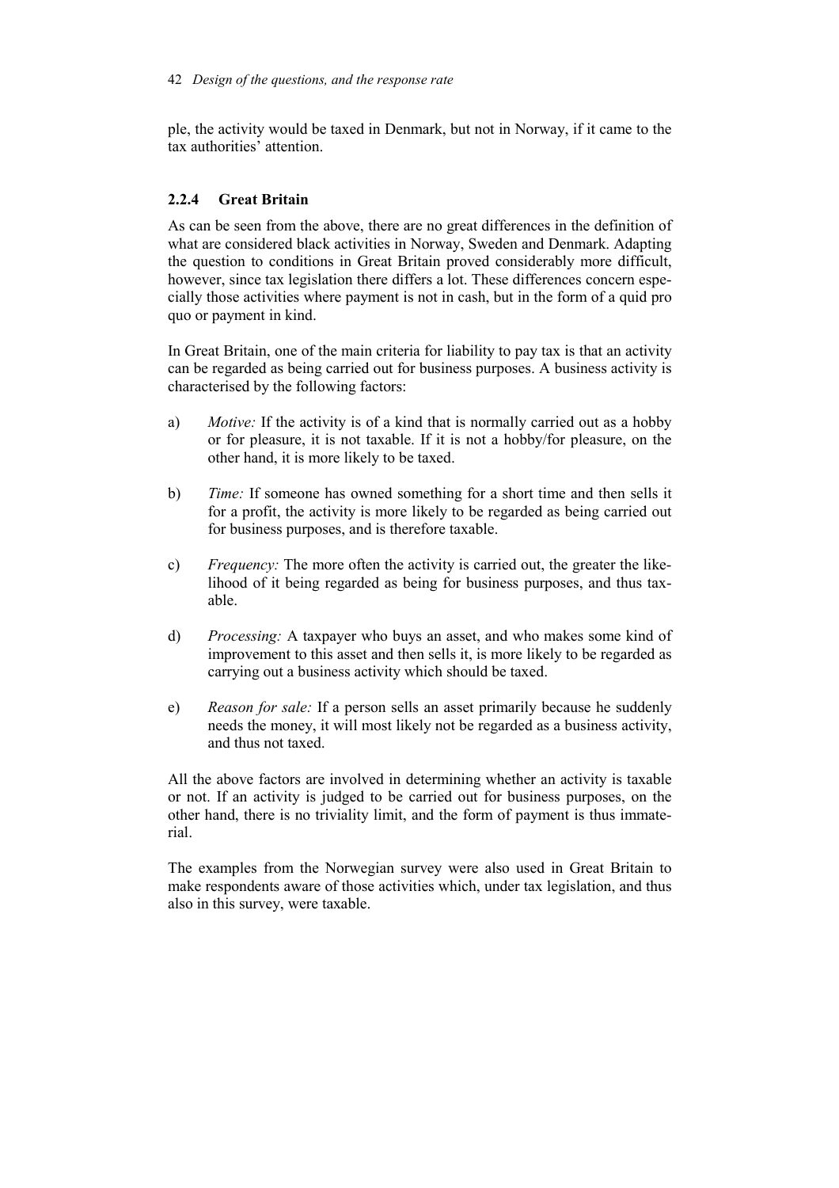ple, the activity would be taxed in Denmark, but not in Norway, if it came to the tax authorities' attention.

### 2.2.4 Great Britain

As can be seen from the above, there are no great differences in the definition of what are considered black activities in Norway, Sweden and Denmark. Adapting the question to conditions in Great Britain proved considerably more difficult, however, since tax legislation there differs a lot. These differences concern especially those activities where payment is not in cash, but in the form of a quid pro quo or payment in kind.

In Great Britain, one of the main criteria for liability to pay tax is that an activity can be regarded as being carried out for business purposes. A business activity is characterised by the following factors:

a) *Motive:* If the activity is of a kind that is normally carried out as a hobby or for pleasure, it is not taxable. If it is not a hobby/for pleasure, on the other hand, it is more likely to be taxed.

b) *Time:* If someone has owned something for a short time and then sells it for a profit, the activity is more likely to be regarded as being carried out for business purposes, and is therefore taxable.

c) *Frequency:* The more often the activity is carried out, the greater the likelihood of it being regarded as being for business purposes, and thus taxable.

d) *Processing:* A taxpayer who buys an asset, and who makes some kind of improvement to this asset and then sells it, is more likely to be regarded as carrying out a business activity which should be taxed.

e) *Reason for sale:* If a person sells an asset primarily because he suddenly needs the money, it will most likely not be regarded as a business activity, and thus not taxed.

All the above factors are involved in determining whether an activity is taxable or not. If an activity is judged to be carried out for business purposes, on the other hand, there is no triviality limit, and the form of payment is thus immaterial.

The examples from the Norwegian survey were also used in Great Britain to make respondents aware of those activities which, under tax legislation, and thus also in this survey, were taxable.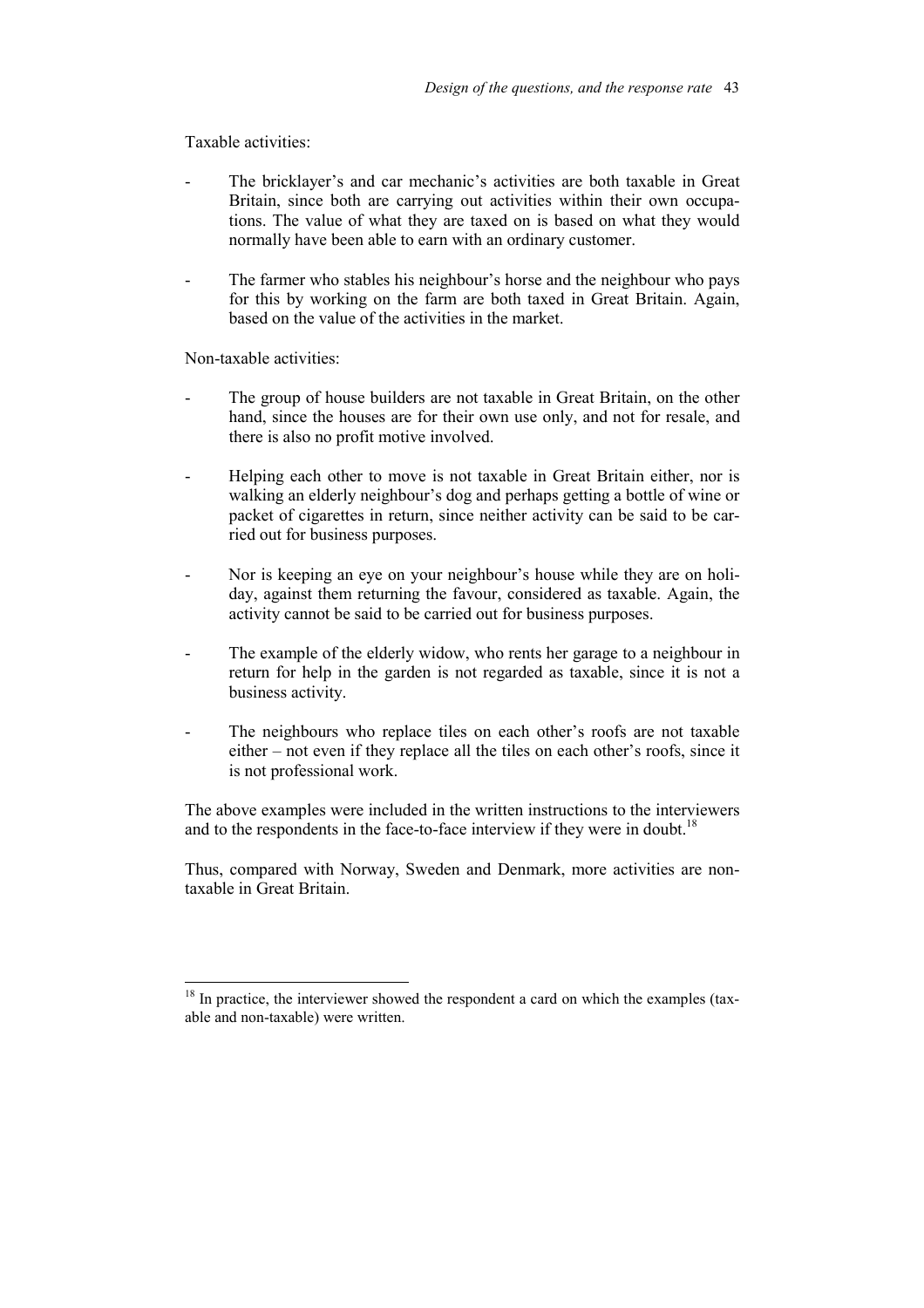Taxable activities:

- The bricklayer's and car mechanic's activities are both taxable in Great Britain, since both are carrying out activities within their own occupations. The value of what they are taxed on is based on what they would normally have been able to earn with an ordinary customer.

- The farmer who stables his neighbour's horse and the neighbour who pays for this by working on the farm are both taxed in Great Britain. Again, based on the value of the activities in the market.

Non-taxable activities:

- The group of house builders are not taxable in Great Britain, on the other hand, since the houses are for their own use only, and not for resale, and there is also no profit motive involved.

- Helping each other to move is not taxable in Great Britain either, nor is walking an elderly neighbour's dog and perhaps getting a bottle of wine or packet of cigarettes in return, since neither activity can be said to be carried out for business purposes.

- Nor is keeping an eye on your neighbour's house while they are on holiday, against them returning the favour, considered as taxable. Again, the activity cannot be said to be carried out for business purposes.

- The example of the elderly widow, who rents her garage to a neighbour in return for help in the garden is not regarded as taxable, since it is not a business activity.

- The neighbours who replace tiles on each other's roofs are not taxable either – not even if they replace all the tiles on each other's roofs, since it is not professional work.

The above examples were included in the written instructions to the interviewers and to the respondents in the face-to-face interview if they were in doubt.[18]

Thus, compared with Norway, Sweden and Denmark, more activities are non-taxable in Great Britain.

[18] In practice, the interviewer showed the respondent a card on which the examples (taxable and non-taxable) were written.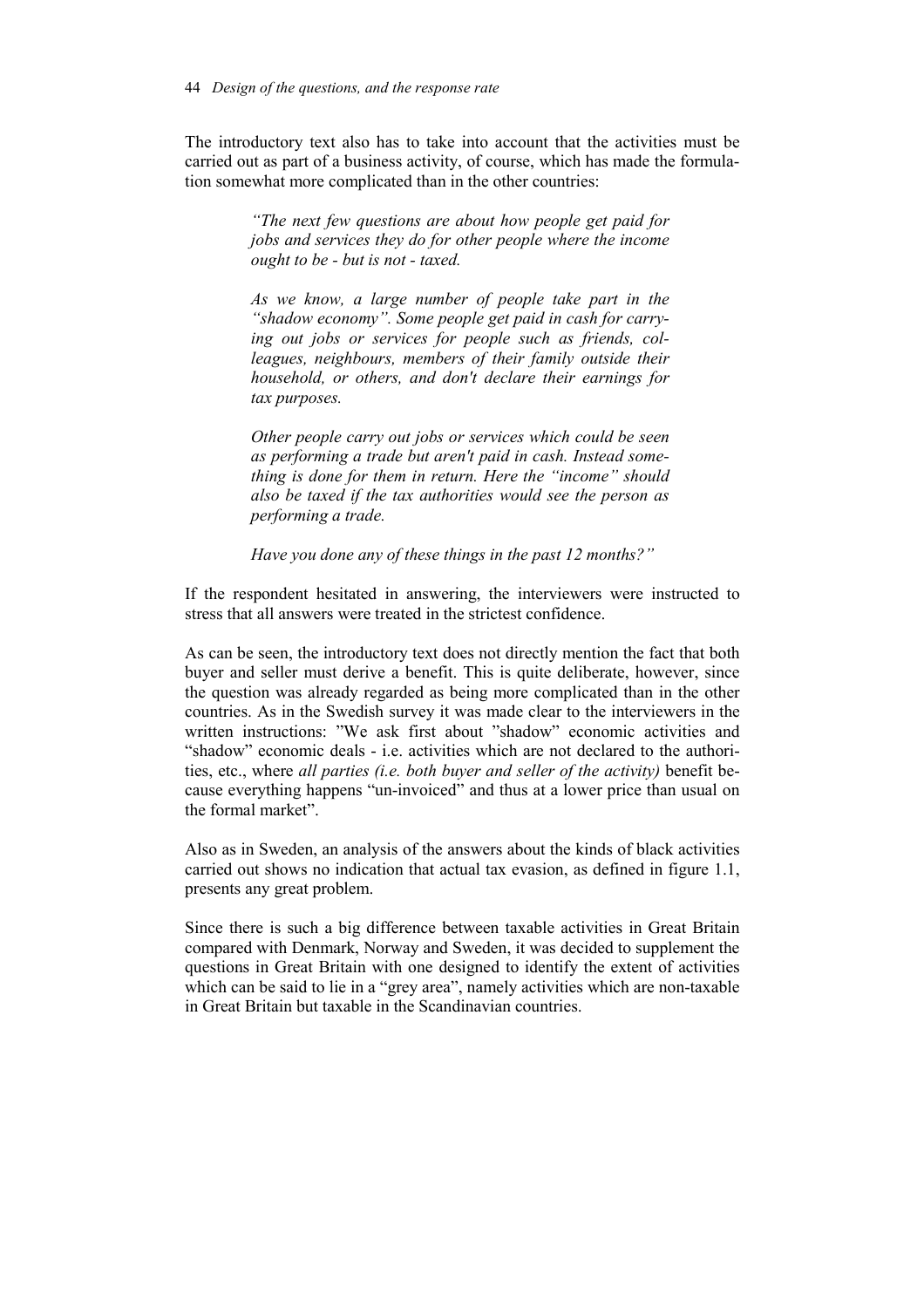The introductory text also has to take into account that the activities must be carried out as part of a business activity, of course, which has made the formulation somewhat more complicated than in the other countries:

> *"The next few questions are about how people get paid for jobs and services they do for other people where the income ought to be - but is not - taxed.*
>
> *As we know, a large number of people take part in the "shadow economy". Some people get paid in cash for carrying out jobs or services for people such as friends, colleagues, neighbours, members of their family outside their household, or others, and don't declare their earnings for tax purposes.*
>
> *Other people carry out jobs or services which could be seen as performing a trade but aren't paid in cash. Instead something is done for them in return. Here the "income" should also be taxed if the tax authorities would see the person as performing a trade.*
>
> *Have you done any of these things in the past 12 months?"*

If the respondent hesitated in answering, the interviewers were instructed to stress that all answers were treated in the strictest confidence.

As can be seen, the introductory text does not directly mention the fact that both buyer and seller must derive a benefit. This is quite deliberate, however, since the question was already regarded as being more complicated than in the other countries. As in the Swedish survey it was made clear to the interviewers in the written instructions: "We ask first about "shadow" economic activities and "shadow" economic deals - i.e. activities which are not declared to the authorities, etc., where *all parties (i.e. both buyer and seller of the activity)* benefit because everything happens "un-invoiced" and thus at a lower price than usual on the formal market".

Also as in Sweden, an analysis of the answers about the kinds of black activities carried out shows no indication that actual tax evasion, as defined in figure 1.1, presents any great problem.

Since there is such a big difference between taxable activities in Great Britain compared with Denmark, Norway and Sweden, it was decided to supplement the questions in Great Britain with one designed to identify the extent of activities which can be said to lie in a "grey area", namely activities which are non-taxable in Great Britain but taxable in the Scandinavian countries.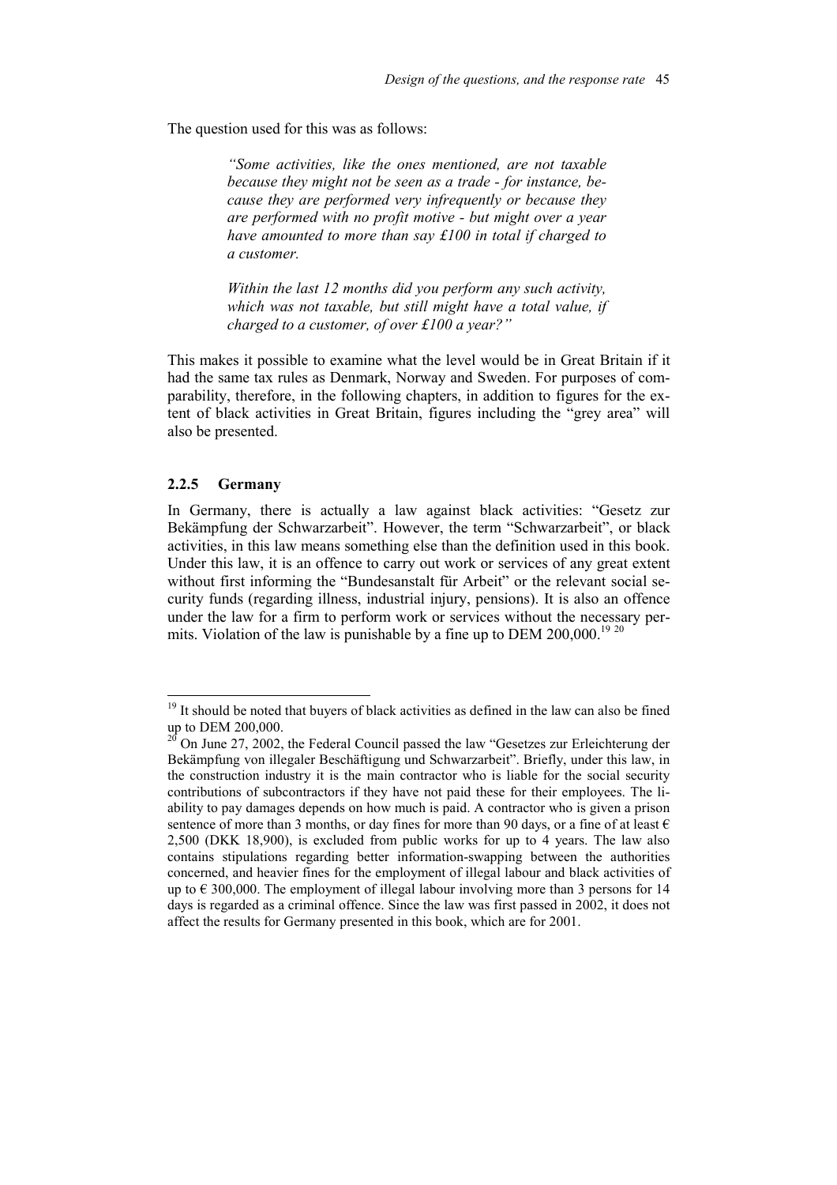The question used for this was as follows:

> *"Some activities, like the ones mentioned, are not taxable because they might not be seen as a trade - for instance, because they are performed very infrequently or because they are performed with no profit motive - but might over a year have amounted to more than say £100 in total if charged to a customer.*
>
> *Within the last 12 months did you perform any such activity, which was not taxable, but still might have a total value, if charged to a customer, of over £100 a year?"*

This makes it possible to examine what the level would be in Great Britain if it had the same tax rules as Denmark, Norway and Sweden. For purposes of comparability, therefore, in the following chapters, in addition to figures for the extent of black activities in Great Britain, figures including the "grey area" will also be presented.

### 2.2.5 Germany

In Germany, there is actually a law against black activities: "Gesetz zur Bekämpfung der Schwarzarbeit". However, the term "Schwarzarbeit", or black activities, in this law means something else than the definition used in this book. Under this law, it is an offence to carry out work or services of any great extent without first informing the "Bundesanstalt für Arbeit" or the relevant social security funds (regarding illness, industrial injury, pensions). It is also an offence under the law for a firm to perform work or services without the necessary permits. Violation of the law is punishable by a fine up to DEM 200,000.[19] [20]

---

[19] It should be noted that buyers of black activities as defined in the law can also be fined up to DEM 200,000.

[20] On June 27, 2002, the Federal Council passed the law "Gesetzes zur Erleichterung der Bekämpfung von illegaler Beschäftigung und Schwarzarbeit". Briefly, under this law, in the construction industry it is the main contractor who is liable for the social security contributions of subcontractors if they have not paid these for their employees. The liability to pay damages depends on how much is paid. A contractor who is given a prison sentence of more than 3 months, or day fines for more than 90 days, or a fine of at least € 2,500 (DKK 18,900), is excluded from public works for up to 4 years. The law also contains stipulations regarding better information-swapping between the authorities concerned, and heavier fines for the employment of illegal labour and black activities of up to € 300,000. The employment of illegal labour involving more than 3 persons for 14 days is regarded as a criminal offence. Since the law was first passed in 2002, it does not affect the results for Germany presented in this book, which are for 2001.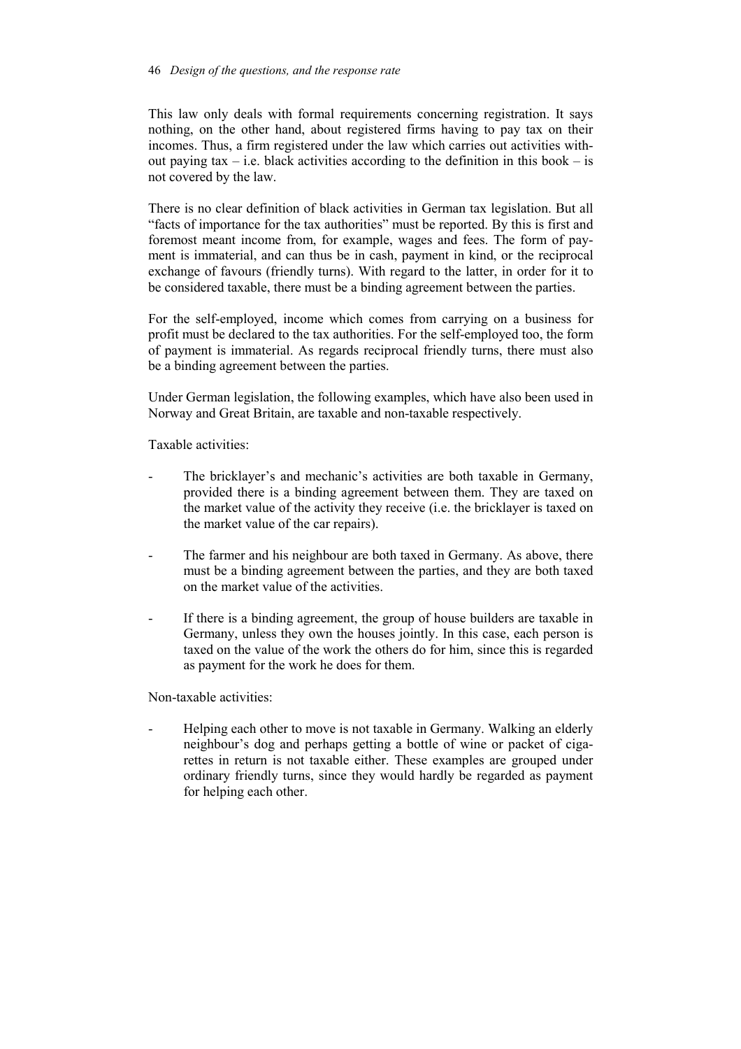This law only deals with formal requirements concerning registration. It says nothing, on the other hand, about registered firms having to pay tax on their incomes. Thus, a firm registered under the law which carries out activities without paying tax – i.e. black activities according to the definition in this book – is not covered by the law.

There is no clear definition of black activities in German tax legislation. But all "facts of importance for the tax authorities" must be reported. By this is first and foremost meant income from, for example, wages and fees. The form of payment is immaterial, and can thus be in cash, payment in kind, or the reciprocal exchange of favours (friendly turns). With regard to the latter, in order for it to be considered taxable, there must be a binding agreement between the parties.

For the self-employed, income which comes from carrying on a business for profit must be declared to the tax authorities. For the self-employed too, the form of payment is immaterial. As regards reciprocal friendly turns, there must also be a binding agreement between the parties.

Under German legislation, the following examples, which have also been used in Norway and Great Britain, are taxable and non-taxable respectively.

Taxable activities:

- The bricklayer's and mechanic's activities are both taxable in Germany, provided there is a binding agreement between them. They are taxed on the market value of the activity they receive (i.e. the bricklayer is taxed on the market value of the car repairs).
- The farmer and his neighbour are both taxed in Germany. As above, there must be a binding agreement between the parties, and they are both taxed on the market value of the activities.
- If there is a binding agreement, the group of house builders are taxable in Germany, unless they own the houses jointly. In this case, each person is taxed on the value of the work the others do for him, since this is regarded as payment for the work he does for them.

Non-taxable activities:

- Helping each other to move is not taxable in Germany. Walking an elderly neighbour's dog and perhaps getting a bottle of wine or packet of cigarettes in return is not taxable either. These examples are grouped under ordinary friendly turns, since they would hardly be regarded as payment for helping each other.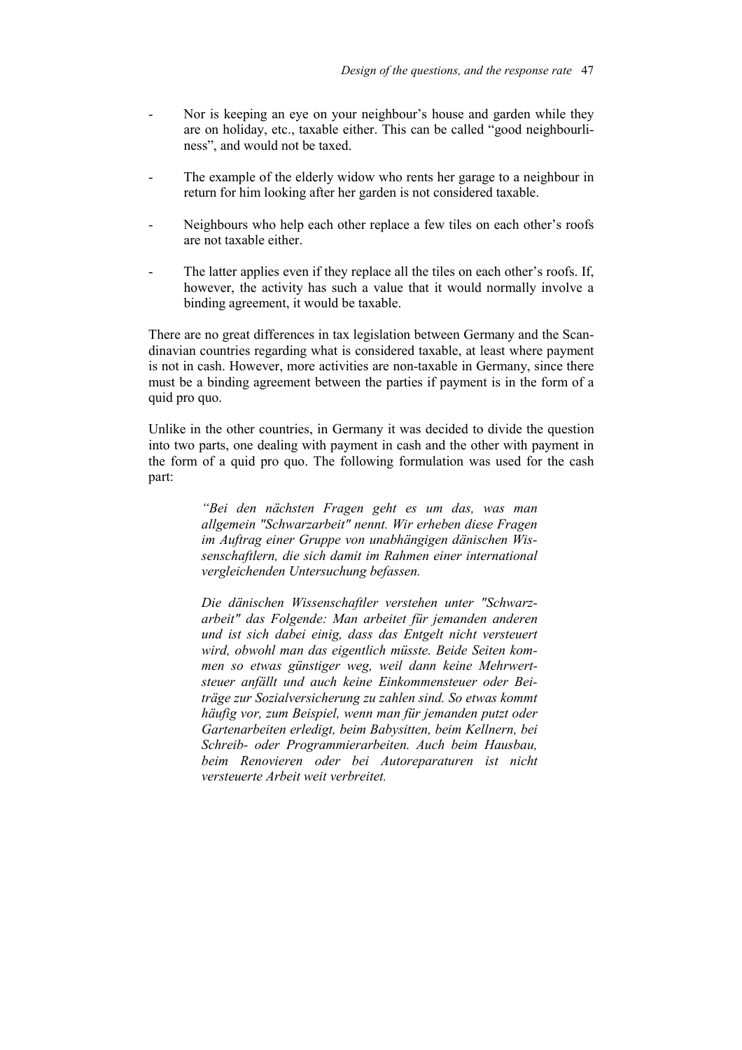- Nor is keeping an eye on your neighbour's house and garden while they are on holiday, etc., taxable either. This can be called "good neighbourliness", and would not be taxed.
- The example of the elderly widow who rents her garage to a neighbour in return for him looking after her garden is not considered taxable.
- Neighbours who help each other replace a few tiles on each other's roofs are not taxable either.
- The latter applies even if they replace all the tiles on each other's roofs. If, however, the activity has such a value that it would normally involve a binding agreement, it would be taxable.

There are no great differences in tax legislation between Germany and the Scandinavian countries regarding what is considered taxable, at least where payment is not in cash. However, more activities are non-taxable in Germany, since there must be a binding agreement between the parties if payment is in the form of a quid pro quo.

Unlike in the other countries, in Germany it was decided to divide the question into two parts, one dealing with payment in cash and the other with payment in the form of a quid pro quo. The following formulation was used for the cash part:

> *"Bei den nächsten Fragen geht es um das, was man allgemein "Schwarzarbeit" nennt. Wir erheben diese Fragen im Auftrag einer Gruppe von unabhängigen dänischen Wissenschaftlern, die sich damit im Rahmen einer international vergleichenden Untersuchung befassen.*
>
> *Die dänischen Wissenschaftler verstehen unter "Schwarzarbeit" das Folgende: Man arbeitet für jemanden anderen und ist sich dabei einig, dass das Entgelt nicht versteuert wird, obwohl man das eigentlich müsste. Beide Seiten kommen so etwas günstiger weg, weil dann keine Mehrwertsteuer anfällt und auch keine Einkommensteuer oder Beiträge zur Sozialversicherung zu zahlen sind. So etwas kommt häufig vor, zum Beispiel, wenn man für jemanden putzt oder Gartenarbeiten erledigt, beim Babysitten, beim Kellnern, bei Schreib- oder Programmierarbeiten. Auch beim Hausbau, beim Renovieren oder bei Autoreparaturen ist nicht versteuerte Arbeit weit verbreitet.*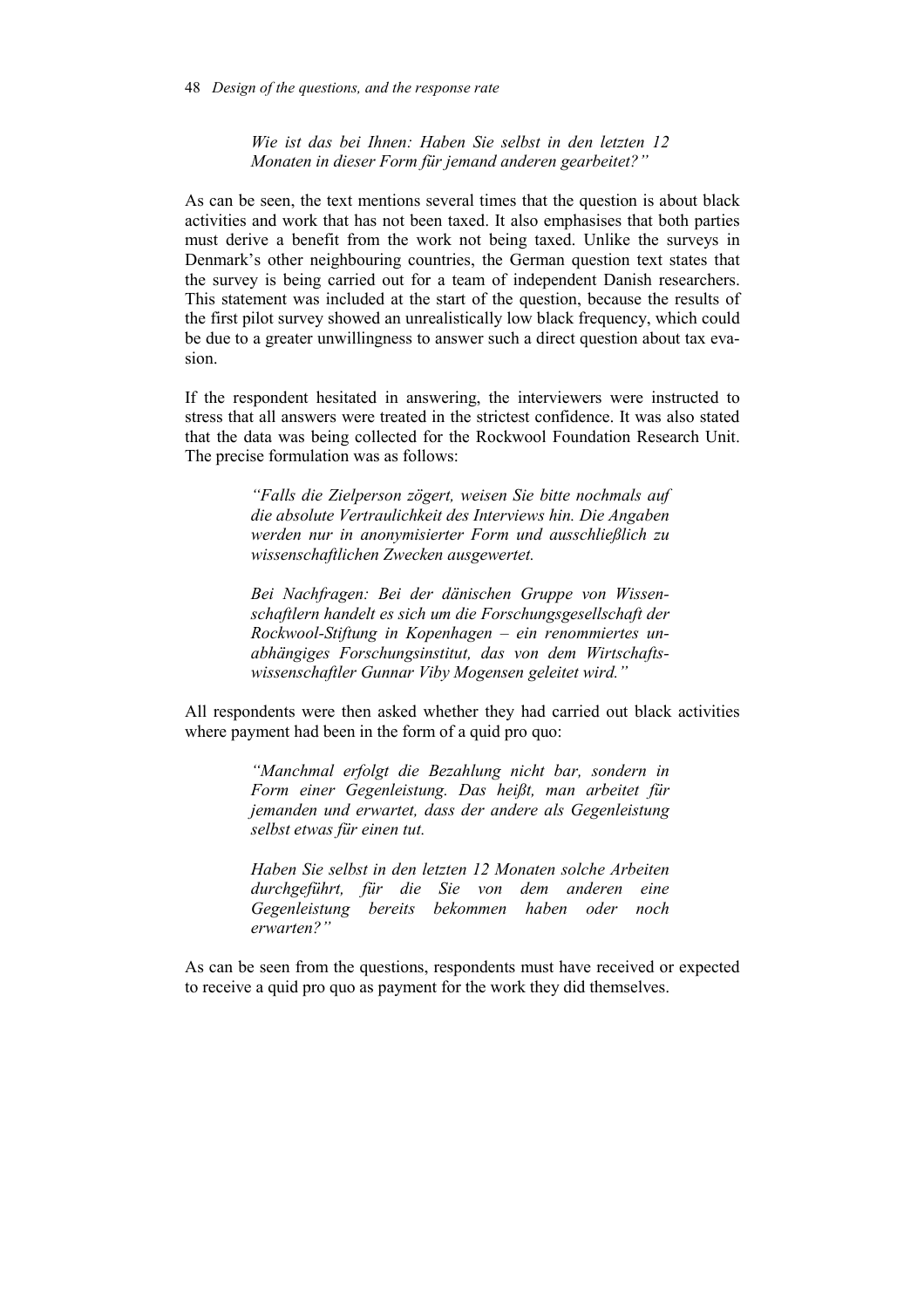> *Wie ist das bei Ihnen: Haben Sie selbst in den letzten 12 Monaten in dieser Form für jemand anderen gearbeitet?"*

As can be seen, the text mentions several times that the question is about black activities and work that has not been taxed. It also emphasises that both parties must derive a benefit from the work not being taxed. Unlike the surveys in Denmark's other neighbouring countries, the German question text states that the survey is being carried out for a team of independent Danish researchers. This statement was included at the start of the question, because the results of the first pilot survey showed an unrealistically low black frequency, which could be due to a greater unwillingness to answer such a direct question about tax evasion.

If the respondent hesitated in answering, the interviewers were instructed to stress that all answers were treated in the strictest confidence. It was also stated that the data was being collected for the Rockwool Foundation Research Unit. The precise formulation was as follows:

> *"Falls die Zielperson zögert, weisen Sie bitte nochmals auf die absolute Vertraulichkeit des Interviews hin. Die Angaben werden nur in anonymisierter Form und ausschließlich zu wissenschaftlichen Zwecken ausgewertet.*
>
> *Bei Nachfragen: Bei der dänischen Gruppe von Wissenschaftlern handelt es sich um die Forschungsgesellschaft der Rockwool-Stiftung in Kopenhagen – ein renommiertes unabhängiges Forschungsinstitut, das von dem Wirtschaftswissenschaftler Gunnar Viby Mogensen geleitet wird."*

All respondents were then asked whether they had carried out black activities where payment had been in the form of a quid pro quo:

> *"Manchmal erfolgt die Bezahlung nicht bar, sondern in Form einer Gegenleistung. Das heißt, man arbeitet für jemanden und erwartet, dass der andere als Gegenleistung selbst etwas für einen tut.*
>
> *Haben Sie selbst in den letzten 12 Monaten solche Arbeiten durchgeführt, für die Sie von dem anderen eine Gegenleistung bereits bekommen haben oder noch erwarten?"*

As can be seen from the questions, respondents must have received or expected to receive a quid pro quo as payment for the work they did themselves.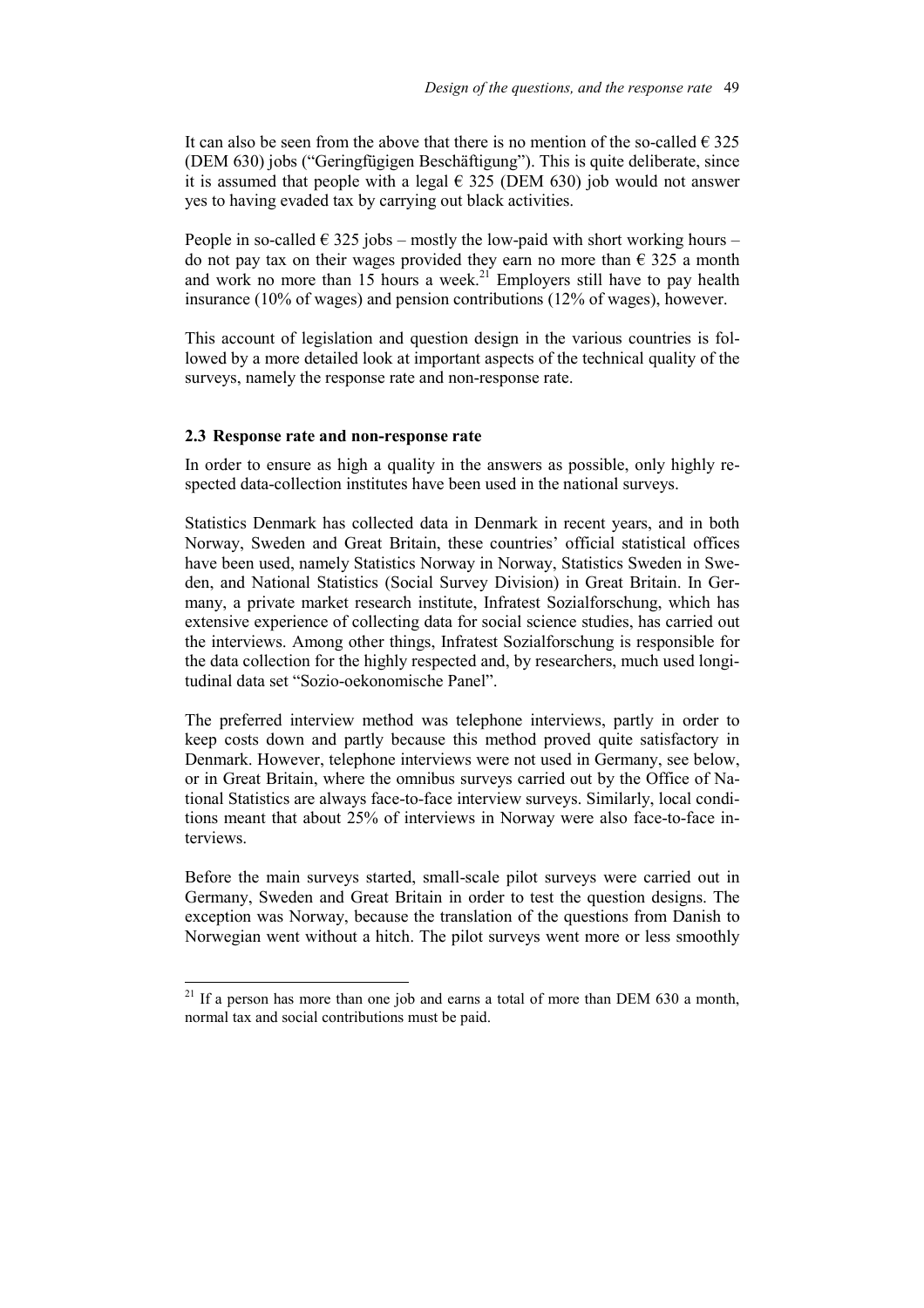It can also be seen from the above that there is no mention of the so-called € 325 (DEM 630) jobs ("Geringfügigen Beschäftigung"). This is quite deliberate, since it is assumed that people with a legal € 325 (DEM 630) job would not answer yes to having evaded tax by carrying out black activities.

People in so-called € 325 jobs – mostly the low-paid with short working hours – do not pay tax on their wages provided they earn no more than € 325 a month and work no more than 15 hours a week.[21] Employers still have to pay health insurance (10% of wages) and pension contributions (12% of wages), however.

This account of legislation and question design in the various countries is followed by a more detailed look at important aspects of the technical quality of the surveys, namely the response rate and non-response rate.

### 2.3 Response rate and non-response rate

In order to ensure as high a quality in the answers as possible, only highly respected data-collection institutes have been used in the national surveys.

Statistics Denmark has collected data in Denmark in recent years, and in both Norway, Sweden and Great Britain, these countries' official statistical offices have been used, namely Statistics Norway in Norway, Statistics Sweden in Sweden, and National Statistics (Social Survey Division) in Great Britain. In Germany, a private market research institute, Infratest Sozialforschung, which has extensive experience of collecting data for social science studies, has carried out the interviews. Among other things, Infratest Sozialforschung is responsible for the data collection for the highly respected and, by researchers, much used longitudinal data set "Sozio-oekonomische Panel".

The preferred interview method was telephone interviews, partly in order to keep costs down and partly because this method proved quite satisfactory in Denmark. However, telephone interviews were not used in Germany, see below, or in Great Britain, where the omnibus surveys carried out by the Office of National Statistics are always face-to-face interview surveys. Similarly, local conditions meant that about 25% of interviews in Norway were also face-to-face interviews.

Before the main surveys started, small-scale pilot surveys were carried out in Germany, Sweden and Great Britain in order to test the question designs. The exception was Norway, because the translation of the questions from Danish to Norwegian went without a hitch. The pilot surveys went more or less smoothly

---

[21] If a person has more than one job and earns a total of more than DEM 630 a month, normal tax and social contributions must be paid.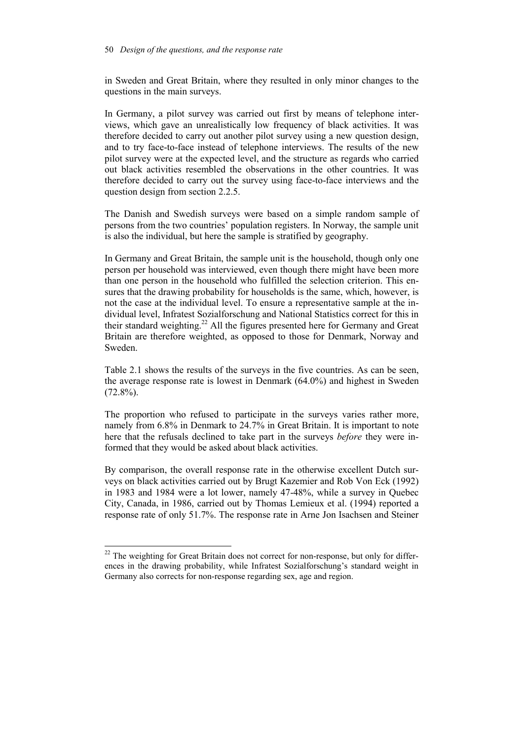in Sweden and Great Britain, where they resulted in only minor changes to the questions in the main surveys.

In Germany, a pilot survey was carried out first by means of telephone interviews, which gave an unrealistically low frequency of black activities. It was therefore decided to carry out another pilot survey using a new question design, and to try face-to-face instead of telephone interviews. The results of the new pilot survey were at the expected level, and the structure as regards who carried out black activities resembled the observations in the other countries. It was therefore decided to carry out the survey using face-to-face interviews and the question design from section 2.2.5.

The Danish and Swedish surveys were based on a simple random sample of persons from the two countries' population registers. In Norway, the sample unit is also the individual, but here the sample is stratified by geography.

In Germany and Great Britain, the sample unit is the household, though only one person per household was interviewed, even though there might have been more than one person in the household who fulfilled the selection criterion. This ensures that the drawing probability for households is the same, which, however, is not the case at the individual level. To ensure a representative sample at the individual level, Infratest Sozialforschung and National Statistics correct for this in their standard weighting.[22] All the figures presented here for Germany and Great Britain are therefore weighted, as opposed to those for Denmark, Norway and Sweden.

Table 2.1 shows the results of the surveys in the five countries. As can be seen, the average response rate is lowest in Denmark (64.0%) and highest in Sweden (72.8%).

The proportion who refused to participate in the surveys varies rather more, namely from 6.8% in Denmark to 24.7% in Great Britain. It is important to note here that the refusals declined to take part in the surveys *before* they were informed that they would be asked about black activities.

By comparison, the overall response rate in the otherwise excellent Dutch surveys on black activities carried out by Brugt Kazemier and Rob Von Eck (1992) in 1983 and 1984 were a lot lower, namely 47-48%, while a survey in Quebec City, Canada, in 1986, carried out by Thomas Lemieux et al. (1994) reported a response rate of only 51.7%. The response rate in Arne Jon Isachsen and Steiner

[22] The weighting for Great Britain does not correct for non-response, but only for differences in the drawing probability, while Infratest Sozialforschung's standard weight in Germany also corrects for non-response regarding sex, age and region.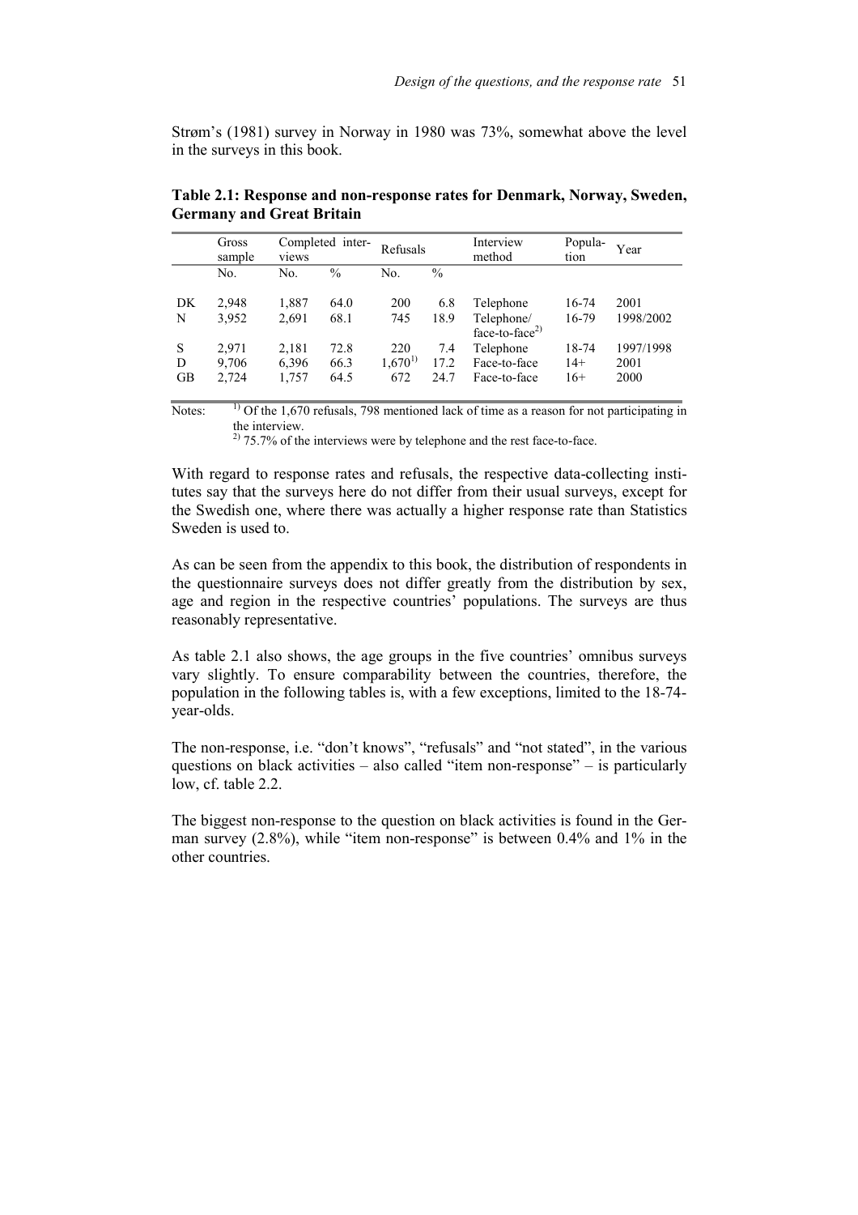Strøm's (1981) survey in Norway in 1980 was 73%, somewhat above the level in the surveys in this book.

**Table 2.1: Response and non-response rates for Denmark, Norway, Sweden, Germany and Great Britain**

| | Gross sample | Completed interviews | | Refusals | | Interview method | Population | Year |
|---|---|---|---|---|---|---|---|---|
| | No. | No. | % | No. | % | | | |
| DK | 2,948 | 1,887 | 64.0 | 200 | 6.8 | Telephone | 16-74 | 2001 |
| N | 3,952 | 2,691 | 68.1 | 745 | 18.9 | Telephone/ face-to-face[2)] | 16-79 | 1998/2002 |
| S | 2,971 | 2,181 | 72.8 | 220 | 7.4 | Telephone | 18-74 | 1997/1998 |
| D | 9,706 | 6,396 | 66.3 | 1,670[1)] | 17.2 | Face-to-face | 14+ | 2001 |
| GB | 2,724 | 1,757 | 64.5 | 672 | 24.7 | Face-to-face | 16+ | 2000 |

Notes: [1)] Of the 1,670 refusals, 798 mentioned lack of time as a reason for not participating in the interview.
[2)] 75.7% of the interviews were by telephone and the rest face-to-face.

With regard to response rates and refusals, the respective data-collecting institutes say that the surveys here do not differ from their usual surveys, except for the Swedish one, where there was actually a higher response rate than Statistics Sweden is used to.

As can be seen from the appendix to this book, the distribution of respondents in the questionnaire surveys does not differ greatly from the distribution by sex, age and region in the respective countries' populations. The surveys are thus reasonably representative.

As table 2.1 also shows, the age groups in the five countries' omnibus surveys vary slightly. To ensure comparability between the countries, therefore, the population in the following tables is, with a few exceptions, limited to the 18-74-year-olds.

The non-response, i.e. "don't knows", "refusals" and "not stated", in the various questions on black activities – also called "item non-response" – is particularly low, cf. table 2.2.

The biggest non-response to the question on black activities is found in the German survey (2.8%), while "item non-response" is between 0.4% and 1% in the other countries.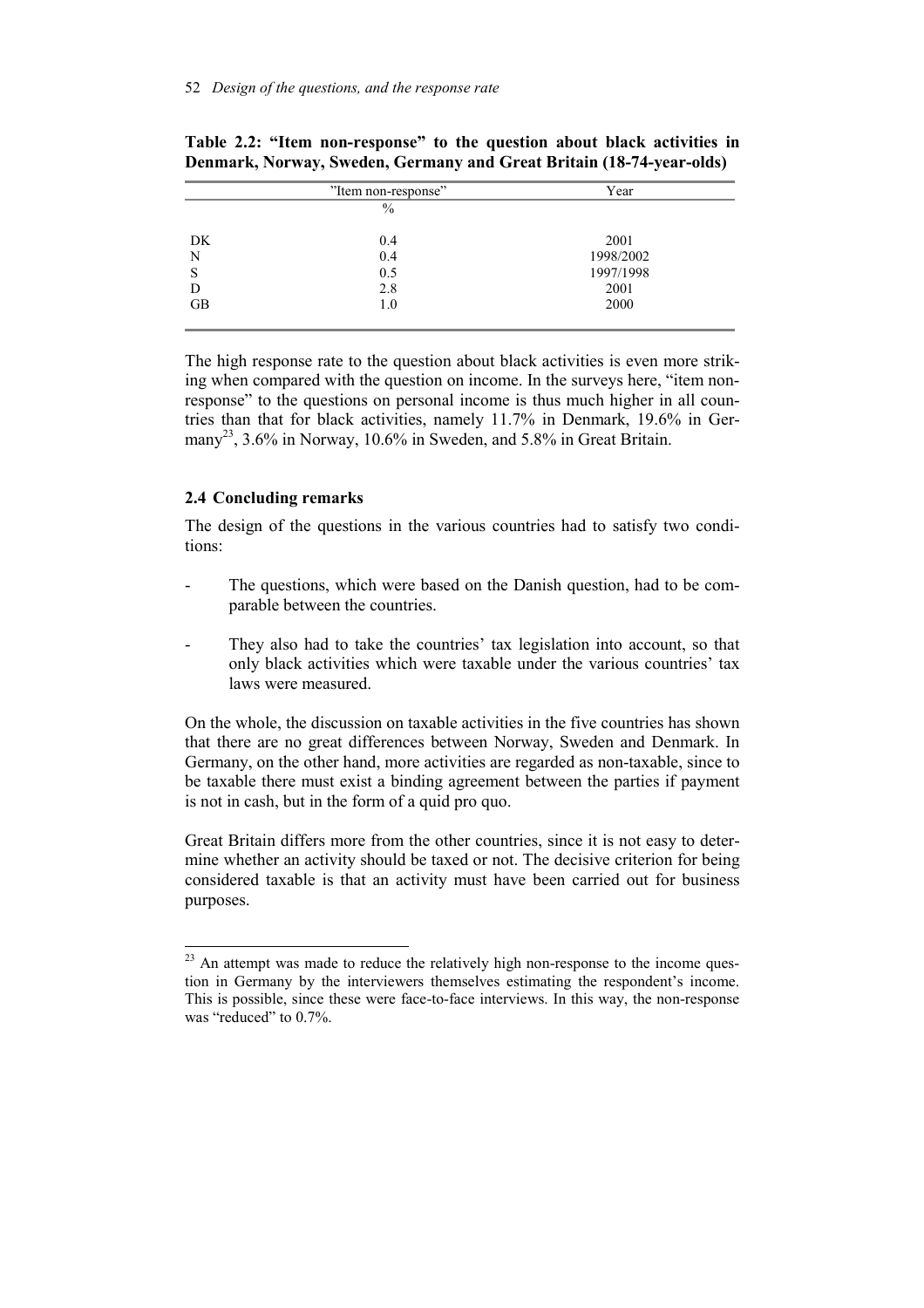**Table 2.2: "Item non-response" to the question about black activities in Denmark, Norway, Sweden, Germany and Great Britain (18-74-year-olds)**

| | "Item non-response" | Year |
|---|---|---|
| | % | |
| DK | 0.4 | 2001 |
| N | 0.4 | 1998/2002 |
| S | 0.5 | 1997/1998 |
| D | 2.8 | 2001 |
| GB | 1.0 | 2000 |

The high response rate to the question about black activities is even more striking when compared with the question on income. In the surveys here, "item non-response" to the questions on personal income is thus much higher in all countries than that for black activities, namely 11.7% in Denmark, 19.6% in Germany[23], 3.6% in Norway, 10.6% in Sweden, and 5.8% in Great Britain.

## 2.4 Concluding remarks

The design of the questions in the various countries had to satisfy two conditions:

- The questions, which were based on the Danish question, had to be comparable between the countries.
- They also had to take the countries' tax legislation into account, so that only black activities which were taxable under the various countries' tax laws were measured.

On the whole, the discussion on taxable activities in the five countries has shown that there are no great differences between Norway, Sweden and Denmark. In Germany, on the other hand, more activities are regarded as non-taxable, since to be taxable there must exist a binding agreement between the parties if payment is not in cash, but in the form of a quid pro quo.

Great Britain differs more from the other countries, since it is not easy to determine whether an activity should be taxed or not. The decisive criterion for being considered taxable is that an activity must have been carried out for business purposes.

[23] An attempt was made to reduce the relatively high non-response to the income question in Germany by the interviewers themselves estimating the respondent's income. This is possible, since these were face-to-face interviews. In this way, the non-response was "reduced" to 0.7%.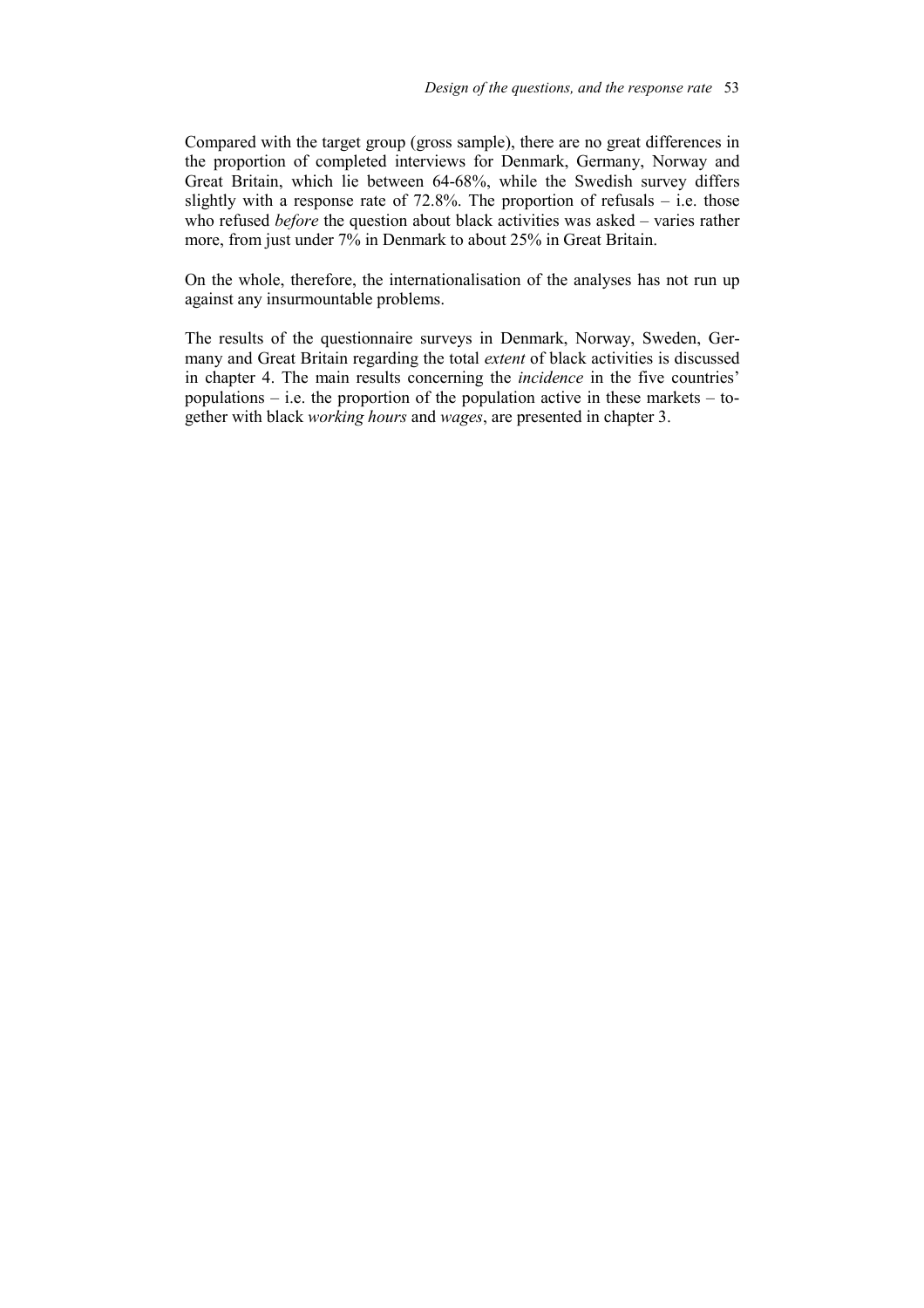Compared with the target group (gross sample), there are no great differences in the proportion of completed interviews for Denmark, Germany, Norway and Great Britain, which lie between 64-68%, while the Swedish survey differs slightly with a response rate of 72.8%. The proportion of refusals – i.e. those who refused *before* the question about black activities was asked – varies rather more, from just under 7% in Denmark to about 25% in Great Britain.

On the whole, therefore, the internationalisation of the analyses has not run up against any insurmountable problems.

The results of the questionnaire surveys in Denmark, Norway, Sweden, Germany and Great Britain regarding the total *extent* of black activities is discussed in chapter 4. The main results concerning the *incidence* in the five countries' populations – i.e. the proportion of the population active in these markets – together with black *working hours* and *wages*, are presented in chapter 3.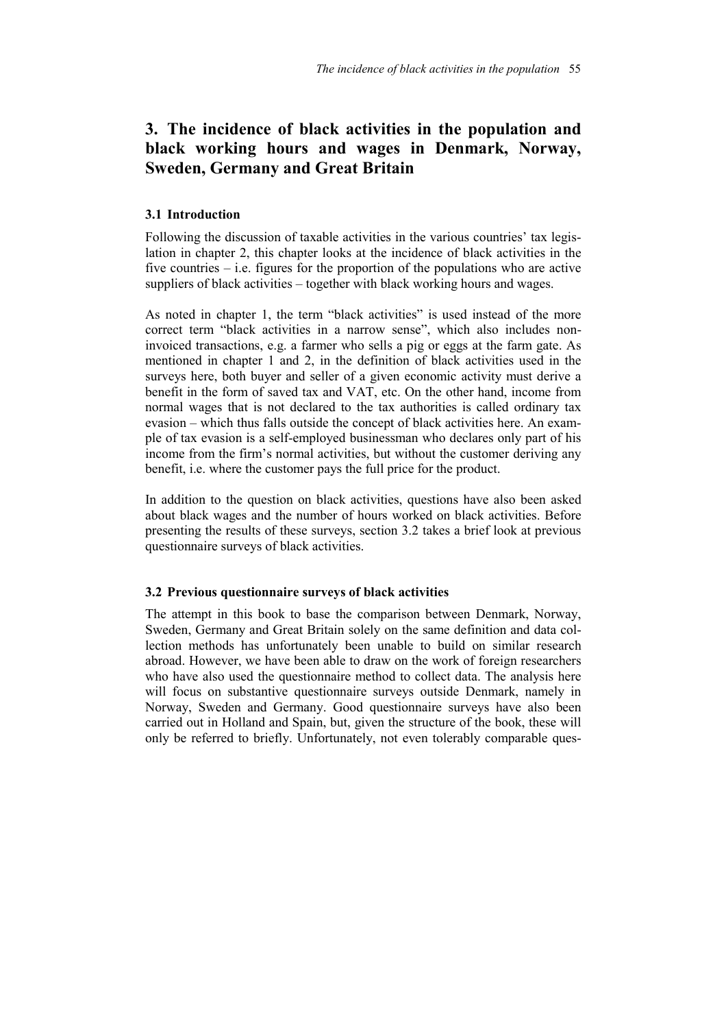# 3. The incidence of black activities in the population and black working hours and wages in Denmark, Norway, Sweden, Germany and Great Britain

## 3.1 Introduction

Following the discussion of taxable activities in the various countries' tax legislation in chapter 2, this chapter looks at the incidence of black activities in the five countries – i.e. figures for the proportion of the populations who are active suppliers of black activities – together with black working hours and wages.

As noted in chapter 1, the term "black activities" is used instead of the more correct term "black activities in a narrow sense", which also includes non-invoiced transactions, e.g. a farmer who sells a pig or eggs at the farm gate. As mentioned in chapter 1 and 2, in the definition of black activities used in the surveys here, both buyer and seller of a given economic activity must derive a benefit in the form of saved tax and VAT, etc. On the other hand, income from normal wages that is not declared to the tax authorities is called ordinary tax evasion – which thus falls outside the concept of black activities here. An example of tax evasion is a self-employed businessman who declares only part of his income from the firm's normal activities, but without the customer deriving any benefit, i.e. where the customer pays the full price for the product.

In addition to the question on black activities, questions have also been asked about black wages and the number of hours worked on black activities. Before presenting the results of these surveys, section 3.2 takes a brief look at previous questionnaire surveys of black activities.

## 3.2 Previous questionnaire surveys of black activities

The attempt in this book to base the comparison between Denmark, Norway, Sweden, Germany and Great Britain solely on the same definition and data collection methods has unfortunately been unable to build on similar research abroad. However, we have been able to draw on the work of foreign researchers who have also used the questionnaire method to collect data. The analysis here will focus on substantive questionnaire surveys outside Denmark, namely in Norway, Sweden and Germany. Good questionnaire surveys have also been carried out in Holland and Spain, but, given the structure of the book, these will only be referred to briefly. Unfortunately, not even tolerably comparable ques-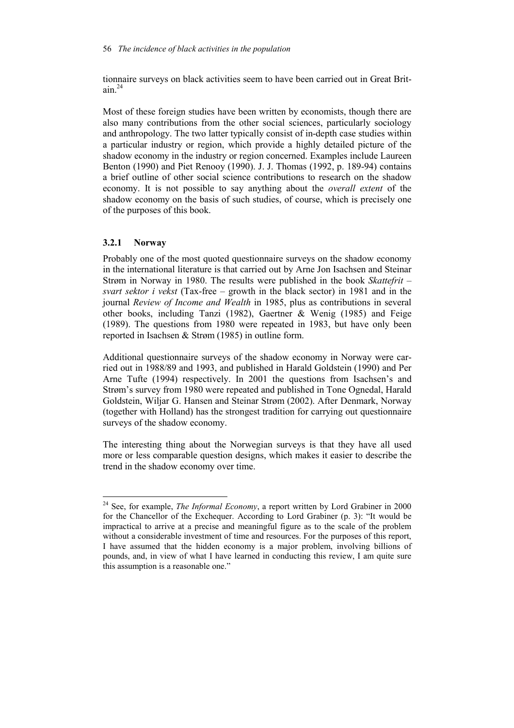tionnaire surveys on black activities seem to have been carried out in Great Britain.[24]

Most of these foreign studies have been written by economists, though there are also many contributions from the other social sciences, particularly sociology and anthropology. The two latter typically consist of in-depth case studies within a particular industry or region, which provide a highly detailed picture of the shadow economy in the industry or region concerned. Examples include Laureen Benton (1990) and Piet Renooy (1990). J. J. Thomas (1992, p. 189-94) contains a brief outline of other social science contributions to research on the shadow economy. It is not possible to say anything about the *overall extent* of the shadow economy on the basis of such studies, of course, which is precisely one of the purposes of this book.

### 3.2.1 Norway

Probably one of the most quoted questionnaire surveys on the shadow economy in the international literature is that carried out by Arne Jon Isachsen and Steinar Strøm in Norway in 1980. The results were published in the book *Skattefrit – svart sektor i vekst* (Tax-free – growth in the black sector) in 1981 and in the journal *Review of Income and Wealth* in 1985, plus as contributions in several other books, including Tanzi (1982), Gaertner & Wenig (1985) and Feige (1989). The questions from 1980 were repeated in 1983, but have only been reported in Isachsen & Strøm (1985) in outline form.

Additional questionnaire surveys of the shadow economy in Norway were carried out in 1988/89 and 1993, and published in Harald Goldstein (1990) and Per Arne Tufte (1994) respectively. In 2001 the questions from Isachsen's and Strøm's survey from 1980 were repeated and published in Tone Ognedal, Harald Goldstein, Wiljar G. Hansen and Steinar Strøm (2002). After Denmark, Norway (together with Holland) has the strongest tradition for carrying out questionnaire surveys of the shadow economy.

The interesting thing about the Norwegian surveys is that they have all used more or less comparable question designs, which makes it easier to describe the trend in the shadow economy over time.

---

[24] See, for example, *The Informal Economy*, a report written by Lord Grabiner in 2000 for the Chancellor of the Exchequer. According to Lord Grabiner (p. 3): "It would be impractical to arrive at a precise and meaningful figure as to the scale of the problem without a considerable investment of time and resources. For the purposes of this report, I have assumed that the hidden economy is a major problem, involving billions of pounds, and, in view of what I have learned in conducting this review, I am quite sure this assumption is a reasonable one."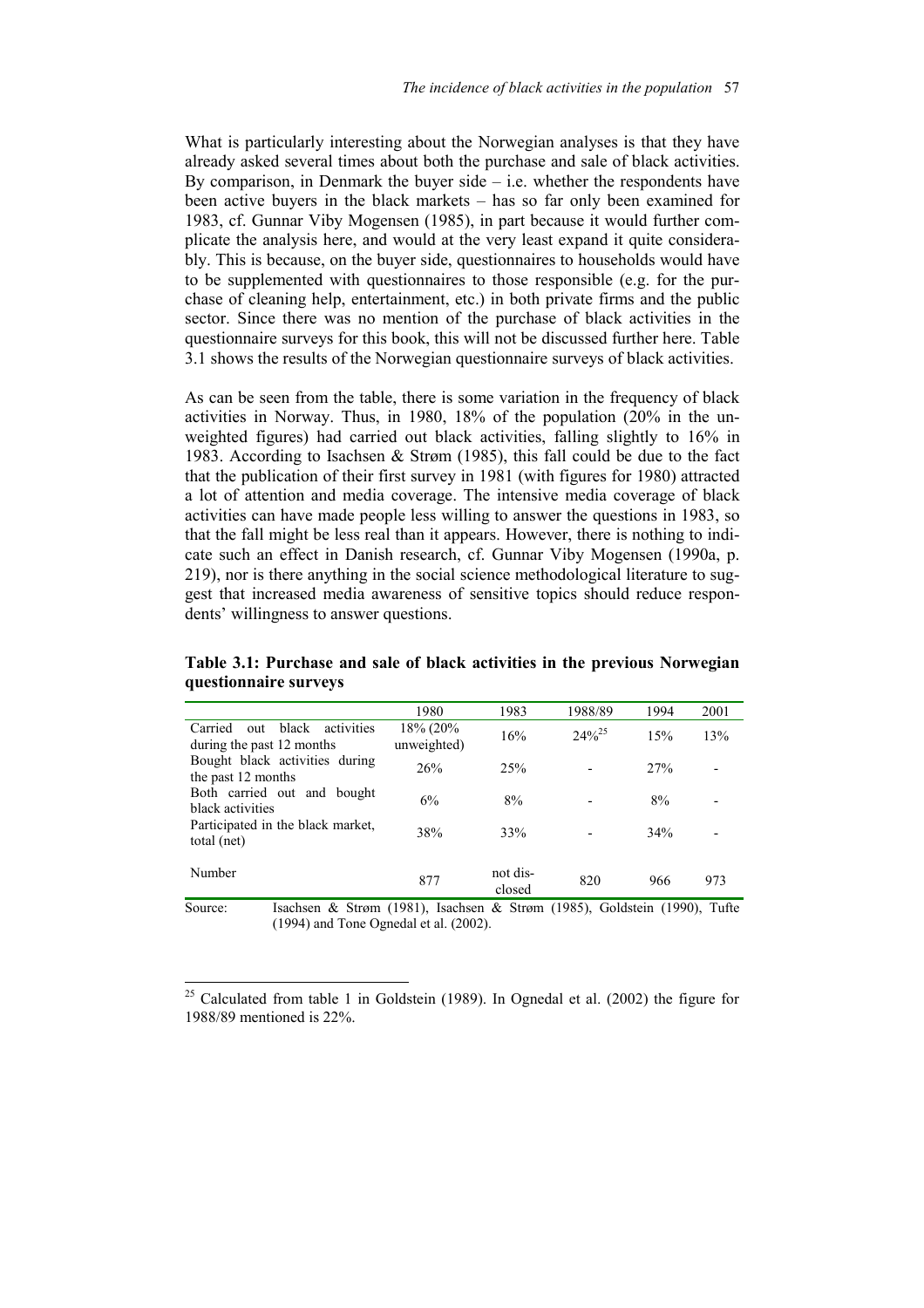What is particularly interesting about the Norwegian analyses is that they have already asked several times about both the purchase and sale of black activities. By comparison, in Denmark the buyer side – i.e. whether the respondents have been active buyers in the black markets – has so far only been examined for 1983, cf. Gunnar Viby Mogensen (1985), in part because it would further complicate the analysis here, and would at the very least expand it quite considerably. This is because, on the buyer side, questionnaires to households would have to be supplemented with questionnaires to those responsible (e.g. for the purchase of cleaning help, entertainment, etc.) in both private firms and the public sector. Since there was no mention of the purchase of black activities in the questionnaire surveys for this book, this will not be discussed further here. Table 3.1 shows the results of the Norwegian questionnaire surveys of black activities.

As can be seen from the table, there is some variation in the frequency of black activities in Norway. Thus, in 1980, 18% of the population (20% in the unweighted figures) had carried out black activities, falling slightly to 16% in 1983. According to Isachsen & Strøm (1985), this fall could be due to the fact that the publication of their first survey in 1981 (with figures for 1980) attracted a lot of attention and media coverage. The intensive media coverage of black activities can have made people less willing to answer the questions in 1983, so that the fall might be less real than it appears. However, there is nothing to indicate such an effect in Danish research, cf. Gunnar Viby Mogensen (1990a, p. 219), nor is there anything in the social science methodological literature to suggest that increased media awareness of sensitive topics should reduce respondents' willingness to answer questions.

**Table 3.1: Purchase and sale of black activities in the previous Norwegian questionnaire surveys**

| | 1980 | 1983 | 1988/89 | 1994 | 2001 |
|---|---|---|---|---|---|
| Carried out black activities during the past 12 months | 18% (20% unweighted) | 16% | 24%[25] | 15% | 13% |
| Bought black activities during the past 12 months | 26% | 25% | - | 27% | - |
| Both carried out and bought black activities | 6% | 8% | - | 8% | - |
| Participated in the black market, total (net) | 38% | 33% | - | 34% | - |
| Number | 877 | not disclosed | 820 | 966 | 973 |

Source: Isachsen & Strøm (1981), Isachsen & Strøm (1985), Goldstein (1990), Tufte (1994) and Tone Ognedal et al. (2002).

[25] Calculated from table 1 in Goldstein (1989). In Ognedal et al. (2002) the figure for 1988/89 mentioned is 22%.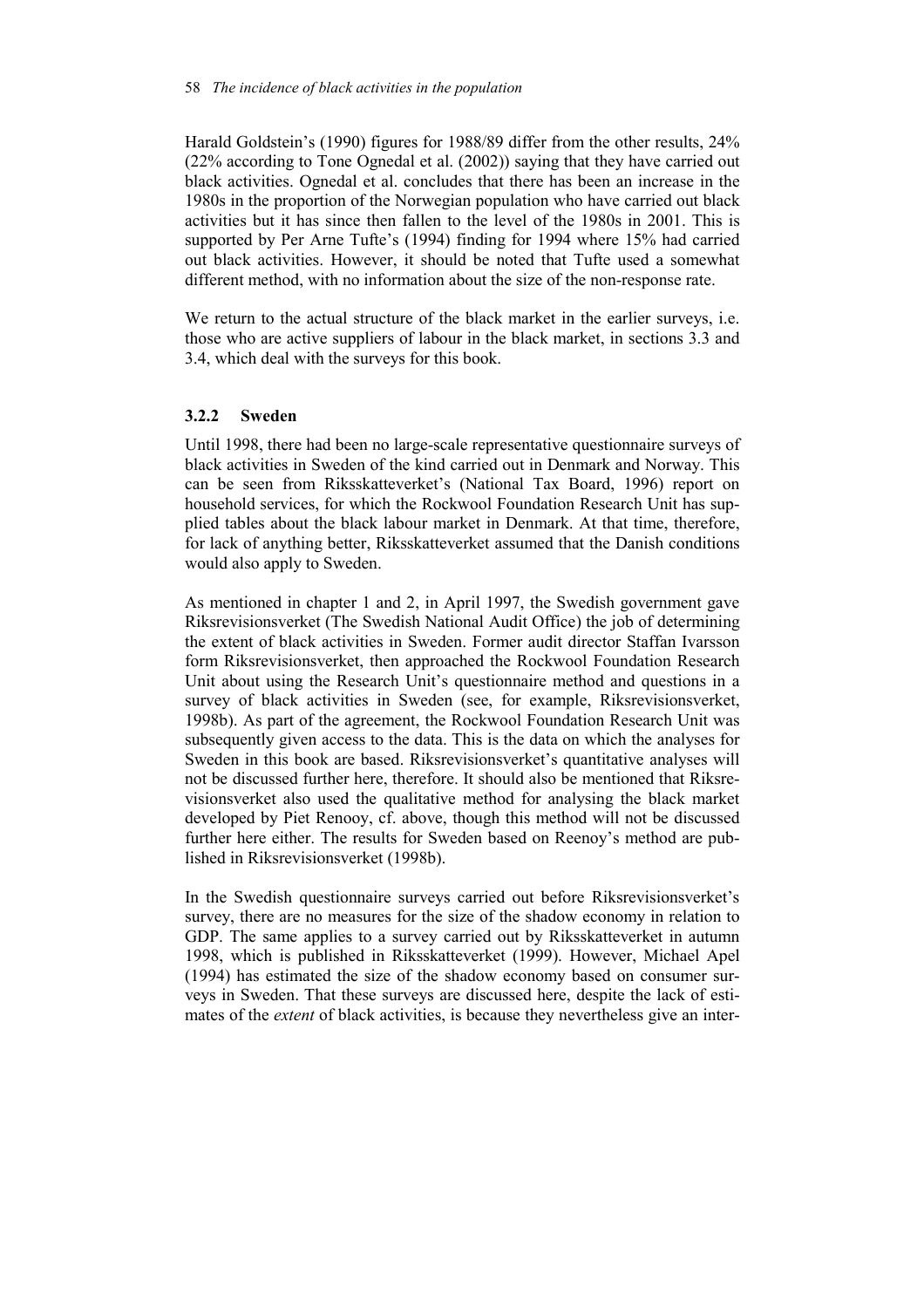Harald Goldstein's (1990) figures for 1988/89 differ from the other results, 24% (22% according to Tone Ognedal et al. (2002)) saying that they have carried out black activities. Ognedal et al. concludes that there has been an increase in the 1980s in the proportion of the Norwegian population who have carried out black activities but it has since then fallen to the level of the 1980s in 2001. This is supported by Per Arne Tufte's (1994) finding for 1994 where 15% had carried out black activities. However, it should be noted that Tufte used a somewhat different method, with no information about the size of the non-response rate.

We return to the actual structure of the black market in the earlier surveys, i.e. those who are active suppliers of labour in the black market, in sections 3.3 and 3.4, which deal with the surveys for this book.

### 3.2.2 Sweden

Until 1998, there had been no large-scale representative questionnaire surveys of black activities in Sweden of the kind carried out in Denmark and Norway. This can be seen from Riksskatteverket's (National Tax Board, 1996) report on household services, for which the Rockwool Foundation Research Unit has supplied tables about the black labour market in Denmark. At that time, therefore, for lack of anything better, Riksskatteverket assumed that the Danish conditions would also apply to Sweden.

As mentioned in chapter 1 and 2, in April 1997, the Swedish government gave Riksrevisionsverket (The Swedish National Audit Office) the job of determining the extent of black activities in Sweden. Former audit director Staffan Ivarsson form Riksrevisionsverket, then approached the Rockwool Foundation Research Unit about using the Research Unit's questionnaire method and questions in a survey of black activities in Sweden (see, for example, Riksrevisionsverket, 1998b). As part of the agreement, the Rockwool Foundation Research Unit was subsequently given access to the data. This is the data on which the analyses for Sweden in this book are based. Riksrevisionsverket's quantitative analyses will not be discussed further here, therefore. It should also be mentioned that Riksrevisionsverket also used the qualitative method for analysing the black market developed by Piet Renooy, cf. above, though this method will not be discussed further here either. The results for Sweden based on Reenoy's method are published in Riksrevisionsverket (1998b).

In the Swedish questionnaire surveys carried out before Riksrevisionsverket's survey, there are no measures for the size of the shadow economy in relation to GDP. The same applies to a survey carried out by Riksskatteverket in autumn 1998, which is published in Riksskatteverket (1999). However, Michael Apel (1994) has estimated the size of the shadow economy based on consumer surveys in Sweden. That these surveys are discussed here, despite the lack of estimates of the *extent* of black activities, is because they nevertheless give an inter-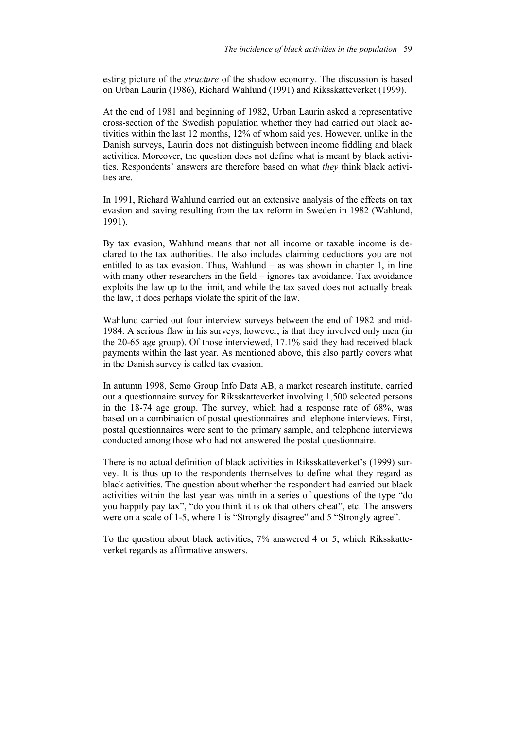esting picture of the *structure* of the shadow economy. The discussion is based on Urban Laurin (1986), Richard Wahlund (1991) and Riksskatteverket (1999).

At the end of 1981 and beginning of 1982, Urban Laurin asked a representative cross-section of the Swedish population whether they had carried out black activities within the last 12 months, 12% of whom said yes. However, unlike in the Danish surveys, Laurin does not distinguish between income fiddling and black activities. Moreover, the question does not define what is meant by black activities. Respondents' answers are therefore based on what *they* think black activities are.

In 1991, Richard Wahlund carried out an extensive analysis of the effects on tax evasion and saving resulting from the tax reform in Sweden in 1982 (Wahlund, 1991).

By tax evasion, Wahlund means that not all income or taxable income is declared to the tax authorities. He also includes claiming deductions you are not entitled to as tax evasion. Thus, Wahlund – as was shown in chapter 1, in line with many other researchers in the field – ignores tax avoidance. Tax avoidance exploits the law up to the limit, and while the tax saved does not actually break the law, it does perhaps violate the spirit of the law.

Wahlund carried out four interview surveys between the end of 1982 and mid-1984. A serious flaw in his surveys, however, is that they involved only men (in the 20-65 age group). Of those interviewed, 17.1% said they had received black payments within the last year. As mentioned above, this also partly covers what in the Danish survey is called tax evasion.

In autumn 1998, Semo Group Info Data AB, a market research institute, carried out a questionnaire survey for Riksskatteverket involving 1,500 selected persons in the 18-74 age group. The survey, which had a response rate of 68%, was based on a combination of postal questionnaires and telephone interviews. First, postal questionnaires were sent to the primary sample, and telephone interviews conducted among those who had not answered the postal questionnaire.

There is no actual definition of black activities in Riksskatteverket's (1999) survey. It is thus up to the respondents themselves to define what they regard as black activities. The question about whether the respondent had carried out black activities within the last year was ninth in a series of questions of the type "do you happily pay tax", "do you think it is ok that others cheat", etc. The answers were on a scale of 1-5, where 1 is "Strongly disagree" and 5 "Strongly agree".

To the question about black activities, 7% answered 4 or 5, which Riksskatteverket regards as affirmative answers.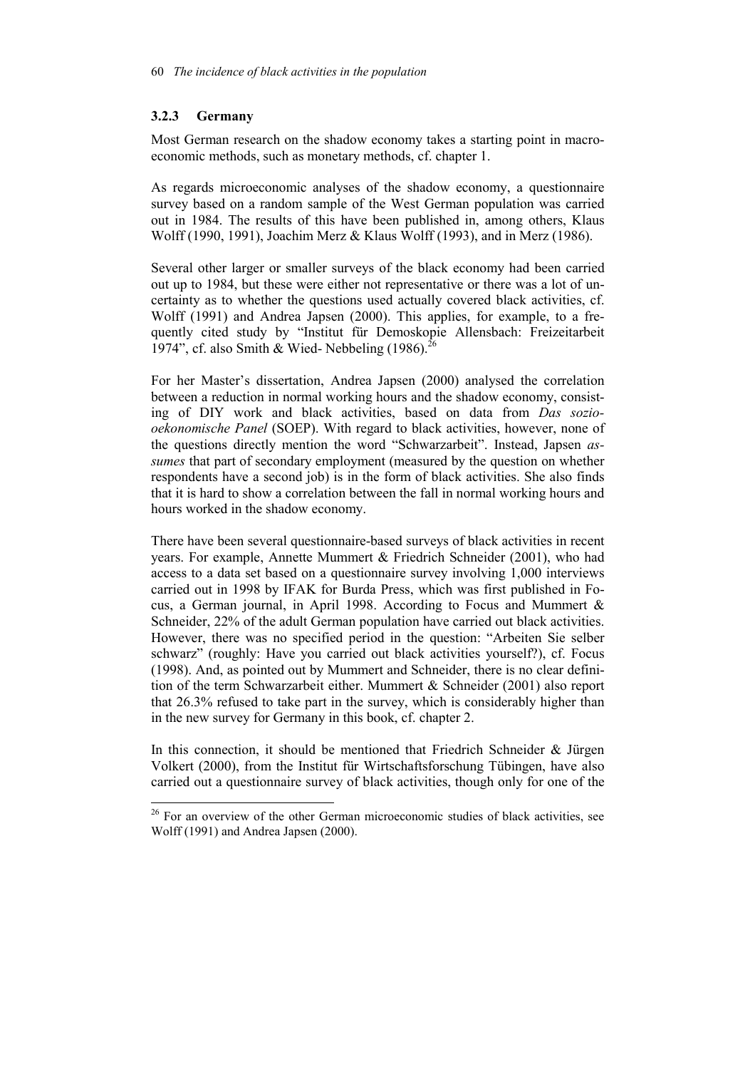### 3.2.3 Germany

Most German research on the shadow economy takes a starting point in macroeconomic methods, such as monetary methods, cf. chapter 1.

As regards microeconomic analyses of the shadow economy, a questionnaire survey based on a random sample of the West German population was carried out in 1984. The results of this have been published in, among others, Klaus Wolff (1990, 1991), Joachim Merz & Klaus Wolff (1993), and in Merz (1986).

Several other larger or smaller surveys of the black economy had been carried out up to 1984, but these were either not representative or there was a lot of uncertainty as to whether the questions used actually covered black activities, cf. Wolff (1991) and Andrea Japsen (2000). This applies, for example, to a frequently cited study by "Institut für Demoskopie Allensbach: Freizeitarbeit 1974", cf. also Smith & Wied- Nebbeling (1986).[26]

For her Master's dissertation, Andrea Japsen (2000) analysed the correlation between a reduction in normal working hours and the shadow economy, consisting of DIY work and black activities, based on data from *Das sozio-oekonomische Panel* (SOEP). With regard to black activities, however, none of the questions directly mention the word "Schwarzarbeit". Instead, Japsen *assumes* that part of secondary employment (measured by the question on whether respondents have a second job) is in the form of black activities. She also finds that it is hard to show a correlation between the fall in normal working hours and hours worked in the shadow economy.

There have been several questionnaire-based surveys of black activities in recent years. For example, Annette Mummert & Friedrich Schneider (2001), who had access to a data set based on a questionnaire survey involving 1,000 interviews carried out in 1998 by IFAK for Burda Press, which was first published in Focus, a German journal, in April 1998. According to Focus and Mummert & Schneider, 22% of the adult German population have carried out black activities. However, there was no specified period in the question: "Arbeiten Sie selber schwarz" (roughly: Have you carried out black activities yourself?), cf. Focus (1998). And, as pointed out by Mummert and Schneider, there is no clear definition of the term Schwarzarbeit either. Mummert & Schneider (2001) also report that 26.3% refused to take part in the survey, which is considerably higher than in the new survey for Germany in this book, cf. chapter 2.

In this connection, it should be mentioned that Friedrich Schneider & Jürgen Volkert (2000), from the Institut für Wirtschaftsforschung Tübingen, have also carried out a questionnaire survey of black activities, though only for one of the

[26] For an overview of the other German microeconomic studies of black activities, see Wolff (1991) and Andrea Japsen (2000).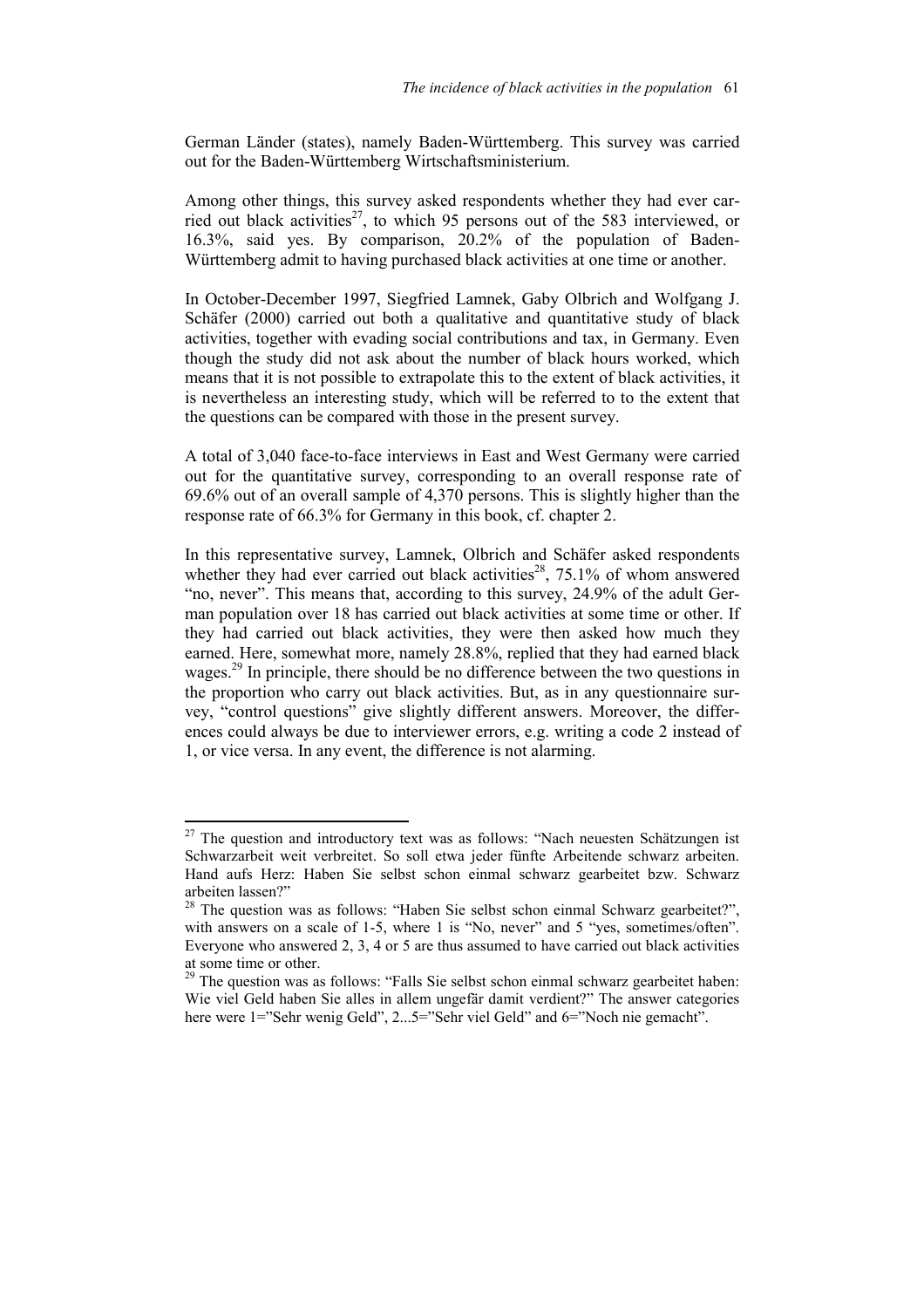German Länder (states), namely Baden-Württemberg. This survey was carried out for the Baden-Württemberg Wirtschaftsministerium.

Among other things, this survey asked respondents whether they had ever carried out black activities[27], to which 95 persons out of the 583 interviewed, or 16.3%, said yes. By comparison, 20.2% of the population of Baden-Württemberg admit to having purchased black activities at one time or another.

In October-December 1997, Siegfried Lamnek, Gaby Olbrich and Wolfgang J. Schäfer (2000) carried out both a qualitative and quantitative study of black activities, together with evading social contributions and tax, in Germany. Even though the study did not ask about the number of black hours worked, which means that it is not possible to extrapolate this to the extent of black activities, it is nevertheless an interesting study, which will be referred to to the extent that the questions can be compared with those in the present survey.

A total of 3,040 face-to-face interviews in East and West Germany were carried out for the quantitative survey, corresponding to an overall response rate of 69.6% out of an overall sample of 4,370 persons. This is slightly higher than the response rate of 66.3% for Germany in this book, cf. chapter 2.

In this representative survey, Lamnek, Olbrich and Schäfer asked respondents whether they had ever carried out black activities[28], 75.1% of whom answered "no, never". This means that, according to this survey, 24.9% of the adult German population over 18 has carried out black activities at some time or other. If they had carried out black activities, they were then asked how much they earned. Here, somewhat more, namely 28.8%, replied that they had earned black wages.[29] In principle, there should be no difference between the two questions in the proportion who carry out black activities. But, as in any questionnaire survey, "control questions" give slightly different answers. Moreover, the differences could always be due to interviewer errors, e.g. writing a code 2 instead of 1, or vice versa. In any event, the difference is not alarming.

---

[27] The question and introductory text was as follows: "Nach neuesten Schätzungen ist Schwarzarbeit weit verbreitet. So soll etwa jeder fünfte Arbeitende schwarz arbeiten. Hand aufs Herz: Haben Sie selbst schon einmal schwarz gearbeitet bzw. Schwarz arbeiten lassen?"

[28] The question was as follows: "Haben Sie selbst schon einmal Schwarz gearbeitet?", with answers on a scale of 1-5, where 1 is "No, never" and 5 "yes, sometimes/often". Everyone who answered 2, 3, 4 or 5 are thus assumed to have carried out black activities at some time or other.

[29] The question was as follows: "Falls Sie selbst schon einmal schwarz gearbeitet haben: Wie viel Geld haben Sie alles in allem ungefär damit verdient?" The answer categories here were 1="Sehr wenig Geld", 2...5="Sehr viel Geld" and 6="Noch nie gemacht".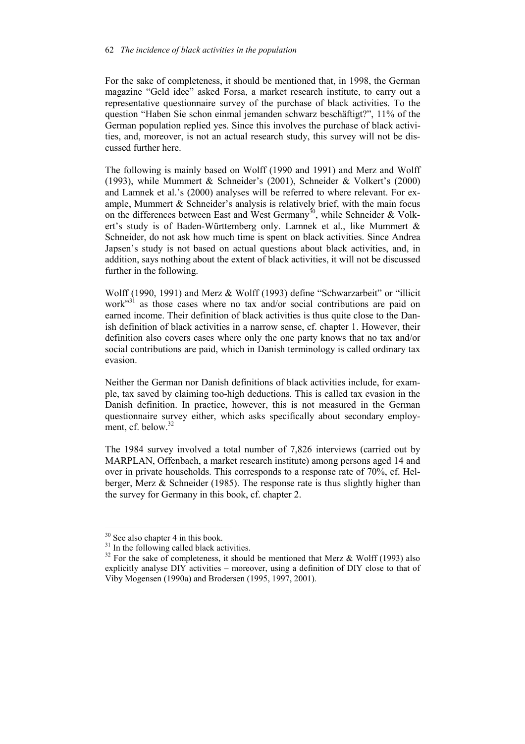For the sake of completeness, it should be mentioned that, in 1998, the German magazine "Geld idee" asked Forsa, a market research institute, to carry out a representative questionnaire survey of the purchase of black activities. To the question "Haben Sie schon einmal jemanden schwarz beschäftigt?", 11% of the German population replied yes. Since this involves the purchase of black activities, and, moreover, is not an actual research study, this survey will not be discussed further here.

The following is mainly based on Wolff (1990 and 1991) and Merz and Wolff (1993), while Mummert & Schneider's (2001), Schneider & Volkert's (2000) and Lamnek et al.'s (2000) analyses will be referred to where relevant. For example, Mummert & Schneider's analysis is relatively brief, with the main focus on the differences between East and West Germany[30], while Schneider & Volkert's study is of Baden-Württemberg only. Lamnek et al., like Mummert & Schneider, do not ask how much time is spent on black activities. Since Andrea Japsen's study is not based on actual questions about black activities, and, in addition, says nothing about the extent of black activities, it will not be discussed further in the following.

Wolff (1990, 1991) and Merz & Wolff (1993) define "Schwarzarbeit" or "illicit work"[31] as those cases where no tax and/or social contributions are paid on earned income. Their definition of black activities is thus quite close to the Danish definition of black activities in a narrow sense, cf. chapter 1. However, their definition also covers cases where only the one party knows that no tax and/or social contributions are paid, which in Danish terminology is called ordinary tax evasion.

Neither the German nor Danish definitions of black activities include, for example, tax saved by claiming too-high deductions. This is called tax evasion in the Danish definition. In practice, however, this is not measured in the German questionnaire survey either, which asks specifically about secondary employment, cf. below.[32]

The 1984 survey involved a total number of 7,826 interviews (carried out by MARPLAN, Offenbach, a market research institute) among persons aged 14 and over in private households. This corresponds to a response rate of 70%, cf. Helberger, Merz & Schneider (1985). The response rate is thus slightly higher than the survey for Germany in this book, cf. chapter 2.

---

[30] See also chapter 4 in this book.

[31] In the following called black activities.

[32] For the sake of completeness, it should be mentioned that Merz & Wolff (1993) also explicitly analyse DIY activities – moreover, using a definition of DIY close to that of Viby Mogensen (1990a) and Brodersen (1995, 1997, 2001).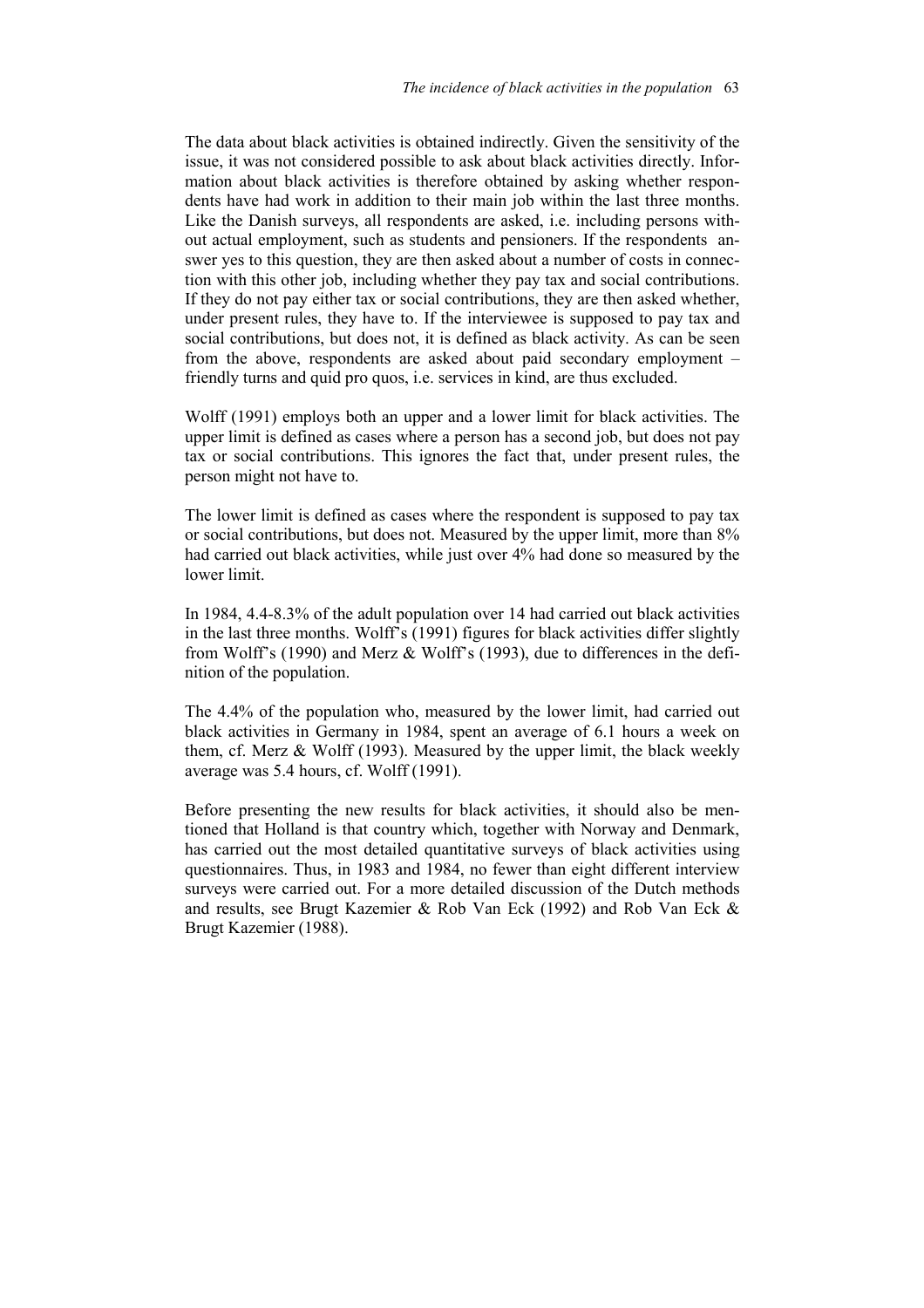The data about black activities is obtained indirectly. Given the sensitivity of the issue, it was not considered possible to ask about black activities directly. Information about black activities is therefore obtained by asking whether respondents have had work in addition to their main job within the last three months. Like the Danish surveys, all respondents are asked, i.e. including persons without actual employment, such as students and pensioners. If the respondents answer yes to this question, they are then asked about a number of costs in connection with this other job, including whether they pay tax and social contributions. If they do not pay either tax or social contributions, they are then asked whether, under present rules, they have to. If the interviewee is supposed to pay tax and social contributions, but does not, it is defined as black activity. As can be seen from the above, respondents are asked about paid secondary employment – friendly turns and quid pro quos, i.e. services in kind, are thus excluded.

Wolff (1991) employs both an upper and a lower limit for black activities. The upper limit is defined as cases where a person has a second job, but does not pay tax or social contributions. This ignores the fact that, under present rules, the person might not have to.

The lower limit is defined as cases where the respondent is supposed to pay tax or social contributions, but does not. Measured by the upper limit, more than 8% had carried out black activities, while just over 4% had done so measured by the lower limit.

In 1984, 4.4-8.3% of the adult population over 14 had carried out black activities in the last three months. Wolff's (1991) figures for black activities differ slightly from Wolff's (1990) and Merz & Wolff's (1993), due to differences in the definition of the population.

The 4.4% of the population who, measured by the lower limit, had carried out black activities in Germany in 1984, spent an average of 6.1 hours a week on them, cf. Merz & Wolff (1993). Measured by the upper limit, the black weekly average was 5.4 hours, cf. Wolff (1991).

Before presenting the new results for black activities, it should also be mentioned that Holland is that country which, together with Norway and Denmark, has carried out the most detailed quantitative surveys of black activities using questionnaires. Thus, in 1983 and 1984, no fewer than eight different interview surveys were carried out. For a more detailed discussion of the Dutch methods and results, see Brugt Kazemier & Rob Van Eck (1992) and Rob Van Eck & Brugt Kazemier (1988).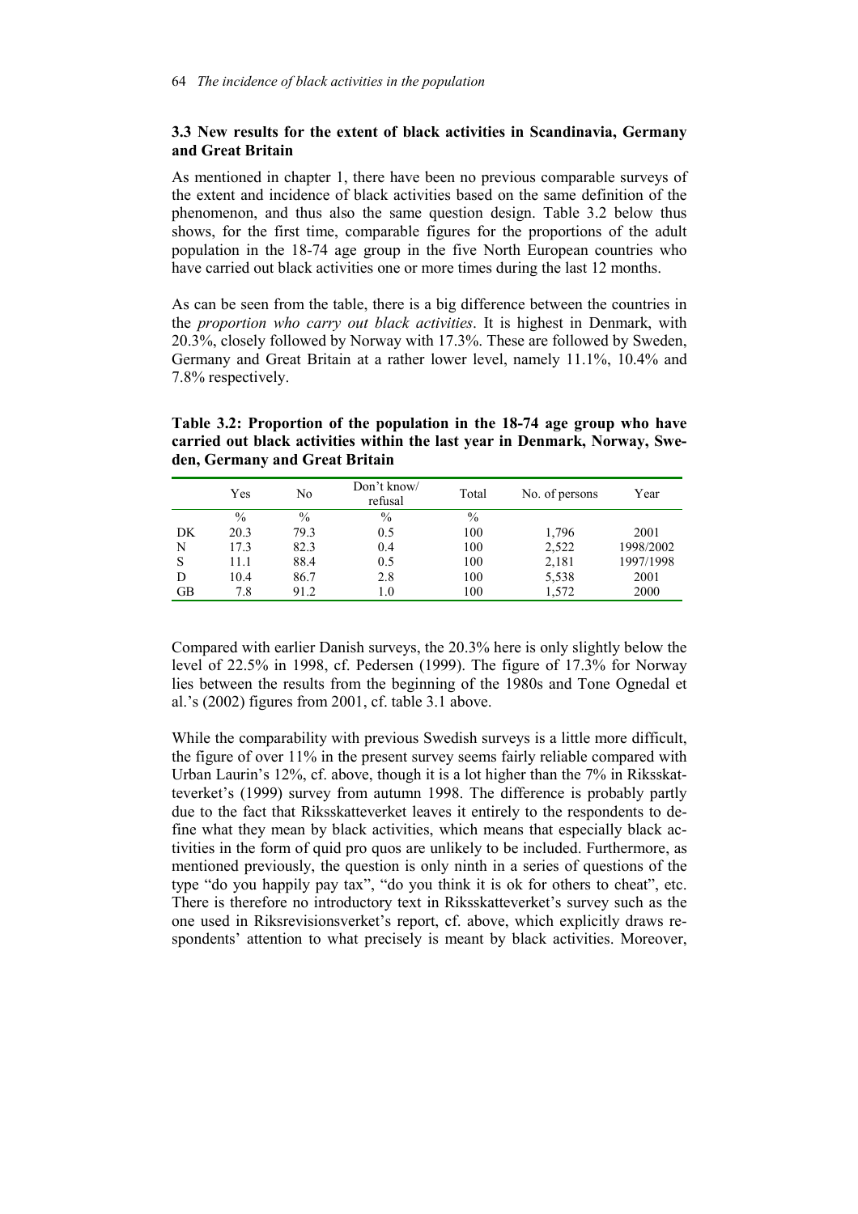### 3.3 New results for the extent of black activities in Scandinavia, Germany and Great Britain

As mentioned in chapter 1, there have been no previous comparable surveys of the extent and incidence of black activities based on the same definition of the phenomenon, and thus also the same question design. Table 3.2 below thus shows, for the first time, comparable figures for the proportions of the adult population in the 18-74 age group in the five North European countries who have carried out black activities one or more times during the last 12 months.

As can be seen from the table, there is a big difference between the countries in the *proportion who carry out black activities*. It is highest in Denmark, with 20.3%, closely followed by Norway with 17.3%. These are followed by Sweden, Germany and Great Britain at a rather lower level, namely 11.1%, 10.4% and 7.8% respectively.

**Table 3.2: Proportion of the population in the 18-74 age group who have carried out black activities within the last year in Denmark, Norway, Sweden, Germany and Great Britain**

| | Yes | No | Don't know/ refusal | Total | No. of persons | Year |
|---|---|---|---|---|---|---|
| | % | % | % | % | | |
| DK | 20.3 | 79.3 | 0.5 | 100 | 1,796 | 2001 |
| N | 17.3 | 82.3 | 0.4 | 100 | 2,522 | 1998/2002 |
| S | 11.1 | 88.4 | 0.5 | 100 | 2,181 | 1997/1998 |
| D | 10.4 | 86.7 | 2.8 | 100 | 5,538 | 2001 |
| GB | 7.8 | 91.2 | 1.0 | 100 | 1,572 | 2000 |

Compared with earlier Danish surveys, the 20.3% here is only slightly below the level of 22.5% in 1998, cf. Pedersen (1999). The figure of 17.3% for Norway lies between the results from the beginning of the 1980s and Tone Ognedal et al.'s (2002) figures from 2001, cf. table 3.1 above.

While the comparability with previous Swedish surveys is a little more difficult, the figure of over 11% in the present survey seems fairly reliable compared with Urban Laurin's 12%, cf. above, though it is a lot higher than the 7% in Riksskatteverket's (1999) survey from autumn 1998. The difference is probably partly due to the fact that Riksskatteverket leaves it entirely to the respondents to define what they mean by black activities, which means that especially black activities in the form of quid pro quos are unlikely to be included. Furthermore, as mentioned previously, the question is only ninth in a series of questions of the type "do you happily pay tax", "do you think it is ok for others to cheat", etc. There is therefore no introductory text in Riksskatteverket's survey such as the one used in Riksrevisionsverket's report, cf. above, which explicitly draws respondents' attention to what precisely is meant by black activities. Moreover,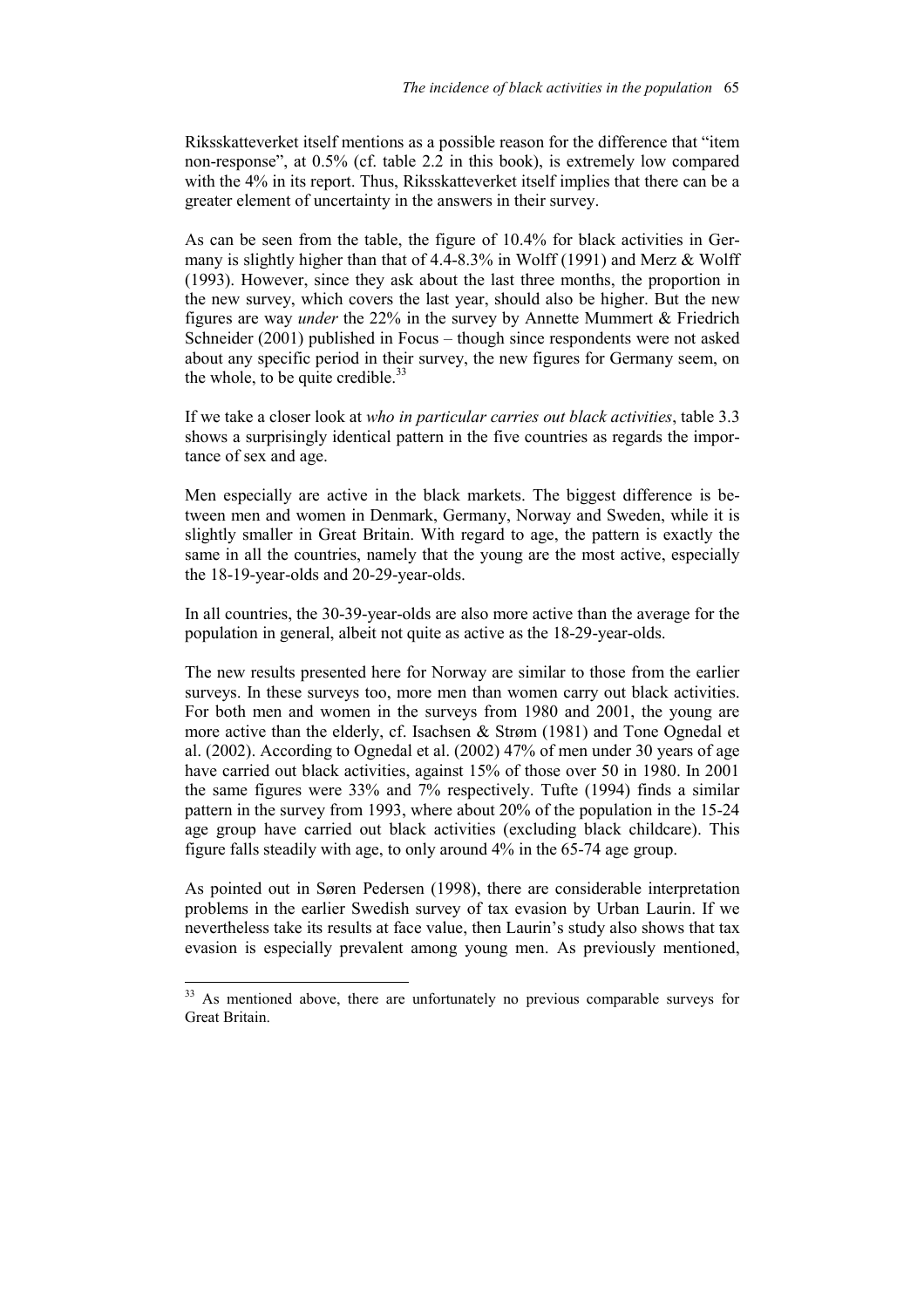Riksskatteverket itself mentions as a possible reason for the difference that "item non-response", at 0.5% (cf. table 2.2 in this book), is extremely low compared with the 4% in its report. Thus, Riksskatteverket itself implies that there can be a greater element of uncertainty in the answers in their survey.

As can be seen from the table, the figure of 10.4% for black activities in Germany is slightly higher than that of 4.4-8.3% in Wolff (1991) and Merz & Wolff (1993). However, since they ask about the last three months, the proportion in the new survey, which covers the last year, should also be higher. But the new figures are way *under* the 22% in the survey by Annette Mummert & Friedrich Schneider (2001) published in Focus – though since respondents were not asked about any specific period in their survey, the new figures for Germany seem, on the whole, to be quite credible.[33]

If we take a closer look at *who in particular carries out black activities*, table 3.3 shows a surprisingly identical pattern in the five countries as regards the importance of sex and age.

Men especially are active in the black markets. The biggest difference is between men and women in Denmark, Germany, Norway and Sweden, while it is slightly smaller in Great Britain. With regard to age, the pattern is exactly the same in all the countries, namely that the young are the most active, especially the 18-19-year-olds and 20-29-year-olds.

In all countries, the 30-39-year-olds are also more active than the average for the population in general, albeit not quite as active as the 18-29-year-olds.

The new results presented here for Norway are similar to those from the earlier surveys. In these surveys too, more men than women carry out black activities. For both men and women in the surveys from 1980 and 2001, the young are more active than the elderly, cf. Isachsen & Strøm (1981) and Tone Ognedal et al. (2002). According to Ognedal et al. (2002) 47% of men under 30 years of age have carried out black activities, against 15% of those over 50 in 1980. In 2001 the same figures were 33% and 7% respectively. Tufte (1994) finds a similar pattern in the survey from 1993, where about 20% of the population in the 15-24 age group have carried out black activities (excluding black childcare). This figure falls steadily with age, to only around 4% in the 65-74 age group.

As pointed out in Søren Pedersen (1998), there are considerable interpretation problems in the earlier Swedish survey of tax evasion by Urban Laurin. If we nevertheless take its results at face value, then Laurin's study also shows that tax evasion is especially prevalent among young men. As previously mentioned,

---

[33] As mentioned above, there are unfortunately no previous comparable surveys for Great Britain.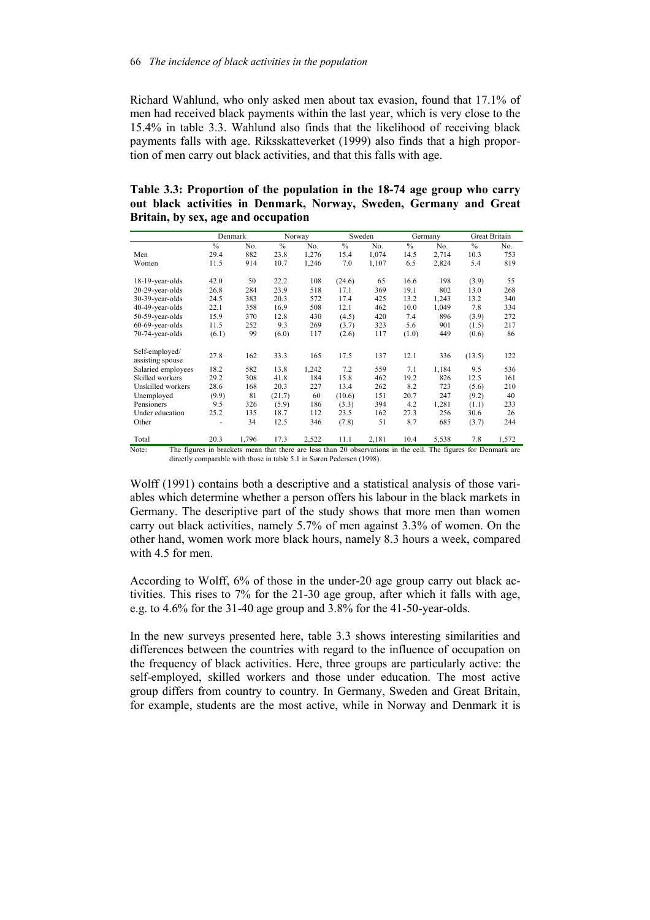Richard Wahlund, who only asked men about tax evasion, found that 17.1% of men had received black payments within the last year, which is very close to the 15.4% in table 3.3. Wahlund also finds that the likelihood of receiving black payments falls with age. Riksskatteverket (1999) also finds that a high proportion of men carry out black activities, and that this falls with age.

**Table 3.3: Proportion of the population in the 18-74 age group who carry out black activities in Denmark, Norway, Sweden, Germany and Great Britain, by sex, age and occupation**

| | Denmark | | Norway | | Sweden | | Germany | | Great Britain | |
|---|---|---|---|---|---|---|---|---|---|---|
| | % | No. | % | No. | % | No. | % | No. | % | No. |
| Men | 29.4 | 882 | 23.8 | 1,276 | 15.4 | 1,074 | 14.5 | 2,714 | 10.3 | 753 |
| Women | 11.5 | 914 | 10.7 | 1,246 | 7.0 | 1,107 | 6.5 | 2,824 | 5.4 | 819 |
| 18-19-year-olds | 42.0 | 50 | 22.2 | 108 | (24.6) | 65 | 16.6 | 198 | (3.9) | 55 |
| 20-29-year-olds | 26.8 | 284 | 23.9 | 518 | 17.1 | 369 | 19.1 | 802 | 13.0 | 268 |
| 30-39-year-olds | 24.5 | 383 | 20.3 | 572 | 17.4 | 425 | 13.2 | 1,243 | 13.2 | 340 |
| 40-49-year-olds | 22.1 | 358 | 16.9 | 508 | 12.1 | 462 | 10.0 | 1,049 | 7.8 | 334 |
| 50-59-year-olds | 15.9 | 370 | 12.8 | 430 | (4.5) | 420 | 7.4 | 896 | (3.9) | 272 |
| 60-69-year-olds | 11.5 | 252 | 9.3 | 269 | (3.7) | 323 | 5.6 | 901 | (1.5) | 217 |
| 70-74-year-olds | (6.1) | 99 | (6.0) | 117 | (2.6) | 117 | (1.0) | 449 | (0.6) | 86 |
| Self-employed/ assisting spouse | 27.8 | 162 | 33.3 | 165 | 17.5 | 137 | 12.1 | 336 | (13.5) | 122 |
| Salaried employees | 18.2 | 582 | 13.8 | 1,242 | 7.2 | 559 | 7.1 | 1,184 | 9.5 | 536 |
| Skilled workers | 29.2 | 308 | 41.8 | 184 | 15.8 | 462 | 19.2 | 826 | 12.5 | 161 |
| Unskilled workers | 28.6 | 168 | 20.3 | 227 | 13.4 | 262 | 8.2 | 723 | (5.6) | 210 |
| Unemployed | (9.9) | 81 | (21.7) | 60 | (10.6) | 151 | 20.7 | 247 | (9.2) | 40 |
| Pensioners | 9.5 | 326 | (5.9) | 186 | (3.3) | 394 | 4.2 | 1,281 | (1.1) | 233 |
| Under education | 25.2 | 135 | 18.7 | 112 | 23.5 | 162 | 27.3 | 256 | 30.6 | 26 |
| Other | - | 34 | 12.5 | 346 | (7.8) | 51 | 8.7 | 685 | (3.7) | 244 |
| Total | 20.3 | 1,796 | 17.3 | 2,522 | 11.1 | 2,181 | 10.4 | 5,538 | 7.8 | 1,572 |

Note: The figures in brackets mean that there are less than 20 observations in the cell. The figures for Denmark are directly comparable with those in table 5.1 in Søren Pedersen (1998).

Wolff (1991) contains both a descriptive and a statistical analysis of those variables which determine whether a person offers his labour in the black markets in Germany. The descriptive part of the study shows that more men than women carry out black activities, namely 5.7% of men against 3.3% of women. On the other hand, women work more black hours, namely 8.3 hours a week, compared with 4.5 for men.

According to Wolff, 6% of those in the under-20 age group carry out black activities. This rises to 7% for the 21-30 age group, after which it falls with age, e.g. to 4.6% for the 31-40 age group and 3.8% for the 41-50-year-olds.

In the new surveys presented here, table 3.3 shows interesting similarities and differences between the countries with regard to the influence of occupation on the frequency of black activities. Here, three groups are particularly active: the self-employed, skilled workers and those under education. The most active group differs from country to country. In Germany, Sweden and Great Britain, for example, students are the most active, while in Norway and Denmark it is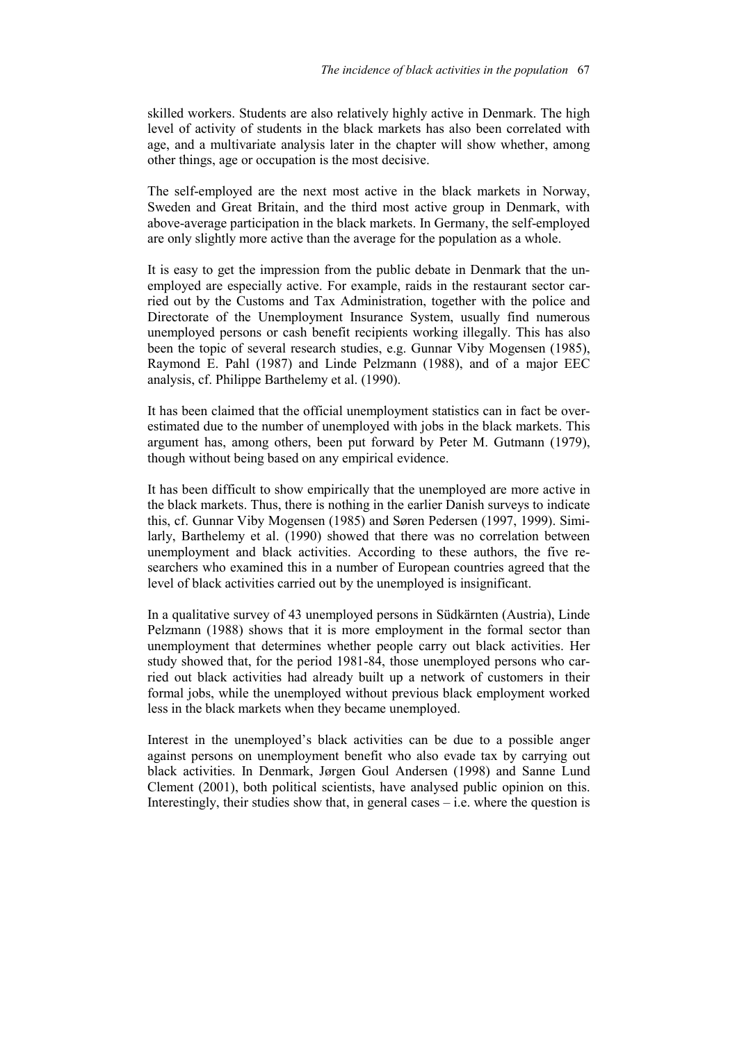skilled workers. Students are also relatively highly active in Denmark. The high level of activity of students in the black markets has also been correlated with age, and a multivariate analysis later in the chapter will show whether, among other things, age or occupation is the most decisive.

The self-employed are the next most active in the black markets in Norway, Sweden and Great Britain, and the third most active group in Denmark, with above-average participation in the black markets. In Germany, the self-employed are only slightly more active than the average for the population as a whole.

It is easy to get the impression from the public debate in Denmark that the unemployed are especially active. For example, raids in the restaurant sector carried out by the Customs and Tax Administration, together with the police and Directorate of the Unemployment Insurance System, usually find numerous unemployed persons or cash benefit recipients working illegally. This has also been the topic of several research studies, e.g. Gunnar Viby Mogensen (1985), Raymond E. Pahl (1987) and Linde Pelzmann (1988), and of a major EEC analysis, cf. Philippe Barthelemy et al. (1990).

It has been claimed that the official unemployment statistics can in fact be overestimated due to the number of unemployed with jobs in the black markets. This argument has, among others, been put forward by Peter M. Gutmann (1979), though without being based on any empirical evidence.

It has been difficult to show empirically that the unemployed are more active in the black markets. Thus, there is nothing in the earlier Danish surveys to indicate this, cf. Gunnar Viby Mogensen (1985) and Søren Pedersen (1997, 1999). Similarly, Barthelemy et al. (1990) showed that there was no correlation between unemployment and black activities. According to these authors, the five researchers who examined this in a number of European countries agreed that the level of black activities carried out by the unemployed is insignificant.

In a qualitative survey of 43 unemployed persons in Südkärnten (Austria), Linde Pelzmann (1988) shows that it is more employment in the formal sector than unemployment that determines whether people carry out black activities. Her study showed that, for the period 1981-84, those unemployed persons who carried out black activities had already built up a network of customers in their formal jobs, while the unemployed without previous black employment worked less in the black markets when they became unemployed.

Interest in the unemployed's black activities can be due to a possible anger against persons on unemployment benefit who also evade tax by carrying out black activities. In Denmark, Jørgen Goul Andersen (1998) and Sanne Lund Clement (2001), both political scientists, have analysed public opinion on this. Interestingly, their studies show that, in general cases – i.e. where the question is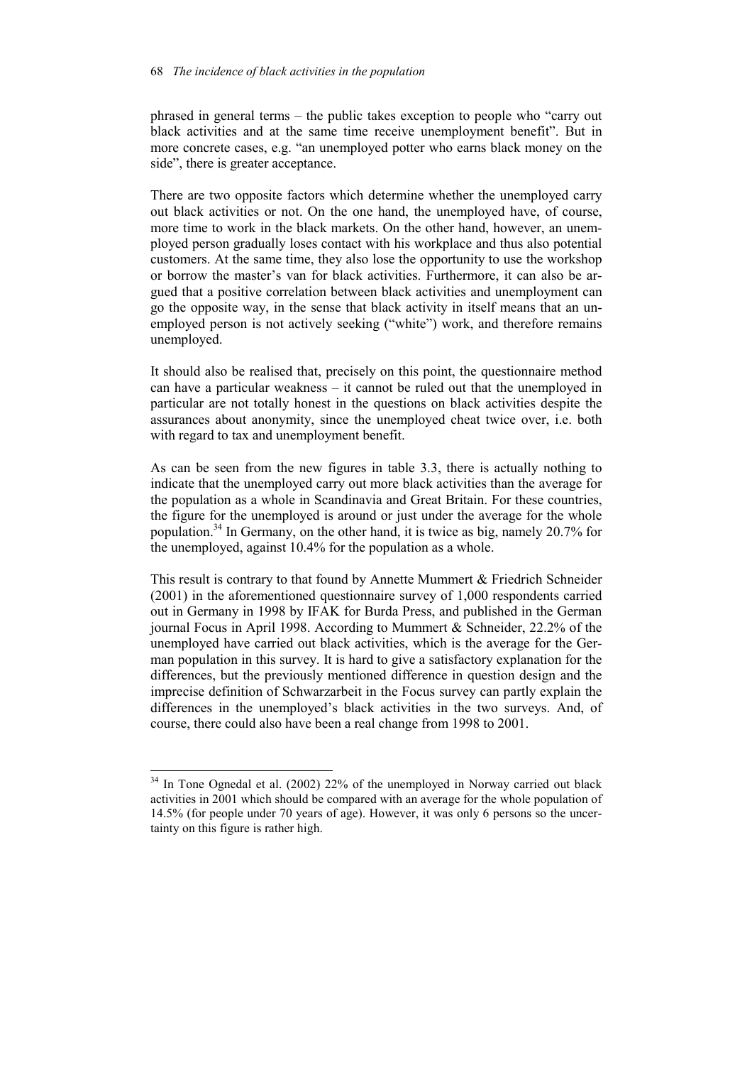phrased in general terms – the public takes exception to people who "carry out black activities and at the same time receive unemployment benefit". But in more concrete cases, e.g. "an unemployed potter who earns black money on the side", there is greater acceptance.

There are two opposite factors which determine whether the unemployed carry out black activities or not. On the one hand, the unemployed have, of course, more time to work in the black markets. On the other hand, however, an unemployed person gradually loses contact with his workplace and thus also potential customers. At the same time, they also lose the opportunity to use the workshop or borrow the master's van for black activities. Furthermore, it can also be argued that a positive correlation between black activities and unemployment can go the opposite way, in the sense that black activity in itself means that an unemployed person is not actively seeking ("white") work, and therefore remains unemployed.

It should also be realised that, precisely on this point, the questionnaire method can have a particular weakness – it cannot be ruled out that the unemployed in particular are not totally honest in the questions on black activities despite the assurances about anonymity, since the unemployed cheat twice over, i.e. both with regard to tax and unemployment benefit.

As can be seen from the new figures in table 3.3, there is actually nothing to indicate that the unemployed carry out more black activities than the average for the population as a whole in Scandinavia and Great Britain. For these countries, the figure for the unemployed is around or just under the average for the whole population.[34] In Germany, on the other hand, it is twice as big, namely 20.7% for the unemployed, against 10.4% for the population as a whole.

This result is contrary to that found by Annette Mummert & Friedrich Schneider (2001) in the aforementioned questionnaire survey of 1,000 respondents carried out in Germany in 1998 by IFAK for Burda Press, and published in the German journal Focus in April 1998. According to Mummert & Schneider, 22.2% of the unemployed have carried out black activities, which is the average for the German population in this survey. It is hard to give a satisfactory explanation for the differences, but the previously mentioned difference in question design and the imprecise definition of Schwarzarbeit in the Focus survey can partly explain the differences in the unemployed's black activities in the two surveys. And, of course, there could also have been a real change from 1998 to 2001.

---

[34] In Tone Ognedal et al. (2002) 22% of the unemployed in Norway carried out black activities in 2001 which should be compared with an average for the whole population of 14.5% (for people under 70 years of age). However, it was only 6 persons so the uncertainty on this figure is rather high.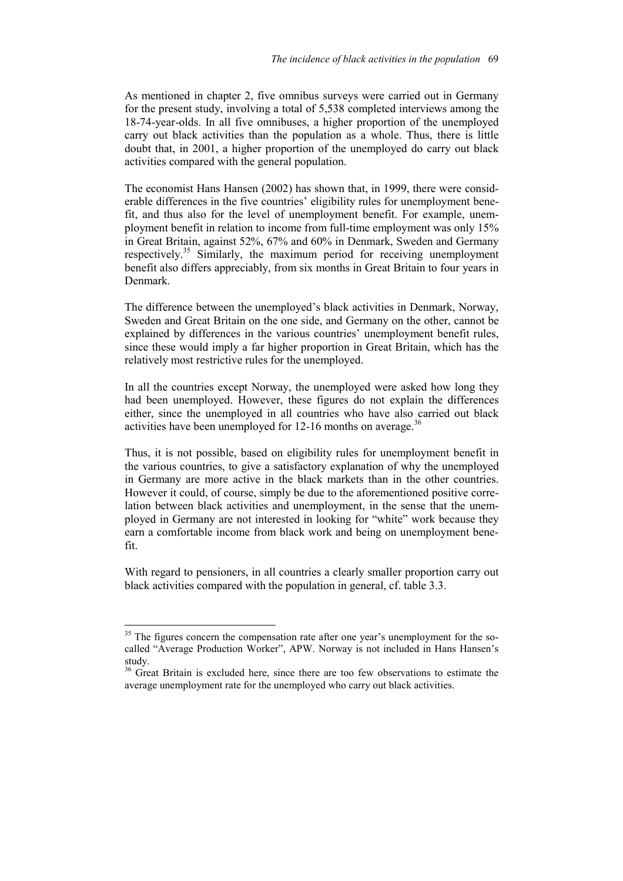As mentioned in chapter 2, five omnibus surveys were carried out in Germany for the present study, involving a total of 5,538 completed interviews among the 18-74-year-olds. In all five omnibuses, a higher proportion of the unemployed carry out black activities than the population as a whole. Thus, there is little doubt that, in 2001, a higher proportion of the unemployed do carry out black activities compared with the general population.

The economist Hans Hansen (2002) has shown that, in 1999, there were considerable differences in the five countries' eligibility rules for unemployment benefit, and thus also for the level of unemployment benefit. For example, unemployment benefit in relation to income from full-time employment was only 15% in Great Britain, against 52%, 67% and 60% in Denmark, Sweden and Germany respectively.[35] Similarly, the maximum period for receiving unemployment benefit also differs appreciably, from six months in Great Britain to four years in Denmark.

The difference between the unemployed's black activities in Denmark, Norway, Sweden and Great Britain on the one side, and Germany on the other, cannot be explained by differences in the various countries' unemployment benefit rules, since these would imply a far higher proportion in Great Britain, which has the relatively most restrictive rules for the unemployed.

In all the countries except Norway, the unemployed were asked how long they had been unemployed. However, these figures do not explain the differences either, since the unemployed in all countries who have also carried out black activities have been unemployed for 12-16 months on average.[36]

Thus, it is not possible, based on eligibility rules for unemployment benefit in the various countries, to give a satisfactory explanation of why the unemployed in Germany are more active in the black markets than in the other countries. However it could, of course, simply be due to the aforementioned positive correlation between black activities and unemployment, in the sense that the unemployed in Germany are not interested in looking for "white" work because they earn a comfortable income from black work and being on unemployment benefit.

With regard to pensioners, in all countries a clearly smaller proportion carry out black activities compared with the population in general, cf. table 3.3.

---

[35] The figures concern the compensation rate after one year's unemployment for the so-called "Average Production Worker", APW. Norway is not included in Hans Hansen's study.

[36] Great Britain is excluded here, since there are too few observations to estimate the average unemployment rate for the unemployed who carry out black activities.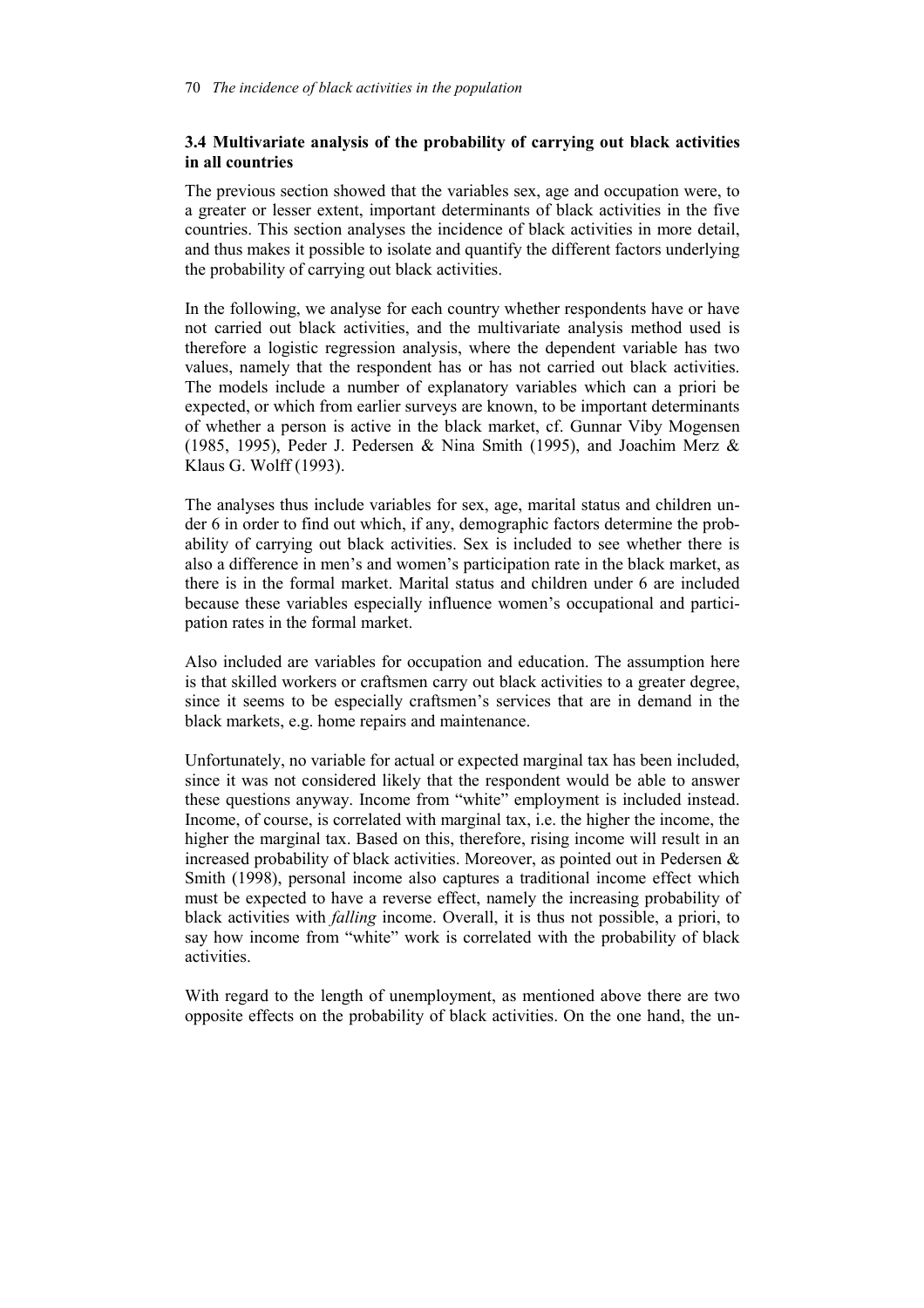### 3.4 Multivariate analysis of the probability of carrying out black activities in all countries

The previous section showed that the variables sex, age and occupation were, to a greater or lesser extent, important determinants of black activities in the five countries. This section analyses the incidence of black activities in more detail, and thus makes it possible to isolate and quantify the different factors underlying the probability of carrying out black activities.

In the following, we analyse for each country whether respondents have or have not carried out black activities, and the multivariate analysis method used is therefore a logistic regression analysis, where the dependent variable has two values, namely that the respondent has or has not carried out black activities. The models include a number of explanatory variables which can a priori be expected, or which from earlier surveys are known, to be important determinants of whether a person is active in the black market, cf. Gunnar Viby Mogensen (1985, 1995), Peder J. Pedersen & Nina Smith (1995), and Joachim Merz & Klaus G. Wolff (1993).

The analyses thus include variables for sex, age, marital status and children under 6 in order to find out which, if any, demographic factors determine the probability of carrying out black activities. Sex is included to see whether there is also a difference in men's and women's participation rate in the black market, as there is in the formal market. Marital status and children under 6 are included because these variables especially influence women's occupational and participation rates in the formal market.

Also included are variables for occupation and education. The assumption here is that skilled workers or craftsmen carry out black activities to a greater degree, since it seems to be especially craftsmen's services that are in demand in the black markets, e.g. home repairs and maintenance.

Unfortunately, no variable for actual or expected marginal tax has been included, since it was not considered likely that the respondent would be able to answer these questions anyway. Income from "white" employment is included instead. Income, of course, is correlated with marginal tax, i.e. the higher the income, the higher the marginal tax. Based on this, therefore, rising income will result in an increased probability of black activities. Moreover, as pointed out in Pedersen & Smith (1998), personal income also captures a traditional income effect which must be expected to have a reverse effect, namely the increasing probability of black activities with *falling* income. Overall, it is thus not possible, a priori, to say how income from "white" work is correlated with the probability of black activities.

With regard to the length of unemployment, as mentioned above there are two opposite effects on the probability of black activities. On the one hand, the un-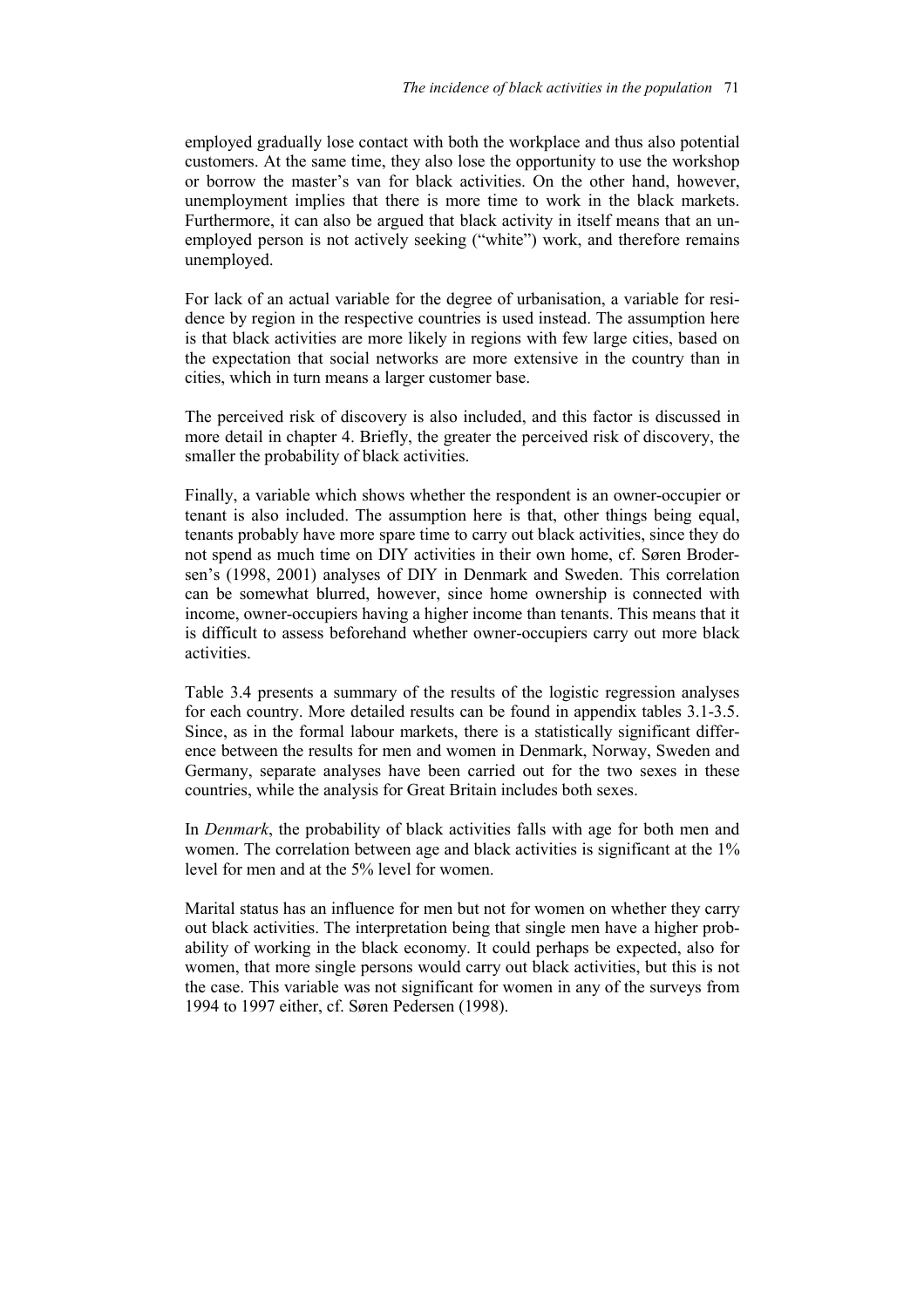employed gradually lose contact with both the workplace and thus also potential customers. At the same time, they also lose the opportunity to use the workshop or borrow the master's van for black activities. On the other hand, however, unemployment implies that there is more time to work in the black markets. Furthermore, it can also be argued that black activity in itself means that an unemployed person is not actively seeking ("white") work, and therefore remains unemployed.

For lack of an actual variable for the degree of urbanisation, a variable for residence by region in the respective countries is used instead. The assumption here is that black activities are more likely in regions with few large cities, based on the expectation that social networks are more extensive in the country than in cities, which in turn means a larger customer base.

The perceived risk of discovery is also included, and this factor is discussed in more detail in chapter 4. Briefly, the greater the perceived risk of discovery, the smaller the probability of black activities.

Finally, a variable which shows whether the respondent is an owner-occupier or tenant is also included. The assumption here is that, other things being equal, tenants probably have more spare time to carry out black activities, since they do not spend as much time on DIY activities in their own home, cf. Søren Brodersen's (1998, 2001) analyses of DIY in Denmark and Sweden. This correlation can be somewhat blurred, however, since home ownership is connected with income, owner-occupiers having a higher income than tenants. This means that it is difficult to assess beforehand whether owner-occupiers carry out more black activities.

Table 3.4 presents a summary of the results of the logistic regression analyses for each country. More detailed results can be found in appendix tables 3.1-3.5. Since, as in the formal labour markets, there is a statistically significant difference between the results for men and women in Denmark, Norway, Sweden and Germany, separate analyses have been carried out for the two sexes in these countries, while the analysis for Great Britain includes both sexes.

In *Denmark*, the probability of black activities falls with age for both men and women. The correlation between age and black activities is significant at the 1% level for men and at the 5% level for women.

Marital status has an influence for men but not for women on whether they carry out black activities. The interpretation being that single men have a higher probability of working in the black economy. It could perhaps be expected, also for women, that more single persons would carry out black activities, but this is not the case. This variable was not significant for women in any of the surveys from 1994 to 1997 either, cf. Søren Pedersen (1998).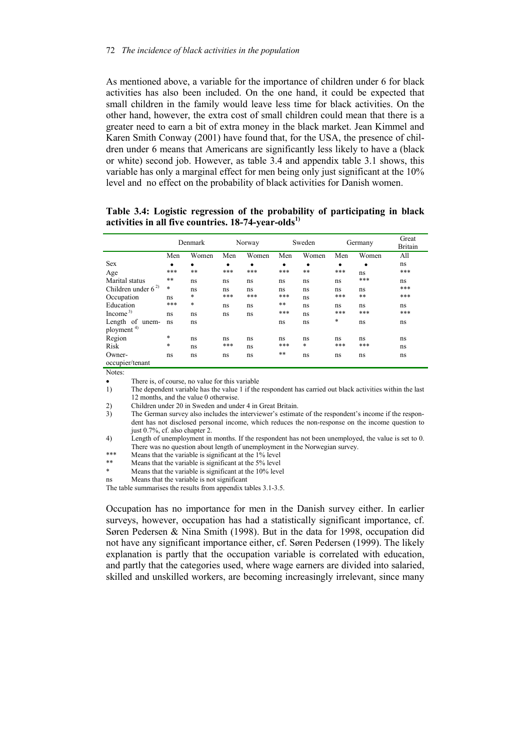As mentioned above, a variable for the importance of children under 6 for black activities has also been included. On the one hand, it could be expected that small children in the family would leave less time for black activities. On the other hand, however, the extra cost of small children could mean that there is a greater need to earn a bit of extra money in the black market. Jean Kimmel and Karen Smith Conway (2001) have found that, for the USA, the presence of children under 6 means that Americans are significantly less likely to have a (black or white) second job. However, as table 3.4 and appendix table 3.1 shows, this variable has only a marginal effect for men being only just significant at the 10% level and no effect on the probability of black activities for Danish women.

**Table 3.4: Logistic regression of the probability of participating in black activities in all five countries. 18-74-year-olds[1)]**

| | Denmark | | Norway | | Sweden | | Germany | | Great Britain |
|---|---|---|---|---|---|---|---|---|---|
| | Men | Women | Men | Women | Men | Women | Men | Women | All |
| Sex | • | • | • | • | • | • | • | • | ns |
| Age | *** | ** | *** | *** | *** | ** | *** | ns | *** |
| Marital status | ** | ns | ns | ns | ns | ns | ns | *** | ns |
| Children under 6 [2)] | * | ns | ns | ns | ns | ns | ns | ns | *** |
| Occupation | ns | * | *** | *** | *** | ns | *** | ** | *** |
| Education | *** | * | ns | ns | ** | ns | ns | ns | ns |
| Income [3)] | ns | ns | ns | ns | *** | ns | *** | *** | *** |
| Length of unemployment [4)] | ns | ns | | | ns | ns | * | ns | ns |
| Region | * | ns | ns | ns | ns | ns | ns | ns | ns |
| Risk | * | ns | *** | ns | *** | * | *** | *** | ns |
| Owner-occupier/tenant | ns | ns | ns | ns | ** | ns | ns | ns | ns |

Notes:

- • There is, of course, no value for this variable
- 1) The dependent variable has the value 1 if the respondent has carried out black activities within the last 12 months, and the value 0 otherwise.
- 2) Children under 20 in Sweden and under 4 in Great Britain.
- 3) The German survey also includes the interviewer's estimate of the respondent's income if the respondent has not disclosed personal income, which reduces the non-response on the income question to just 0.7%, cf. also chapter 2.
- 4) Length of unemployment in months. If the respondent has not been unemployed, the value is set to 0. There was no question about length of unemployment in the Norwegian survey.
- *** Means that the variable is significant at the 1% level
- ** Means that the variable is significant at the 5% level
- * Means that the variable is significant at the 10% level
- ns Means that the variable is not significant

The table summarises the results from appendix tables 3.1-3.5.

Occupation has no importance for men in the Danish survey either. In earlier surveys, however, occupation has had a statistically significant importance, cf. Søren Pedersen & Nina Smith (1998). But in the data for 1998, occupation did not have any significant importance either, cf. Søren Pedersen (1999). The likely explanation is partly that the occupation variable is correlated with education, and partly that the categories used, where wage earners are divided into salaried, skilled and unskilled workers, are becoming increasingly irrelevant, since many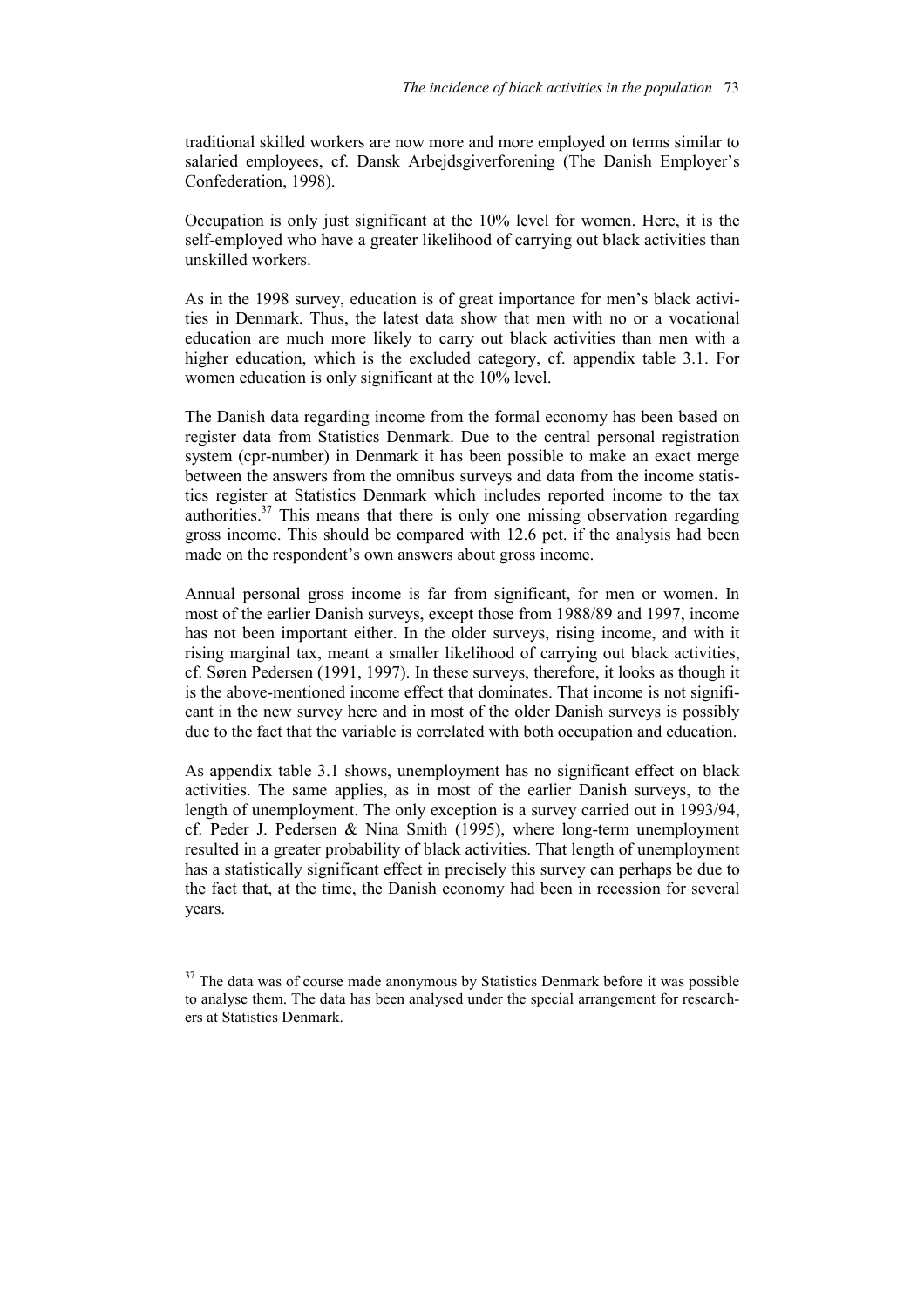traditional skilled workers are now more and more employed on terms similar to salaried employees, cf. Dansk Arbejdsgiverforening (The Danish Employer's Confederation, 1998).

Occupation is only just significant at the 10% level for women. Here, it is the self-employed who have a greater likelihood of carrying out black activities than unskilled workers.

As in the 1998 survey, education is of great importance for men's black activities in Denmark. Thus, the latest data show that men with no or a vocational education are much more likely to carry out black activities than men with a higher education, which is the excluded category, cf. appendix table 3.1. For women education is only significant at the 10% level.

The Danish data regarding income from the formal economy has been based on register data from Statistics Denmark. Due to the central personal registration system (cpr-number) in Denmark it has been possible to make an exact merge between the answers from the omnibus surveys and data from the income statistics register at Statistics Denmark which includes reported income to the tax authorities.[37] This means that there is only one missing observation regarding gross income. This should be compared with 12.6 pct. if the analysis had been made on the respondent's own answers about gross income.

Annual personal gross income is far from significant, for men or women. In most of the earlier Danish surveys, except those from 1988/89 and 1997, income has not been important either. In the older surveys, rising income, and with it rising marginal tax, meant a smaller likelihood of carrying out black activities, cf. Søren Pedersen (1991, 1997). In these surveys, therefore, it looks as though it is the above-mentioned income effect that dominates. That income is not significant in the new survey here and in most of the older Danish surveys is possibly due to the fact that the variable is correlated with both occupation and education.

As appendix table 3.1 shows, unemployment has no significant effect on black activities. The same applies, as in most of the earlier Danish surveys, to the length of unemployment. The only exception is a survey carried out in 1993/94, cf. Peder J. Pedersen & Nina Smith (1995), where long-term unemployment resulted in a greater probability of black activities. That length of unemployment has a statistically significant effect in precisely this survey can perhaps be due to the fact that, at the time, the Danish economy had been in recession for several years.

---

[37] The data was of course made anonymous by Statistics Denmark before it was possible to analyse them. The data has been analysed under the special arrangement for researchers at Statistics Denmark.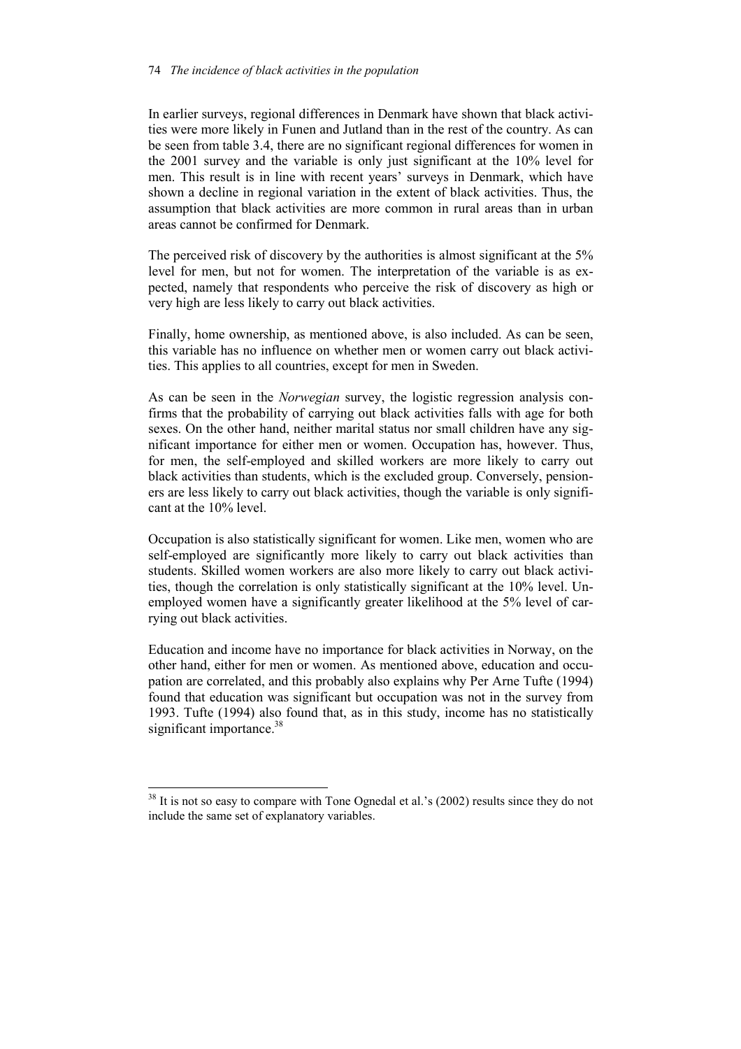In earlier surveys, regional differences in Denmark have shown that black activities were more likely in Funen and Jutland than in the rest of the country. As can be seen from table 3.4, there are no significant regional differences for women in the 2001 survey and the variable is only just significant at the 10% level for men. This result is in line with recent years' surveys in Denmark, which have shown a decline in regional variation in the extent of black activities. Thus, the assumption that black activities are more common in rural areas than in urban areas cannot be confirmed for Denmark.

The perceived risk of discovery by the authorities is almost significant at the 5% level for men, but not for women. The interpretation of the variable is as expected, namely that respondents who perceive the risk of discovery as high or very high are less likely to carry out black activities.

Finally, home ownership, as mentioned above, is also included. As can be seen, this variable has no influence on whether men or women carry out black activities. This applies to all countries, except for men in Sweden.

As can be seen in the *Norwegian* survey, the logistic regression analysis confirms that the probability of carrying out black activities falls with age for both sexes. On the other hand, neither marital status nor small children have any significant importance for either men or women. Occupation has, however. Thus, for men, the self-employed and skilled workers are more likely to carry out black activities than students, which is the excluded group. Conversely, pensioners are less likely to carry out black activities, though the variable is only significant at the 10% level.

Occupation is also statistically significant for women. Like men, women who are self-employed are significantly more likely to carry out black activities than students. Skilled women workers are also more likely to carry out black activities, though the correlation is only statistically significant at the 10% level. Unemployed women have a significantly greater likelihood at the 5% level of carrying out black activities.

Education and income have no importance for black activities in Norway, on the other hand, either for men or women. As mentioned above, education and occupation are correlated, and this probably also explains why Per Arne Tufte (1994) found that education was significant but occupation was not in the survey from 1993. Tufte (1994) also found that, as in this study, income has no statistically significant importance.[38]

---

[38] It is not so easy to compare with Tone Ognedal et al.'s (2002) results since they do not include the same set of explanatory variables.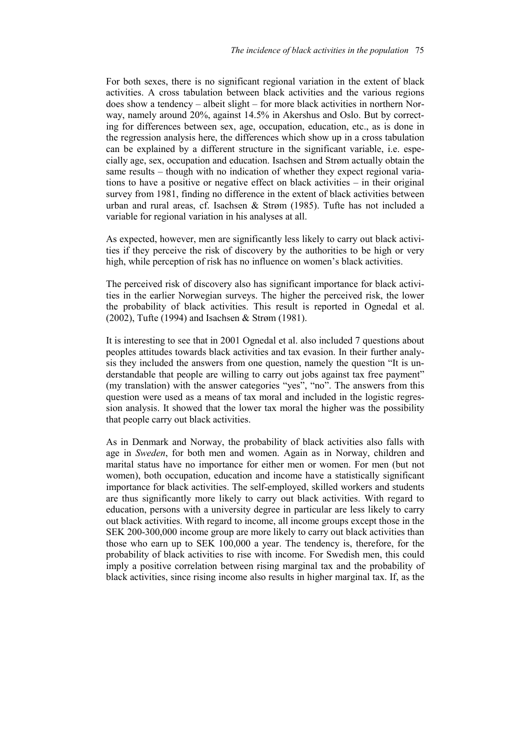For both sexes, there is no significant regional variation in the extent of black activities. A cross tabulation between black activities and the various regions does show a tendency – albeit slight – for more black activities in northern Norway, namely around 20%, against 14.5% in Akershus and Oslo. But by correcting for differences between sex, age, occupation, education, etc., as is done in the regression analysis here, the differences which show up in a cross tabulation can be explained by a different structure in the significant variable, i.e. especially age, sex, occupation and education. Isachsen and Strøm actually obtain the same results – though with no indication of whether they expect regional variations to have a positive or negative effect on black activities – in their original survey from 1981, finding no difference in the extent of black activities between urban and rural areas, cf. Isachsen & Strøm (1985). Tufte has not included a variable for regional variation in his analyses at all.

As expected, however, men are significantly less likely to carry out black activities if they perceive the risk of discovery by the authorities to be high or very high, while perception of risk has no influence on women's black activities.

The perceived risk of discovery also has significant importance for black activities in the earlier Norwegian surveys. The higher the perceived risk, the lower the probability of black activities. This result is reported in Ognedal et al. (2002), Tufte (1994) and Isachsen & Strøm (1981).

It is interesting to see that in 2001 Ognedal et al. also included 7 questions about peoples attitudes towards black activities and tax evasion. In their further analysis they included the answers from one question, namely the question "It is understandable that people are willing to carry out jobs against tax free payment" (my translation) with the answer categories "yes", "no". The answers from this question were used as a means of tax moral and included in the logistic regression analysis. It showed that the lower tax moral the higher was the possibility that people carry out black activities.

As in Denmark and Norway, the probability of black activities also falls with age in *Sweden*, for both men and women. Again as in Norway, children and marital status have no importance for either men or women. For men (but not women), both occupation, education and income have a statistically significant importance for black activities. The self-employed, skilled workers and students are thus significantly more likely to carry out black activities. With regard to education, persons with a university degree in particular are less likely to carry out black activities. With regard to income, all income groups except those in the SEK 200-300,000 income group are more likely to carry out black activities than those who earn up to SEK 100,000 a year. The tendency is, therefore, for the probability of black activities to rise with income. For Swedish men, this could imply a positive correlation between rising marginal tax and the probability of black activities, since rising income also results in higher marginal tax. If, as the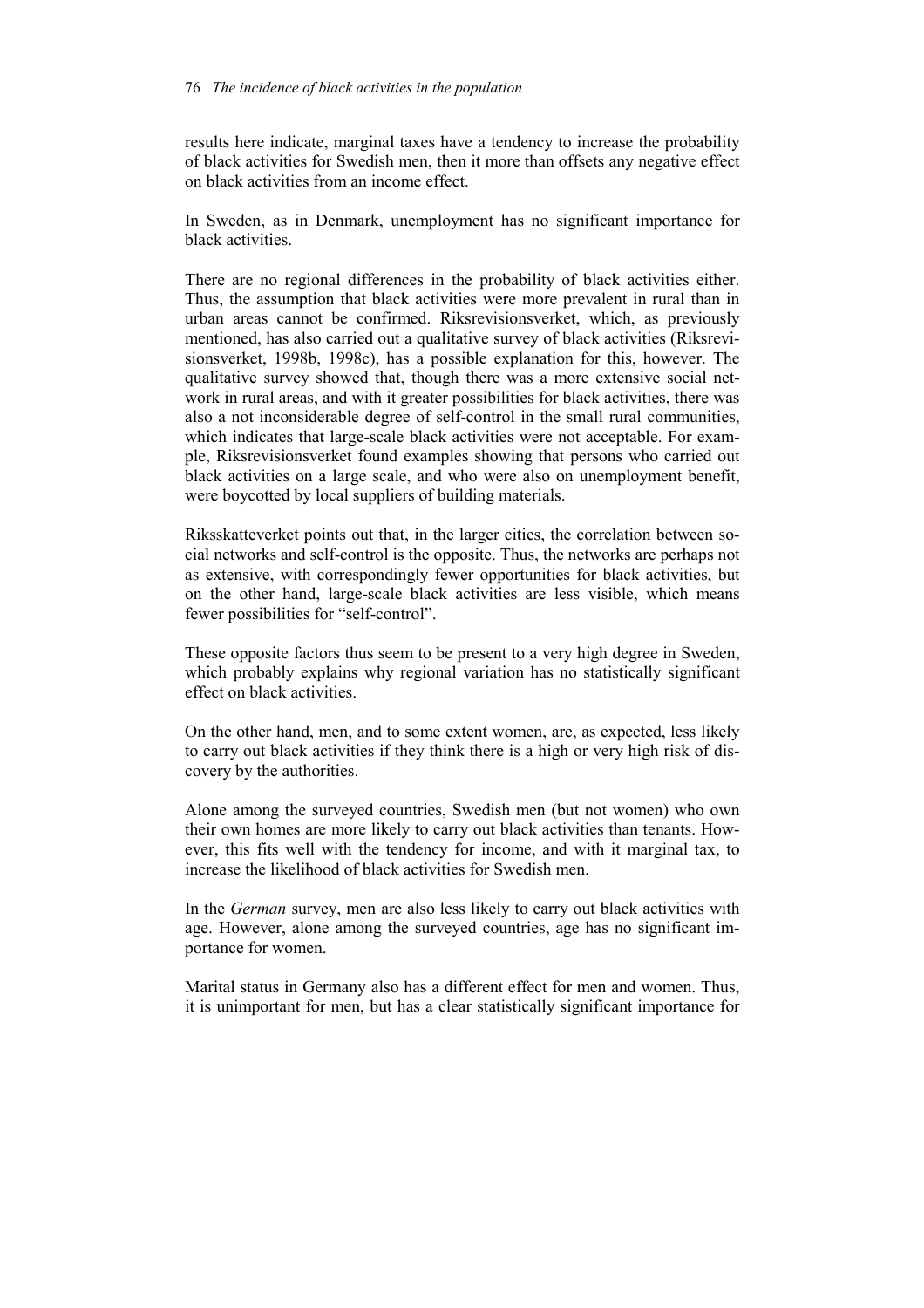results here indicate, marginal taxes have a tendency to increase the probability of black activities for Swedish men, then it more than offsets any negative effect on black activities from an income effect.

In Sweden, as in Denmark, unemployment has no significant importance for black activities.

There are no regional differences in the probability of black activities either. Thus, the assumption that black activities were more prevalent in rural than in urban areas cannot be confirmed. Riksrevisionsverket, which, as previously mentioned, has also carried out a qualitative survey of black activities (Riksrevisionsverket, 1998b, 1998c), has a possible explanation for this, however. The qualitative survey showed that, though there was a more extensive social network in rural areas, and with it greater possibilities for black activities, there was also a not inconsiderable degree of self-control in the small rural communities, which indicates that large-scale black activities were not acceptable. For example, Riksrevisionsverket found examples showing that persons who carried out black activities on a large scale, and who were also on unemployment benefit, were boycotted by local suppliers of building materials.

Riksskatteverket points out that, in the larger cities, the correlation between social networks and self-control is the opposite. Thus, the networks are perhaps not as extensive, with correspondingly fewer opportunities for black activities, but on the other hand, large-scale black activities are less visible, which means fewer possibilities for "self-control".

These opposite factors thus seem to be present to a very high degree in Sweden, which probably explains why regional variation has no statistically significant effect on black activities.

On the other hand, men, and to some extent women, are, as expected, less likely to carry out black activities if they think there is a high or very high risk of discovery by the authorities.

Alone among the surveyed countries, Swedish men (but not women) who own their own homes are more likely to carry out black activities than tenants. However, this fits well with the tendency for income, and with it marginal tax, to increase the likelihood of black activities for Swedish men.

In the *German* survey, men are also less likely to carry out black activities with age. However, alone among the surveyed countries, age has no significant importance for women.

Marital status in Germany also has a different effect for men and women. Thus, it is unimportant for men, but has a clear statistically significant importance for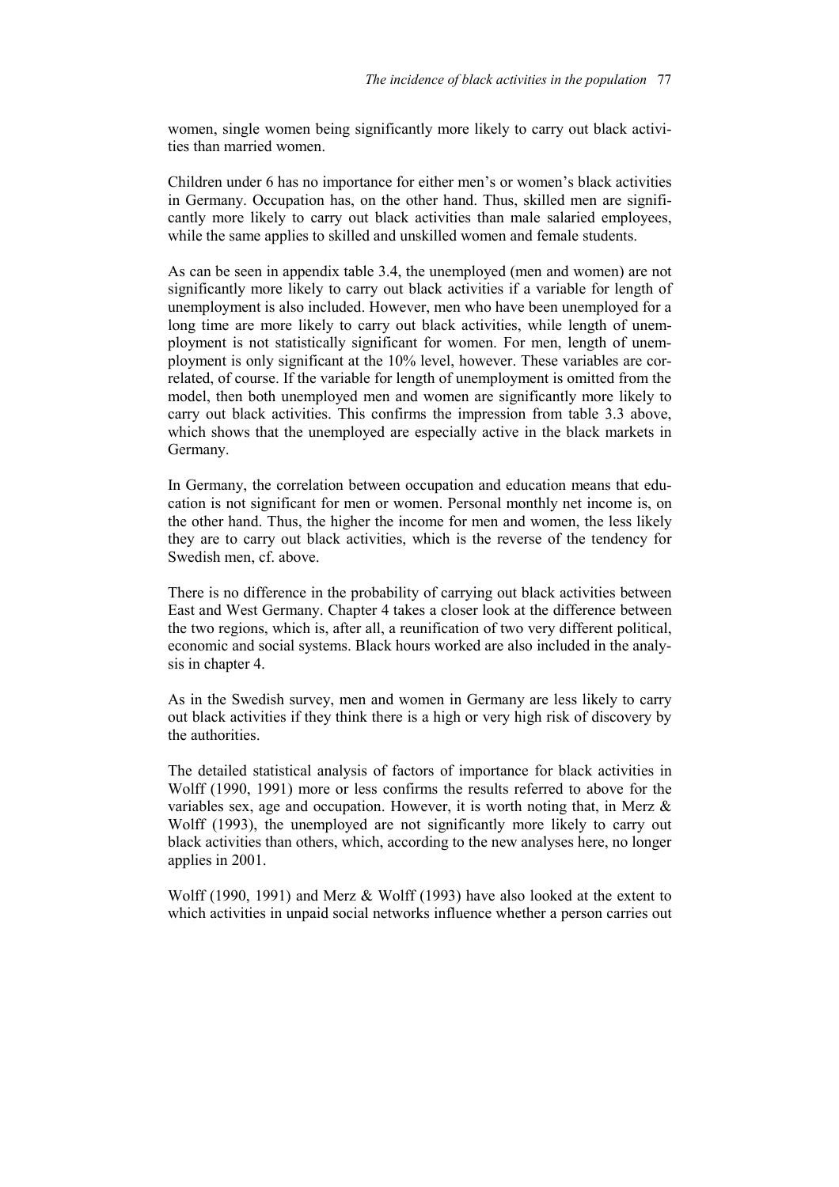women, single women being significantly more likely to carry out black activities than married women.

Children under 6 has no importance for either men's or women's black activities in Germany. Occupation has, on the other hand. Thus, skilled men are significantly more likely to carry out black activities than male salaried employees, while the same applies to skilled and unskilled women and female students.

As can be seen in appendix table 3.4, the unemployed (men and women) are not significantly more likely to carry out black activities if a variable for length of unemployment is also included. However, men who have been unemployed for a long time are more likely to carry out black activities, while length of unemployment is not statistically significant for women. For men, length of unemployment is only significant at the 10% level, however. These variables are correlated, of course. If the variable for length of unemployment is omitted from the model, then both unemployed men and women are significantly more likely to carry out black activities. This confirms the impression from table 3.3 above, which shows that the unemployed are especially active in the black markets in Germany.

In Germany, the correlation between occupation and education means that education is not significant for men or women. Personal monthly net income is, on the other hand. Thus, the higher the income for men and women, the less likely they are to carry out black activities, which is the reverse of the tendency for Swedish men, cf. above.

There is no difference in the probability of carrying out black activities between East and West Germany. Chapter 4 takes a closer look at the difference between the two regions, which is, after all, a reunification of two very different political, economic and social systems. Black hours worked are also included in the analysis in chapter 4.

As in the Swedish survey, men and women in Germany are less likely to carry out black activities if they think there is a high or very high risk of discovery by the authorities.

The detailed statistical analysis of factors of importance for black activities in Wolff (1990, 1991) more or less confirms the results referred to above for the variables sex, age and occupation. However, it is worth noting that, in Merz & Wolff (1993), the unemployed are not significantly more likely to carry out black activities than others, which, according to the new analyses here, no longer applies in 2001.

Wolff (1990, 1991) and Merz & Wolff (1993) have also looked at the extent to which activities in unpaid social networks influence whether a person carries out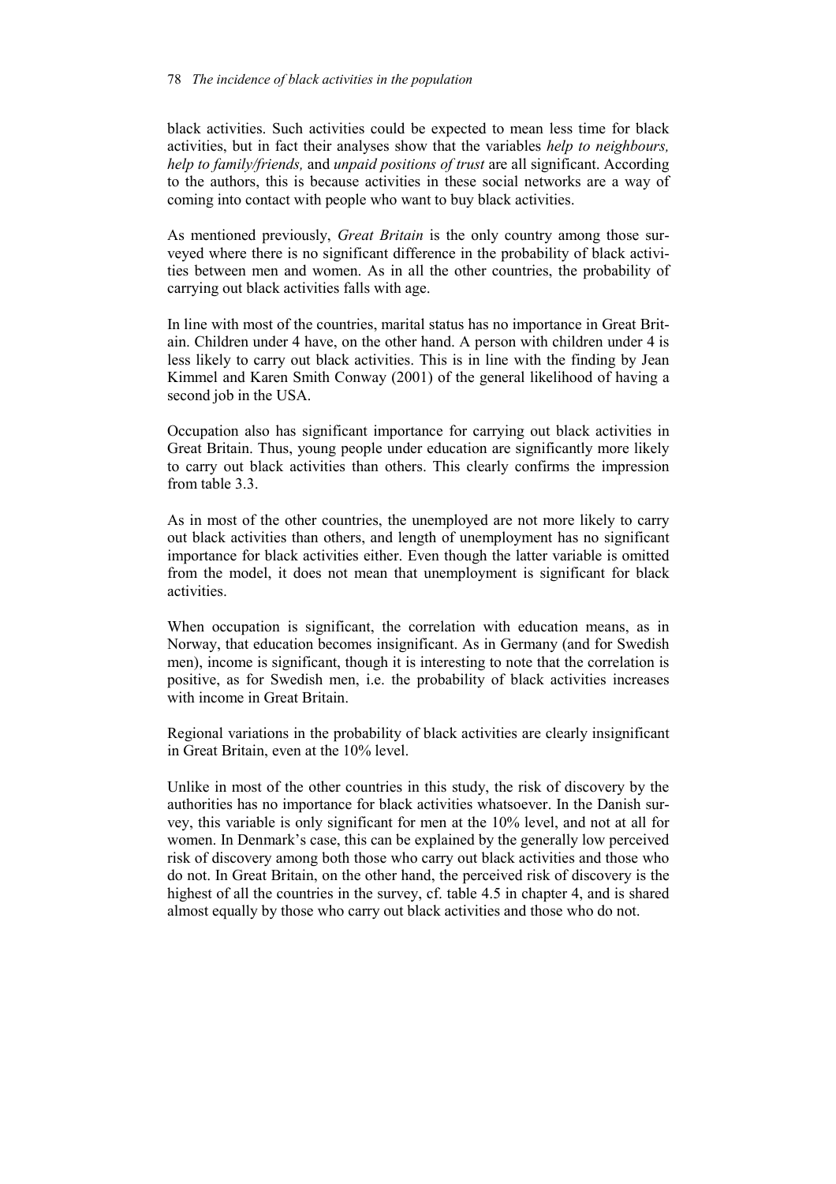black activities. Such activities could be expected to mean less time for black activities, but in fact their analyses show that the variables *help to neighbours, help to family/friends,* and *unpaid positions of trust* are all significant. According to the authors, this is because activities in these social networks are a way of coming into contact with people who want to buy black activities.

As mentioned previously, *Great Britain* is the only country among those surveyed where there is no significant difference in the probability of black activities between men and women. As in all the other countries, the probability of carrying out black activities falls with age.

In line with most of the countries, marital status has no importance in Great Britain. Children under 4 have, on the other hand. A person with children under 4 is less likely to carry out black activities. This is in line with the finding by Jean Kimmel and Karen Smith Conway (2001) of the general likelihood of having a second job in the USA.

Occupation also has significant importance for carrying out black activities in Great Britain. Thus, young people under education are significantly more likely to carry out black activities than others. This clearly confirms the impression from table 3.3.

As in most of the other countries, the unemployed are not more likely to carry out black activities than others, and length of unemployment has no significant importance for black activities either. Even though the latter variable is omitted from the model, it does not mean that unemployment is significant for black activities.

When occupation is significant, the correlation with education means, as in Norway, that education becomes insignificant. As in Germany (and for Swedish men), income is significant, though it is interesting to note that the correlation is positive, as for Swedish men, i.e. the probability of black activities increases with income in Great Britain.

Regional variations in the probability of black activities are clearly insignificant in Great Britain, even at the 10% level.

Unlike in most of the other countries in this study, the risk of discovery by the authorities has no importance for black activities whatsoever. In the Danish survey, this variable is only significant for men at the 10% level, and not at all for women. In Denmark's case, this can be explained by the generally low perceived risk of discovery among both those who carry out black activities and those who do not. In Great Britain, on the other hand, the perceived risk of discovery is the highest of all the countries in the survey, cf. table 4.5 in chapter 4, and is shared almost equally by those who carry out black activities and those who do not.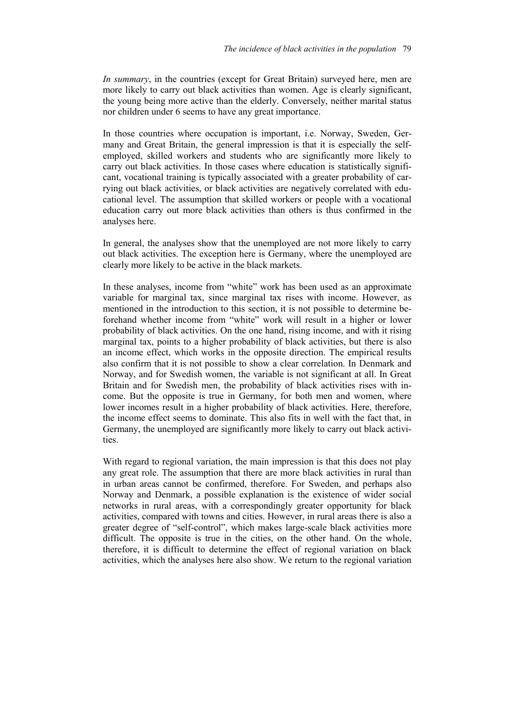*In summary*, in the countries (except for Great Britain) surveyed here, men are more likely to carry out black activities than women. Age is clearly significant, the young being more active than the elderly. Conversely, neither marital status nor children under 6 seems to have any great importance.

In those countries where occupation is important, i.e. Norway, Sweden, Germany and Great Britain, the general impression is that it is especially the self-employed, skilled workers and students who are significantly more likely to carry out black activities. In those cases where education is statistically significant, vocational training is typically associated with a greater probability of carrying out black activities, or black activities are negatively correlated with educational level. The assumption that skilled workers or people with a vocational education carry out more black activities than others is thus confirmed in the analyses here.

In general, the analyses show that the unemployed are not more likely to carry out black activities. The exception here is Germany, where the unemployed are clearly more likely to be active in the black markets.

In these analyses, income from "white" work has been used as an approximate variable for marginal tax, since marginal tax rises with income. However, as mentioned in the introduction to this section, it is not possible to determine beforehand whether income from "white" work will result in a higher or lower probability of black activities. On the one hand, rising income, and with it rising marginal tax, points to a higher probability of black activities, but there is also an income effect, which works in the opposite direction. The empirical results also confirm that it is not possible to show a clear correlation. In Denmark and Norway, and for Swedish women, the variable is not significant at all. In Great Britain and for Swedish men, the probability of black activities rises with income. But the opposite is true in Germany, for both men and women, where lower incomes result in a higher probability of black activities. Here, therefore, the income effect seems to dominate. This also fits in well with the fact that, in Germany, the unemployed are significantly more likely to carry out black activities.

With regard to regional variation, the main impression is that this does not play any great role. The assumption that there are more black activities in rural than in urban areas cannot be confirmed, therefore. For Sweden, and perhaps also Norway and Denmark, a possible explanation is the existence of wider social networks in rural areas, with a correspondingly greater opportunity for black activities, compared with towns and cities. However, in rural areas there is also a greater degree of "self-control", which makes large-scale black activities more difficult. The opposite is true in the cities, on the other hand. On the whole, therefore, it is difficult to determine the effect of regional variation on black activities, which the analyses here also show. We return to the regional variation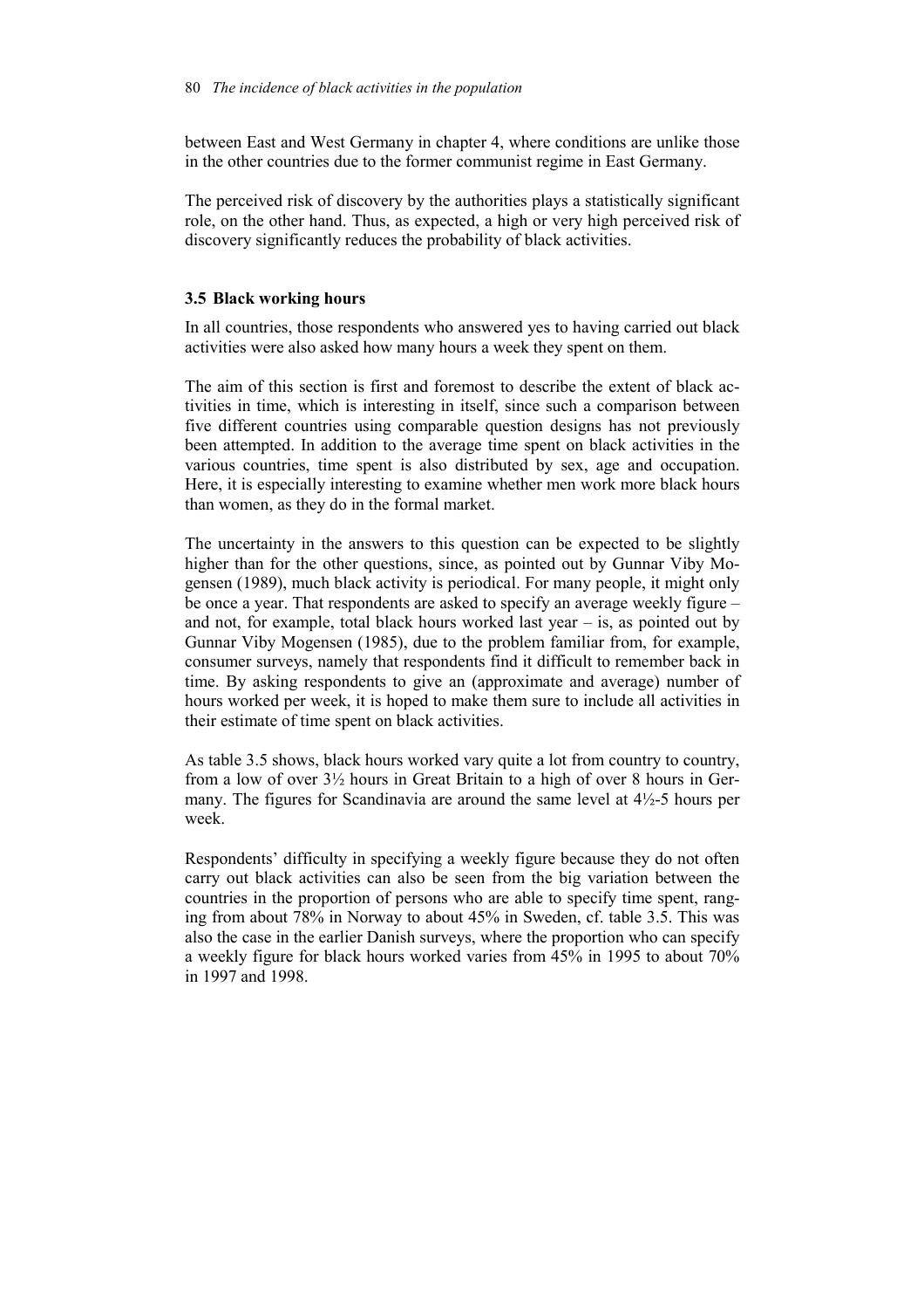between East and West Germany in chapter 4, where conditions are unlike those in the other countries due to the former communist regime in East Germany.

The perceived risk of discovery by the authorities plays a statistically significant role, on the other hand. Thus, as expected, a high or very high perceived risk of discovery significantly reduces the probability of black activities.

### 3.5 Black working hours

In all countries, those respondents who answered yes to having carried out black activities were also asked how many hours a week they spent on them.

The aim of this section is first and foremost to describe the extent of black activities in time, which is interesting in itself, since such a comparison between five different countries using comparable question designs has not previously been attempted. In addition to the average time spent on black activities in the various countries, time spent is also distributed by sex, age and occupation. Here, it is especially interesting to examine whether men work more black hours than women, as they do in the formal market.

The uncertainty in the answers to this question can be expected to be slightly higher than for the other questions, since, as pointed out by Gunnar Viby Mogensen (1989), much black activity is periodical. For many people, it might only be once a year. That respondents are asked to specify an average weekly figure – and not, for example, total black hours worked last year – is, as pointed out by Gunnar Viby Mogensen (1985), due to the problem familiar from, for example, consumer surveys, namely that respondents find it difficult to remember back in time. By asking respondents to give an (approximate and average) number of hours worked per week, it is hoped to make them sure to include all activities in their estimate of time spent on black activities.

As table 3.5 shows, black hours worked vary quite a lot from country to country, from a low of over 3½ hours in Great Britain to a high of over 8 hours in Germany. The figures for Scandinavia are around the same level at 4½-5 hours per week.

Respondents' difficulty in specifying a weekly figure because they do not often carry out black activities can also be seen from the big variation between the countries in the proportion of persons who are able to specify time spent, ranging from about 78% in Norway to about 45% in Sweden, cf. table 3.5. This was also the case in the earlier Danish surveys, where the proportion who can specify a weekly figure for black hours worked varies from 45% in 1995 to about 70% in 1997 and 1998.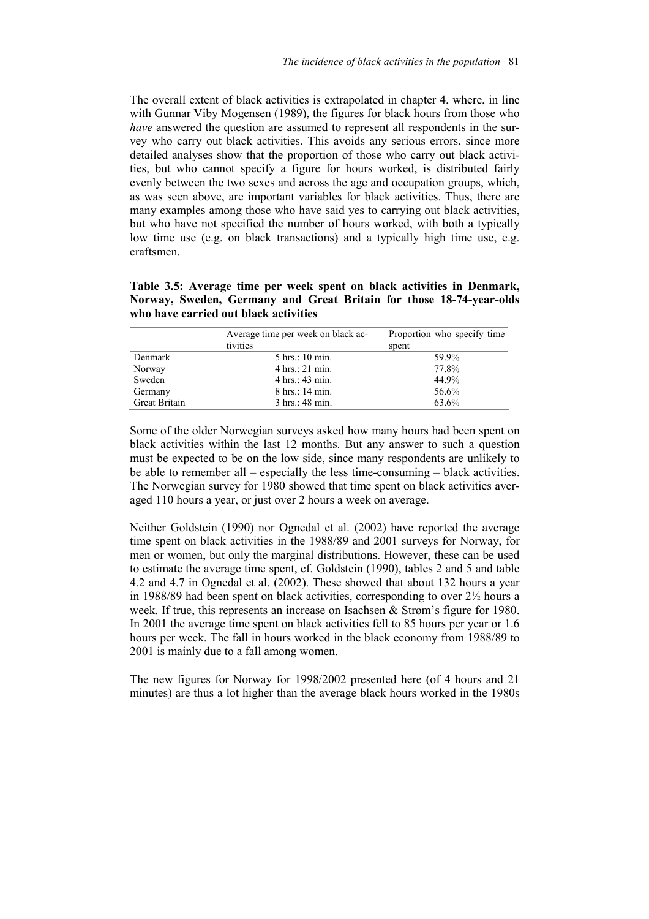The overall extent of black activities is extrapolated in chapter 4, where, in line with Gunnar Viby Mogensen (1989), the figures for black hours from those who *have* answered the question are assumed to represent all respondents in the survey who carry out black activities. This avoids any serious errors, since more detailed analyses show that the proportion of those who carry out black activities, but who cannot specify a figure for hours worked, is distributed fairly evenly between the two sexes and across the age and occupation groups, which, as was seen above, are important variables for black activities. Thus, there are many examples among those who have said yes to carrying out black activities, but who have not specified the number of hours worked, with both a typically low time use (e.g. on black transactions) and a typically high time use, e.g. craftsmen.

**Table 3.5: Average time per week spent on black activities in Denmark, Norway, Sweden, Germany and Great Britain for those 18-74-year-olds who have carried out black activities**

| | Average time per week on black activities | Proportion who specify time spent |
|---|---|---|
| Denmark | 5 hrs.: 10 min. | 59.9% |
| Norway | 4 hrs.: 21 min. | 77.8% |
| Sweden | 4 hrs.: 43 min. | 44.9% |
| Germany | 8 hrs.: 14 min. | 56.6% |
| Great Britain | 3 hrs.: 48 min. | 63.6% |

Some of the older Norwegian surveys asked how many hours had been spent on black activities within the last 12 months. But any answer to such a question must be expected to be on the low side, since many respondents are unlikely to be able to remember all – especially the less time-consuming – black activities. The Norwegian survey for 1980 showed that time spent on black activities averaged 110 hours a year, or just over 2 hours a week on average.

Neither Goldstein (1990) nor Ognedal et al. (2002) have reported the average time spent on black activities in the 1988/89 and 2001 surveys for Norway, for men or women, but only the marginal distributions. However, these can be used to estimate the average time spent, cf. Goldstein (1990), tables 2 and 5 and table 4.2 and 4.7 in Ognedal et al. (2002). These showed that about 132 hours a year in 1988/89 had been spent on black activities, corresponding to over 2½ hours a week. If true, this represents an increase on Isachsen & Strøm's figure for 1980. In 2001 the average time spent on black activities fell to 85 hours per year or 1.6 hours per week. The fall in hours worked in the black economy from 1988/89 to 2001 is mainly due to a fall among women.

The new figures for Norway for 1998/2002 presented here (of 4 hours and 21 minutes) are thus a lot higher than the average black hours worked in the 1980s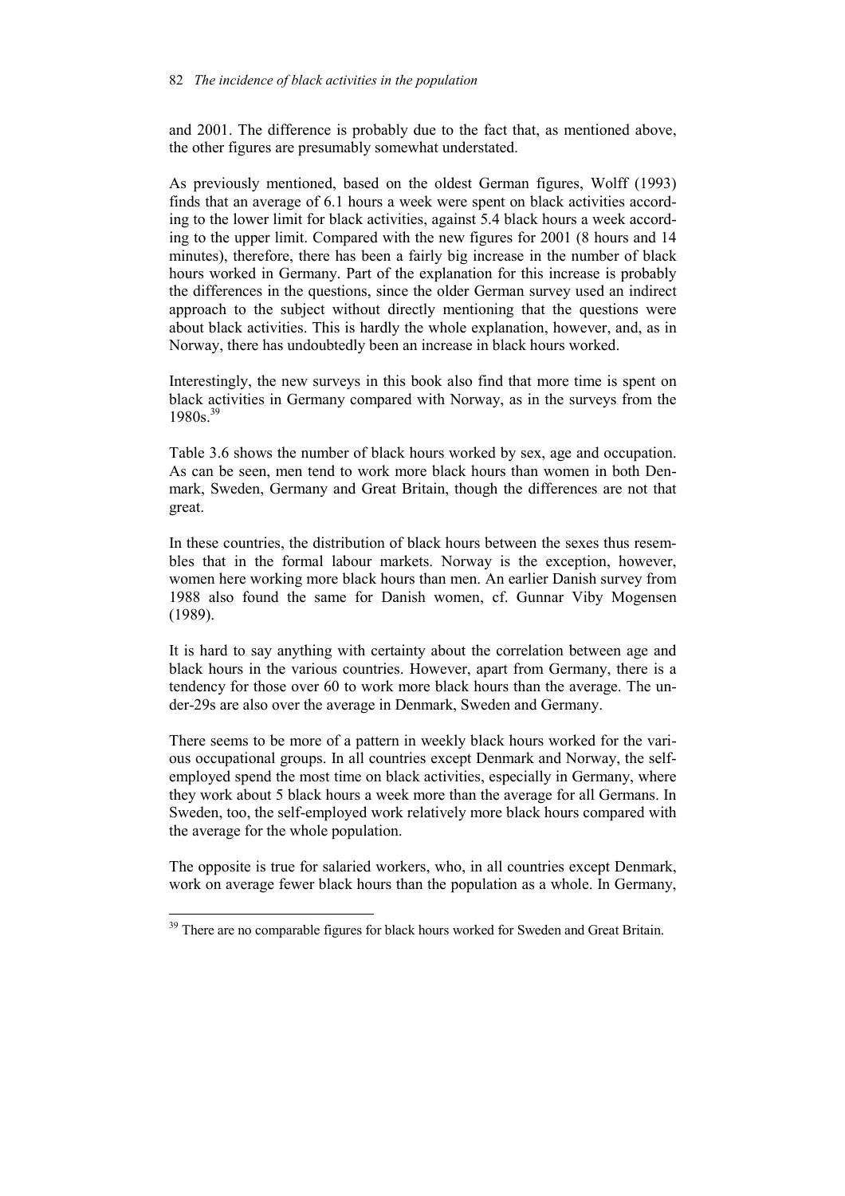and 2001. The difference is probably due to the fact that, as mentioned above, the other figures are presumably somewhat understated.

As previously mentioned, based on the oldest German figures, Wolff (1993) finds that an average of 6.1 hours a week were spent on black activities according to the lower limit for black activities, against 5.4 black hours a week according to the upper limit. Compared with the new figures for 2001 (8 hours and 14 minutes), therefore, there has been a fairly big increase in the number of black hours worked in Germany. Part of the explanation for this increase is probably the differences in the questions, since the older German survey used an indirect approach to the subject without directly mentioning that the questions were about black activities. This is hardly the whole explanation, however, and, as in Norway, there has undoubtedly been an increase in black hours worked.

Interestingly, the new surveys in this book also find that more time is spent on black activities in Germany compared with Norway, as in the surveys from the 1980s.[39]

Table 3.6 shows the number of black hours worked by sex, age and occupation. As can be seen, men tend to work more black hours than women in both Denmark, Sweden, Germany and Great Britain, though the differences are not that great.

In these countries, the distribution of black hours between the sexes thus resembles that in the formal labour markets. Norway is the exception, however, women here working more black hours than men. An earlier Danish survey from 1988 also found the same for Danish women, cf. Gunnar Viby Mogensen (1989).

It is hard to say anything with certainty about the correlation between age and black hours in the various countries. However, apart from Germany, there is a tendency for those over 60 to work more black hours than the average. The under-29s are also over the average in Denmark, Sweden and Germany.

There seems to be more of a pattern in weekly black hours worked for the various occupational groups. In all countries except Denmark and Norway, the self-employed spend the most time on black activities, especially in Germany, where they work about 5 black hours a week more than the average for all Germans. In Sweden, too, the self-employed work relatively more black hours compared with the average for the whole population.

The opposite is true for salaried workers, who, in all countries except Denmark, work on average fewer black hours than the population as a whole. In Germany,

[39] There are no comparable figures for black hours worked for Sweden and Great Britain.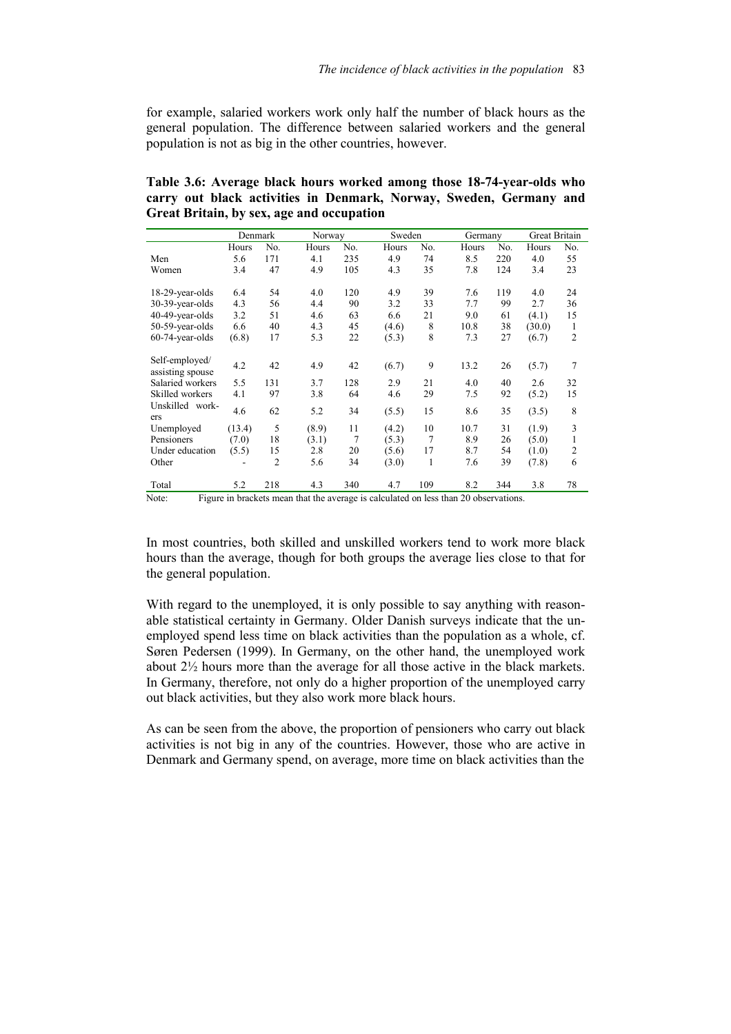for example, salaried workers work only half the number of black hours as the general population. The difference between salaried workers and the general population is not as big in the other countries, however.

**Table 3.6: Average black hours worked among those 18-74-year-olds who carry out black activities in Denmark, Norway, Sweden, Germany and Great Britain, by sex, age and occupation**

| | Denmark | | Norway | | Sweden | | Germany | | Great Britain | |
|---|---|---|---|---|---|---|---|---|---|---|
| | Hours | No. | Hours | No. | Hours | No. | Hours | No. | Hours | No. |
| Men | 5.6 | 171 | 4.1 | 235 | 4.9 | 74 | 8.5 | 220 | 4.0 | 55 |
| Women | 3.4 | 47 | 4.9 | 105 | 4.3 | 35 | 7.8 | 124 | 3.4 | 23 |
| 18-29-year-olds | 6.4 | 54 | 4.0 | 120 | 4.9 | 39 | 7.6 | 119 | 4.0 | 24 |
| 30-39-year-olds | 4.3 | 56 | 4.4 | 90 | 3.2 | 33 | 7.7 | 99 | 2.7 | 36 |
| 40-49-year-olds | 3.2 | 51 | 4.6 | 63 | 6.6 | 21 | 9.0 | 61 | (4.1) | 15 |
| 50-59-year-olds | 6.6 | 40 | 4.3 | 45 | (4.6) | 8 | 10.8 | 38 | (30.0) | 1 |
| 60-74-year-olds | (6.8) | 17 | 5.3 | 22 | (5.3) | 8 | 7.3 | 27 | (6.7) | 2 |
| Self-employed/ assisting spouse | 4.2 | 42 | 4.9 | 42 | (6.7) | 9 | 13.2 | 26 | (5.7) | 7 |
| Salaried workers | 5.5 | 131 | 3.7 | 128 | 2.9 | 21 | 4.0 | 40 | 2.6 | 32 |
| Skilled workers | 4.1 | 97 | 3.8 | 64 | 4.6 | 29 | 7.5 | 92 | (5.2) | 15 |
| Unskilled workers | 4.6 | 62 | 5.2 | 34 | (5.5) | 15 | 8.6 | 35 | (3.5) | 8 |
| Unemployed | (13.4) | 5 | (8.9) | 11 | (4.2) | 10 | 10.7 | 31 | (1.9) | 3 |
| Pensioners | (7.0) | 18 | (3.1) | 7 | (5.3) | 7 | 8.9 | 26 | (5.0) | 1 |
| Under education | (5.5) | 15 | 2.8 | 20 | (5.6) | 17 | 8.7 | 54 | (1.0) | 2 |
| Other | - | 2 | 5.6 | 34 | (3.0) | 1 | 7.6 | 39 | (7.8) | 6 |
| Total | 5.2 | 218 | 4.3 | 340 | 4.7 | 109 | 8.2 | 344 | 3.8 | 78 |

Note: Figure in brackets mean that the average is calculated on less than 20 observations.

In most countries, both skilled and unskilled workers tend to work more black hours than the average, though for both groups the average lies close to that for the general population.

With regard to the unemployed, it is only possible to say anything with reasonable statistical certainty in Germany. Older Danish surveys indicate that the unemployed spend less time on black activities than the population as a whole, cf. Søren Pedersen (1999). In Germany, on the other hand, the unemployed work about 2½ hours more than the average for all those active in the black markets. In Germany, therefore, not only do a higher proportion of the unemployed carry out black activities, but they also work more black hours.

As can be seen from the above, the proportion of pensioners who carry out black activities is not big in any of the countries. However, those who are active in Denmark and Germany spend, on average, more time on black activities than the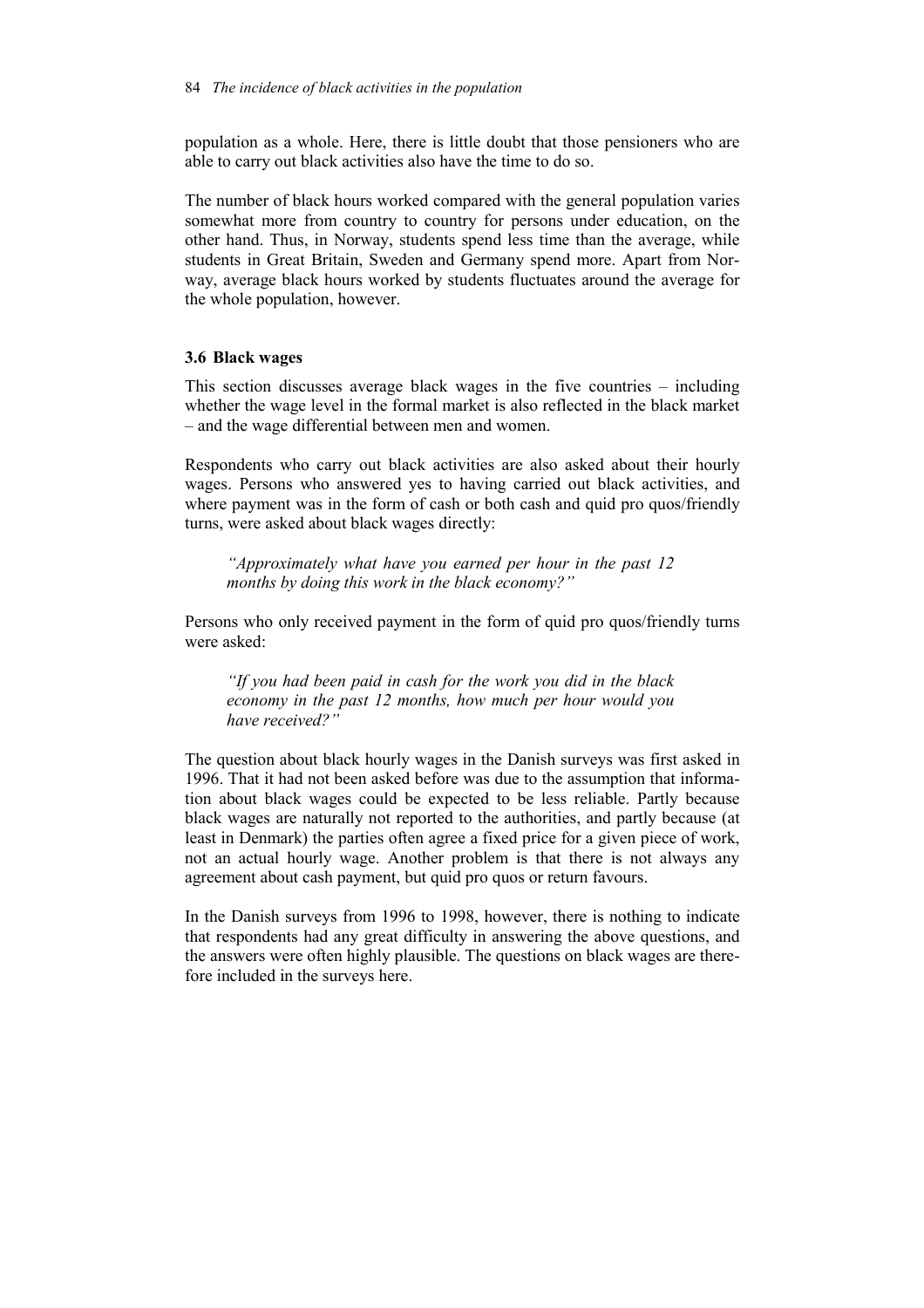population as a whole. Here, there is little doubt that those pensioners who are able to carry out black activities also have the time to do so.

The number of black hours worked compared with the general population varies somewhat more from country to country for persons under education, on the other hand. Thus, in Norway, students spend less time than the average, while students in Great Britain, Sweden and Germany spend more. Apart from Norway, average black hours worked by students fluctuates around the average for the whole population, however.

### 3.6 Black wages

This section discusses average black wages in the five countries – including whether the wage level in the formal market is also reflected in the black market – and the wage differential between men and women.

Respondents who carry out black activities are also asked about their hourly wages. Persons who answered yes to having carried out black activities, and where payment was in the form of cash or both cash and quid pro quos/friendly turns, were asked about black wages directly:

> *"Approximately what have you earned per hour in the past 12 months by doing this work in the black economy?"*

Persons who only received payment in the form of quid pro quos/friendly turns were asked:

> *"If you had been paid in cash for the work you did in the black economy in the past 12 months, how much per hour would you have received?"*

The question about black hourly wages in the Danish surveys was first asked in 1996. That it had not been asked before was due to the assumption that information about black wages could be expected to be less reliable. Partly because black wages are naturally not reported to the authorities, and partly because (at least in Denmark) the parties often agree a fixed price for a given piece of work, not an actual hourly wage. Another problem is that there is not always any agreement about cash payment, but quid pro quos or return favours.

In the Danish surveys from 1996 to 1998, however, there is nothing to indicate that respondents had any great difficulty in answering the above questions, and the answers were often highly plausible. The questions on black wages are therefore included in the surveys here.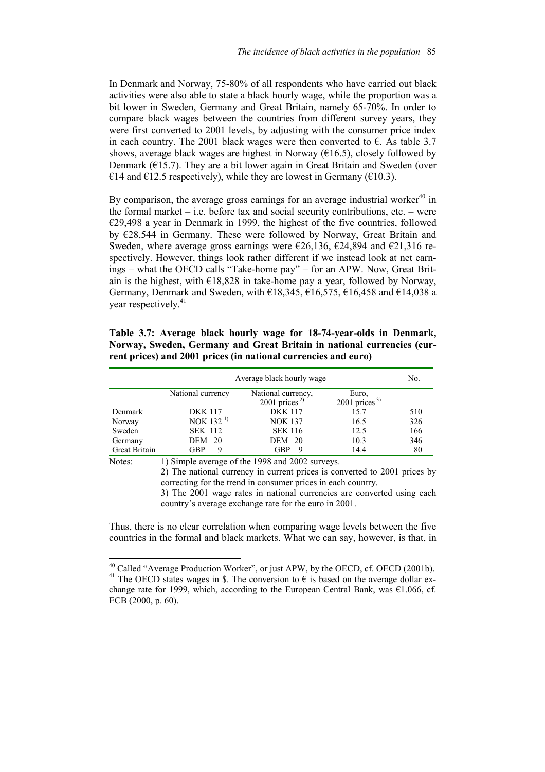In Denmark and Norway, 75-80% of all respondents who have carried out black activities were also able to state a black hourly wage, while the proportion was a bit lower in Sweden, Germany and Great Britain, namely 65-70%. In order to compare black wages between the countries from different survey years, they were first converted to 2001 levels, by adjusting with the consumer price index in each country. The 2001 black wages were then converted to €. As table 3.7 shows, average black wages are highest in Norway (€16.5), closely followed by Denmark (€15.7). They are a bit lower again in Great Britain and Sweden (over €14 and €12.5 respectively), while they are lowest in Germany (€10.3).

By comparison, the average gross earnings for an average industrial worker[40] in the formal market – i.e. before tax and social security contributions, etc. – were €29,498 a year in Denmark in 1999, the highest of the five countries, followed by €28,544 in Germany. These were followed by Norway, Great Britain and Sweden, where average gross earnings were €26,136, €24,894 and €21,316 respectively. However, things look rather different if we instead look at net earnings – what the OECD calls "Take-home pay" – for an APW. Now, Great Britain is the highest, with €18,828 in take-home pay a year, followed by Norway, Germany, Denmark and Sweden, with €18,345, €16,575, €16,458 and €14,038 a year respectively.[41]

**Table 3.7: Average black hourly wage for 18-74-year-olds in Denmark, Norway, Sweden, Germany and Great Britain in national currencies (current prices) and 2001 prices (in national currencies and euro)**

| | Average black hourly wage | | | No. |
|---|---|---|---|---|
| | National currency | National currency, 2001 prices [2)] | Euro, 2001 prices [3)] | |
| Denmark | DKK 117 | DKK 117 | 15.7 | 510 |
| Norway | NOK 132 [1)] | NOK 137 | 16.5 | 326 |
| Sweden | SEK 112 | SEK 116 | 12.5 | 166 |
| Germany | DEM 20 | DEM 20 | 10.3 | 346 |
| Great Britain | GBP 9 | GBP 9 | 14.4 | 80 |

Notes: 1) Simple average of the 1998 and 2002 surveys.
2) The national currency in current prices is converted to 2001 prices by correcting for the trend in consumer prices in each country.
3) The 2001 wage rates in national currencies are converted using each country's average exchange rate for the euro in 2001.

Thus, there is no clear correlation when comparing wage levels between the five countries in the formal and black markets. What we can say, however, is that, in

[40] Called "Average Production Worker", or just APW, by the OECD, cf. OECD (2001b).

[41] The OECD states wages in \$. The conversion to € is based on the average dollar exchange rate for 1999, which, according to the European Central Bank, was €1.066, cf. ECB (2000, p. 60).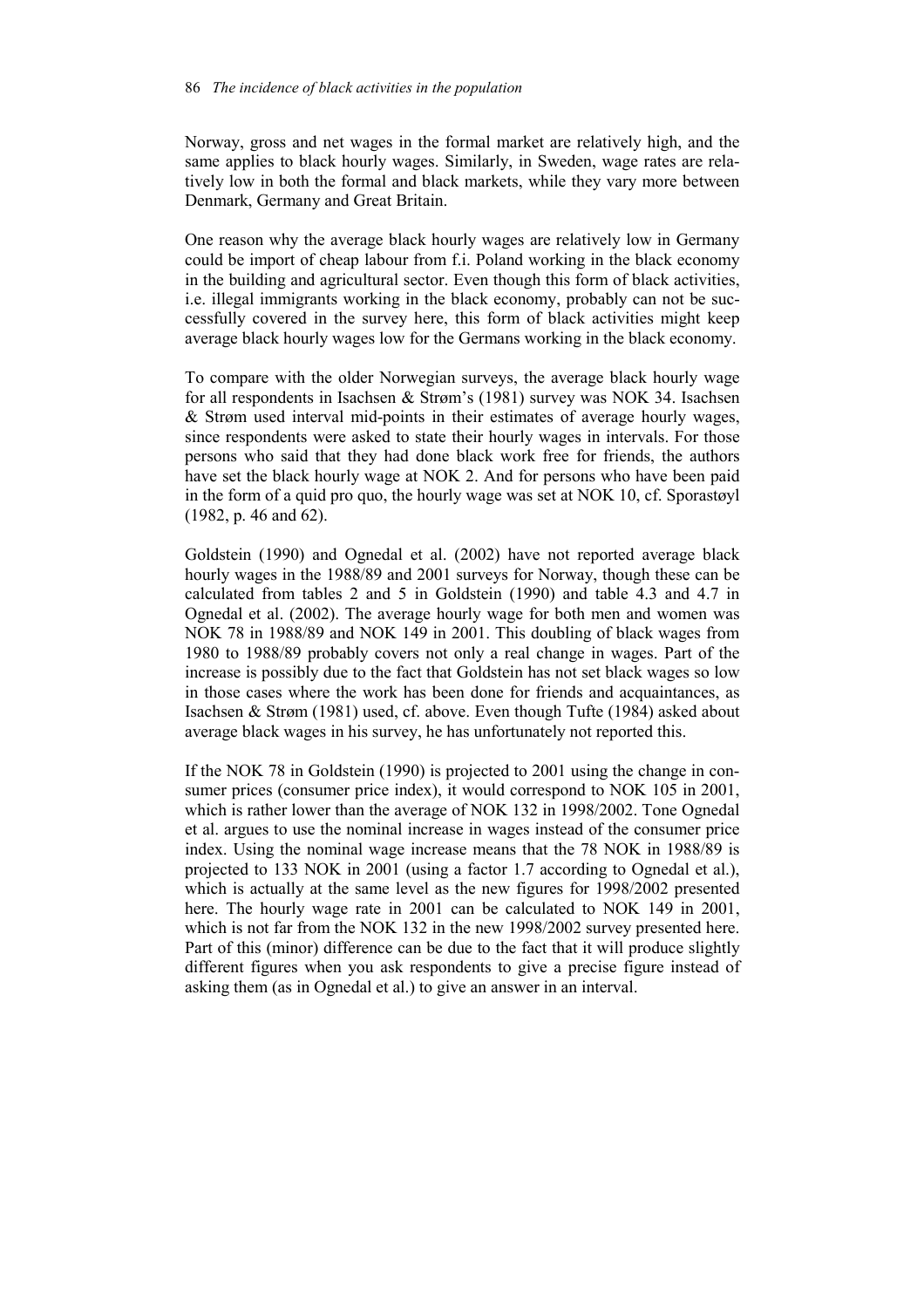Norway, gross and net wages in the formal market are relatively high, and the same applies to black hourly wages. Similarly, in Sweden, wage rates are relatively low in both the formal and black markets, while they vary more between Denmark, Germany and Great Britain.

One reason why the average black hourly wages are relatively low in Germany could be import of cheap labour from f.i. Poland working in the black economy in the building and agricultural sector. Even though this form of black activities, i.e. illegal immigrants working in the black economy, probably can not be successfully covered in the survey here, this form of black activities might keep average black hourly wages low for the Germans working in the black economy.

To compare with the older Norwegian surveys, the average black hourly wage for all respondents in Isachsen & Strøm's (1981) survey was NOK 34. Isachsen & Strøm used interval mid-points in their estimates of average hourly wages, since respondents were asked to state their hourly wages in intervals. For those persons who said that they had done black work free for friends, the authors have set the black hourly wage at NOK 2. And for persons who have been paid in the form of a quid pro quo, the hourly wage was set at NOK 10, cf. Sporastøyl (1982, p. 46 and 62).

Goldstein (1990) and Ognedal et al. (2002) have not reported average black hourly wages in the 1988/89 and 2001 surveys for Norway, though these can be calculated from tables 2 and 5 in Goldstein (1990) and table 4.3 and 4.7 in Ognedal et al. (2002). The average hourly wage for both men and women was NOK 78 in 1988/89 and NOK 149 in 2001. This doubling of black wages from 1980 to 1988/89 probably covers not only a real change in wages. Part of the increase is possibly due to the fact that Goldstein has not set black wages so low in those cases where the work has been done for friends and acquaintances, as Isachsen & Strøm (1981) used, cf. above. Even though Tufte (1984) asked about average black wages in his survey, he has unfortunately not reported this.

If the NOK 78 in Goldstein (1990) is projected to 2001 using the change in consumer prices (consumer price index), it would correspond to NOK 105 in 2001, which is rather lower than the average of NOK 132 in 1998/2002. Tone Ognedal et al. argues to use the nominal increase in wages instead of the consumer price index. Using the nominal wage increase means that the 78 NOK in 1988/89 is projected to 133 NOK in 2001 (using a factor 1.7 according to Ognedal et al.), which is actually at the same level as the new figures for 1998/2002 presented here. The hourly wage rate in 2001 can be calculated to NOK 149 in 2001, which is not far from the NOK 132 in the new 1998/2002 survey presented here. Part of this (minor) difference can be due to the fact that it will produce slightly different figures when you ask respondents to give a precise figure instead of asking them (as in Ognedal et al.) to give an answer in an interval.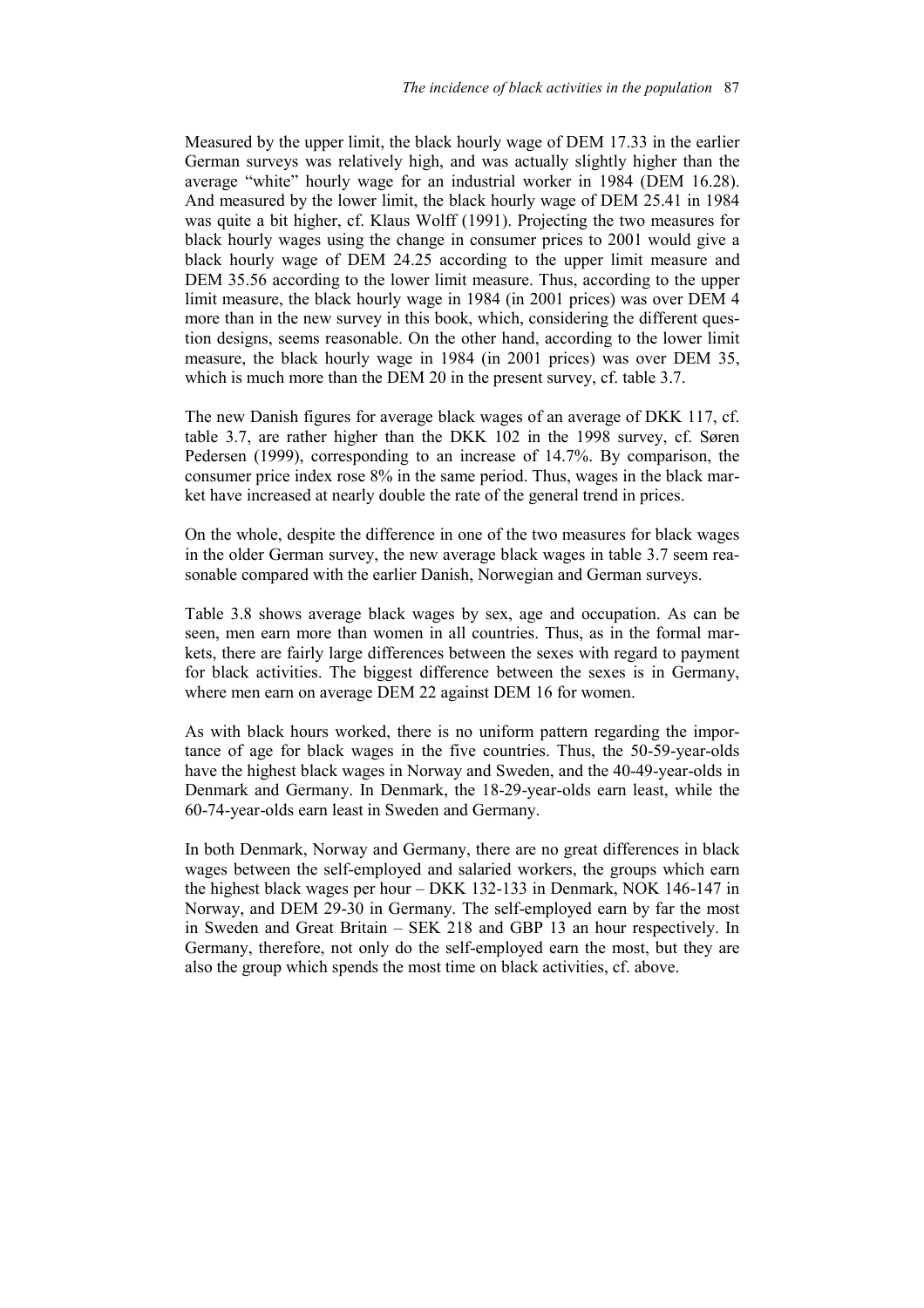Measured by the upper limit, the black hourly wage of DEM 17.33 in the earlier German surveys was relatively high, and was actually slightly higher than the average "white" hourly wage for an industrial worker in 1984 (DEM 16.28). And measured by the lower limit, the black hourly wage of DEM 25.41 in 1984 was quite a bit higher, cf. Klaus Wolff (1991). Projecting the two measures for black hourly wages using the change in consumer prices to 2001 would give a black hourly wage of DEM 24.25 according to the upper limit measure and DEM 35.56 according to the lower limit measure. Thus, according to the upper limit measure, the black hourly wage in 1984 (in 2001 prices) was over DEM 4 more than in the new survey in this book, which, considering the different question designs, seems reasonable. On the other hand, according to the lower limit measure, the black hourly wage in 1984 (in 2001 prices) was over DEM 35, which is much more than the DEM 20 in the present survey, cf. table 3.7.

The new Danish figures for average black wages of an average of DKK 117, cf. table 3.7, are rather higher than the DKK 102 in the 1998 survey, cf. Søren Pedersen (1999), corresponding to an increase of 14.7%. By comparison, the consumer price index rose 8% in the same period. Thus, wages in the black market have increased at nearly double the rate of the general trend in prices.

On the whole, despite the difference in one of the two measures for black wages in the older German survey, the new average black wages in table 3.7 seem reasonable compared with the earlier Danish, Norwegian and German surveys.

Table 3.8 shows average black wages by sex, age and occupation. As can be seen, men earn more than women in all countries. Thus, as in the formal markets, there are fairly large differences between the sexes with regard to payment for black activities. The biggest difference between the sexes is in Germany, where men earn on average DEM 22 against DEM 16 for women.

As with black hours worked, there is no uniform pattern regarding the importance of age for black wages in the five countries. Thus, the 50-59-year-olds have the highest black wages in Norway and Sweden, and the 40-49-year-olds in Denmark and Germany. In Denmark, the 18-29-year-olds earn least, while the 60-74-year-olds earn least in Sweden and Germany.

In both Denmark, Norway and Germany, there are no great differences in black wages between the self-employed and salaried workers, the groups which earn the highest black wages per hour – DKK 132-133 in Denmark, NOK 146-147 in Norway, and DEM 29-30 in Germany. The self-employed earn by far the most in Sweden and Great Britain – SEK 218 and GBP 13 an hour respectively. In Germany, therefore, not only do the self-employed earn the most, but they are also the group which spends the most time on black activities, cf. above.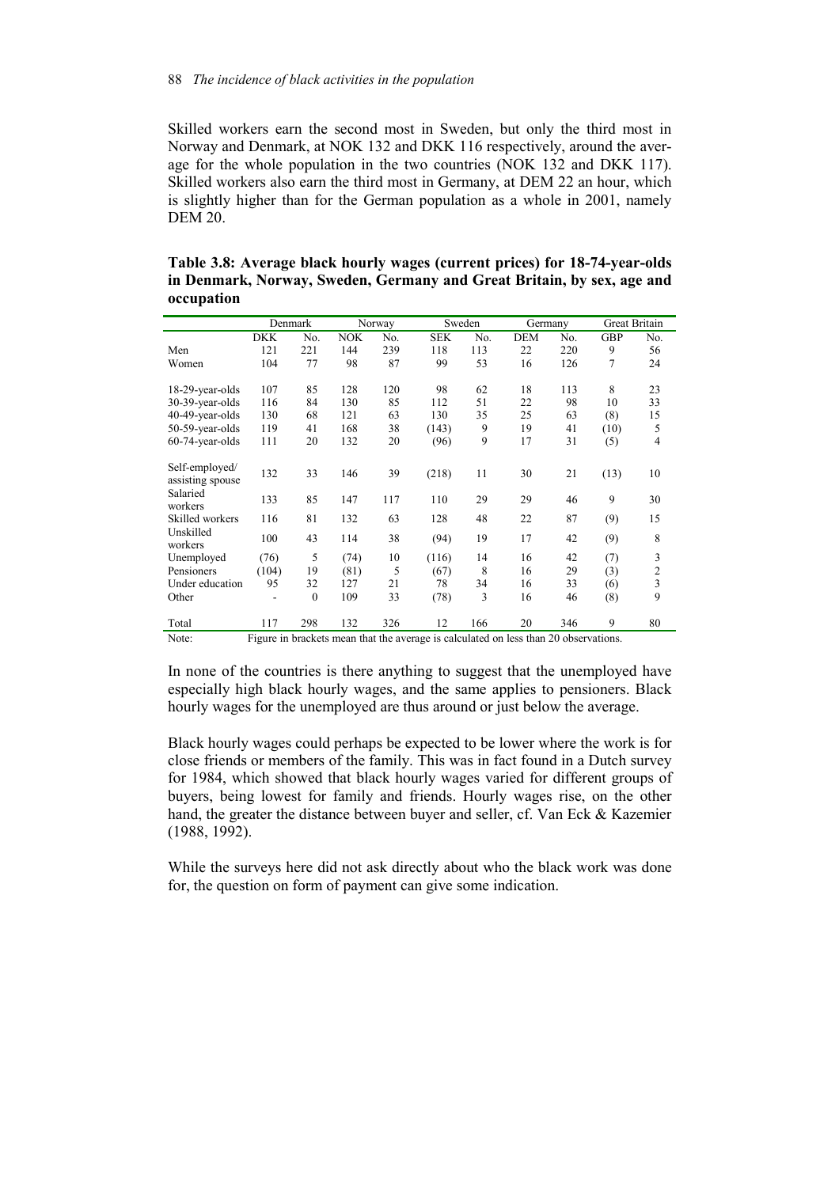Skilled workers earn the second most in Sweden, but only the third most in Norway and Denmark, at NOK 132 and DKK 116 respectively, around the average for the whole population in the two countries (NOK 132 and DKK 117). Skilled workers also earn the third most in Germany, at DEM 22 an hour, which is slightly higher than for the German population as a whole in 2001, namely DEM 20.

**Table 3.8: Average black hourly wages (current prices) for 18-74-year-olds in Denmark, Norway, Sweden, Germany and Great Britain, by sex, age and occupation**

| | Denmark | | Norway | | Sweden | | Germany | | Great Britain | |
|---|---|---|---|---|---|---|---|---|---|---|
| | DKK | No. | NOK | No. | SEK | No. | DEM | No. | GBP | No. |
| Men | 121 | 221 | 144 | 239 | 118 | 113 | 22 | 220 | 9 | 56 |
| Women | 104 | 77 | 98 | 87 | 99 | 53 | 16 | 126 | 7 | 24 |
| 18-29-year-olds | 107 | 85 | 128 | 120 | 98 | 62 | 18 | 113 | 8 | 23 |
| 30-39-year-olds | 116 | 84 | 130 | 85 | 112 | 51 | 22 | 98 | 10 | 33 |
| 40-49-year-olds | 130 | 68 | 121 | 63 | 130 | 35 | 25 | 63 | (8) | 15 |
| 50-59-year-olds | 119 | 41 | 168 | 38 | (143) | 9 | 19 | 41 | (10) | 5 |
| 60-74-year-olds | 111 | 20 | 132 | 20 | (96) | 9 | 17 | 31 | (5) | 4 |
| Self-employed/ assisting spouse | 132 | 33 | 146 | 39 | (218) | 11 | 30 | 21 | (13) | 10 |
| Salaried workers | 133 | 85 | 147 | 117 | 110 | 29 | 29 | 46 | 9 | 30 |
| Skilled workers | 116 | 81 | 132 | 63 | 128 | 48 | 22 | 87 | (9) | 15 |
| Unskilled workers | 100 | 43 | 114 | 38 | (94) | 19 | 17 | 42 | (9) | 8 |
| Unemployed | (76) | 5 | (74) | 10 | (116) | 14 | 16 | 42 | (7) | 3 |
| Pensioners | (104) | 19 | (81) | 5 | (67) | 8 | 16 | 29 | (3) | 2 |
| Under education | 95 | 32 | 127 | 21 | 78 | 34 | 16 | 33 | (6) | 3 |
| Other | - | 0 | 109 | 33 | (78) | 3 | 16 | 46 | (8) | 9 |
| Total | 117 | 298 | 132 | 326 | 12 | 166 | 20 | 346 | 9 | 80 |

Note: Figure in brackets mean that the average is calculated on less than 20 observations.

In none of the countries is there anything to suggest that the unemployed have especially high black hourly wages, and the same applies to pensioners. Black hourly wages for the unemployed are thus around or just below the average.

Black hourly wages could perhaps be expected to be lower where the work is for close friends or members of the family. This was in fact found in a Dutch survey for 1984, which showed that black hourly wages varied for different groups of buyers, being lowest for family and friends. Hourly wages rise, on the other hand, the greater the distance between buyer and seller, cf. Van Eck & Kazemier (1988, 1992).

While the surveys here did not ask directly about who the black work was done for, the question on form of payment can give some indication.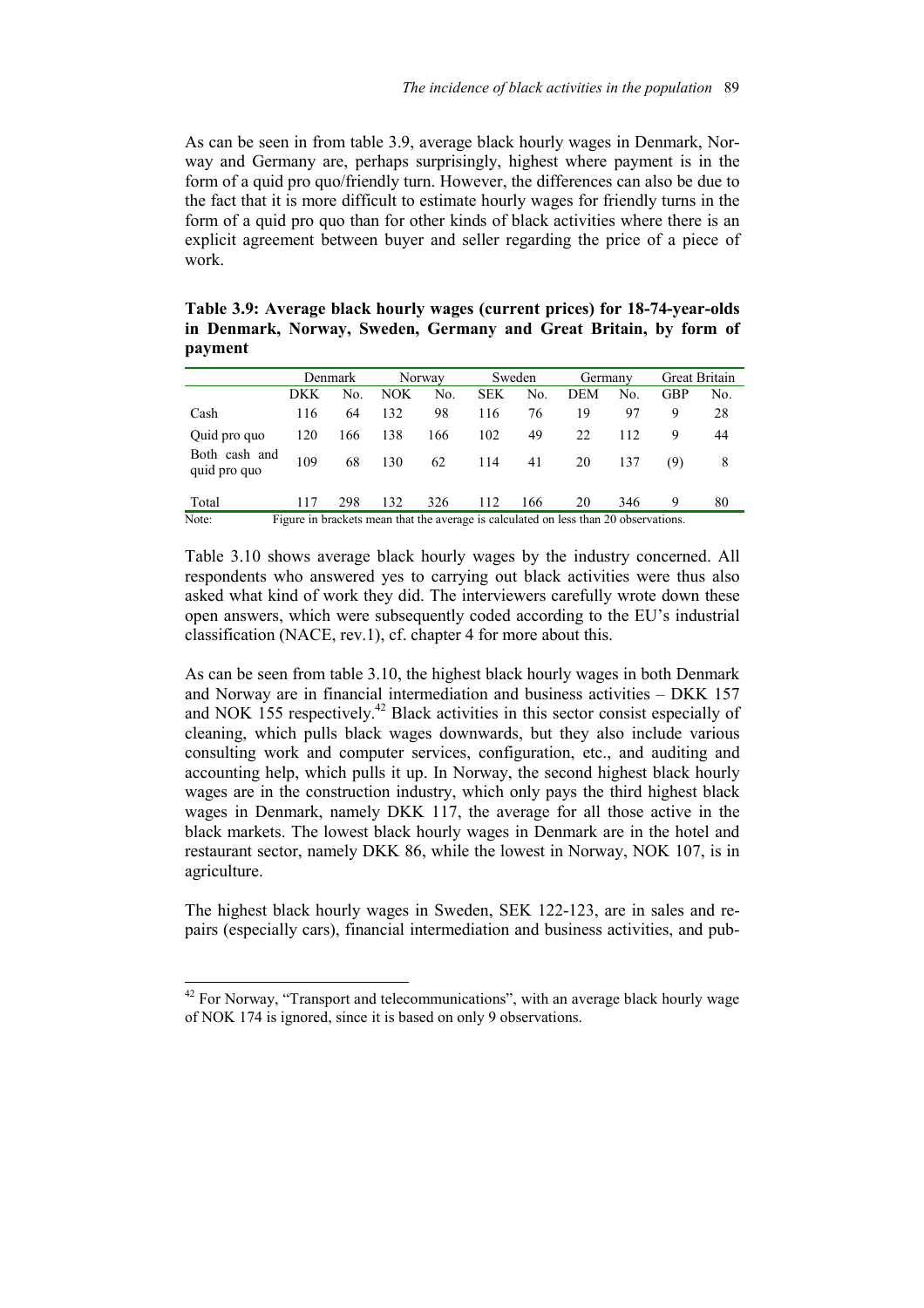As can be seen in from table 3.9, average black hourly wages in Denmark, Norway and Germany are, perhaps surprisingly, highest where payment is in the form of a quid pro quo/friendly turn. However, the differences can also be due to the fact that it is more difficult to estimate hourly wages for friendly turns in the form of a quid pro quo than for other kinds of black activities where there is an explicit agreement between buyer and seller regarding the price of a piece of work.

**Table 3.9: Average black hourly wages (current prices) for 18-74-year-olds in Denmark, Norway, Sweden, Germany and Great Britain, by form of payment**

| | Denmark | | Norway | | Sweden | | Germany | | Great Britain | |
|---|---|---|---|---|---|---|---|---|---|---|
| | DKK | No. | NOK | No. | SEK | No. | DEM | No. | GBP | No. |
| Cash | 116 | 64 | 132 | 98 | 116 | 76 | 19 | 97 | 9 | 28 |
| Quid pro quo | 120 | 166 | 138 | 166 | 102 | 49 | 22 | 112 | 9 | 44 |
| Both cash and quid pro quo | 109 | 68 | 130 | 62 | 114 | 41 | 20 | 137 | (9) | 8 |
| Total | 117 | 298 | 132 | 326 | 112 | 166 | 20 | 346 | 9 | 80 |

Note: Figure in brackets mean that the average is calculated on less than 20 observations.

Table 3.10 shows average black hourly wages by the industry concerned. All respondents who answered yes to carrying out black activities were thus also asked what kind of work they did. The interviewers carefully wrote down these open answers, which were subsequently coded according to the EU's industrial classification (NACE, rev.1), cf. chapter 4 for more about this.

As can be seen from table 3.10, the highest black hourly wages in both Denmark and Norway are in financial intermediation and business activities – DKK 157 and NOK 155 respectively.[42] Black activities in this sector consist especially of cleaning, which pulls black wages downwards, but they also include various consulting work and computer services, configuration, etc., and auditing and accounting help, which pulls it up. In Norway, the second highest black hourly wages are in the construction industry, which only pays the third highest black wages in Denmark, namely DKK 117, the average for all those active in the black markets. The lowest black hourly wages in Denmark are in the hotel and restaurant sector, namely DKK 86, while the lowest in Norway, NOK 107, is in agriculture.

The highest black hourly wages in Sweden, SEK 122-123, are in sales and repairs (especially cars), financial intermediation and business activities, and pub-

[42] For Norway, "Transport and telecommunications", with an average black hourly wage of NOK 174 is ignored, since it is based on only 9 observations.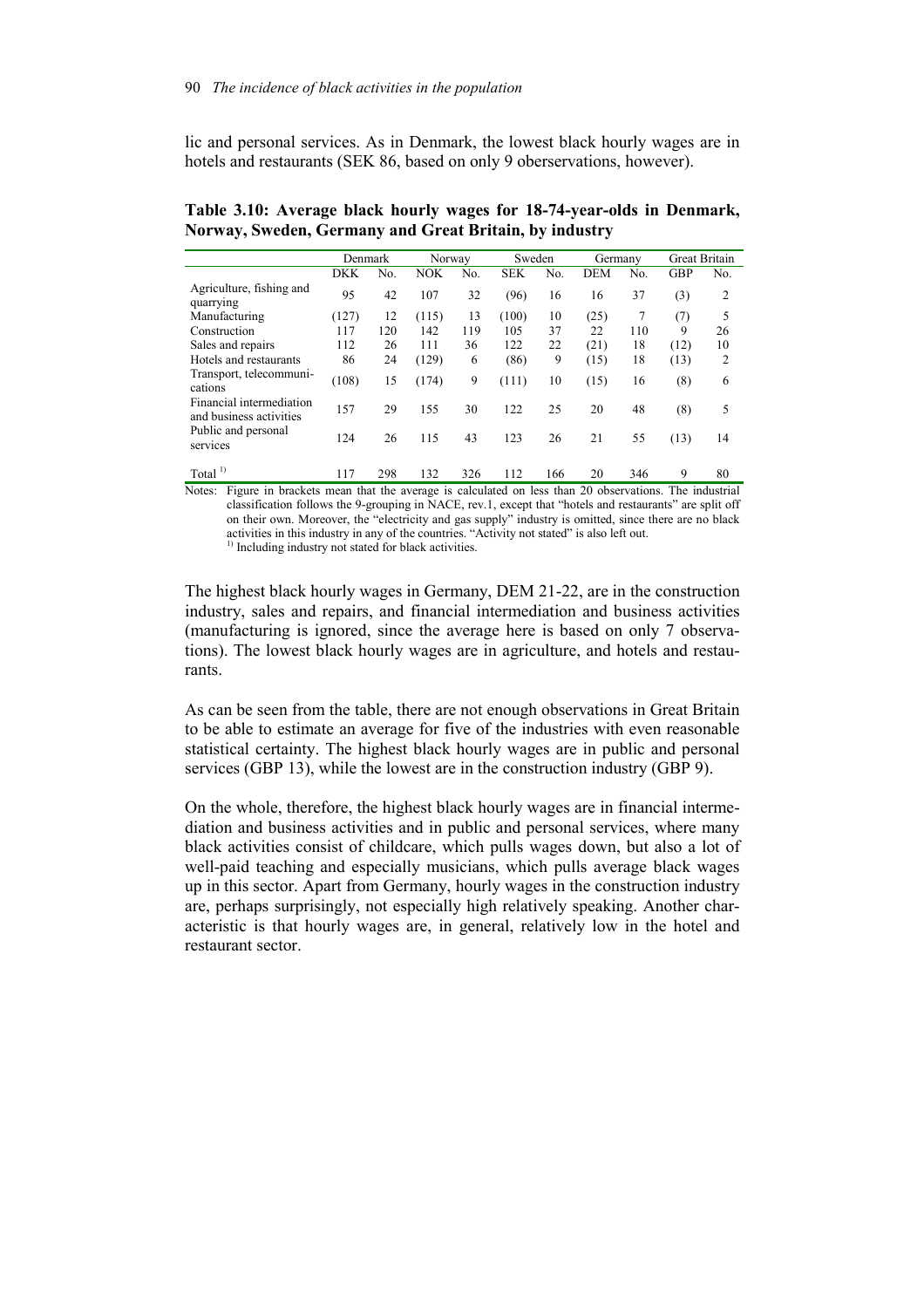lic and personal services. As in Denmark, the lowest black hourly wages are in hotels and restaurants (SEK 86, based on only 9 oberservations, however).

**Table 3.10: Average black hourly wages for 18-74-year-olds in Denmark, Norway, Sweden, Germany and Great Britain, by industry**

| | Denmark | | Norway | | Sweden | | Germany | | Great Britain | |
|---|---|---|---|---|---|---|---|---|---|---|
| | DKK | No. | NOK | No. | SEK | No. | DEM | No. | GBP | No. |
| Agriculture, fishing and quarrying | 95 | 42 | 107 | 32 | (96) | 16 | 16 | 37 | (3) | 2 |
| Manufacturing | (127) | 12 | (115) | 13 | (100) | 10 | (25) | 7 | (7) | 5 |
| Construction | 117 | 120 | 142 | 119 | 105 | 37 | 22 | 110 | 9 | 26 |
| Sales and repairs | 112 | 26 | 111 | 36 | 122 | 22 | (21) | 18 | (12) | 10 |
| Hotels and restaurants | 86 | 24 | (129) | 6 | (86) | 9 | (15) | 18 | (13) | 2 |
| Transport, telecommunications | (108) | 15 | (174) | 9 | (111) | 10 | (15) | 16 | (8) | 6 |
| Financial intermediation and business activities | 157 | 29 | 155 | 30 | 122 | 25 | 20 | 48 | (8) | 5 |
| Public and personal services | 124 | 26 | 115 | 43 | 123 | 26 | 21 | 55 | (13) | 14 |
| Total [1)] | 117 | 298 | 132 | 326 | 112 | 166 | 20 | 346 | 9 | 80 |

Notes: Figure in brackets mean that the average is calculated on less than 20 observations. The industrial classification follows the 9-grouping in NACE, rev.1, except that "hotels and restaurants" are split off on their own. Moreover, the "electricity and gas supply" industry is omitted, since there are no black activities in this industry in any of the countries. "Activity not stated" is also left out.
[1)] Including industry not stated for black activities.

The highest black hourly wages in Germany, DEM 21-22, are in the construction industry, sales and repairs, and financial intermediation and business activities (manufacturing is ignored, since the average here is based on only 7 observations). The lowest black hourly wages are in agriculture, and hotels and restaurants.

As can be seen from the table, there are not enough observations in Great Britain to be able to estimate an average for five of the industries with even reasonable statistical certainty. The highest black hourly wages are in public and personal services (GBP 13), while the lowest are in the construction industry (GBP 9).

On the whole, therefore, the highest black hourly wages are in financial intermediation and business activities and in public and personal services, where many black activities consist of childcare, which pulls wages down, but also a lot of well-paid teaching and especially musicians, which pulls average black wages up in this sector. Apart from Germany, hourly wages in the construction industry are, perhaps surprisingly, not especially high relatively speaking. Another characteristic is that hourly wages are, in general, relatively low in the hotel and restaurant sector.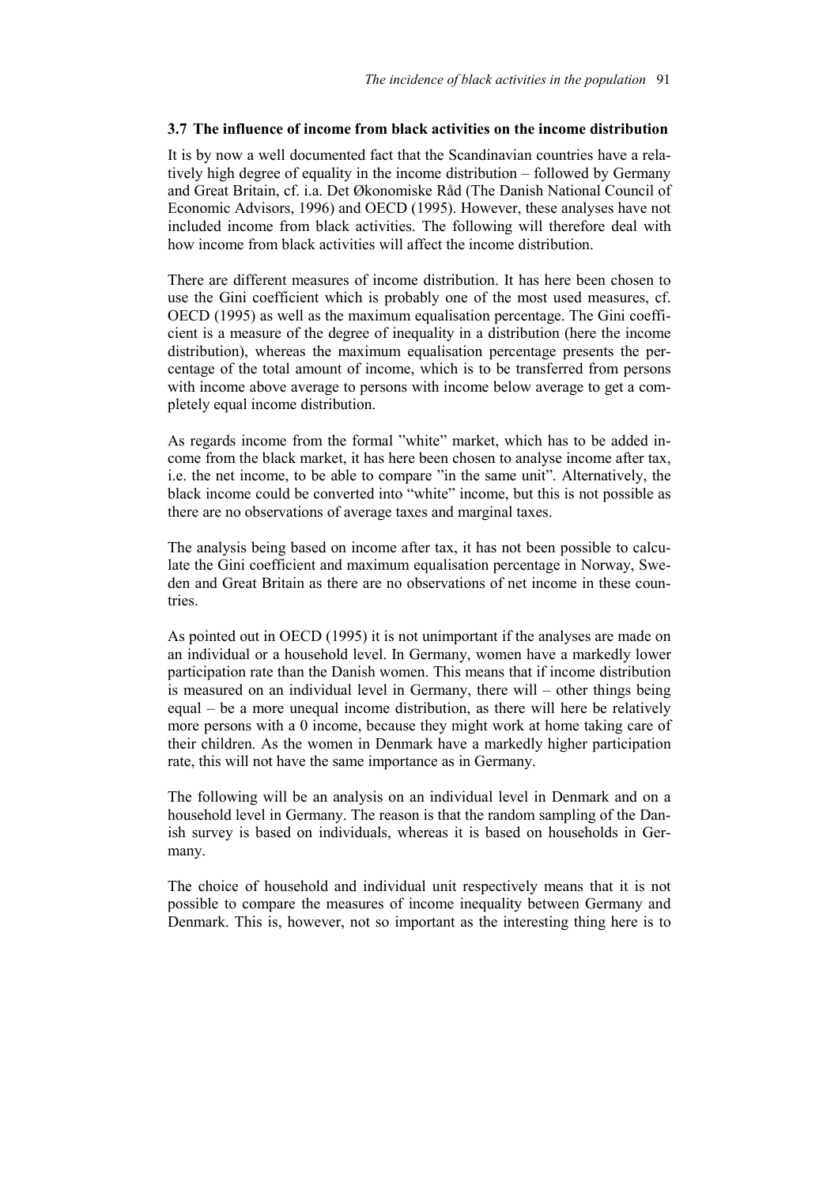### 3.7 The influence of income from black activities on the income distribution

It is by now a well documented fact that the Scandinavian countries have a relatively high degree of equality in the income distribution – followed by Germany and Great Britain, cf. i.a. Det Økonomiske Råd (The Danish National Council of Economic Advisors, 1996) and OECD (1995). However, these analyses have not included income from black activities. The following will therefore deal with how income from black activities will affect the income distribution.

There are different measures of income distribution. It has here been chosen to use the Gini coefficient which is probably one of the most used measures, cf. OECD (1995) as well as the maximum equalisation percentage. The Gini coefficient is a measure of the degree of inequality in a distribution (here the income distribution), whereas the maximum equalisation percentage presents the percentage of the total amount of income, which is to be transferred from persons with income above average to persons with income below average to get a completely equal income distribution.

As regards income from the formal ”white” market, which has to be added income from the black market, it has here been chosen to analyse income after tax, i.e. the net income, to be able to compare ”in the same unit”. Alternatively, the black income could be converted into “white” income, but this is not possible as there are no observations of average taxes and marginal taxes.

The analysis being based on income after tax, it has not been possible to calculate the Gini coefficient and maximum equalisation percentage in Norway, Sweden and Great Britain as there are no observations of net income in these countries.

As pointed out in OECD (1995) it is not unimportant if the analyses are made on an individual or a household level. In Germany, women have a markedly lower participation rate than the Danish women. This means that if income distribution is measured on an individual level in Germany, there will – other things being equal – be a more unequal income distribution, as there will here be relatively more persons with a 0 income, because they might work at home taking care of their children. As the women in Denmark have a markedly higher participation rate, this will not have the same importance as in Germany.

The following will be an analysis on an individual level in Denmark and on a household level in Germany. The reason is that the random sampling of the Danish survey is based on individuals, whereas it is based on households in Germany.

The choice of household and individual unit respectively means that it is not possible to compare the measures of income inequality between Germany and Denmark. This is, however, not so important as the interesting thing here is to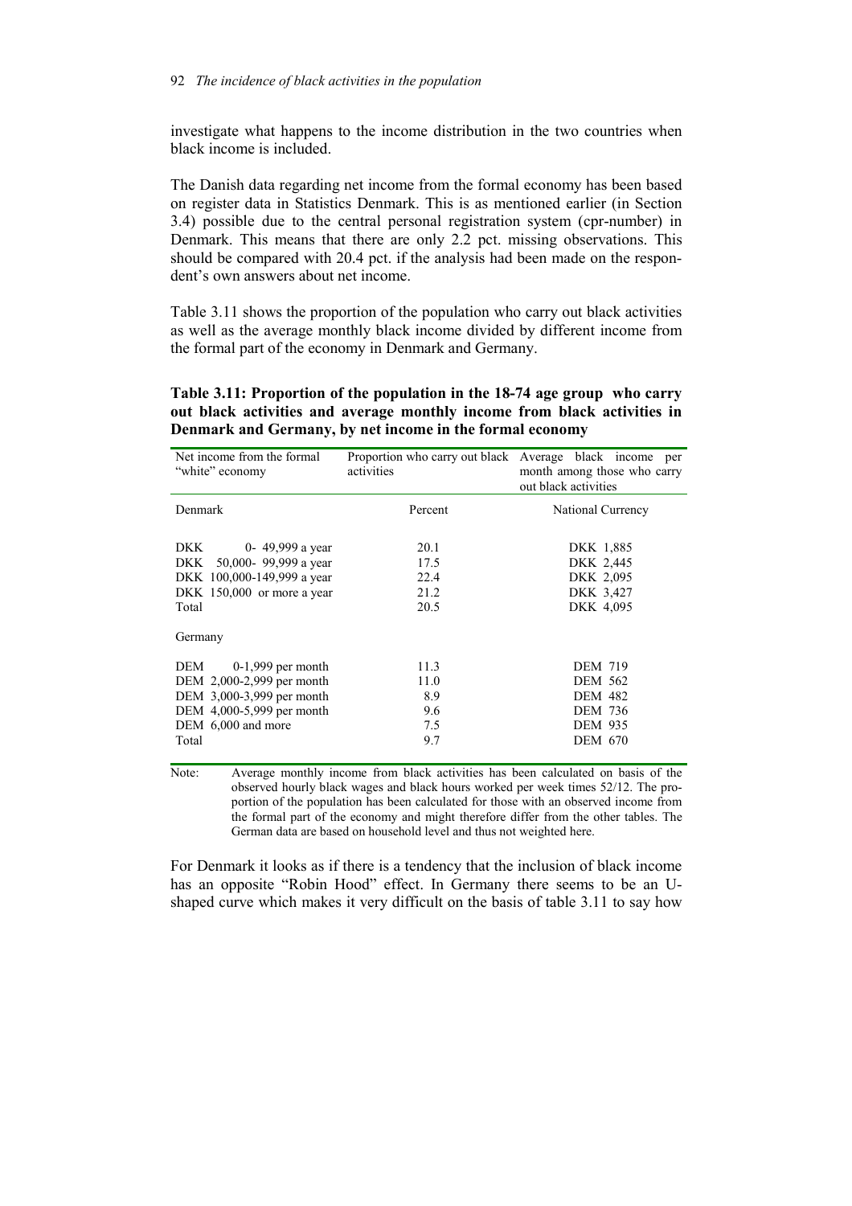investigate what happens to the income distribution in the two countries when black income is included.

The Danish data regarding net income from the formal economy has been based on register data in Statistics Denmark. This is as mentioned earlier (in Section 3.4) possible due to the central personal registration system (cpr-number) in Denmark. This means that there are only 2.2 pct. missing observations. This should be compared with 20.4 pct. if the analysis had been made on the respondent's own answers about net income.

Table 3.11 shows the proportion of the population who carry out black activities as well as the average monthly black income divided by different income from the formal part of the economy in Denmark and Germany.

**Table 3.11: Proportion of the population in the 18-74 age group who carry out black activities and average monthly income from black activities in Denmark and Germany, by net income in the formal economy**

| Net income from the formal "white" economy | Proportion who carry out black activities | Average black income per month among those who carry out black activities |
|---|---|---|
| Denmark | Percent | National Currency |
| DKK 0- 49,999 a year | 20.1 | DKK 1,885 |
| DKK 50,000- 99,999 a year | 17.5 | DKK 2,445 |
| DKK 100,000-149,999 a year | 22.4 | DKK 2,095 |
| DKK 150,000 or more a year | 21.2 | DKK 3,427 |
| Total | 20.5 | DKK 4,095 |
| Germany | | |
| DEM 0-1,999 per month | 11.3 | DEM 719 |
| DEM 2,000-2,999 per month | 11.0 | DEM 562 |
| DEM 3,000-3,999 per month | 8.9 | DEM 482 |
| DEM 4,000-5,999 per month | 9.6 | DEM 736 |
| DEM 6,000 and more | 7.5 | DEM 935 |
| Total | 9.7 | DEM 670 |

Note: Average monthly income from black activities has been calculated on basis of the observed hourly black wages and black hours worked per week times 52/12. The proportion of the population has been calculated for those with an observed income from the formal part of the economy and might therefore differ from the other tables. The German data are based on household level and thus not weighted here.

For Denmark it looks as if there is a tendency that the inclusion of black income has an opposite "Robin Hood" effect. In Germany there seems to be an U-shaped curve which makes it very difficult on the basis of table 3.11 to say how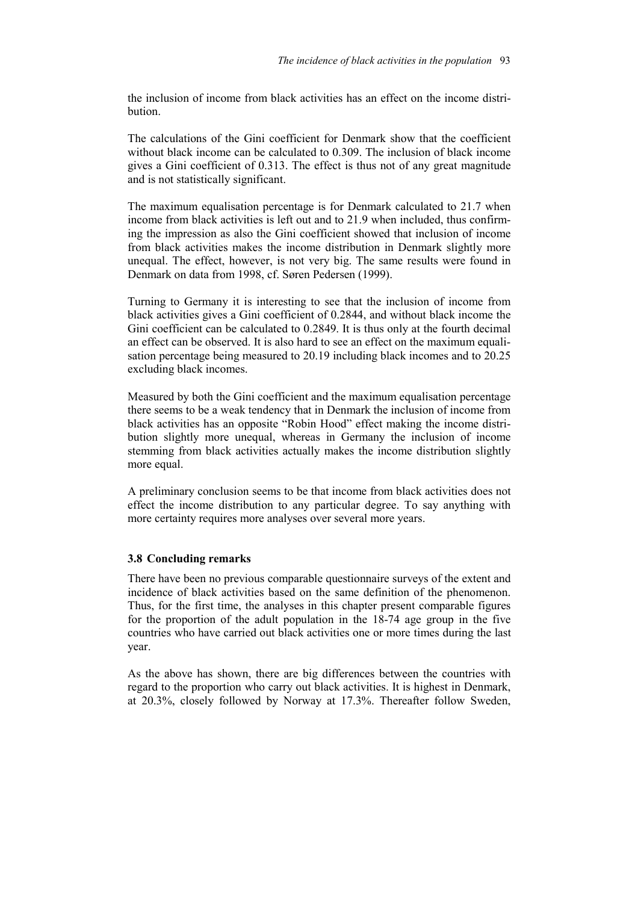the inclusion of income from black activities has an effect on the income distribution.

The calculations of the Gini coefficient for Denmark show that the coefficient without black income can be calculated to 0.309. The inclusion of black income gives a Gini coefficient of 0.313. The effect is thus not of any great magnitude and is not statistically significant.

The maximum equalisation percentage is for Denmark calculated to 21.7 when income from black activities is left out and to 21.9 when included, thus confirming the impression as also the Gini coefficient showed that inclusion of income from black activities makes the income distribution in Denmark slightly more unequal. The effect, however, is not very big. The same results were found in Denmark on data from 1998, cf. Søren Pedersen (1999).

Turning to Germany it is interesting to see that the inclusion of income from black activities gives a Gini coefficient of 0.2844, and without black income the Gini coefficient can be calculated to 0.2849. It is thus only at the fourth decimal an effect can be observed. It is also hard to see an effect on the maximum equalisation percentage being measured to 20.19 including black incomes and to 20.25 excluding black incomes.

Measured by both the Gini coefficient and the maximum equalisation percentage there seems to be a weak tendency that in Denmark the inclusion of income from black activities has an opposite "Robin Hood" effect making the income distribution slightly more unequal, whereas in Germany the inclusion of income stemming from black activities actually makes the income distribution slightly more equal.

A preliminary conclusion seems to be that income from black activities does not effect the income distribution to any particular degree. To say anything with more certainty requires more analyses over several more years.

## 3.8 Concluding remarks

There have been no previous comparable questionnaire surveys of the extent and incidence of black activities based on the same definition of the phenomenon. Thus, for the first time, the analyses in this chapter present comparable figures for the proportion of the adult population in the 18-74 age group in the five countries who have carried out black activities one or more times during the last year.

As the above has shown, there are big differences between the countries with regard to the proportion who carry out black activities. It is highest in Denmark, at 20.3%, closely followed by Norway at 17.3%. Thereafter follow Sweden,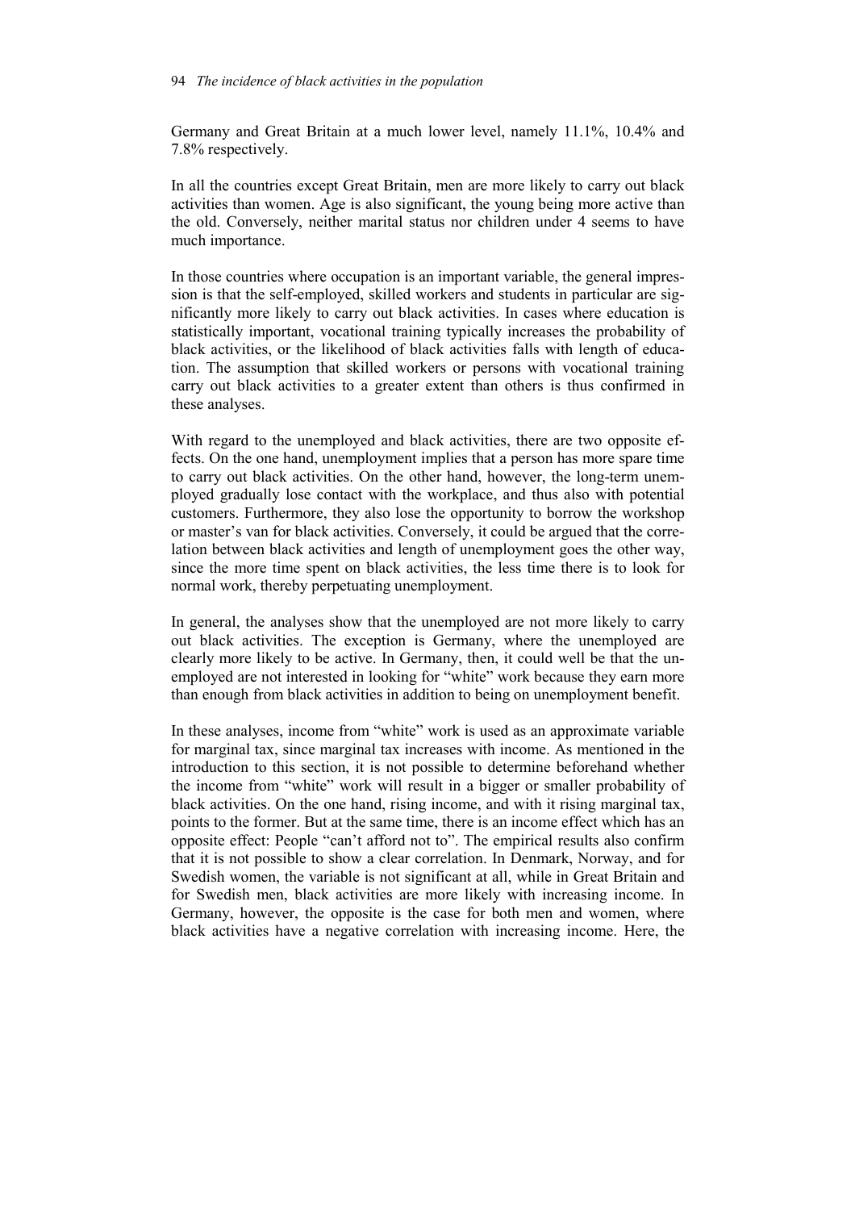Germany and Great Britain at a much lower level, namely 11.1%, 10.4% and 7.8% respectively.

In all the countries except Great Britain, men are more likely to carry out black activities than women. Age is also significant, the young being more active than the old. Conversely, neither marital status nor children under 4 seems to have much importance.

In those countries where occupation is an important variable, the general impression is that the self-employed, skilled workers and students in particular are significantly more likely to carry out black activities. In cases where education is statistically important, vocational training typically increases the probability of black activities, or the likelihood of black activities falls with length of education. The assumption that skilled workers or persons with vocational training carry out black activities to a greater extent than others is thus confirmed in these analyses.

With regard to the unemployed and black activities, there are two opposite effects. On the one hand, unemployment implies that a person has more spare time to carry out black activities. On the other hand, however, the long-term unemployed gradually lose contact with the workplace, and thus also with potential customers. Furthermore, they also lose the opportunity to borrow the workshop or master's van for black activities. Conversely, it could be argued that the correlation between black activities and length of unemployment goes the other way, since the more time spent on black activities, the less time there is to look for normal work, thereby perpetuating unemployment.

In general, the analyses show that the unemployed are not more likely to carry out black activities. The exception is Germany, where the unemployed are clearly more likely to be active. In Germany, then, it could well be that the unemployed are not interested in looking for "white" work because they earn more than enough from black activities in addition to being on unemployment benefit.

In these analyses, income from "white" work is used as an approximate variable for marginal tax, since marginal tax increases with income. As mentioned in the introduction to this section, it is not possible to determine beforehand whether the income from "white" work will result in a bigger or smaller probability of black activities. On the one hand, rising income, and with it rising marginal tax, points to the former. But at the same time, there is an income effect which has an opposite effect: People "can't afford not to". The empirical results also confirm that it is not possible to show a clear correlation. In Denmark, Norway, and for Swedish women, the variable is not significant at all, while in Great Britain and for Swedish men, black activities are more likely with increasing income. In Germany, however, the opposite is the case for both men and women, where black activities have a negative correlation with increasing income. Here, the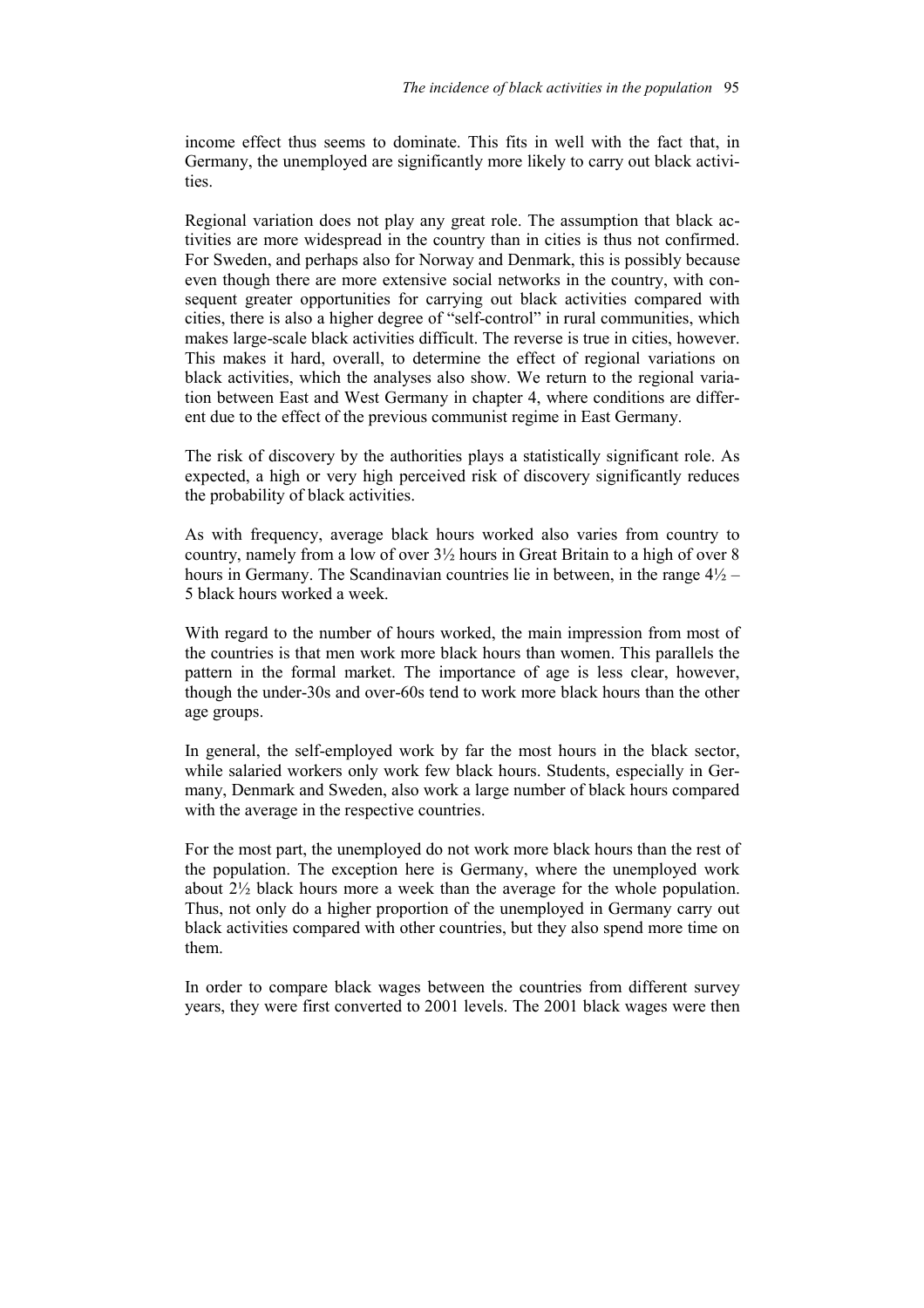income effect thus seems to dominate. This fits in well with the fact that, in Germany, the unemployed are significantly more likely to carry out black activities.

Regional variation does not play any great role. The assumption that black activities are more widespread in the country than in cities is thus not confirmed. For Sweden, and perhaps also for Norway and Denmark, this is possibly because even though there are more extensive social networks in the country, with consequent greater opportunities for carrying out black activities compared with cities, there is also a higher degree of "self-control" in rural communities, which makes large-scale black activities difficult. The reverse is true in cities, however. This makes it hard, overall, to determine the effect of regional variations on black activities, which the analyses also show. We return to the regional variation between East and West Germany in chapter 4, where conditions are different due to the effect of the previous communist regime in East Germany.

The risk of discovery by the authorities plays a statistically significant role. As expected, a high or very high perceived risk of discovery significantly reduces the probability of black activities.

As with frequency, average black hours worked also varies from country to country, namely from a low of over 3½ hours in Great Britain to a high of over 8 hours in Germany. The Scandinavian countries lie in between, in the range 4½ – 5 black hours worked a week.

With regard to the number of hours worked, the main impression from most of the countries is that men work more black hours than women. This parallels the pattern in the formal market. The importance of age is less clear, however, though the under-30s and over-60s tend to work more black hours than the other age groups.

In general, the self-employed work by far the most hours in the black sector, while salaried workers only work few black hours. Students, especially in Germany, Denmark and Sweden, also work a large number of black hours compared with the average in the respective countries.

For the most part, the unemployed do not work more black hours than the rest of the population. The exception here is Germany, where the unemployed work about 2½ black hours more a week than the average for the whole population. Thus, not only do a higher proportion of the unemployed in Germany carry out black activities compared with other countries, but they also spend more time on them.

In order to compare black wages between the countries from different survey years, they were first converted to 2001 levels. The 2001 black wages were then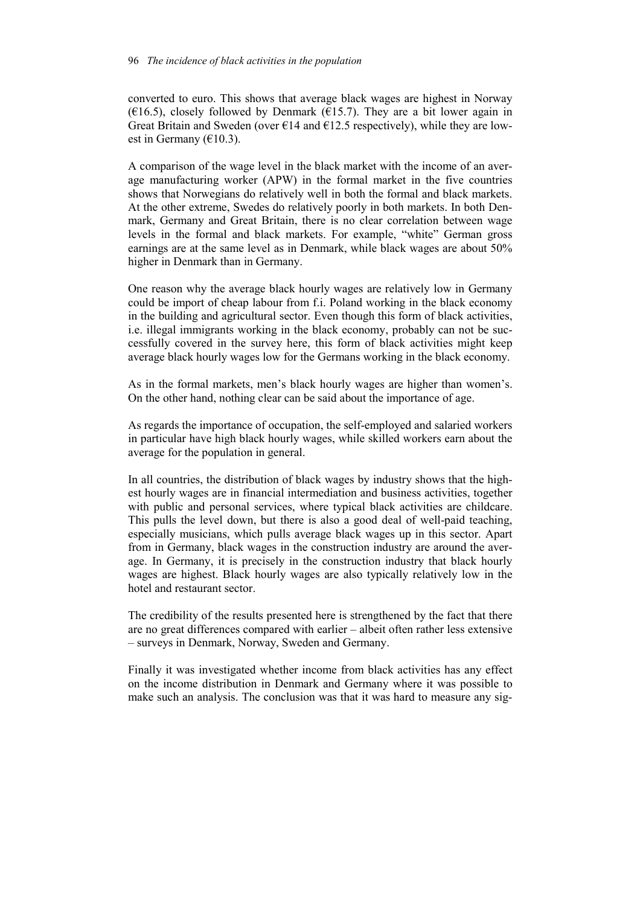converted to euro. This shows that average black wages are highest in Norway (€16.5), closely followed by Denmark (€15.7). They are a bit lower again in Great Britain and Sweden (over €14 and €12.5 respectively), while they are lowest in Germany (€10.3).

A comparison of the wage level in the black market with the income of an average manufacturing worker (APW) in the formal market in the five countries shows that Norwegians do relatively well in both the formal and black markets. At the other extreme, Swedes do relatively poorly in both markets. In both Denmark, Germany and Great Britain, there is no clear correlation between wage levels in the formal and black markets. For example, "white" German gross earnings are at the same level as in Denmark, while black wages are about 50% higher in Denmark than in Germany.

One reason why the average black hourly wages are relatively low in Germany could be import of cheap labour from f.i. Poland working in the black economy in the building and agricultural sector. Even though this form of black activities, i.e. illegal immigrants working in the black economy, probably can not be successfully covered in the survey here, this form of black activities might keep average black hourly wages low for the Germans working in the black economy.

As in the formal markets, men's black hourly wages are higher than women's. On the other hand, nothing clear can be said about the importance of age.

As regards the importance of occupation, the self-employed and salaried workers in particular have high black hourly wages, while skilled workers earn about the average for the population in general.

In all countries, the distribution of black wages by industry shows that the highest hourly wages are in financial intermediation and business activities, together with public and personal services, where typical black activities are childcare. This pulls the level down, but there is also a good deal of well-paid teaching, especially musicians, which pulls average black wages up in this sector. Apart from in Germany, black wages in the construction industry are around the average. In Germany, it is precisely in the construction industry that black hourly wages are highest. Black hourly wages are also typically relatively low in the hotel and restaurant sector.

The credibility of the results presented here is strengthened by the fact that there are no great differences compared with earlier – albeit often rather less extensive – surveys in Denmark, Norway, Sweden and Germany.

Finally it was investigated whether income from black activities has any effect on the income distribution in Denmark and Germany where it was possible to make such an analysis. The conclusion was that it was hard to measure any sig-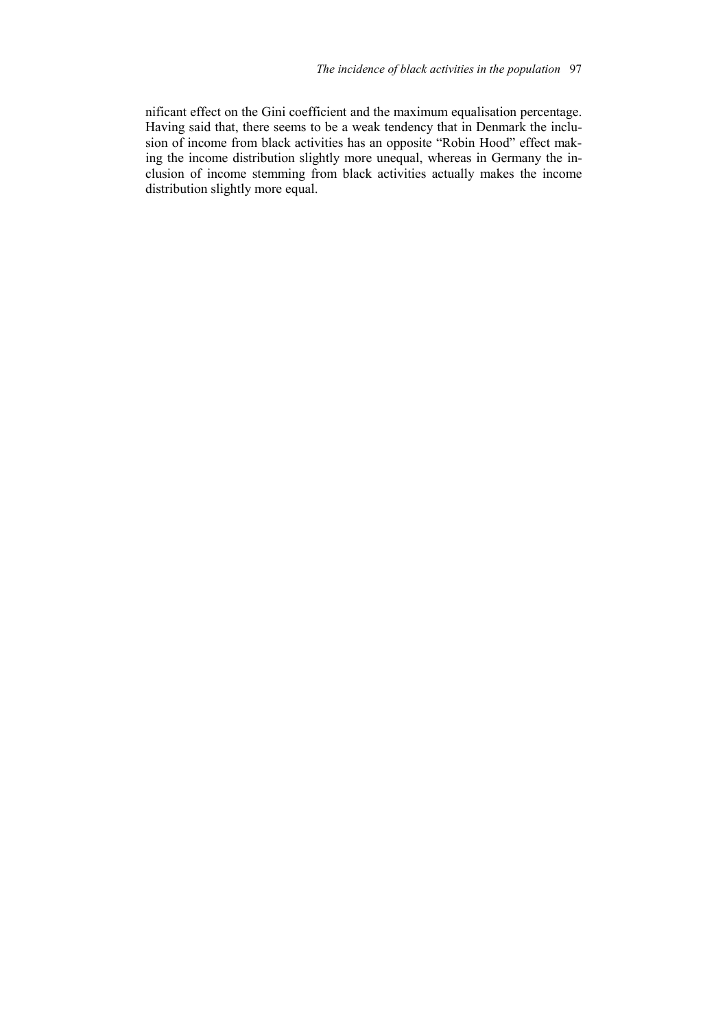nificant effect on the Gini coefficient and the maximum equalisation percentage. Having said that, there seems to be a weak tendency that in Denmark the inclusion of income from black activities has an opposite "Robin Hood" effect making the income distribution slightly more unequal, whereas in Germany the inclusion of income stemming from black activities actually makes the income distribution slightly more equal.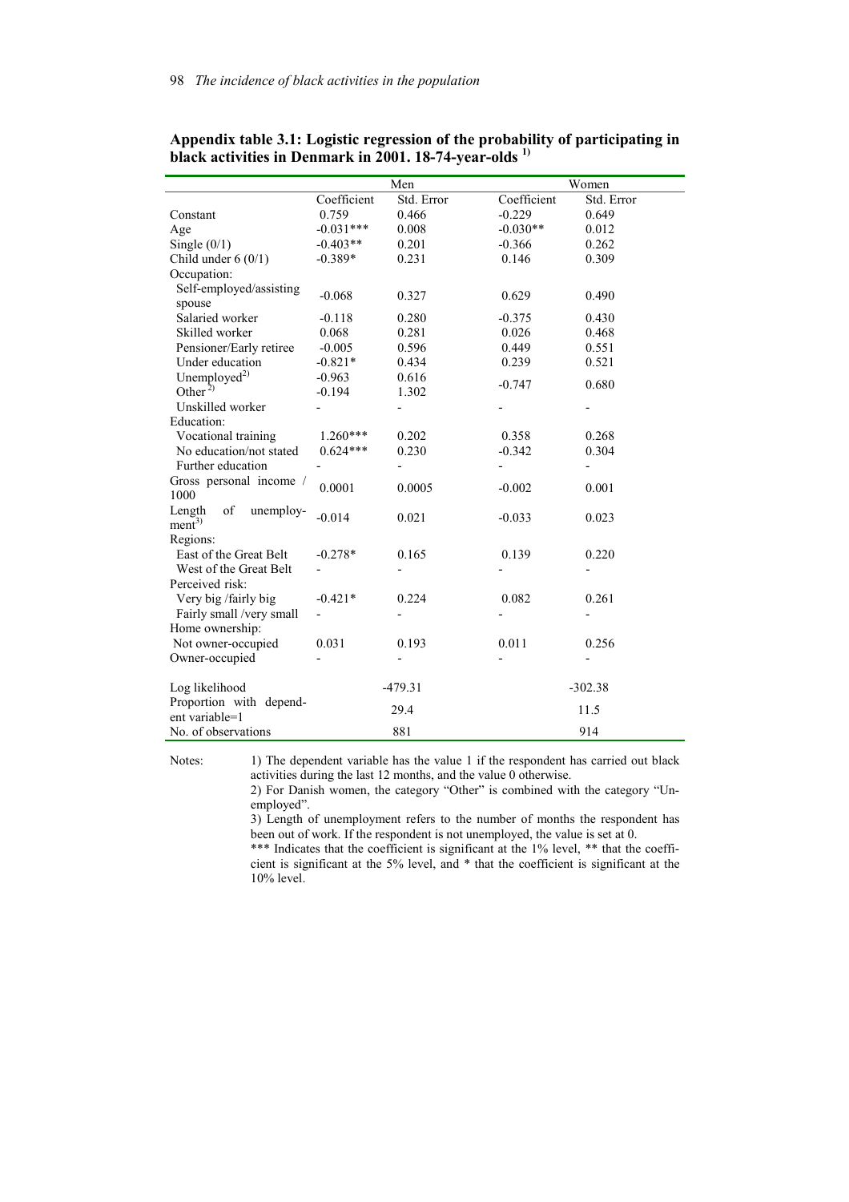**Appendix table 3.1: Logistic regression of the probability of participating in black activities in Denmark in 2001. 18-74-year-olds [1)]**

| | Men | | Women | |
|---|---|---|---|---|
| | Coefficient | Std. Error | Coefficient | Std. Error |
| Constant | 0.759 | 0.466 | -0.229 | 0.649 |
| Age | -0.031*** | 0.008 | -0.030** | 0.012 |
| Single (0/1) | -0.403** | 0.201 | -0.366 | 0.262 |
| Child under 6 (0/1) | -0.389* | 0.231 | 0.146 | 0.309 |
| Occupation: | | | | |
| Self-employed/assisting spouse | -0.068 | 0.327 | 0.629 | 0.490 |
| Salaried worker | -0.118 | 0.280 | -0.375 | 0.430 |
| Skilled worker | 0.068 | 0.281 | 0.026 | 0.468 |
| Pensioner/Early retiree | -0.005 | 0.596 | 0.449 | 0.551 |
| Under education | -0.821* | 0.434 | 0.239 | 0.521 |
| Unemployed[2)] | -0.963 | 0.616 | -0.747 | 0.680 |
| Other [2)] | -0.194 | 1.302 | | |
| Unskilled worker | - | - | - | - |
| Education: | | | | |
| Vocational training | 1.260*** | 0.202 | 0.358 | 0.268 |
| No education/not stated | 0.624*** | 0.230 | -0.342 | 0.304 |
| Further education | - | - | - | - |
| Gross personal income / 1000 | 0.0001 | 0.0005 | -0.002 | 0.001 |
| Length of unemployment[3)] | -0.014 | 0.021 | -0.033 | 0.023 |
| Regions: | | | | |
| East of the Great Belt | -0.278* | 0.165 | 0.139 | 0.220 |
| West of the Great Belt | - | - | - | - |
| Perceived risk: | | | | |
| Very big /fairly big | -0.421* | 0.224 | 0.082 | 0.261 |
| Fairly small /very small | - | - | - | - |
| Home ownership: | | | | |
| Not owner-occupied | 0.031 | 0.193 | 0.011 | 0.256 |
| Owner-occupied | - | - | - | - |
| Log likelihood | -479.31 | | -302.38 | |
| Proportion with dependent variable=1 | 29.4 | | 11.5 | |
| No. of observations | 881 | | 914 | |

Notes: 1) The dependent variable has the value 1 if the respondent has carried out black activities during the last 12 months, and the value 0 otherwise.
2) For Danish women, the category "Other" is combined with the category "Unemployed".
3) Length of unemployment refers to the number of months the respondent has been out of work. If the respondent is not unemployed, the value is set at 0.
*** Indicates that the coefficient is significant at the 1% level, ** that the coefficient is significant at the 5% level, and * that the coefficient is significant at the 10% level.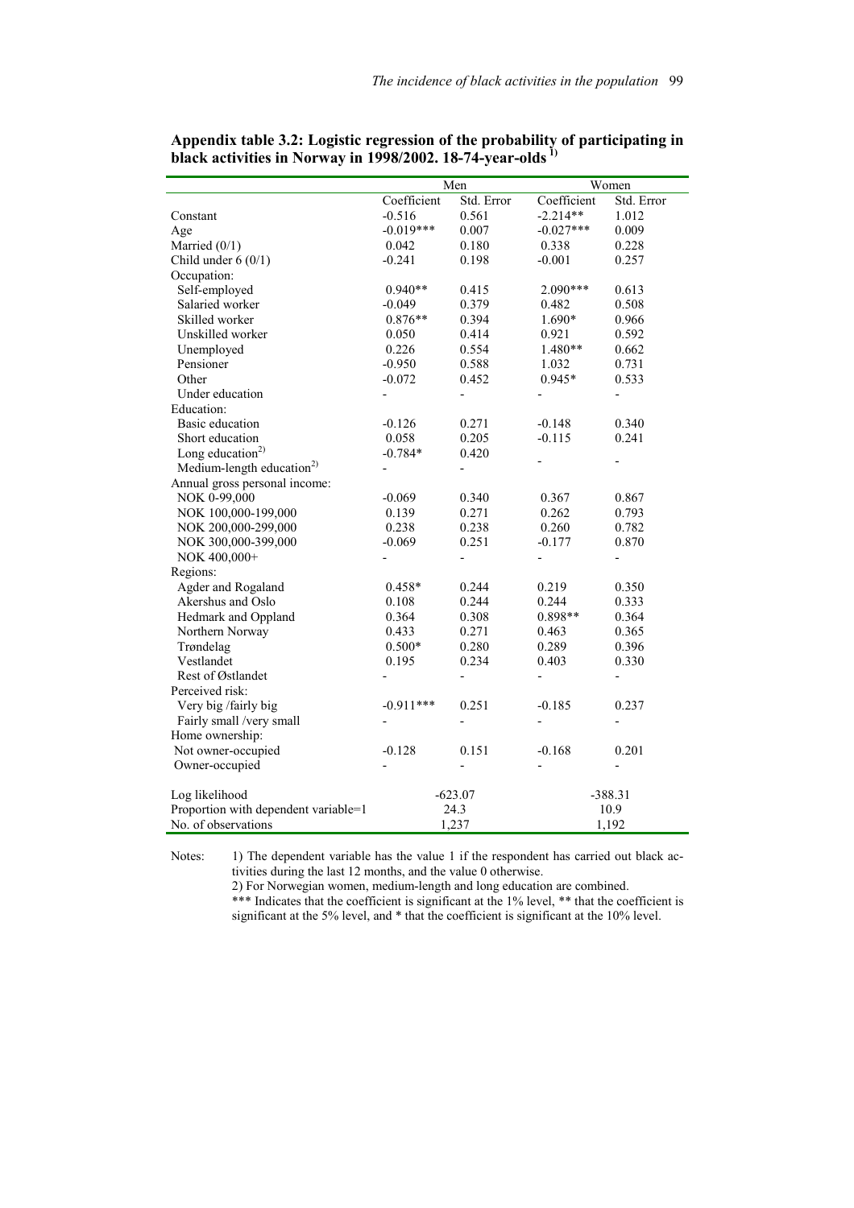**Appendix table 3.2: Logistic regression of the probability of participating in black activities in Norway in 1998/2002. 18-74-year-olds [1)]**

| | Men | | Women | |
|---|---|---|---|---|
| | Coefficient | Std. Error | Coefficient | Std. Error |
| Constant | -0.516 | 0.561 | -2.214** | 1.012 |
| Age | -0.019*** | 0.007 | -0.027*** | 0.009 |
| Married (0/1) | 0.042 | 0.180 | 0.338 | 0.228 |
| Child under 6 (0/1) | -0.241 | 0.198 | -0.001 | 0.257 |
| Occupation: | | | | |
| Self-employed | 0.940** | 0.415 | 2.090*** | 0.613 |
| Salaried worker | -0.049 | 0.379 | 0.482 | 0.508 |
| Skilled worker | 0.876** | 0.394 | 1.690* | 0.966 |
| Unskilled worker | 0.050 | 0.414 | 0.921 | 0.592 |
| Unemployed | 0.226 | 0.554 | 1.480** | 0.662 |
| Pensioner | -0.950 | 0.588 | 1.032 | 0.731 |
| Other | -0.072 | 0.452 | 0.945* | 0.533 |
| Under education | - | - | - | - |
| Education: | | | | |
| Basic education | -0.126 | 0.271 | -0.148 | 0.340 |
| Short education | 0.058 | 0.205 | -0.115 | 0.241 |
| Long education[2)] | -0.784* | 0.420 | - | - |
| Medium-length education[2)] | - | - | | |
| Annual gross personal income: | | | | |
| NOK 0-99,000 | -0.069 | 0.340 | 0.367 | 0.867 |
| NOK 100,000-199,000 | 0.139 | 0.271 | 0.262 | 0.793 |
| NOK 200,000-299,000 | 0.238 | 0.238 | 0.260 | 0.782 |
| NOK 300,000-399,000 | -0.069 | 0.251 | -0.177 | 0.870 |
| NOK 400,000+ | - | - | - | - |
| Regions: | | | | |
| Agder and Rogaland | 0.458* | 0.244 | 0.219 | 0.350 |
| Akershus and Oslo | 0.108 | 0.244 | 0.244 | 0.333 |
| Hedmark and Oppland | 0.364 | 0.308 | 0.898** | 0.364 |
| Northern Norway | 0.433 | 0.271 | 0.463 | 0.365 |
| Trøndelag | 0.500* | 0.280 | 0.289 | 0.396 |
| Vestlandet | 0.195 | 0.234 | 0.403 | 0.330 |
| Rest of Østlandet | - | - | - | - |
| Perceived risk: | | | | |
| Very big /fairly big | -0.911*** | 0.251 | -0.185 | 0.237 |
| Fairly small /very small | - | - | - | - |
| Home ownership: | | | | |
| Not owner-occupied | -0.128 | 0.151 | -0.168 | 0.201 |
| Owner-occupied | - | - | - | - |
| Log likelihood | -623.07 | | -388.31 | |
| Proportion with dependent variable=1 | 24.3 | | 10.9 | |
| No. of observations | 1,237 | | 1,192 | |

Notes: 1) The dependent variable has the value 1 if the respondent has carried out black activities during the last 12 months, and the value 0 otherwise.
2) For Norwegian women, medium-length and long education are combined.
*** Indicates that the coefficient is significant at the 1% level, ** that the coefficient is significant at the 5% level, and * that the coefficient is significant at the 10% level.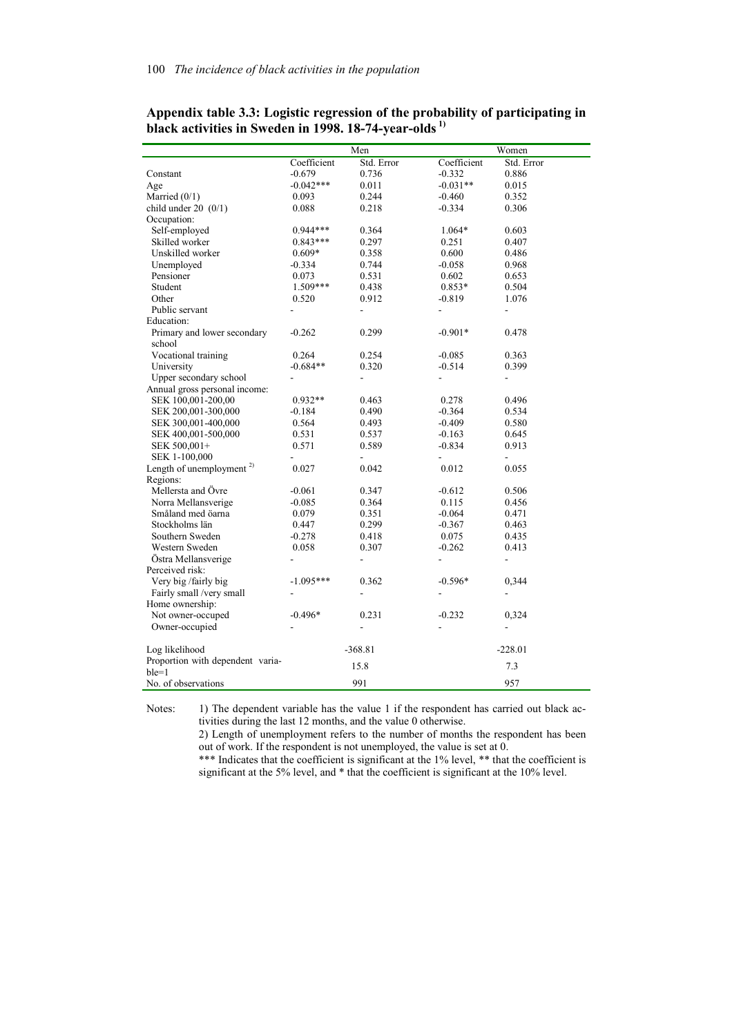**Appendix table 3.3: Logistic regression of the probability of participating in black activities in Sweden in 1998. 18-74-year-olds [1)]**

| | Men | | Women | |
|---|---|---|---|---|
| | Coefficient | Std. Error | Coefficient | Std. Error |
| Constant | -0.679 | 0.736 | -0.332 | 0.886 |
| Age | -0.042*** | 0.011 | -0.031** | 0.015 |
| Married (0/1) | 0.093 | 0.244 | -0.460 | 0.352 |
| child under 20 (0/1) | 0.088 | 0.218 | -0.334 | 0.306 |
| Occupation: | | | | |
| Self-employed | 0.944*** | 0.364 | 1.064* | 0.603 |
| Skilled worker | 0.843*** | 0.297 | 0.251 | 0.407 |
| Unskilled worker | 0.609* | 0.358 | 0.600 | 0.486 |
| Unemployed | -0.334 | 0.744 | -0.058 | 0.968 |
| Pensioner | 0.073 | 0.531 | 0.602 | 0.653 |
| Student | 1.509*** | 0.438 | 0.853* | 0.504 |
| Other | 0.520 | 0.912 | -0.819 | 1.076 |
| Public servant | - | - | - | - |
| Education: | | | | |
| Primary and lower secondary school | -0.262 | 0.299 | -0.901* | 0.478 |
| Vocational training | 0.264 | 0.254 | -0.085 | 0.363 |
| University | -0.684** | 0.320 | -0.514 | 0.399 |
| Upper secondary school | - | - | - | - |
| Annual gross personal income: | | | | |
| SEK 100,001-200,00 | 0.932** | 0.463 | 0.278 | 0.496 |
| SEK 200,001-300,000 | -0.184 | 0.490 | -0.364 | 0.534 |
| SEK 300,001-400,000 | 0.564 | 0.493 | -0.409 | 0.580 |
| SEK 400,001-500,000 | 0.531 | 0.537 | -0.163 | 0.645 |
| SEK 500,001+ | 0.571 | 0.589 | -0.834 | 0.913 |
| SEK 1-100,000 | - | - | - | - |
| Length of unemployment [2)] | 0.027 | 0.042 | 0.012 | 0.055 |
| Regions: | | | | |
| Mellersta and Övre | -0.061 | 0.347 | -0.612 | 0.506 |
| Norra Mellansverige | -0.085 | 0.364 | 0.115 | 0.456 |
| Småland med öarna | 0.079 | 0.351 | -0.064 | 0.471 |
| Stockholms län | 0.447 | 0.299 | -0.367 | 0.463 |
| Southern Sweden | -0.278 | 0.418 | 0.075 | 0.435 |
| Western Sweden | 0.058 | 0.307 | -0.262 | 0.413 |
| Östra Mellansverige | - | - | - | - |
| Perceived risk: | | | | |
| Very big /fairly big | -1.095*** | 0.362 | -0.596* | 0,344 |
| Fairly small /very small | - | - | - | - |
| Home ownership: | | | | |
| Not owner-occuped | -0.496* | 0.231 | -0.232 | 0,324 |
| Owner-occupied | - | - | - | - |
| Log likelihood | -368.81 | | -228.01 | |
| Proportion with dependent variable=1 | 15.8 | | 7.3 | |
| No. of observations | 991 | | 957 | |

Notes: 1) The dependent variable has the value 1 if the respondent has carried out black activities during the last 12 months, and the value 0 otherwise.
2) Length of unemployment refers to the number of months the respondent has been out of work. If the respondent is not unemployed, the value is set at 0.
*** Indicates that the coefficient is significant at the 1% level, ** that the coefficient is significant at the 5% level, and * that the coefficient is significant at the 10% level.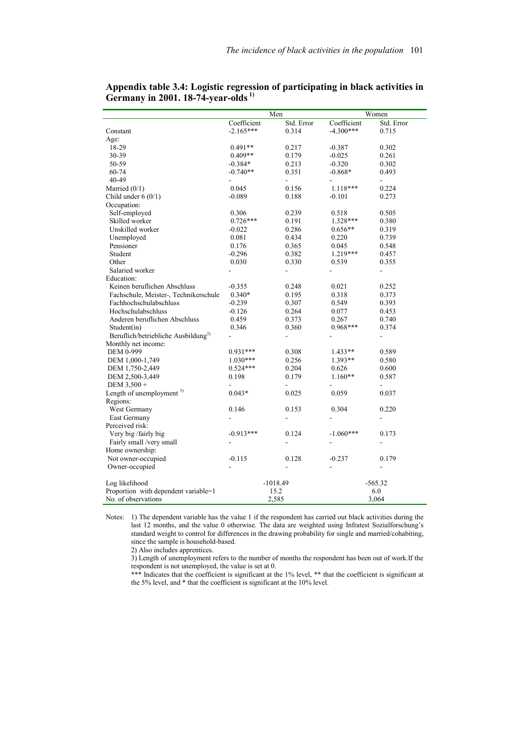**Appendix table 3.4: Logistic regression of participating in black activities in Germany in 2001. 18-74-year-olds [1]**

| | Men | | Women | |
|---|---|---|---|---|
| | Coefficient | Std. Error | Coefficient | Std. Error |
| Constant | -2.165*** | 0.314 | -4.300*** | 0.715 |
| Age: | | | | |
| 18-29 | 0.491** | 0.217 | -0.387 | 0.302 |
| 30-39 | 0.409** | 0.179 | -0.025 | 0.261 |
| 50-59 | -0.384* | 0.213 | -0.320 | 0.302 |
| 60-74 | -0.740** | 0.351 | -0.868* | 0.493 |
| 40-49 | - | - | - | - |
| Married (0/1) | 0.045 | 0.156 | 1.118*** | 0.224 |
| Child under 6 (0/1) | -0.089 | 0.188 | -0.101 | 0.273 |
| Occupation: | | | | |
| Self-employed | 0.306 | 0.239 | 0.518 | 0.505 |
| Skilled worker | 0.726*** | 0.191 | 1.328*** | 0.380 |
| Unskilled worker | -0.022 | 0.286 | 0.656** | 0.319 |
| Unemployed | 0.081 | 0.434 | 0.220 | 0.739 |
| Pensioner | 0.176 | 0.365 | 0.045 | 0.548 |
| Student | -0.296 | 0.382 | 1.219*** | 0.457 |
| Other | 0.030 | 0.330 | 0.539 | 0.355 |
| Salaried worker | - | - | - | - |
| Education: | | | | |
| Keinen beruflichen Abschluss | -0.355 | 0.248 | 0.021 | 0.252 |
| Fachschule, Meister-, Technikerschule | 0.340* | 0.195 | 0.318 | 0.373 |
| Fachhochschulabschluss | -0.239 | 0.307 | 0.549 | 0.393 |
| Hochschulabschluss | -0.126 | 0.264 | 0.077 | 0.453 |
| Anderen beruflichen Abschluss | 0.459 | 0.373 | 0.267 | 0.740 |
| Student(in) | 0.346 | 0.360 | 0.968*** | 0.374 |
| Beruflich/betriebliche Ausbildung[2] | - | - | - | - |
| Monthly net income: | | | | |
| DEM 0-999 | 0.931*** | 0.308 | 1.433** | 0.589 |
| DEM 1,000-1,749 | 1.030*** | 0.256 | 1.393** | 0.580 |
| DEM 1,750-2,449 | 0.524*** | 0.204 | 0.626 | 0.600 |
| DEM 2,500-3,449 | 0.198 | 0.179 | 1.160** | 0.587 |
| DEM 3,500 + | - | - | - | - |
| Length of unemployment [3] | 0.043* | 0.025 | 0.059 | 0.037 |
| Regions: | | | | |
| West Germany | 0.146 | 0.153 | 0.304 | 0.220 |
| East Germany | - | - | - | - |
| Perceived risk: | | | | |
| Very big /fairly big | -0.913*** | 0.124 | -1.060*** | 0.173 |
| Fairly small /very small | - | - | - | - |
| Home ownership: | | | | |
| Not owner-occupied | -0.115 | 0.128 | -0.237 | 0.179 |
| Owner-occupied | - | - | - | - |
| Log likelihood | -1018.49 | | -565.32 | |
| Proportion with dependent variable=1 | 15.2 | | 6.0 | |
| No. of observations | 2,585 | | 3,064 | |

Notes: 1) The dependent variable has the value 1 if the respondent has carried out black activities during the last 12 months, and the value 0 otherwise. The data are weighted using Infratest Sozialforschung's standard weight to control for differences in the drawing probability for single and married/cohabiting, since the sample is household-based.

2) Also includes apprentices.

3) Length of unemployment refers to the number of months the respondent has been out of work.If the respondent is not unemployed, the value is set at 0.

*** Indicates that the coefficient is significant at the 1% level, ** that the coefficient is significant at the 5% level, and * that the coefficient is significant at the 10% level.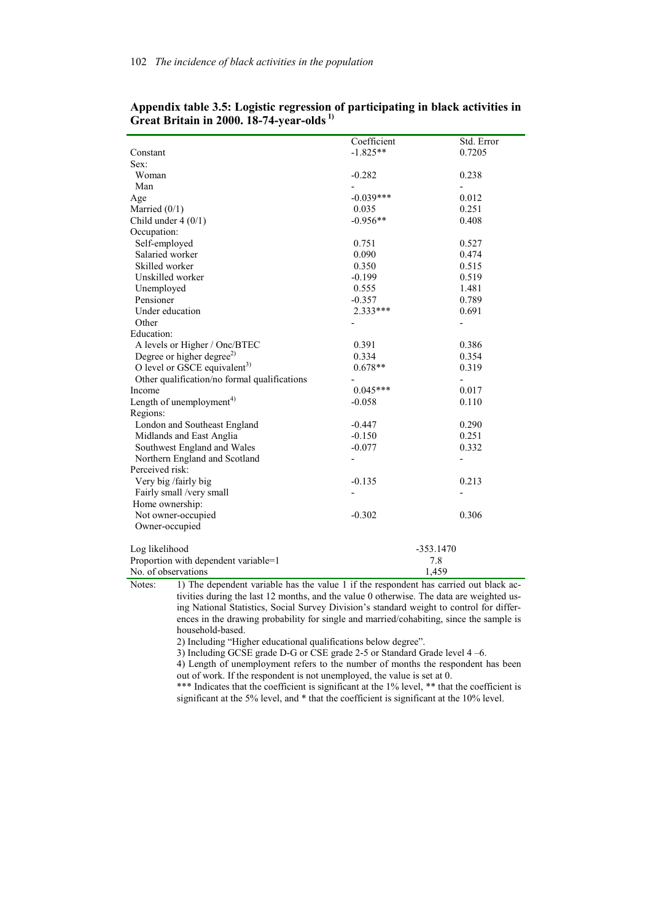**Appendix table 3.5: Logistic regression of participating in black activities in Great Britain in 2000. 18-74-year-olds [1)]**

| | Coefficient | Std. Error |
|---|---|---|
| Constant | -1.825** | 0.7205 |
| Sex: | | |
| Woman | -0.282 | 0.238 |
| Man | - | - |
| Age | -0.039*** | 0.012 |
| Married (0/1) | 0.035 | 0.251 |
| Child under 4 (0/1) | -0.956** | 0.408 |
| Occupation: | | |
| Self-employed | 0.751 | 0.527 |
| Salaried worker | 0.090 | 0.474 |
| Skilled worker | 0.350 | 0.515 |
| Unskilled worker | -0.199 | 0.519 |
| Unemployed | 0.555 | 1.481 |
| Pensioner | -0.357 | 0.789 |
| Under education | 2.333*** | 0.691 |
| Other | - | - |
| Education: | | |
| A levels or Higher / Onc/BTEC | 0.391 | 0.386 |
| Degree or higher degree[2)] | 0.334 | 0.354 |
| O level or GSCE equivalent[3)] | 0.678** | 0.319 |
| Other qualification/no formal qualifications | - | - |
| Income | 0.045*** | 0.017 |
| Length of unemployment[4)] | -0.058 | 0.110 |
| Regions: | | |
| London and Southeast England | -0.447 | 0.290 |
| Midlands and East Anglia | -0.150 | 0.251 |
| Southwest England and Wales | -0.077 | 0.332 |
| Northern England and Scotland | - | - |
| Perceived risk: | | |
| Very big /fairly big | -0.135 | 0.213 |
| Fairly small /very small | - | - |
| Home ownership: | | |
| Not owner-occupied | -0.302 | 0.306 |
| Owner-occupied | | |
| Log likelihood | -353.1470 | |
| Proportion with dependent variable=1 | 7.8 | |
| No. of observations | 1,459 | |

Notes: 1) The dependent variable has the value 1 if the respondent has carried out black activities during the last 12 months, and the value 0 otherwise. The data are weighted using National Statistics, Social Survey Division's standard weight to control for differences in the drawing probability for single and married/cohabiting, since the sample is household-based.

2) Including "Higher educational qualifications below degree".

3) Including GCSE grade D-G or CSE grade 2-5 or Standard Grade level 4 –6.

4) Length of unemployment refers to the number of months the respondent has been out of work. If the respondent is not unemployed, the value is set at 0.

*** Indicates that the coefficient is significant at the 1% level, ** that the coefficient is significant at the 5% level, and * that the coefficient is significant at the 10% level.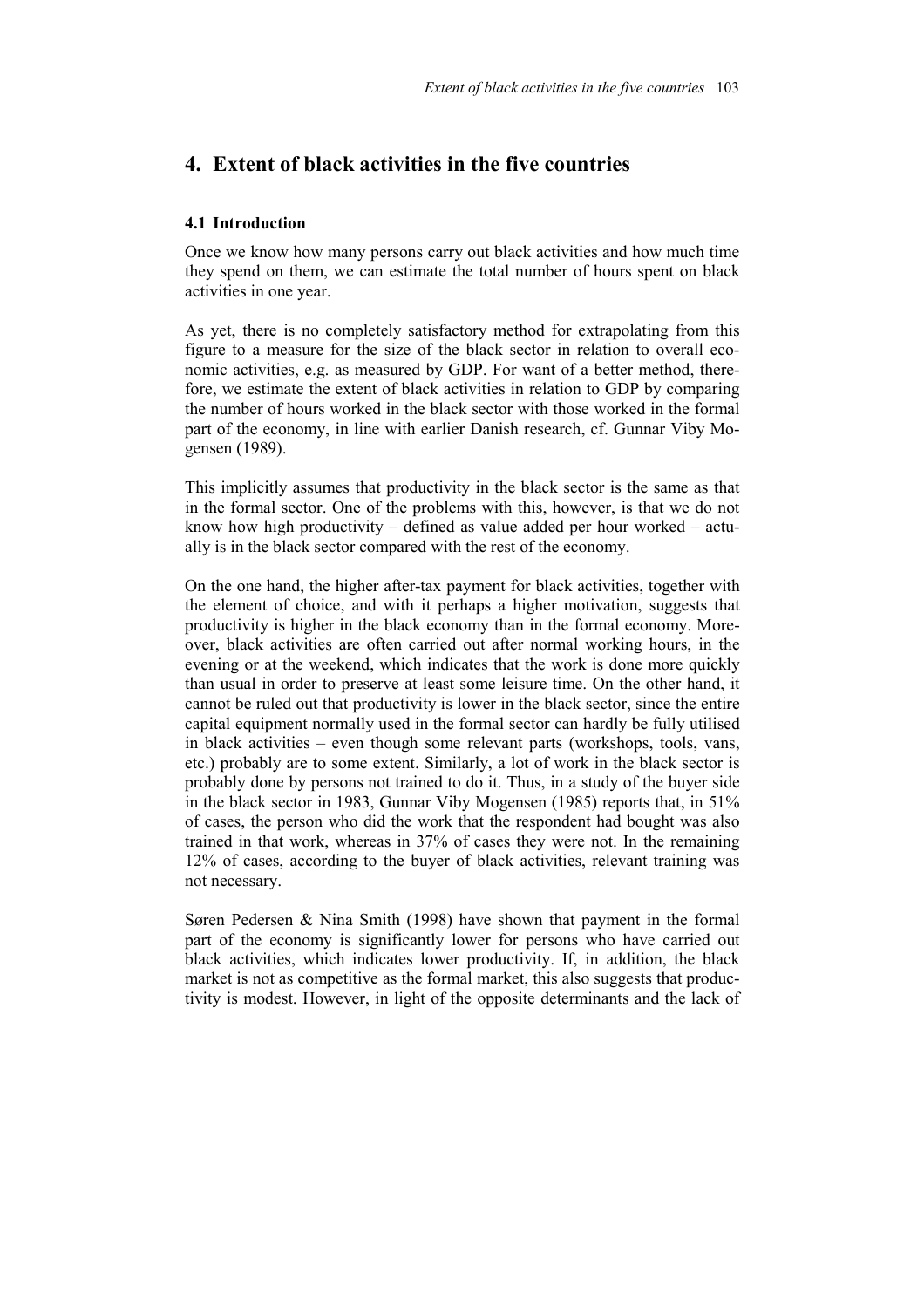# 4. Extent of black activities in the five countries

### 4.1 Introduction

Once we know how many persons carry out black activities and how much time they spend on them, we can estimate the total number of hours spent on black activities in one year.

As yet, there is no completely satisfactory method for extrapolating from this figure to a measure for the size of the black sector in relation to overall economic activities, e.g. as measured by GDP. For want of a better method, therefore, we estimate the extent of black activities in relation to GDP by comparing the number of hours worked in the black sector with those worked in the formal part of the economy, in line with earlier Danish research, cf. Gunnar Viby Mogensen (1989).

This implicitly assumes that productivity in the black sector is the same as that in the formal sector. One of the problems with this, however, is that we do not know how high productivity – defined as value added per hour worked – actually is in the black sector compared with the rest of the economy.

On the one hand, the higher after-tax payment for black activities, together with the element of choice, and with it perhaps a higher motivation, suggests that productivity is higher in the black economy than in the formal economy. Moreover, black activities are often carried out after normal working hours, in the evening or at the weekend, which indicates that the work is done more quickly than usual in order to preserve at least some leisure time. On the other hand, it cannot be ruled out that productivity is lower in the black sector, since the entire capital equipment normally used in the formal sector can hardly be fully utilised in black activities – even though some relevant parts (workshops, tools, vans, etc.) probably are to some extent. Similarly, a lot of work in the black sector is probably done by persons not trained to do it. Thus, in a study of the buyer side in the black sector in 1983, Gunnar Viby Mogensen (1985) reports that, in 51% of cases, the person who did the work that the respondent had bought was also trained in that work, whereas in 37% of cases they were not. In the remaining 12% of cases, according to the buyer of black activities, relevant training was not necessary.

Søren Pedersen & Nina Smith (1998) have shown that payment in the formal part of the economy is significantly lower for persons who have carried out black activities, which indicates lower productivity. If, in addition, the black market is not as competitive as the formal market, this also suggests that productivity is modest. However, in light of the opposite determinants and the lack of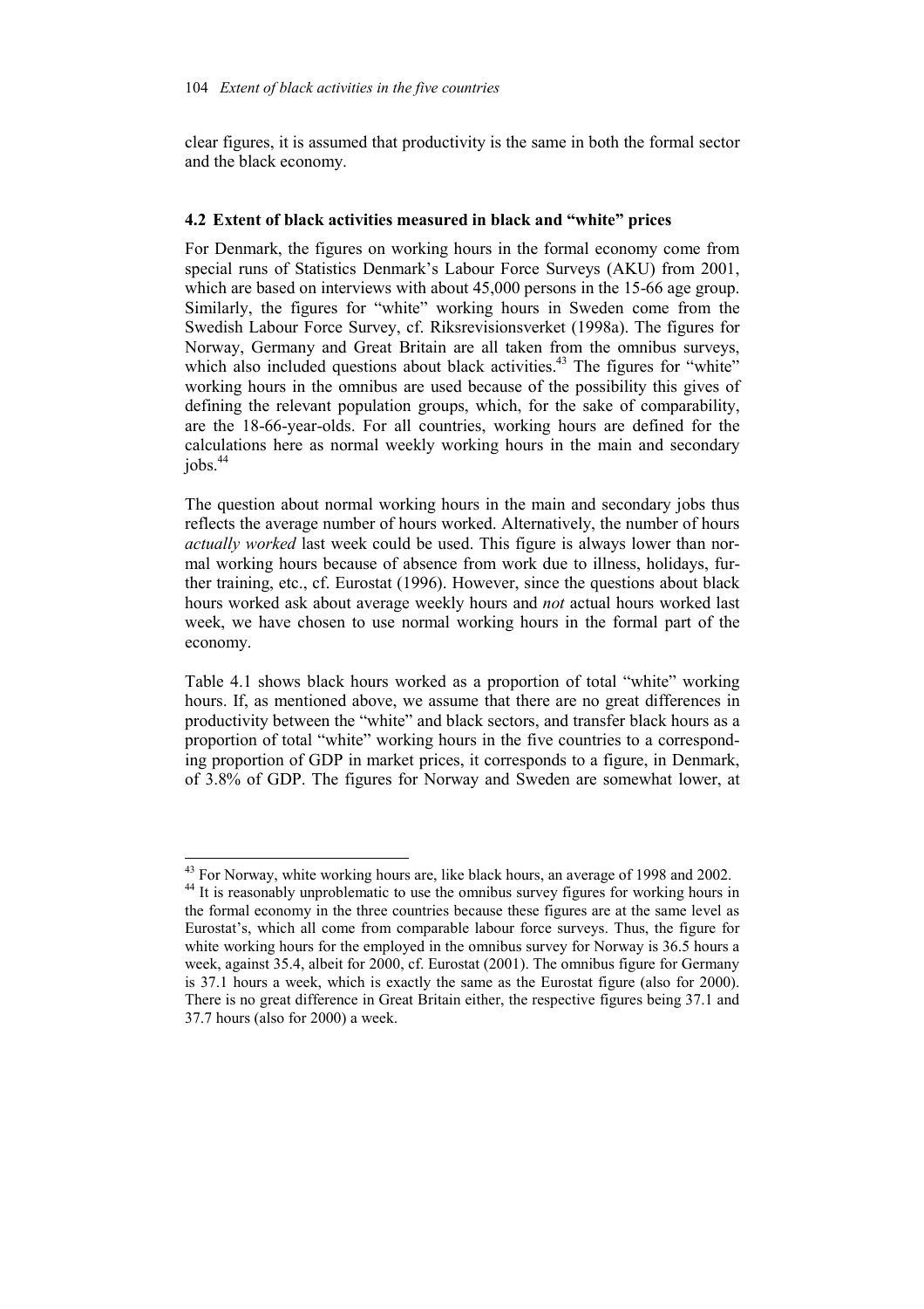clear figures, it is assumed that productivity is the same in both the formal sector and the black economy.

## 4.2 Extent of black activities measured in black and "white" prices

For Denmark, the figures on working hours in the formal economy come from special runs of Statistics Denmark's Labour Force Surveys (AKU) from 2001, which are based on interviews with about 45,000 persons in the 15-66 age group. Similarly, the figures for "white" working hours in Sweden come from the Swedish Labour Force Survey, cf. Riksrevisionsverket (1998a). The figures for Norway, Germany and Great Britain are all taken from the omnibus surveys, which also included questions about black activities.[43] The figures for "white" working hours in the omnibus are used because of the possibility this gives of defining the relevant population groups, which, for the sake of comparability, are the 18-66-year-olds. For all countries, working hours are defined for the calculations here as normal weekly working hours in the main and secondary jobs.[44]

The question about normal working hours in the main and secondary jobs thus reflects the average number of hours worked. Alternatively, the number of hours *actually worked* last week could be used. This figure is always lower than normal working hours because of absence from work due to illness, holidays, further training, etc., cf. Eurostat (1996). However, since the questions about black hours worked ask about average weekly hours and *not* actual hours worked last week, we have chosen to use normal working hours in the formal part of the economy.

Table 4.1 shows black hours worked as a proportion of total "white" working hours. If, as mentioned above, we assume that there are no great differences in productivity between the "white" and black sectors, and transfer black hours as a proportion of total "white" working hours in the five countries to a corresponding proportion of GDP in market prices, it corresponds to a figure, in Denmark, of 3.8% of GDP. The figures for Norway and Sweden are somewhat lower, at

---

[43] For Norway, white working hours are, like black hours, an average of 1998 and 2002.

[44] It is reasonably unproblematic to use the omnibus survey figures for working hours in the formal economy in the three countries because these figures are at the same level as Eurostat's, which all come from comparable labour force surveys. Thus, the figure for white working hours for the employed in the omnibus survey for Norway is 36.5 hours a week, against 35.4, albeit for 2000, cf. Eurostat (2001). The omnibus figure for Germany is 37.1 hours a week, which is exactly the same as the Eurostat figure (also for 2000). There is no great difference in Great Britain either, the respective figures being 37.1 and 37.7 hours (also for 2000) a week.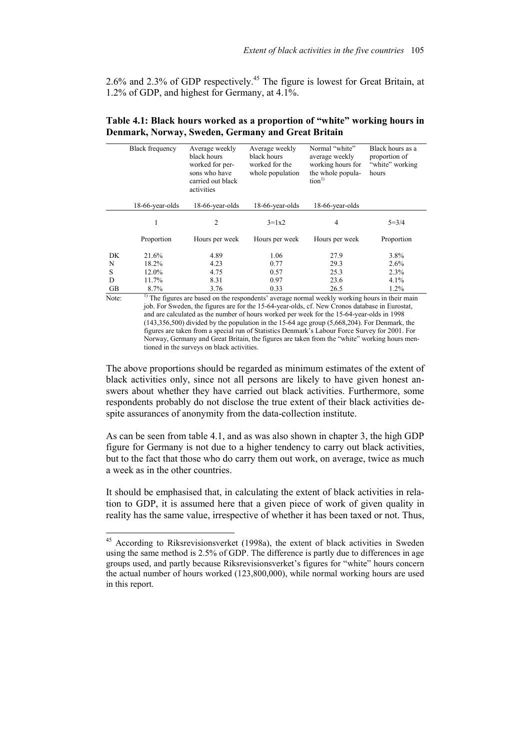2.6% and 2.3% of GDP respectively.[45] The figure is lowest for Great Britain, at 1.2% of GDP, and highest for Germany, at 4.1%.

**Table 4.1: Black hours worked as a proportion of "white" working hours in Denmark, Norway, Sweden, Germany and Great Britain**

| | Black frequency | Average weekly black hours worked for persons who have carried out black activities | Average weekly black hours worked for the whole population | Normal "white" average weekly working hours for the whole population[1)] | Black hours as a proportion of "white" working hours |
|---|---|---|---|---|---|
| | 18-66-year-olds | 18-66-year-olds | 18-66-year-olds | 18-66-year-olds | |
| | 1 | 2 | 3=1x2 | 4 | 5=3/4 |
| | Proportion | Hours per week | Hours per week | Hours per week | Proportion |
| DK | 21.6% | 4.89 | 1.06 | 27.9 | 3.8% |
| N | 18.2% | 4.23 | 0.77 | 29.3 | 2.6% |
| S | 12.0% | 4.75 | 0.57 | 25.3 | 2.3% |
| D | 11.7% | 8.31 | 0.97 | 23.6 | 4.1% |
| GB | 8.7% | 3.76 | 0.33 | 26.5 | 1.2% |

Note: [1)] The figures are based on the respondents' average normal weekly working hours in their main job. For Sweden, the figures are for the 15-64-year-olds, cf. New Cronos database in Eurostat, and are calculated as the number of hours worked per week for the 15-64-year-olds in 1998 (143,356,500) divided by the population in the 15-64 age group (5,668,204). For Denmark, the figures are taken from a special run of Statistics Denmark's Labour Force Survey for 2001. For Norway, Germany and Great Britain, the figures are taken from the "white" working hours mentioned in the surveys on black activities.

The above proportions should be regarded as minimum estimates of the extent of black activities only, since not all persons are likely to have given honest answers about whether they have carried out black activities. Furthermore, some respondents probably do not disclose the true extent of their black activities despite assurances of anonymity from the data-collection institute.

As can be seen from table 4.1, and as was also shown in chapter 3, the high GDP figure for Germany is not due to a higher tendency to carry out black activities, but to the fact that those who do carry them out work, on average, twice as much a week as in the other countries.

It should be emphasised that, in calculating the extent of black activities in relation to GDP, it is assumed here that a given piece of work of given quality in reality has the same value, irrespective of whether it has been taxed or not. Thus,

[45] According to Riksrevisionsverket (1998a), the extent of black activities in Sweden using the same method is 2.5% of GDP. The difference is partly due to differences in age groups used, and partly because Riksrevisionsverket's figures for "white" hours concern the actual number of hours worked (123,800,000), while normal working hours are used in this report.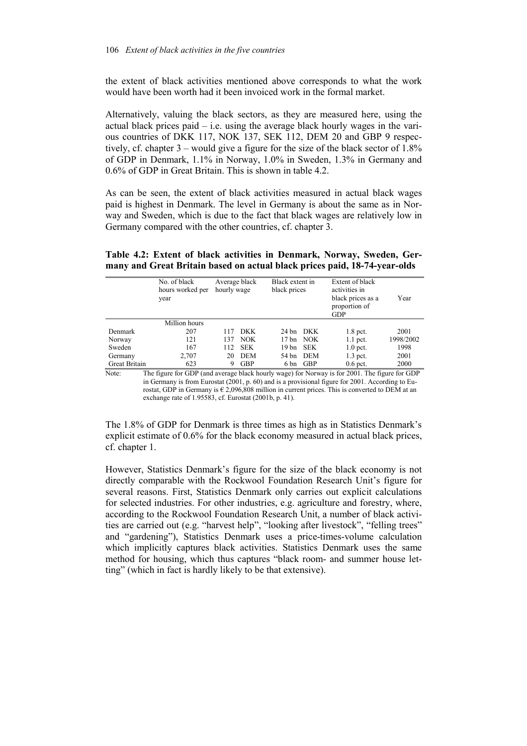the extent of black activities mentioned above corresponds to what the work would have been worth had it been invoiced work in the formal market.

Alternatively, valuing the black sectors, as they are measured here, using the actual black prices paid – i.e. using the average black hourly wages in the various countries of DKK 117, NOK 137, SEK 112, DEM 20 and GBP 9 respectively, cf. chapter 3 – would give a figure for the size of the black sector of 1.8% of GDP in Denmark, 1.1% in Norway, 1.0% in Sweden, 1.3% in Germany and 0.6% of GDP in Great Britain. This is shown in table 4.2.

As can be seen, the extent of black activities measured in actual black wages paid is highest in Denmark. The level in Germany is about the same as in Norway and Sweden, which is due to the fact that black wages are relatively low in Germany compared with the other countries, cf. chapter 3.

**Table 4.2: Extent of black activities in Denmark, Norway, Sweden, Germany and Great Britain based on actual black prices paid, 18-74-year-olds**

| | No. of black hours worked per year | Average black hourly wage | Black extent in black prices | Extent of black activities in black prices as a proportion of GDP | Year |
|---|---|---|---|---|---|
| | Million hours | | | | |
| Denmark | 207 | 117 DKK | 24 bn DKK | 1.8 pct. | 2001 |
| Norway | 121 | 137 NOK | 17 bn NOK | 1.1 pct. | 1998/2002 |
| Sweden | 167 | 112 SEK | 19 bn SEK | 1.0 pct. | 1998 |
| Germany | 2,707 | 20 DEM | 54 bn DEM | 1.3 pct. | 2001 |
| Great Britain | 623 | 9 GBP | 6 bn GBP | 0.6 pct. | 2000 |

Note: The figure for GDP (and average black hourly wage) for Norway is for 2001. The figure for GDP in Germany is from Eurostat (2001, p. 60) and is a provisional figure for 2001. According to Eurostat, GDP in Germany is € 2,096,808 million in current prices. This is converted to DEM at an exchange rate of 1.95583, cf. Eurostat (2001b, p. 41).

The 1.8% of GDP for Denmark is three times as high as in Statistics Denmark's explicit estimate of 0.6% for the black economy measured in actual black prices, cf. chapter 1.

However, Statistics Denmark's figure for the size of the black economy is not directly comparable with the Rockwool Foundation Research Unit's figure for several reasons. First, Statistics Denmark only carries out explicit calculations for selected industries. For other industries, e.g. agriculture and forestry, where, according to the Rockwool Foundation Research Unit, a number of black activities are carried out (e.g. "harvest help", "looking after livestock", "felling trees" and "gardening"), Statistics Denmark uses a price-times-volume calculation which implicitly captures black activities. Statistics Denmark uses the same method for housing, which thus captures "black room- and summer house letting" (which in fact is hardly likely to be that extensive).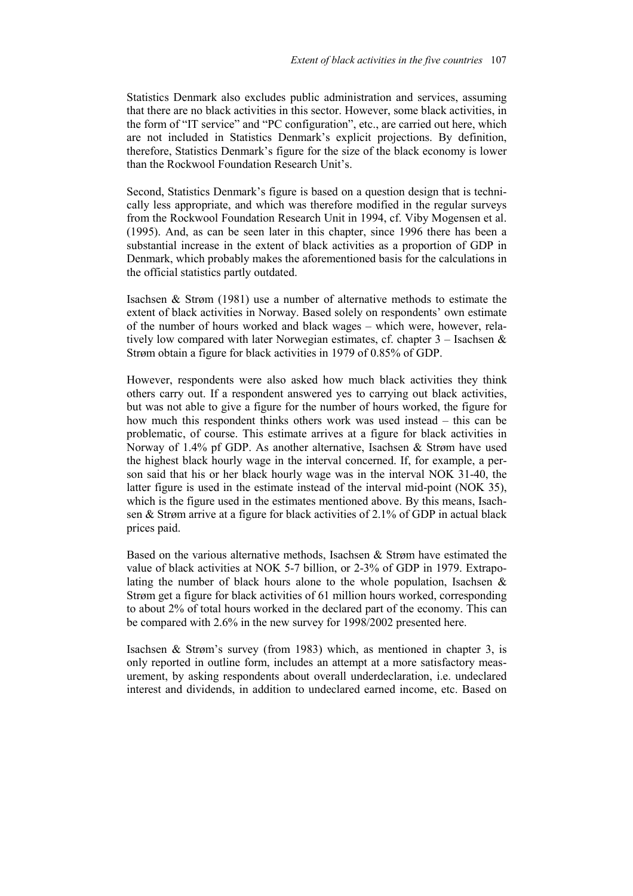Statistics Denmark also excludes public administration and services, assuming that there are no black activities in this sector. However, some black activities, in the form of "IT service" and "PC configuration", etc., are carried out here, which are not included in Statistics Denmark's explicit projections. By definition, therefore, Statistics Denmark's figure for the size of the black economy is lower than the Rockwool Foundation Research Unit's.

Second, Statistics Denmark's figure is based on a question design that is technically less appropriate, and which was therefore modified in the regular surveys from the Rockwool Foundation Research Unit in 1994, cf. Viby Mogensen et al. (1995). And, as can be seen later in this chapter, since 1996 there has been a substantial increase in the extent of black activities as a proportion of GDP in Denmark, which probably makes the aforementioned basis for the calculations in the official statistics partly outdated.

Isachsen & Strøm (1981) use a number of alternative methods to estimate the extent of black activities in Norway. Based solely on respondents' own estimate of the number of hours worked and black wages – which were, however, relatively low compared with later Norwegian estimates, cf. chapter 3 – Isachsen & Strøm obtain a figure for black activities in 1979 of 0.85% of GDP.

However, respondents were also asked how much black activities they think others carry out. If a respondent answered yes to carrying out black activities, but was not able to give a figure for the number of hours worked, the figure for how much this respondent thinks others work was used instead – this can be problematic, of course. This estimate arrives at a figure for black activities in Norway of 1.4% pf GDP. As another alternative, Isachsen & Strøm have used the highest black hourly wage in the interval concerned. If, for example, a person said that his or her black hourly wage was in the interval NOK 31-40, the latter figure is used in the estimate instead of the interval mid-point (NOK 35), which is the figure used in the estimates mentioned above. By this means, Isachsen & Strøm arrive at a figure for black activities of 2.1% of GDP in actual black prices paid.

Based on the various alternative methods, Isachsen & Strøm have estimated the value of black activities at NOK 5-7 billion, or 2-3% of GDP in 1979. Extrapolating the number of black hours alone to the whole population, Isachsen & Strøm get a figure for black activities of 61 million hours worked, corresponding to about 2% of total hours worked in the declared part of the economy. This can be compared with 2.6% in the new survey for 1998/2002 presented here.

Isachsen & Strøm's survey (from 1983) which, as mentioned in chapter 3, is only reported in outline form, includes an attempt at a more satisfactory measurement, by asking respondents about overall underdeclaration, i.e. undeclared interest and dividends, in addition to undeclared earned income, etc. Based on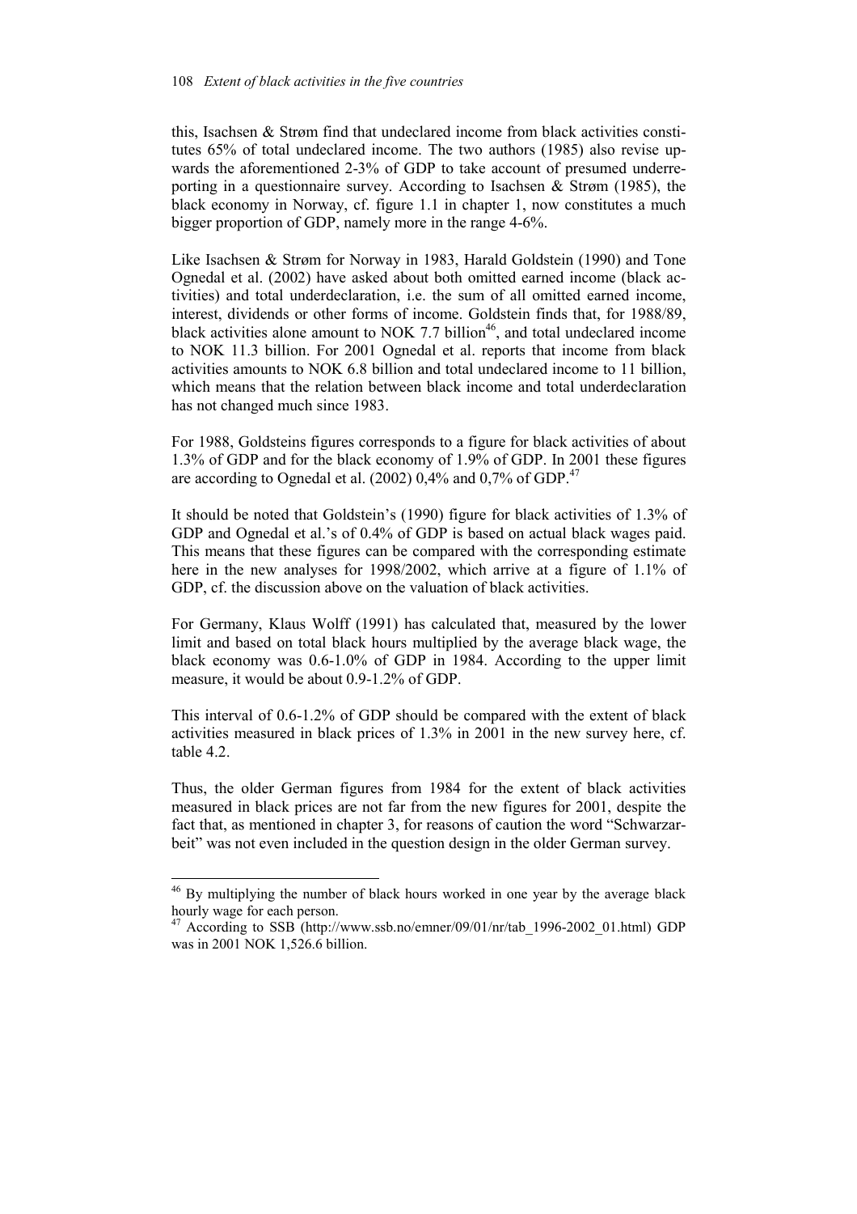this, Isachsen & Strøm find that undeclared income from black activities constitutes 65% of total undeclared income. The two authors (1985) also revise upwards the aforementioned 2-3% of GDP to take account of presumed underreporting in a questionnaire survey. According to Isachsen & Strøm (1985), the black economy in Norway, cf. figure 1.1 in chapter 1, now constitutes a much bigger proportion of GDP, namely more in the range 4-6%.

Like Isachsen & Strøm for Norway in 1983, Harald Goldstein (1990) and Tone Ognedal et al. (2002) have asked about both omitted earned income (black activities) and total underdeclaration, i.e. the sum of all omitted earned income, interest, dividends or other forms of income. Goldstein finds that, for 1988/89, black activities alone amount to NOK 7.7 billion[46], and total undeclared income to NOK 11.3 billion. For 2001 Ognedal et al. reports that income from black activities amounts to NOK 6.8 billion and total undeclared income to 11 billion, which means that the relation between black income and total underdeclaration has not changed much since 1983.

For 1988, Goldsteins figures corresponds to a figure for black activities of about 1.3% of GDP and for the black economy of 1.9% of GDP. In 2001 these figures are according to Ognedal et al. (2002) 0,4% and 0,7% of GDP.[47]

It should be noted that Goldstein's (1990) figure for black activities of 1.3% of GDP and Ognedal et al.'s of 0.4% of GDP is based on actual black wages paid. This means that these figures can be compared with the corresponding estimate here in the new analyses for 1998/2002, which arrive at a figure of 1.1% of GDP, cf. the discussion above on the valuation of black activities.

For Germany, Klaus Wolff (1991) has calculated that, measured by the lower limit and based on total black hours multiplied by the average black wage, the black economy was 0.6-1.0% of GDP in 1984. According to the upper limit measure, it would be about 0.9-1.2% of GDP.

This interval of 0.6-1.2% of GDP should be compared with the extent of black activities measured in black prices of 1.3% in 2001 in the new survey here, cf. table 4.2.

Thus, the older German figures from 1984 for the extent of black activities measured in black prices are not far from the new figures for 2001, despite the fact that, as mentioned in chapter 3, for reasons of caution the word "Schwarzarbeit" was not even included in the question design in the older German survey.

---

[46] By multiplying the number of black hours worked in one year by the average black hourly wage for each person.

[47] According to SSB (http://www.ssb.no/emner/09/01/nr/tab_1996-2002_01.html) GDP was in 2001 NOK 1,526.6 billion.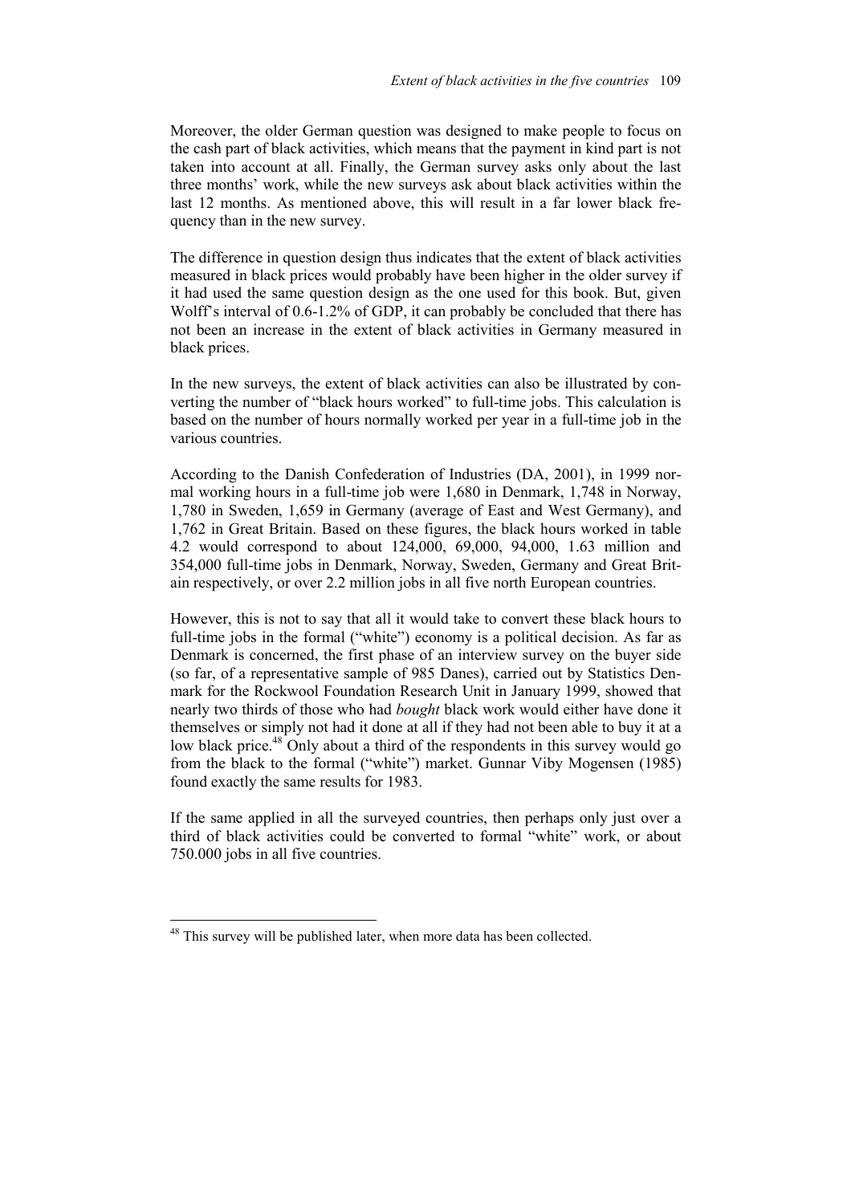Moreover, the older German question was designed to make people to focus on the cash part of black activities, which means that the payment in kind part is not taken into account at all. Finally, the German survey asks only about the last three months' work, while the new surveys ask about black activities within the last 12 months. As mentioned above, this will result in a far lower black frequency than in the new survey.

The difference in question design thus indicates that the extent of black activities measured in black prices would probably have been higher in the older survey if it had used the same question design as the one used for this book. But, given Wolff's interval of 0.6-1.2% of GDP, it can probably be concluded that there has not been an increase in the extent of black activities in Germany measured in black prices.

In the new surveys, the extent of black activities can also be illustrated by converting the number of "black hours worked" to full-time jobs. This calculation is based on the number of hours normally worked per year in a full-time job in the various countries.

According to the Danish Confederation of Industries (DA, 2001), in 1999 normal working hours in a full-time job were 1,680 in Denmark, 1,748 in Norway, 1,780 in Sweden, 1,659 in Germany (average of East and West Germany), and 1,762 in Great Britain. Based on these figures, the black hours worked in table 4.2 would correspond to about 124,000, 69,000, 94,000, 1.63 million and 354,000 full-time jobs in Denmark, Norway, Sweden, Germany and Great Britain respectively, or over 2.2 million jobs in all five north European countries.

However, this is not to say that all it would take to convert these black hours to full-time jobs in the formal ("white") economy is a political decision. As far as Denmark is concerned, the first phase of an interview survey on the buyer side (so far, of a representative sample of 985 Danes), carried out by Statistics Denmark for the Rockwool Foundation Research Unit in January 1999, showed that nearly two thirds of those who had *bought* black work would either have done it themselves or simply not had it done at all if they had not been able to buy it at a low black price.[48] Only about a third of the respondents in this survey would go from the black to the formal ("white") market. Gunnar Viby Mogensen (1985) found exactly the same results for 1983.

If the same applied in all the surveyed countries, then perhaps only just over a third of black activities could be converted to formal "white" work, or about 750.000 jobs in all five countries.

---

[48] This survey will be published later, when more data has been collected.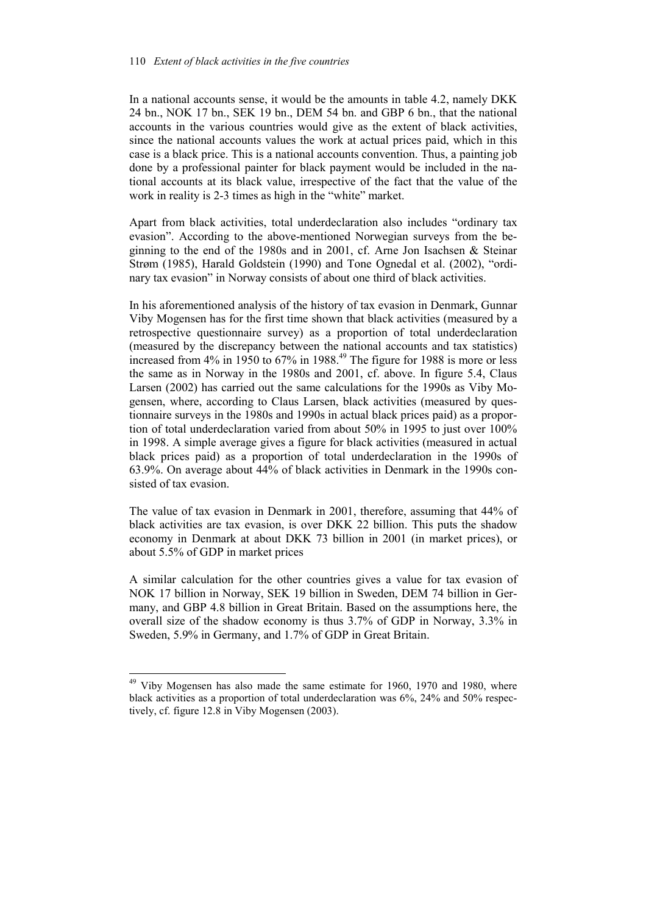In a national accounts sense, it would be the amounts in table 4.2, namely DKK 24 bn., NOK 17 bn., SEK 19 bn., DEM 54 bn. and GBP 6 bn., that the national accounts in the various countries would give as the extent of black activities, since the national accounts values the work at actual prices paid, which in this case is a black price. This is a national accounts convention. Thus, a painting job done by a professional painter for black payment would be included in the national accounts at its black value, irrespective of the fact that the value of the work in reality is 2-3 times as high in the "white" market.

Apart from black activities, total underdeclaration also includes "ordinary tax evasion". According to the above-mentioned Norwegian surveys from the beginning to the end of the 1980s and in 2001, cf. Arne Jon Isachsen & Steinar Strøm (1985), Harald Goldstein (1990) and Tone Ognedal et al. (2002), "ordinary tax evasion" in Norway consists of about one third of black activities.

In his aforementioned analysis of the history of tax evasion in Denmark, Gunnar Viby Mogensen has for the first time shown that black activities (measured by a retrospective questionnaire survey) as a proportion of total underdeclaration (measured by the discrepancy between the national accounts and tax statistics) increased from 4% in 1950 to 67% in 1988.[49] The figure for 1988 is more or less the same as in Norway in the 1980s and 2001, cf. above. In figure 5.4, Claus Larsen (2002) has carried out the same calculations for the 1990s as Viby Mogensen, where, according to Claus Larsen, black activities (measured by questionnaire surveys in the 1980s and 1990s in actual black prices paid) as a proportion of total underdeclaration varied from about 50% in 1995 to just over 100% in 1998. A simple average gives a figure for black activities (measured in actual black prices paid) as a proportion of total underdeclaration in the 1990s of 63.9%. On average about 44% of black activities in Denmark in the 1990s consisted of tax evasion.

The value of tax evasion in Denmark in 2001, therefore, assuming that 44% of black activities are tax evasion, is over DKK 22 billion. This puts the shadow economy in Denmark at about DKK 73 billion in 2001 (in market prices), or about 5.5% of GDP in market prices

A similar calculation for the other countries gives a value for tax evasion of NOK 17 billion in Norway, SEK 19 billion in Sweden, DEM 74 billion in Germany, and GBP 4.8 billion in Great Britain. Based on the assumptions here, the overall size of the shadow economy is thus 3.7% of GDP in Norway, 3.3% in Sweden, 5.9% in Germany, and 1.7% of GDP in Great Britain.

---

[49] Viby Mogensen has also made the same estimate for 1960, 1970 and 1980, where black activities as a proportion of total underdeclaration was 6%, 24% and 50% respectively, cf. figure 12.8 in Viby Mogensen (2003).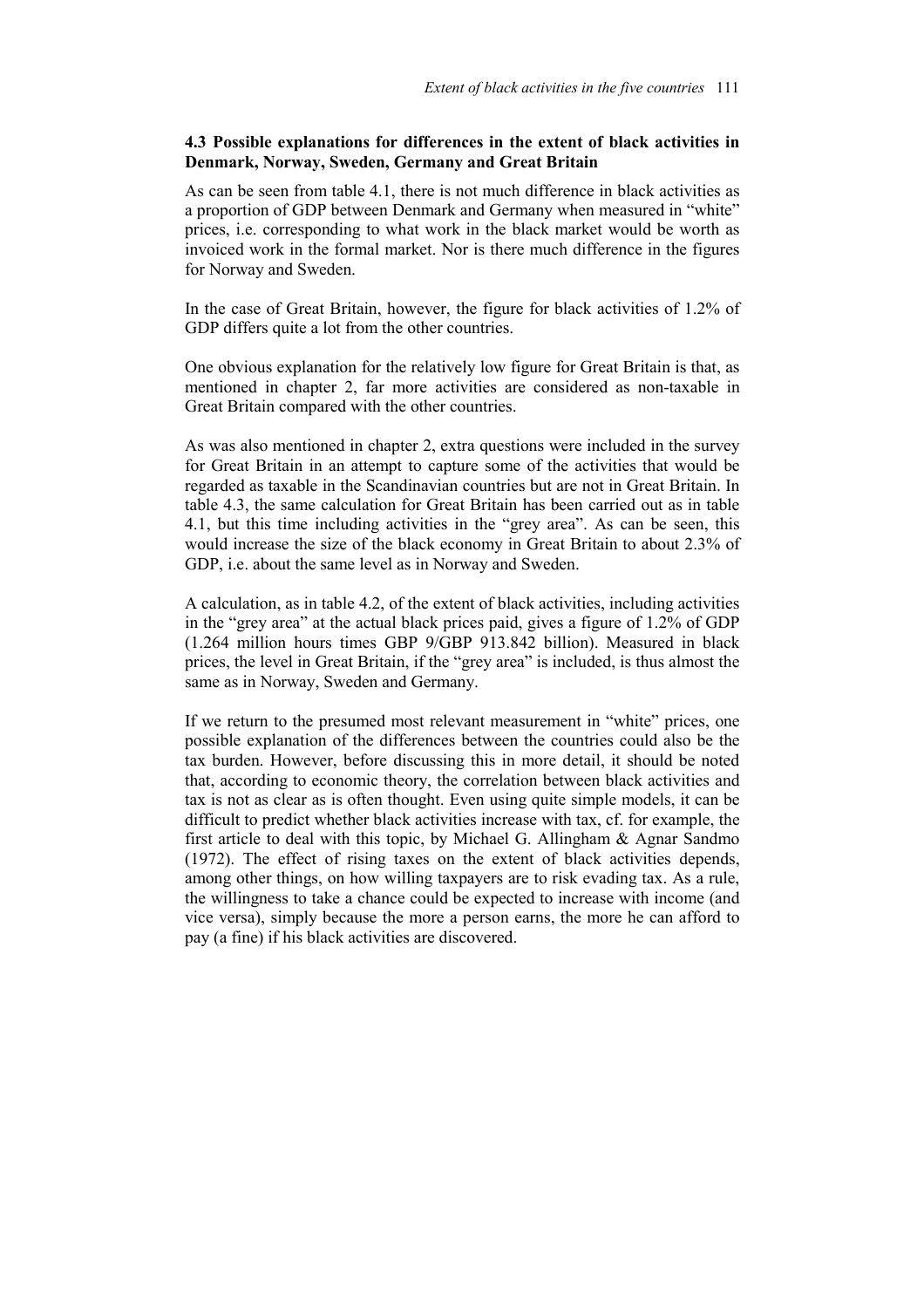### 4.3 Possible explanations for differences in the extent of black activities in Denmark, Norway, Sweden, Germany and Great Britain

As can be seen from table 4.1, there is not much difference in black activities as a proportion of GDP between Denmark and Germany when measured in "white" prices, i.e. corresponding to what work in the black market would be worth as invoiced work in the formal market. Nor is there much difference in the figures for Norway and Sweden.

In the case of Great Britain, however, the figure for black activities of 1.2% of GDP differs quite a lot from the other countries.

One obvious explanation for the relatively low figure for Great Britain is that, as mentioned in chapter 2, far more activities are considered as non-taxable in Great Britain compared with the other countries.

As was also mentioned in chapter 2, extra questions were included in the survey for Great Britain in an attempt to capture some of the activities that would be regarded as taxable in the Scandinavian countries but are not in Great Britain. In table 4.3, the same calculation for Great Britain has been carried out as in table 4.1, but this time including activities in the "grey area". As can be seen, this would increase the size of the black economy in Great Britain to about 2.3% of GDP, i.e. about the same level as in Norway and Sweden.

A calculation, as in table 4.2, of the extent of black activities, including activities in the "grey area" at the actual black prices paid, gives a figure of 1.2% of GDP (1.264 million hours times GBP 9/GBP 913.842 billion). Measured in black prices, the level in Great Britain, if the "grey area" is included, is thus almost the same as in Norway, Sweden and Germany.

If we return to the presumed most relevant measurement in "white" prices, one possible explanation of the differences between the countries could also be the tax burden. However, before discussing this in more detail, it should be noted that, according to economic theory, the correlation between black activities and tax is not as clear as is often thought. Even using quite simple models, it can be difficult to predict whether black activities increase with tax, cf. for example, the first article to deal with this topic, by Michael G. Allingham & Agnar Sandmo (1972). The effect of rising taxes on the extent of black activities depends, among other things, on how willing taxpayers are to risk evading tax. As a rule, the willingness to take a chance could be expected to increase with income (and vice versa), simply because the more a person earns, the more he can afford to pay (a fine) if his black activities are discovered.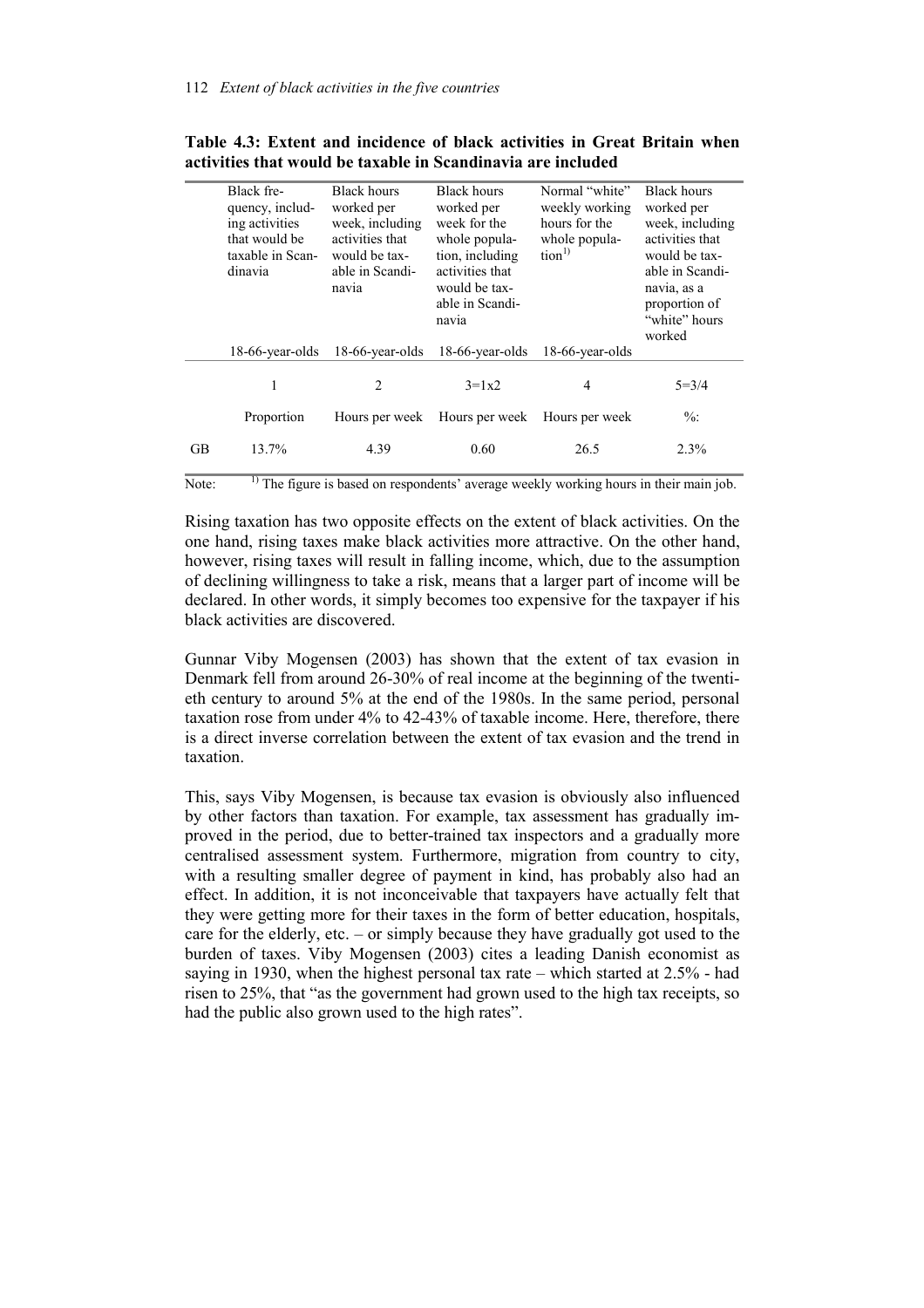**Table 4.3: Extent and incidence of black activities in Great Britain when activities that would be taxable in Scandinavia are included**

| | Black frequency, including activities that would be taxable in Scandinavia | Black hours worked per week, including activities that would be taxable in Scandinavia | Black hours worked per week for the whole population, including activities that would be taxable in Scandinavia | Normal "white" weekly working hours for the whole population[1)] | Black hours worked per week, including activities that would be taxable in Scandinavia, as a proportion of "white" hours worked |
|---|---|---|---|---|---|
| | 18-66-year-olds | 18-66-year-olds | 18-66-year-olds | 18-66-year-olds | |
| | 1 | 2 | 3=1x2 | 4 | 5=3/4 |
| | Proportion | Hours per week | Hours per week | Hours per week | %: |
| GB | 13.7% | 4.39 | 0.60 | 26.5 | 2.3% |

Note: [1)] The figure is based on respondents' average weekly working hours in their main job.

Rising taxation has two opposite effects on the extent of black activities. On the one hand, rising taxes make black activities more attractive. On the other hand, however, rising taxes will result in falling income, which, due to the assumption of declining willingness to take a risk, means that a larger part of income will be declared. In other words, it simply becomes too expensive for the taxpayer if his black activities are discovered.

Gunnar Viby Mogensen (2003) has shown that the extent of tax evasion in Denmark fell from around 26-30% of real income at the beginning of the twentieth century to around 5% at the end of the 1980s. In the same period, personal taxation rose from under 4% to 42-43% of taxable income. Here, therefore, there is a direct inverse correlation between the extent of tax evasion and the trend in taxation.

This, says Viby Mogensen, is because tax evasion is obviously also influenced by other factors than taxation. For example, tax assessment has gradually improved in the period, due to better-trained tax inspectors and a gradually more centralised assessment system. Furthermore, migration from country to city, with a resulting smaller degree of payment in kind, has probably also had an effect. In addition, it is not inconceivable that taxpayers have actually felt that they were getting more for their taxes in the form of better education, hospitals, care for the elderly, etc. – or simply because they have gradually got used to the burden of taxes. Viby Mogensen (2003) cites a leading Danish economist as saying in 1930, when the highest personal tax rate – which started at 2.5% - had risen to 25%, that "as the government had grown used to the high tax receipts, so had the public also grown used to the high rates".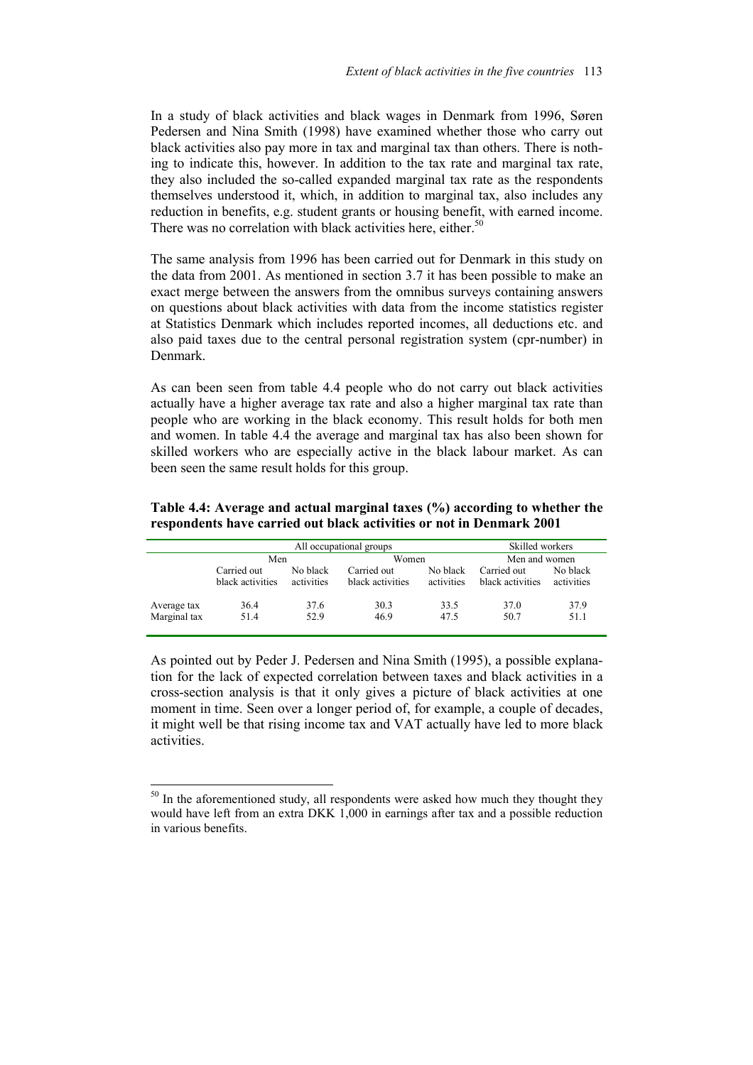In a study of black activities and black wages in Denmark from 1996, Søren Pedersen and Nina Smith (1998) have examined whether those who carry out black activities also pay more in tax and marginal tax than others. There is nothing to indicate this, however. In addition to the tax rate and marginal tax rate, they also included the so-called expanded marginal tax rate as the respondents themselves understood it, which, in addition to marginal tax, also includes any reduction in benefits, e.g. student grants or housing benefit, with earned income. There was no correlation with black activities here, either.[50]

The same analysis from 1996 has been carried out for Denmark in this study on the data from 2001. As mentioned in section 3.7 it has been possible to make an exact merge between the answers from the omnibus surveys containing answers on questions about black activities with data from the income statistics register at Statistics Denmark which includes reported incomes, all deductions etc. and also paid taxes due to the central personal registration system (cpr-number) in Denmark.

As can been seen from table 4.4 people who do not carry out black activities actually have a higher average tax rate and also a higher marginal tax rate than people who are working in the black economy. This result holds for both men and women. In table 4.4 the average and marginal tax has also been shown for skilled workers who are especially active in the black labour market. As can been seen the same result holds for this group.

**Table 4.4: Average and actual marginal taxes (%) according to whether the respondents have carried out black activities or not in Denmark 2001**

| | All occupational groups | | | | Skilled workers | |
|---|---|---|---|---|---|---|
| | Men | | Women | | Men and women | |
| | Carried out black activities | No black activities | Carried out black activities | No black activities | Carried out black activities | No black activities |
| Average tax | 36.4 | 37.6 | 30.3 | 33.5 | 37.0 | 37.9 |
| Marginal tax | 51.4 | 52.9 | 46.9 | 47.5 | 50.7 | 51.1 |

As pointed out by Peder J. Pedersen and Nina Smith (1995), a possible explanation for the lack of expected correlation between taxes and black activities in a cross-section analysis is that it only gives a picture of black activities at one moment in time. Seen over a longer period of, for example, a couple of decades, it might well be that rising income tax and VAT actually have led to more black activities.

---

[50] In the aforementioned study, all respondents were asked how much they thought they would have left from an extra DKK 1,000 in earnings after tax and a possible reduction in various benefits.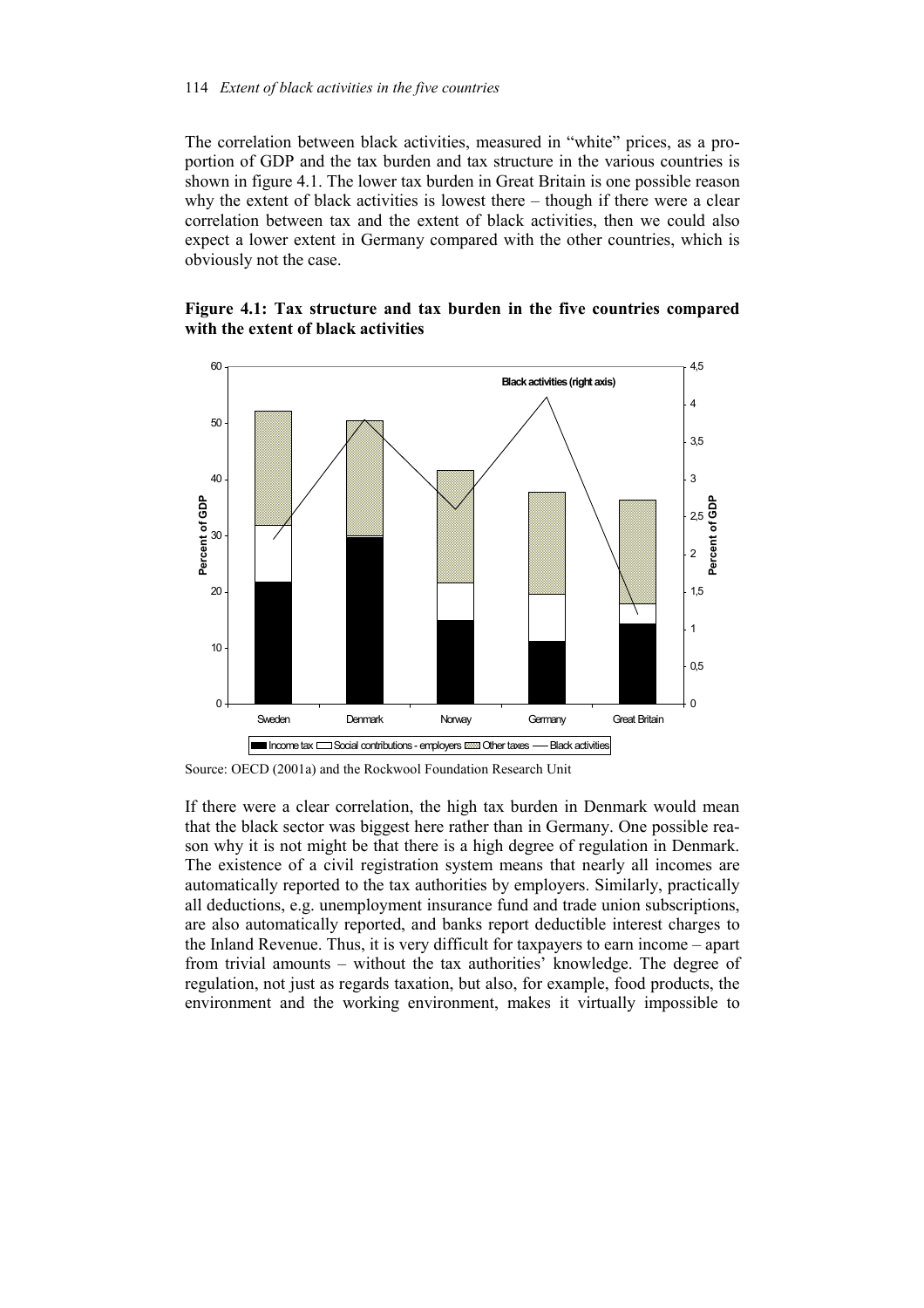The correlation between black activities, measured in "white" prices, as a proportion of GDP and the tax burden and tax structure in the various countries is shown in figure 4.1. The lower tax burden in Great Britain is one possible reason why the extent of black activities is lowest there – though if there were a clear correlation between tax and the extent of black activities, then we could also expect a lower extent in Germany compared with the other countries, which is obviously not the case.

**Figure 4.1: Tax structure and tax burden in the five countries compared with the extent of black activities**

Source: OECD (2001a) and the Rockwool Foundation Research Unit

If there were a clear correlation, the high tax burden in Denmark would mean that the black sector was biggest here rather than in Germany. One possible reason why it is not might be that there is a high degree of regulation in Denmark. The existence of a civil registration system means that nearly all incomes are automatically reported to the tax authorities by employers. Similarly, practically all deductions, e.g. unemployment insurance fund and trade union subscriptions, are also automatically reported, and banks report deductible interest charges to the Inland Revenue. Thus, it is very difficult for taxpayers to earn income – apart from trivial amounts – without the tax authorities' knowledge. The degree of regulation, not just as regards taxation, but also, for example, food products, the environment and the working environment, makes it virtually impossible to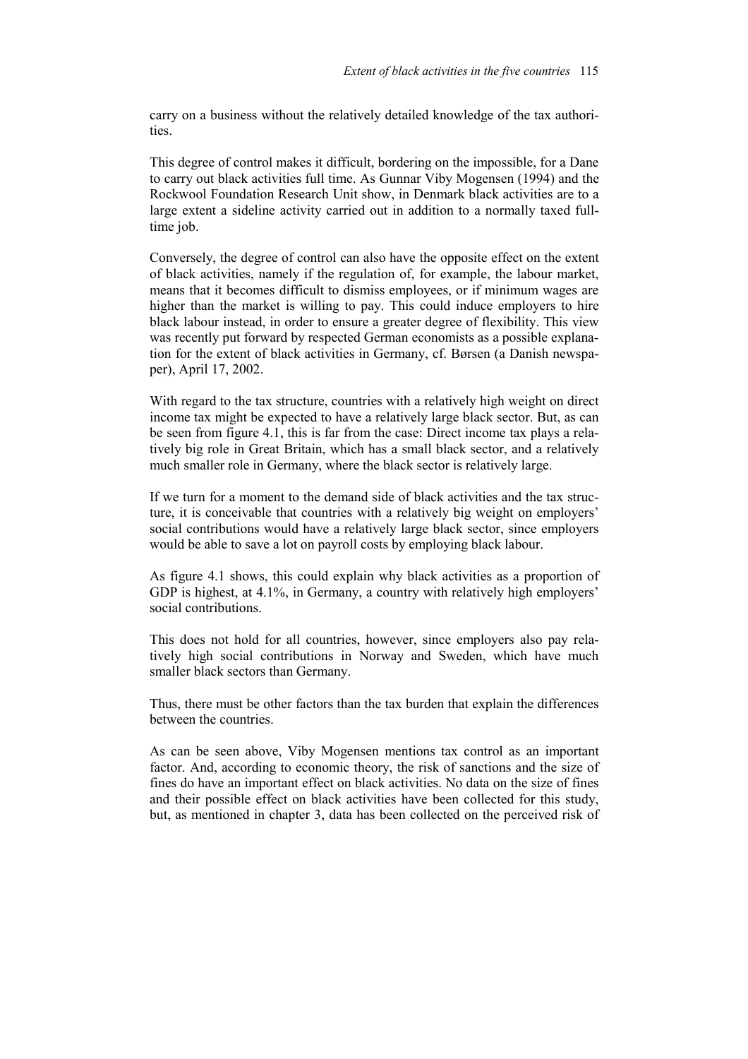carry on a business without the relatively detailed knowledge of the tax authorities.

This degree of control makes it difficult, bordering on the impossible, for a Dane to carry out black activities full time. As Gunnar Viby Mogensen (1994) and the Rockwool Foundation Research Unit show, in Denmark black activities are to a large extent a sideline activity carried out in addition to a normally taxed full-time job.

Conversely, the degree of control can also have the opposite effect on the extent of black activities, namely if the regulation of, for example, the labour market, means that it becomes difficult to dismiss employees, or if minimum wages are higher than the market is willing to pay. This could induce employers to hire black labour instead, in order to ensure a greater degree of flexibility. This view was recently put forward by respected German economists as a possible explanation for the extent of black activities in Germany, cf. Børsen (a Danish newspaper), April 17, 2002.

With regard to the tax structure, countries with a relatively high weight on direct income tax might be expected to have a relatively large black sector. But, as can be seen from figure 4.1, this is far from the case: Direct income tax plays a relatively big role in Great Britain, which has a small black sector, and a relatively much smaller role in Germany, where the black sector is relatively large.

If we turn for a moment to the demand side of black activities and the tax structure, it is conceivable that countries with a relatively big weight on employers' social contributions would have a relatively large black sector, since employers would be able to save a lot on payroll costs by employing black labour.

As figure 4.1 shows, this could explain why black activities as a proportion of GDP is highest, at 4.1%, in Germany, a country with relatively high employers' social contributions.

This does not hold for all countries, however, since employers also pay relatively high social contributions in Norway and Sweden, which have much smaller black sectors than Germany.

Thus, there must be other factors than the tax burden that explain the differences between the countries.

As can be seen above, Viby Mogensen mentions tax control as an important factor. And, according to economic theory, the risk of sanctions and the size of fines do have an important effect on black activities. No data on the size of fines and their possible effect on black activities have been collected for this study, but, as mentioned in chapter 3, data has been collected on the perceived risk of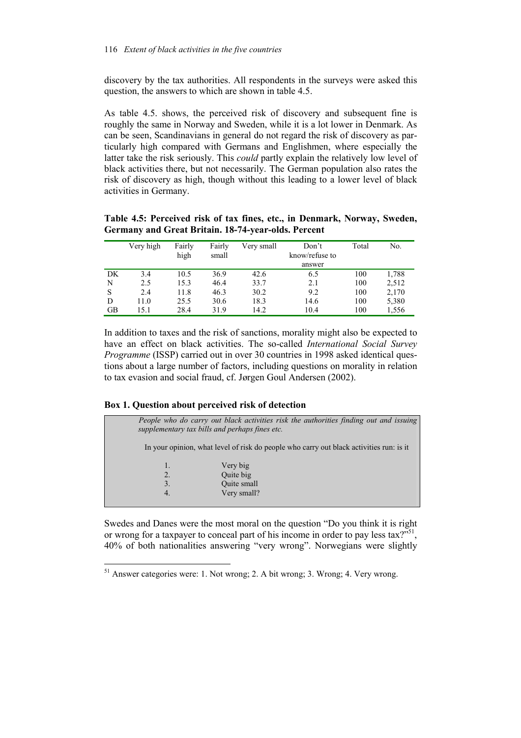discovery by the tax authorities. All respondents in the surveys were asked this question, the answers to which are shown in table 4.5.

As table 4.5. shows, the perceived risk of discovery and subsequent fine is roughly the same in Norway and Sweden, while it is a lot lower in Denmark. As can be seen, Scandinavians in general do not regard the risk of discovery as particularly high compared with Germans and Englishmen, where especially the latter take the risk seriously. This *could* partly explain the relatively low level of black activities there, but not necessarily. The German population also rates the risk of discovery as high, though without this leading to a lower level of black activities in Germany.

**Table 4.5: Perceived risk of tax fines, etc., in Denmark, Norway, Sweden, Germany and Great Britain. 18-74-year-olds. Percent**

| | Very high | Fairly high | Fairly small | Very small | Don't know/refuse to answer | Total | No. |
|---|---|---|---|---|---|---|---|
| DK | 3.4 | 10.5 | 36.9 | 42.6 | 6.5 | 100 | 1,788 |
| N | 2.5 | 15.3 | 46.4 | 33.7 | 2.1 | 100 | 2,512 |
| S | 2.4 | 11.8 | 46.3 | 30.2 | 9.2 | 100 | 2,170 |
| D | 11.0 | 25.5 | 30.6 | 18.3 | 14.6 | 100 | 5,380 |
| GB | 15.1 | 28.4 | 31.9 | 14.2 | 10.4 | 100 | 1,556 |

In addition to taxes and the risk of sanctions, morality might also be expected to have an effect on black activities. The so-called *International Social Survey Programme* (ISSP) carried out in over 30 countries in 1998 asked identical questions about a large number of factors, including questions on morality in relation to tax evasion and social fraud, cf. Jørgen Goul Andersen (2002).

**Box 1. Question about perceived risk of detection**

*People who do carry out black activities risk the authorities finding out and issuing supplementary tax bills and perhaps fines etc.*

In your opinion, what level of risk do people who carry out black activities run: is it

1. Very big
2. Quite big
3. Quite small
4. Very small?

Swedes and Danes were the most moral on the question "Do you think it is right or wrong for a taxpayer to conceal part of his income in order to pay less tax?"[51], 40% of both nationalities answering "very wrong". Norwegians were slightly

[51] Answer categories were: 1. Not wrong; 2. A bit wrong; 3. Wrong; 4. Very wrong.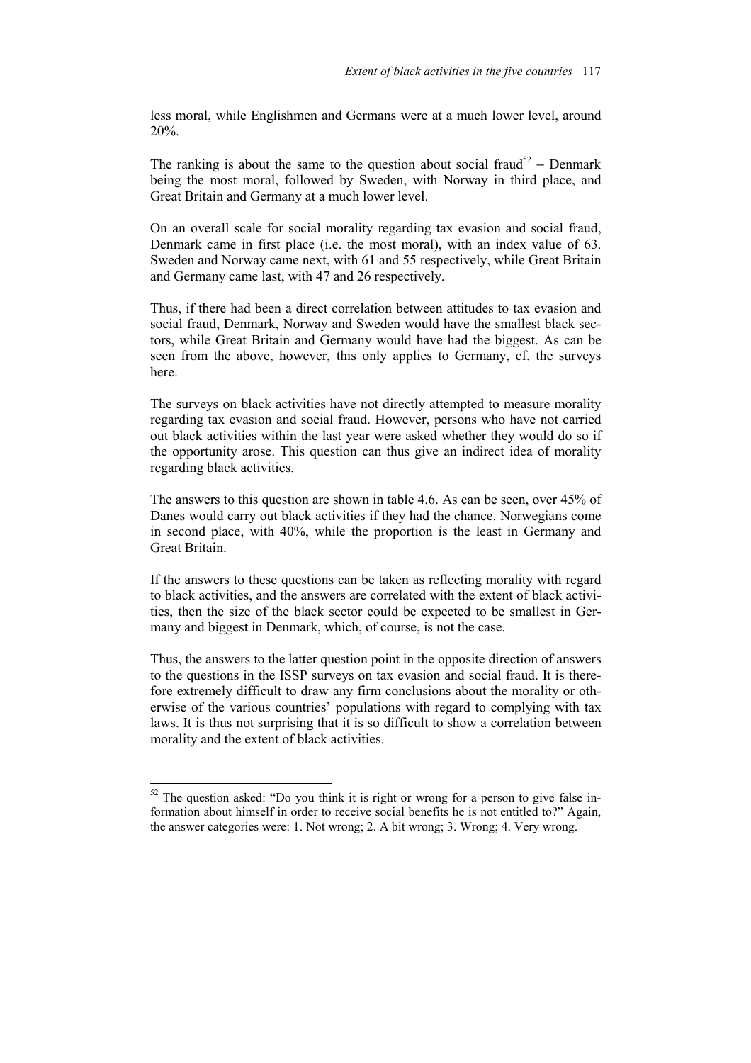less moral, while Englishmen and Germans were at a much lower level, around 20%.

The ranking is about the same to the question about social fraud[52] – Denmark being the most moral, followed by Sweden, with Norway in third place, and Great Britain and Germany at a much lower level.

On an overall scale for social morality regarding tax evasion and social fraud, Denmark came in first place (i.e. the most moral), with an index value of 63. Sweden and Norway came next, with 61 and 55 respectively, while Great Britain and Germany came last, with 47 and 26 respectively.

Thus, if there had been a direct correlation between attitudes to tax evasion and social fraud, Denmark, Norway and Sweden would have the smallest black sectors, while Great Britain and Germany would have had the biggest. As can be seen from the above, however, this only applies to Germany, cf. the surveys here.

The surveys on black activities have not directly attempted to measure morality regarding tax evasion and social fraud. However, persons who have not carried out black activities within the last year were asked whether they would do so if the opportunity arose. This question can thus give an indirect idea of morality regarding black activities.

The answers to this question are shown in table 4.6. As can be seen, over 45% of Danes would carry out black activities if they had the chance. Norwegians come in second place, with 40%, while the proportion is the least in Germany and Great Britain.

If the answers to these questions can be taken as reflecting morality with regard to black activities, and the answers are correlated with the extent of black activities, then the size of the black sector could be expected to be smallest in Germany and biggest in Denmark, which, of course, is not the case.

Thus, the answers to the latter question point in the opposite direction of answers to the questions in the ISSP surveys on tax evasion and social fraud. It is therefore extremely difficult to draw any firm conclusions about the morality or otherwise of the various countries' populations with regard to complying with tax laws. It is thus not surprising that it is so difficult to show a correlation between morality and the extent of black activities.

[52] The question asked: "Do you think it is right or wrong for a person to give false information about himself in order to receive social benefits he is not entitled to?" Again, the answer categories were: 1. Not wrong; 2. A bit wrong; 3. Wrong; 4. Very wrong.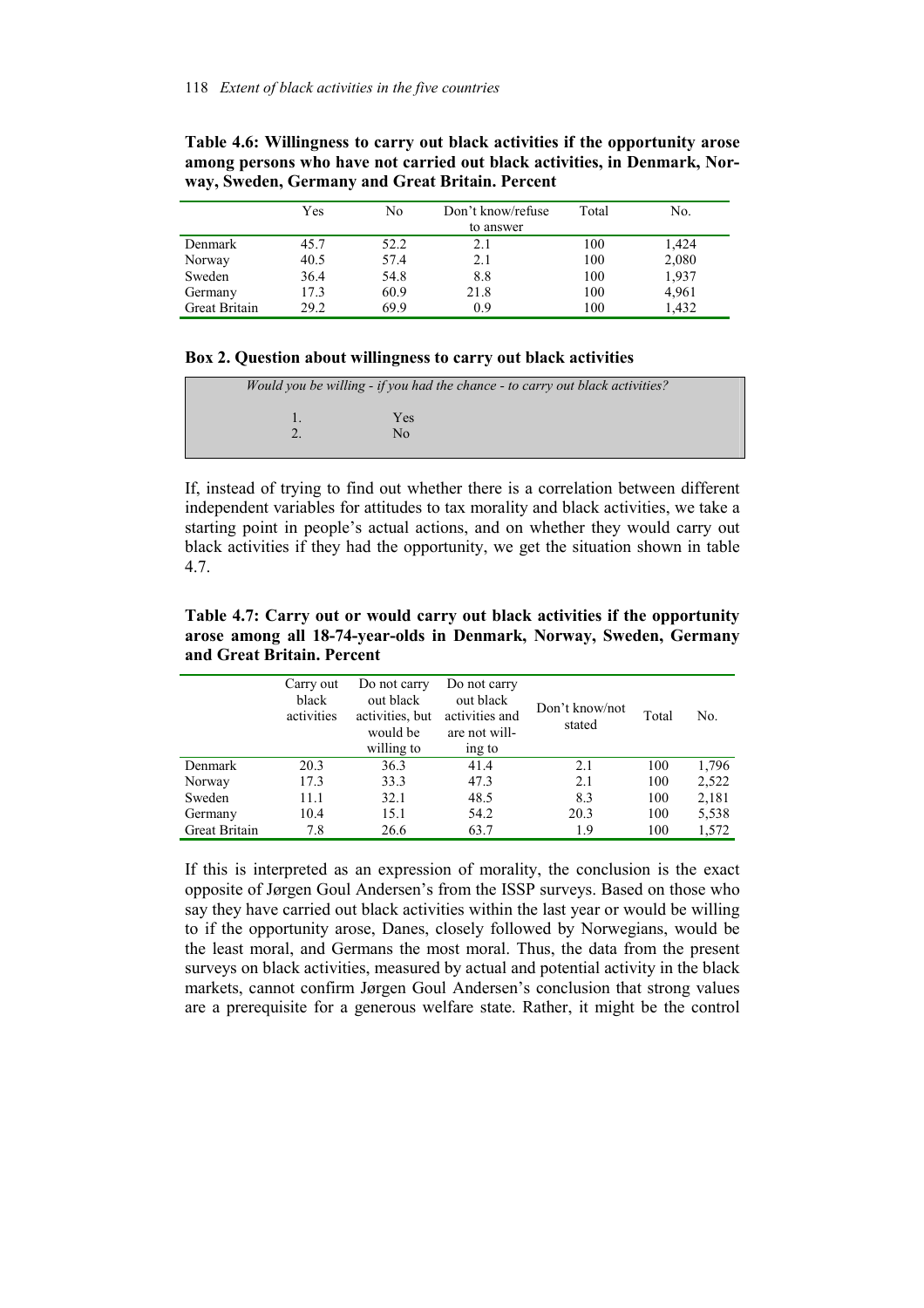**Table 4.6: Willingness to carry out black activities if the opportunity arose among persons who have not carried out black activities, in Denmark, Norway, Sweden, Germany and Great Britain. Percent**

| | Yes | No | Don't know/refuse to answer | Total | No. |
|---|---|---|---|---|---|
| Denmark | 45.7 | 52.2 | 2.1 | 100 | 1,424 |
| Norway | 40.5 | 57.4 | 2.1 | 100 | 2,080 |
| Sweden | 36.4 | 54.8 | 8.8 | 100 | 1,937 |
| Germany | 17.3 | 60.9 | 21.8 | 100 | 4,961 |
| Great Britain | 29.2 | 69.9 | 0.9 | 100 | 1,432 |

**Box 2. Question about willingness to carry out black activities**

*Would you be willing - if you had the chance - to carry out black activities?*

1. Yes
2. No

If, instead of trying to find out whether there is a correlation between different independent variables for attitudes to tax morality and black activities, we take a starting point in people's actual actions, and on whether they would carry out black activities if they had the opportunity, we get the situation shown in table 4.7.

**Table 4.7: Carry out or would carry out black activities if the opportunity arose among all 18-74-year-olds in Denmark, Norway, Sweden, Germany and Great Britain. Percent**

| | Carry out black activities | Do not carry out black activities, but would be willing to | Do not carry out black activities and are not willing to | Don't know/not stated | Total | No. |
|---|---|---|---|---|---|---|
| Denmark | 20.3 | 36.3 | 41.4 | 2.1 | 100 | 1,796 |
| Norway | 17.3 | 33.3 | 47.3 | 2.1 | 100 | 2,522 |
| Sweden | 11.1 | 32.1 | 48.5 | 8.3 | 100 | 2,181 |
| Germany | 10.4 | 15.1 | 54.2 | 20.3 | 100 | 5,538 |
| Great Britain | 7.8 | 26.6 | 63.7 | 1.9 | 100 | 1,572 |

If this is interpreted as an expression of morality, the conclusion is the exact opposite of Jørgen Goul Andersen's from the ISSP surveys. Based on those who say they have carried out black activities within the last year or would be willing to if the opportunity arose, Danes, closely followed by Norwegians, would be the least moral, and Germans the most moral. Thus, the data from the present surveys on black activities, measured by actual and potential activity in the black markets, cannot confirm Jørgen Goul Andersen's conclusion that strong values are a prerequisite for a generous welfare state. Rather, it might be the control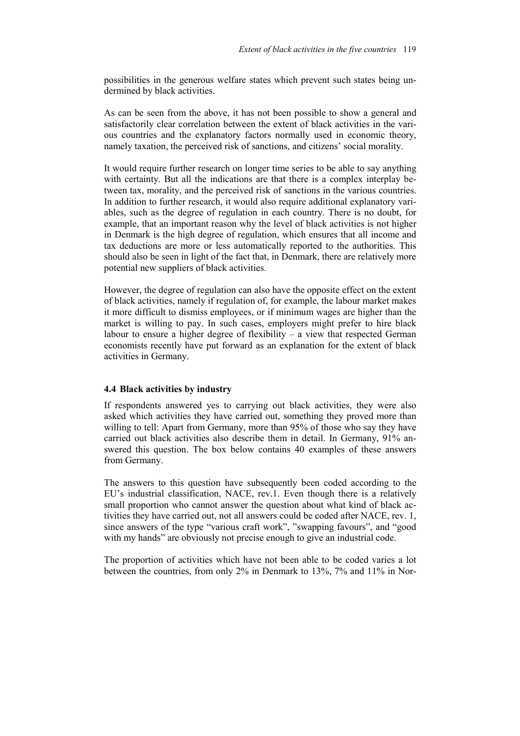possibilities in the generous welfare states which prevent such states being undermined by black activities.

As can be seen from the above, it has not been possible to show a general and satisfactorily clear correlation between the extent of black activities in the various countries and the explanatory factors normally used in economic theory, namely taxation, the perceived risk of sanctions, and citizens' social morality.

It would require further research on longer time series to be able to say anything with certainty. But all the indications are that there is a complex interplay between tax, morality, and the perceived risk of sanctions in the various countries. In addition to further research, it would also require additional explanatory variables, such as the degree of regulation in each country. There is no doubt, for example, that an important reason why the level of black activities is not higher in Denmark is the high degree of regulation, which ensures that all income and tax deductions are more or less automatically reported to the authorities. This should also be seen in light of the fact that, in Denmark, there are relatively more potential new suppliers of black activities.

However, the degree of regulation can also have the opposite effect on the extent of black activities, namely if regulation of, for example, the labour market makes it more difficult to dismiss employees, or if minimum wages are higher than the market is willing to pay. In such cases, employers might prefer to hire black labour to ensure a higher degree of flexibility – a view that respected German economists recently have put forward as an explanation for the extent of black activities in Germany.

### 4.4 Black activities by industry

If respondents answered yes to carrying out black activities, they were also asked which activities they have carried out, something they proved more than willing to tell: Apart from Germany, more than 95% of those who say they have carried out black activities also describe them in detail. In Germany, 91% answered this question. The box below contains 40 examples of these answers from Germany.

The answers to this question have subsequently been coded according to the EU's industrial classification, NACE, rev.1. Even though there is a relatively small proportion who cannot answer the question about what kind of black activities they have carried out, not all answers could be coded after NACE, rev. 1, since answers of the type "various craft work", "swapping favours", and "good with my hands" are obviously not precise enough to give an industrial code.

The proportion of activities which have not been able to be coded varies a lot between the countries, from only 2% in Denmark to 13%, 7% and 11% in Nor-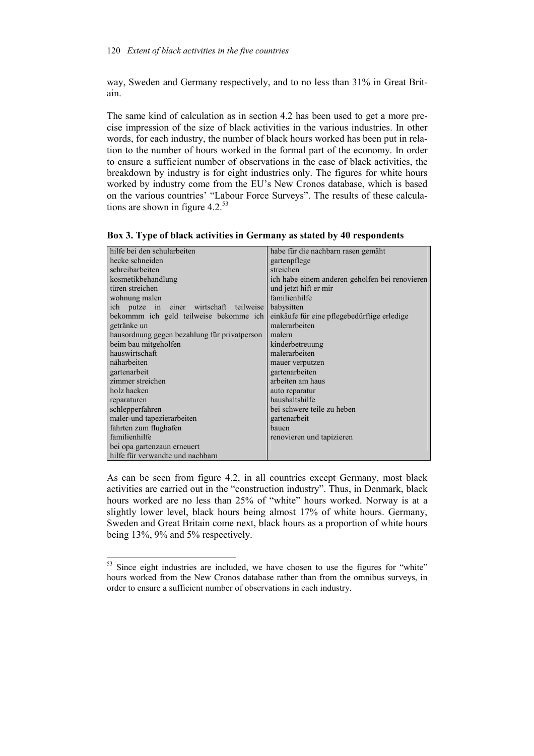way, Sweden and Germany respectively, and to no less than 31% in Great Britain.

The same kind of calculation as in section 4.2 has been used to get a more precise impression of the size of black activities in the various industries. In other words, for each industry, the number of black hours worked has been put in relation to the number of hours worked in the formal part of the economy. In order to ensure a sufficient number of observations in the case of black activities, the breakdown by industry is for eight industries only. The figures for white hours worked by industry come from the EU's New Cronos database, which is based on the various countries' "Labour Force Surveys". The results of these calculations are shown in figure 4.2.[53]

**Box 3. Type of black activities in Germany as stated by 40 respondents**

| | |
|---|---|
| hilfe bei den schularbeiten | habe für die nachbarn rasen gemäht |
| hecke schneiden | gartenpflege |
| schreibarbeiten | streichen |
| kosmetikbehandlung | ich habe einem anderen geholfen bei renovieren |
| türen streichen | und jetzt hift er mir |
| wohnung malen | familienhilfe |
| ich putze in einer wirtschaft teilweise | babysitten |
| bekommm ich geld teilweise bekomme ich | einkäufe für eine pflegebedürftige erledige |
| getränke un | malerarbeiten |
| hausordnung gegen bezahlung für privatperson | malern |
| beim bau mitgeholfen | kinderbetreuung |
| hauswirtschaft | malerarbeiten |
| näharbeiten | mauer verputzen |
| gartenarbeit | gartenarbeiten |
| zimmer streichen | arbeiten am haus |
| holz hacken | auto reparatur |
| reparaturen | haushaltshilfe |
| schlepperfahren | bei schwere teile zu heben |
| maler-und tapezierarbeiten | gartenarbeit |
| fahrten zum flughafen | bauen |
| familienhilfe | renovieren und tapizieren |
| bei opa gartenzaun erneuert | |
| hilfe für verwandte und nachbarn | |

As can be seen from figure 4.2, in all countries except Germany, most black activities are carried out in the "construction industry". Thus, in Denmark, black hours worked are no less than 25% of "white" hours worked. Norway is at a slightly lower level, black hours being almost 17% of white hours. Germany, Sweden and Great Britain come next, black hours as a proportion of white hours being 13%, 9% and 5% respectively.

[53] Since eight industries are included, we have chosen to use the figures for "white" hours worked from the New Cronos database rather than from the omnibus surveys, in order to ensure a sufficient number of observations in each industry.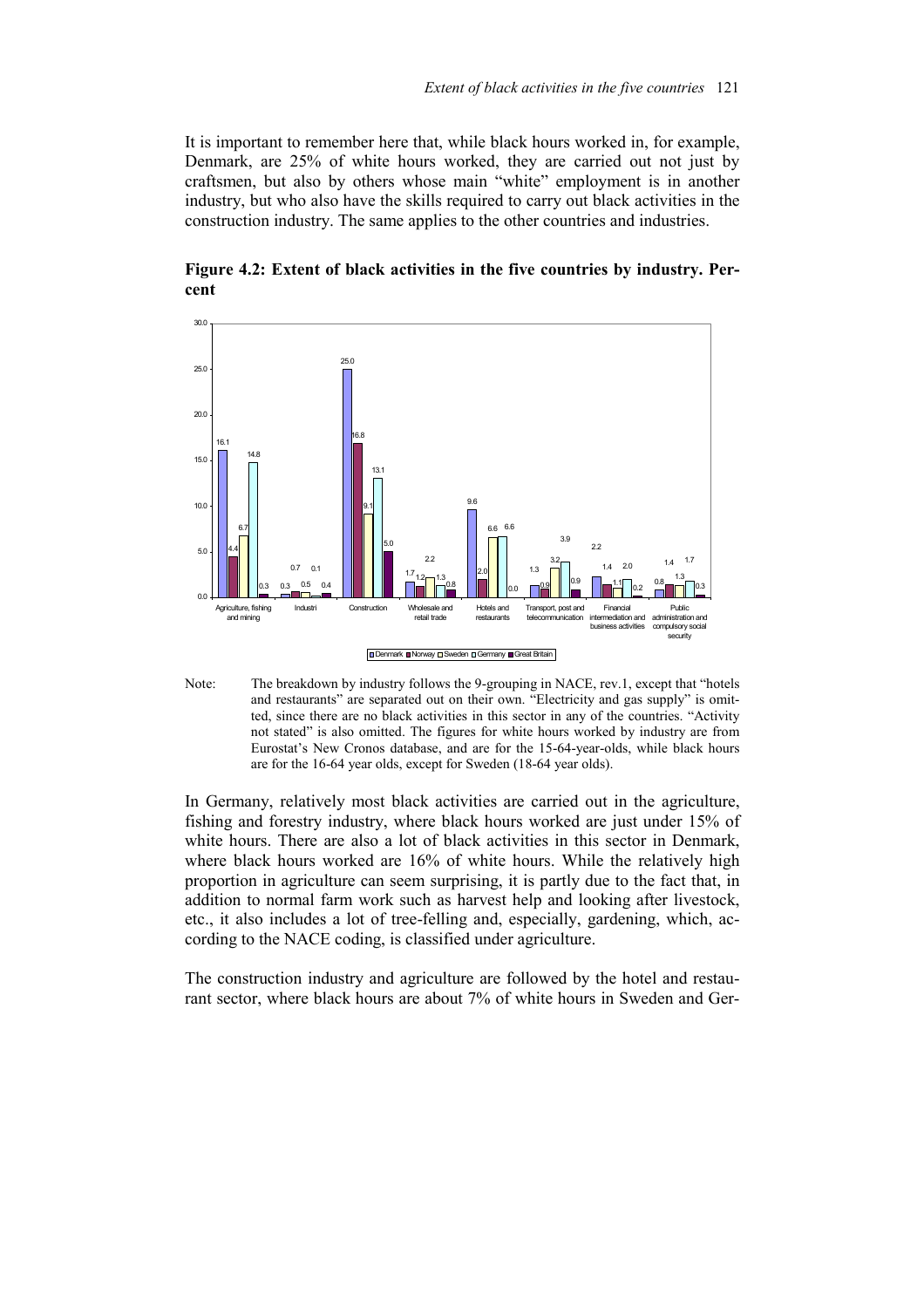It is important to remember here that, while black hours worked in, for example, Denmark, are 25% of white hours worked, they are carried out not just by craftsmen, but also by others whose main "white" employment is in another industry, but who also have the skills required to carry out black activities in the construction industry. The same applies to the other countries and industries.

**Figure 4.2: Extent of black activities in the five countries by industry. Percent**

| | Denmark | Norway | Sweden | Germany | Great Britain |
|---|---|---|---|---|---|
| Agriculture, fishing and mining | 16.1 | 4.4 | 6.7 | 14.8 | 0.3 |
| Industri | 0.3 | 0.7 | 0.5 | 0.1 | 0.4 |
| Construction | 25.0 | 16.8 | 9.1 | 13.1 | 5.0 |
| Wholesale and retail trade | 1.7 | 1.2 | 2.2 | 1.3 | 0.8 |
| Hotels and restaurants | 9.6 | 2.0 | 6.6 | 6.6 | 0.0 |
| Transport, post and telecommunication | 1.3 | 0.9 | 3.2 | 3.9 | 0.9 |
| Financial intermediation and business activities | 2.2 | 1.4 | 1.1 | 2.0 | 0.2 |
| Public administration and compulsory social security | 0.8 | 1.4 | 1.3 | 1.7 | 0.3 |

Note: The breakdown by industry follows the 9-grouping in NACE, rev.1, except that "hotels and restaurants" are separated out on their own. "Electricity and gas supply" is omitted, since there are no black activities in this sector in any of the countries. "Activity not stated" is also omitted. The figures for white hours worked by industry are from Eurostat's New Cronos database, and are for the 15-64-year-olds, while black hours are for the 16-64 year olds, except for Sweden (18-64 year olds).

In Germany, relatively most black activities are carried out in the agriculture, fishing and forestry industry, where black hours worked are just under 15% of white hours. There are also a lot of black activities in this sector in Denmark, where black hours worked are 16% of white hours. While the relatively high proportion in agriculture can seem surprising, it is partly due to the fact that, in addition to normal farm work such as harvest help and looking after livestock, etc., it also includes a lot of tree-felling and, especially, gardening, which, according to the NACE coding, is classified under agriculture.

The construction industry and agriculture are followed by the hotel and restaurant sector, where black hours are about 7% of white hours in Sweden and Ger-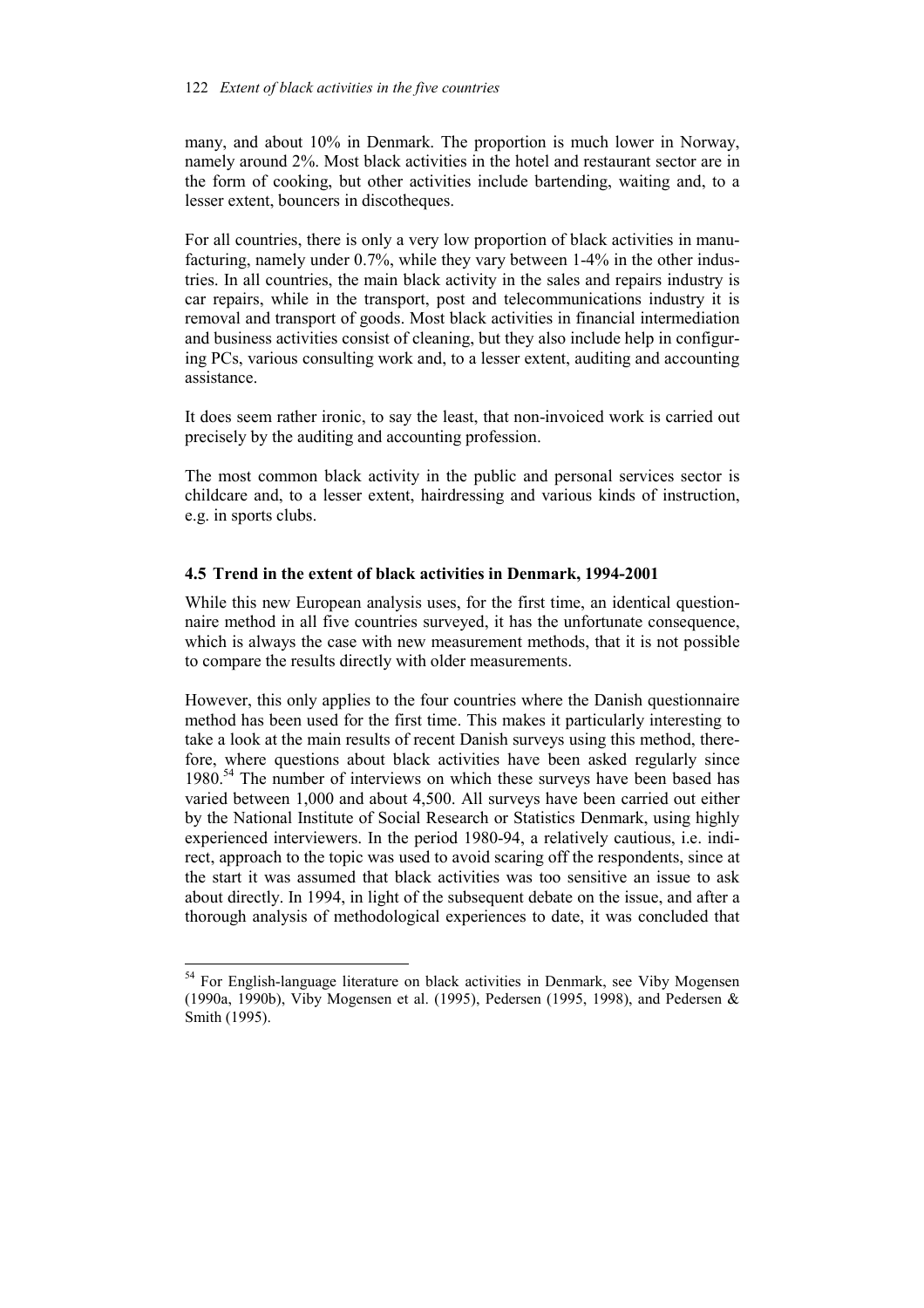many, and about 10% in Denmark. The proportion is much lower in Norway, namely around 2%. Most black activities in the hotel and restaurant sector are in the form of cooking, but other activities include bartending, waiting and, to a lesser extent, bouncers in discotheques.

For all countries, there is only a very low proportion of black activities in manufacturing, namely under 0.7%, while they vary between 1-4% in the other industries. In all countries, the main black activity in the sales and repairs industry is car repairs, while in the transport, post and telecommunications industry it is removal and transport of goods. Most black activities in financial intermediation and business activities consist of cleaning, but they also include help in configuring PCs, various consulting work and, to a lesser extent, auditing and accounting assistance.

It does seem rather ironic, to say the least, that non-invoiced work is carried out precisely by the auditing and accounting profession.

The most common black activity in the public and personal services sector is childcare and, to a lesser extent, hairdressing and various kinds of instruction, e.g. in sports clubs.

### 4.5 Trend in the extent of black activities in Denmark, 1994-2001

While this new European analysis uses, for the first time, an identical questionnaire method in all five countries surveyed, it has the unfortunate consequence, which is always the case with new measurement methods, that it is not possible to compare the results directly with older measurements.

However, this only applies to the four countries where the Danish questionnaire method has been used for the first time. This makes it particularly interesting to take a look at the main results of recent Danish surveys using this method, therefore, where questions about black activities have been asked regularly since 1980.[54] The number of interviews on which these surveys have been based has varied between 1,000 and about 4,500. All surveys have been carried out either by the National Institute of Social Research or Statistics Denmark, using highly experienced interviewers. In the period 1980-94, a relatively cautious, i.e. indirect, approach to the topic was used to avoid scaring off the respondents, since at the start it was assumed that black activities was too sensitive an issue to ask about directly. In 1994, in light of the subsequent debate on the issue, and after a thorough analysis of methodological experiences to date, it was concluded that

[54] For English-language literature on black activities in Denmark, see Viby Mogensen (1990a, 1990b), Viby Mogensen et al. (1995), Pedersen (1995, 1998), and Pedersen & Smith (1995).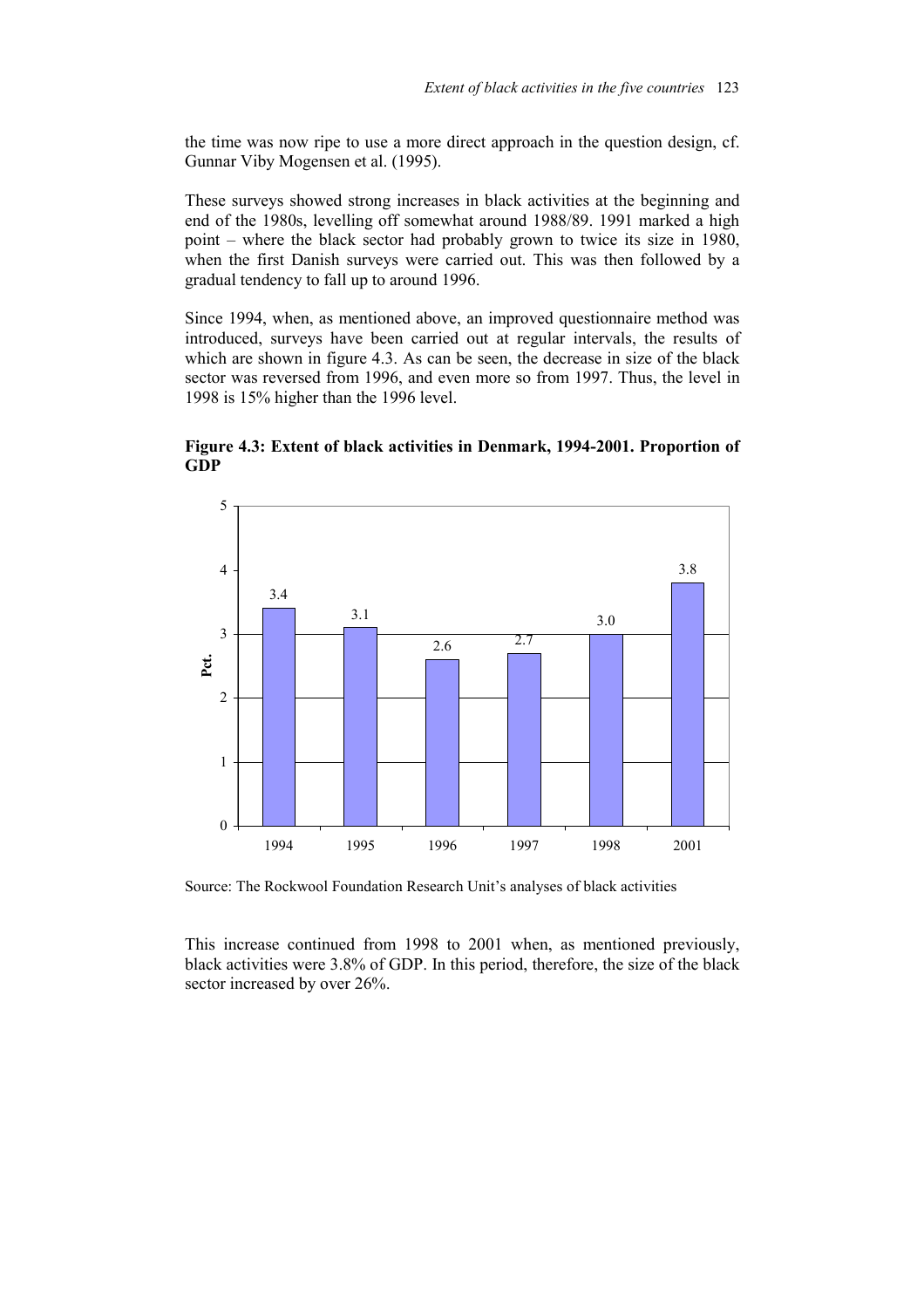the time was now ripe to use a more direct approach in the question design, cf. Gunnar Viby Mogensen et al. (1995).

These surveys showed strong increases in black activities at the beginning and end of the 1980s, levelling off somewhat around 1988/89. 1991 marked a high point – where the black sector had probably grown to twice its size in 1980, when the first Danish surveys were carried out. This was then followed by a gradual tendency to fall up to around 1996.

Since 1994, when, as mentioned above, an improved questionnaire method was introduced, surveys have been carried out at regular intervals, the results of which are shown in figure 4.3. As can be seen, the decrease in size of the black sector was reversed from 1996, and even more so from 1997. Thus, the level in 1998 is 15% higher than the 1996 level.

**Figure 4.3: Extent of black activities in Denmark, 1994-2001. Proportion of GDP**

| Year | Pct. |
|---|---|
| 1994 | 3.4 |
| 1995 | 3.1 |
| 1996 | 2.6 |
| 1997 | 2.7 |
| 1998 | 3.0 |
| 2001 | 3.8 |

Source: The Rockwool Foundation Research Unit's analyses of black activities

This increase continued from 1998 to 2001 when, as mentioned previously, black activities were 3.8% of GDP. In this period, therefore, the size of the black sector increased by over 26%.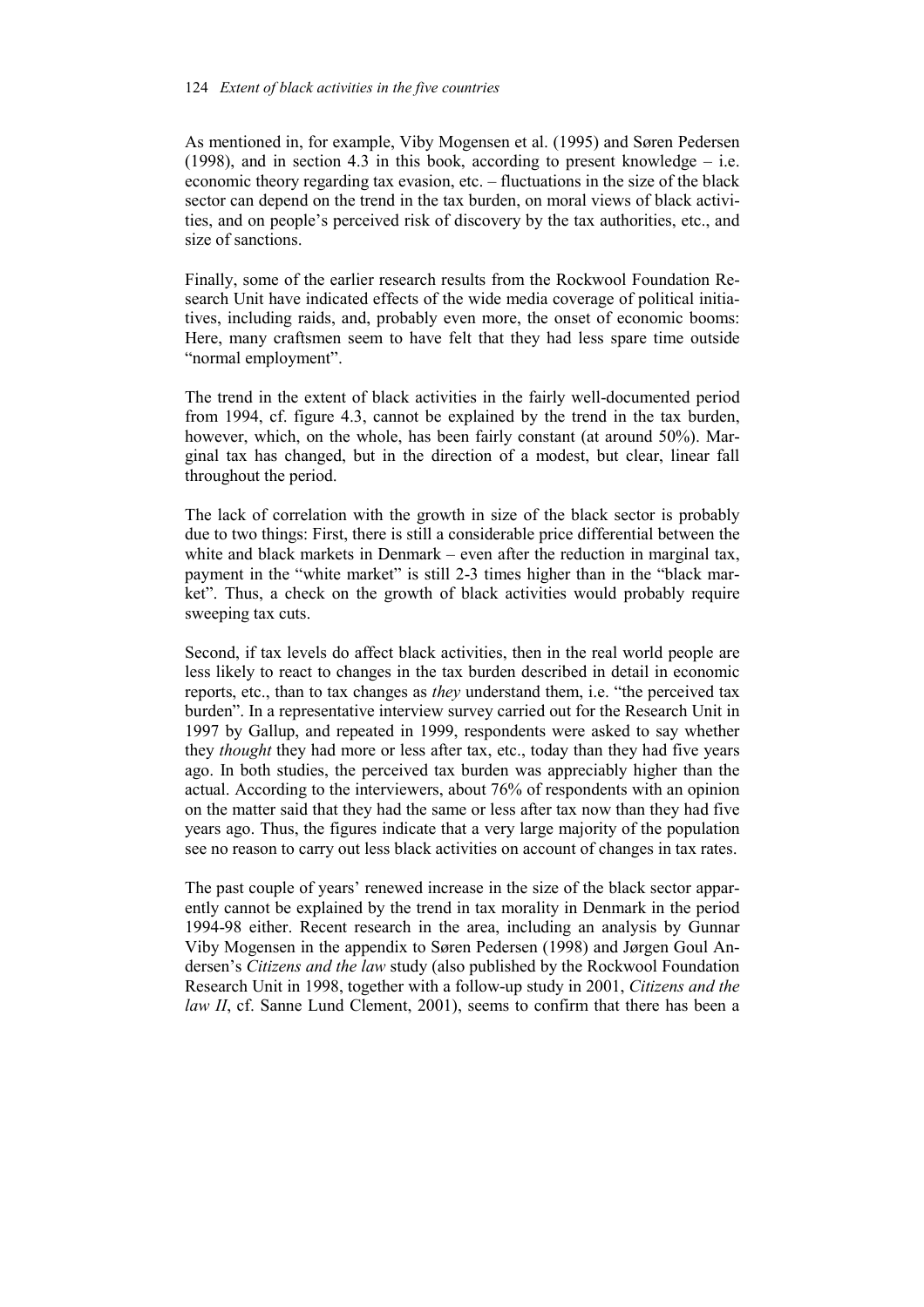As mentioned in, for example, Viby Mogensen et al. (1995) and Søren Pedersen (1998), and in section 4.3 in this book, according to present knowledge – i.e. economic theory regarding tax evasion, etc. – fluctuations in the size of the black sector can depend on the trend in the tax burden, on moral views of black activities, and on people's perceived risk of discovery by the tax authorities, etc., and size of sanctions.

Finally, some of the earlier research results from the Rockwool Foundation Research Unit have indicated effects of the wide media coverage of political initiatives, including raids, and, probably even more, the onset of economic booms: Here, many craftsmen seem to have felt that they had less spare time outside "normal employment".

The trend in the extent of black activities in the fairly well-documented period from 1994, cf. figure 4.3, cannot be explained by the trend in the tax burden, however, which, on the whole, has been fairly constant (at around 50%). Marginal tax has changed, but in the direction of a modest, but clear, linear fall throughout the period.

The lack of correlation with the growth in size of the black sector is probably due to two things: First, there is still a considerable price differential between the white and black markets in Denmark – even after the reduction in marginal tax, payment in the "white market" is still 2-3 times higher than in the "black market". Thus, a check on the growth of black activities would probably require sweeping tax cuts.

Second, if tax levels do affect black activities, then in the real world people are less likely to react to changes in the tax burden described in detail in economic reports, etc., than to tax changes as *they* understand them, i.e. "the perceived tax burden". In a representative interview survey carried out for the Research Unit in 1997 by Gallup, and repeated in 1999, respondents were asked to say whether they *thought* they had more or less after tax, etc., today than they had five years ago. In both studies, the perceived tax burden was appreciably higher than the actual. According to the interviewers, about 76% of respondents with an opinion on the matter said that they had the same or less after tax now than they had five years ago. Thus, the figures indicate that a very large majority of the population see no reason to carry out less black activities on account of changes in tax rates.

The past couple of years' renewed increase in the size of the black sector apparently cannot be explained by the trend in tax morality in Denmark in the period 1994-98 either. Recent research in the area, including an analysis by Gunnar Viby Mogensen in the appendix to Søren Pedersen (1998) and Jørgen Goul Andersen's *Citizens and the law* study (also published by the Rockwool Foundation Research Unit in 1998, together with a follow-up study in 2001, *Citizens and the law II*, cf. Sanne Lund Clement, 2001), seems to confirm that there has been a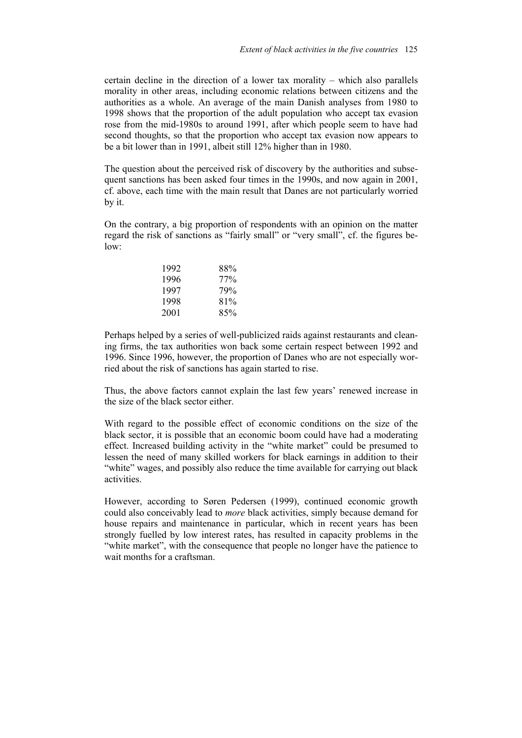certain decline in the direction of a lower tax morality – which also parallels morality in other areas, including economic relations between citizens and the authorities as a whole. An average of the main Danish analyses from 1980 to 1998 shows that the proportion of the adult population who accept tax evasion rose from the mid-1980s to around 1991, after which people seem to have had second thoughts, so that the proportion who accept tax evasion now appears to be a bit lower than in 1991, albeit still 12% higher than in 1980.

The question about the perceived risk of discovery by the authorities and subsequent sanctions has been asked four times in the 1990s, and now again in 2001, cf. above, each time with the main result that Danes are not particularly worried by it.

On the contrary, a big proportion of respondents with an opinion on the matter regard the risk of sanctions as "fairly small" or "very small", cf. the figures below:

| | |
|---|---|
| 1992 | 88% |
| 1996 | 77% |
| 1997 | 79% |
| 1998 | 81% |
| 2001 | 85% |

Perhaps helped by a series of well-publicized raids against restaurants and cleaning firms, the tax authorities won back some certain respect between 1992 and 1996. Since 1996, however, the proportion of Danes who are not especially worried about the risk of sanctions has again started to rise.

Thus, the above factors cannot explain the last few years' renewed increase in the size of the black sector either.

With regard to the possible effect of economic conditions on the size of the black sector, it is possible that an economic boom could have had a moderating effect. Increased building activity in the "white market" could be presumed to lessen the need of many skilled workers for black earnings in addition to their "white" wages, and possibly also reduce the time available for carrying out black activities.

However, according to Søren Pedersen (1999), continued economic growth could also conceivably lead to *more* black activities, simply because demand for house repairs and maintenance in particular, which in recent years has been strongly fuelled by low interest rates, has resulted in capacity problems in the "white market", with the consequence that people no longer have the patience to wait months for a craftsman.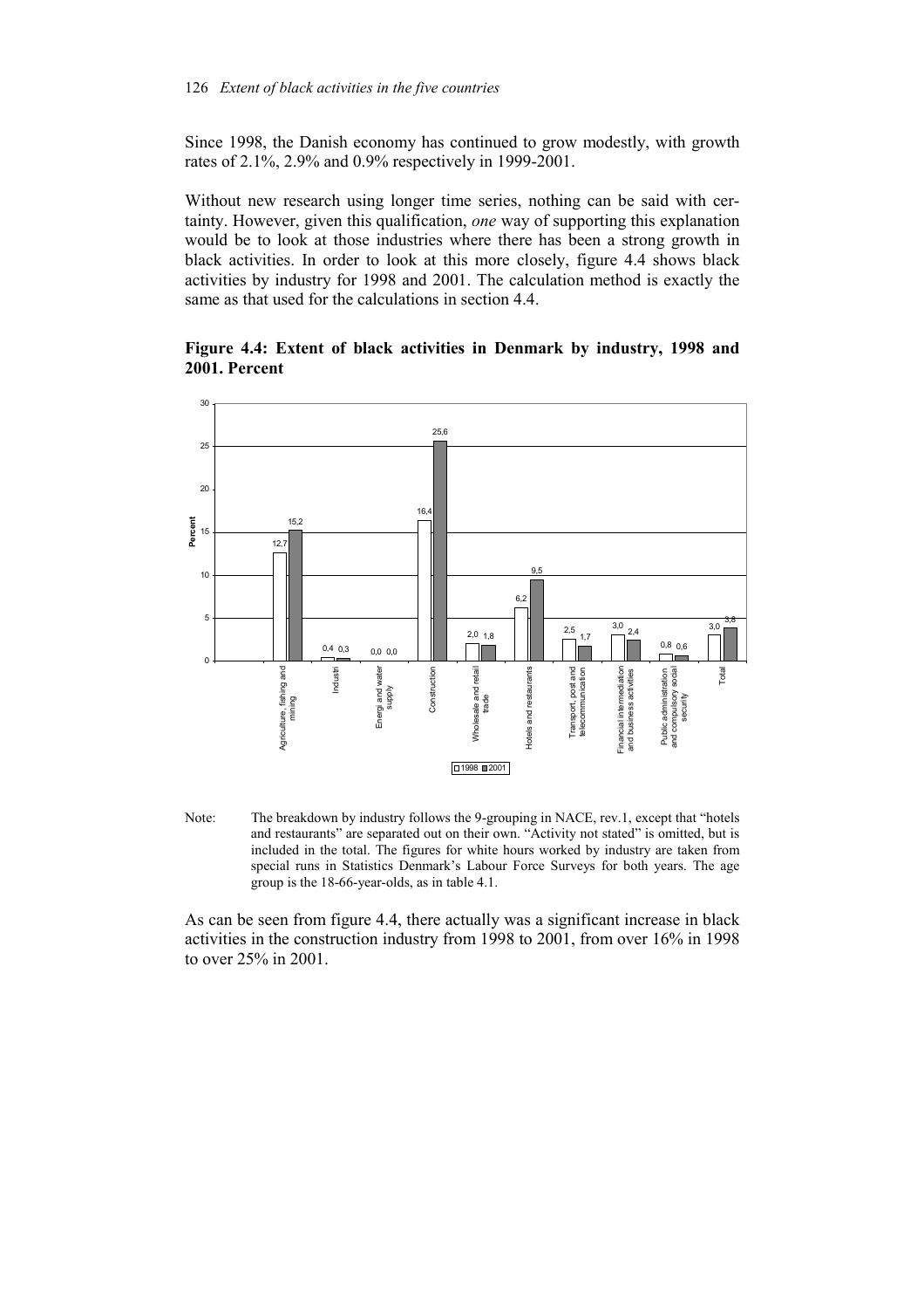Since 1998, the Danish economy has continued to grow modestly, with growth rates of 2.1%, 2.9% and 0.9% respectively in 1999-2001.

Without new research using longer time series, nothing can be said with certainty. However, given this qualification, *one* way of supporting this explanation would be to look at those industries where there has been a strong growth in black activities. In order to look at this more closely, figure 4.4 shows black activities by industry for 1998 and 2001. The calculation method is exactly the same as that used for the calculations in section 4.4.

**Figure 4.4: Extent of black activities in Denmark by industry, 1998 and 2001. Percent**

| Industry | 1998 | 2001 |
|---|---|---|
| Agriculture, fishing and mining | 12,7 | 15,2 |
| Industri | 0,4 | 0,3 |
| Energi and water supply | 0,0 | 0,0 |
| Construction | 16,4 | 25,6 |
| Wholesale and retail trade | 2,0 | 1,8 |
| Hotels and restaurants | 6,2 | 9,5 |
| Transport, post and telecommunication | 2,5 | 1,7 |
| Financial intermediation and business activities | 3,0 | 2,4 |
| Public administration and compulsory social security | 0,8 | 0,6 |
| Total | 3,0 | 3,8 |

Note: The breakdown by industry follows the 9-grouping in NACE, rev.1, except that "hotels and restaurants" are separated out on their own. "Activity not stated" is omitted, but is included in the total. The figures for white hours worked by industry are taken from special runs in Statistics Denmark's Labour Force Surveys for both years. The age group is the 18-66-year-olds, as in table 4.1.

As can be seen from figure 4.4, there actually was a significant increase in black activities in the construction industry from 1998 to 2001, from over 16% in 1998 to over 25% in 2001.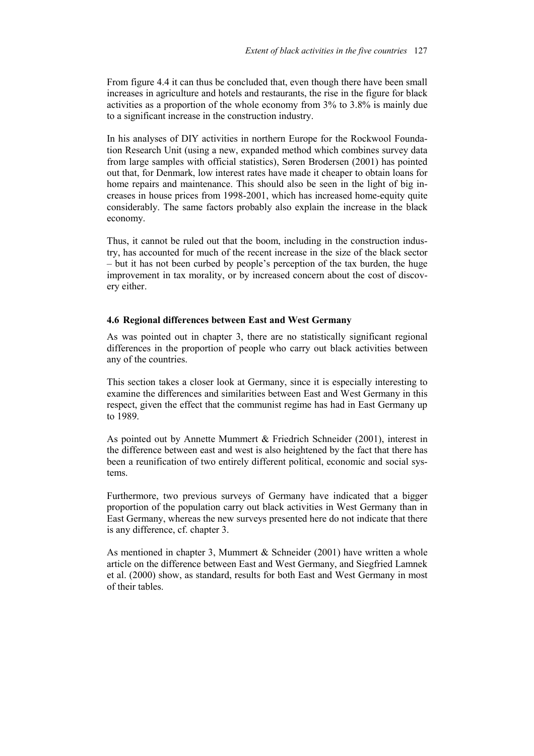From figure 4.4 it can thus be concluded that, even though there have been small increases in agriculture and hotels and restaurants, the rise in the figure for black activities as a proportion of the whole economy from 3% to 3.8% is mainly due to a significant increase in the construction industry.

In his analyses of DIY activities in northern Europe for the Rockwool Foundation Research Unit (using a new, expanded method which combines survey data from large samples with official statistics), Søren Brodersen (2001) has pointed out that, for Denmark, low interest rates have made it cheaper to obtain loans for home repairs and maintenance. This should also be seen in the light of big increases in house prices from 1998-2001, which has increased home-equity quite considerably. The same factors probably also explain the increase in the black economy.

Thus, it cannot be ruled out that the boom, including in the construction industry, has accounted for much of the recent increase in the size of the black sector – but it has not been curbed by people's perception of the tax burden, the huge improvement in tax morality, or by increased concern about the cost of discovery either.

## 4.6 Regional differences between East and West Germany

As was pointed out in chapter 3, there are no statistically significant regional differences in the proportion of people who carry out black activities between any of the countries.

This section takes a closer look at Germany, since it is especially interesting to examine the differences and similarities between East and West Germany in this respect, given the effect that the communist regime has had in East Germany up to 1989.

As pointed out by Annette Mummert & Friedrich Schneider (2001), interest in the difference between east and west is also heightened by the fact that there has been a reunification of two entirely different political, economic and social systems.

Furthermore, two previous surveys of Germany have indicated that a bigger proportion of the population carry out black activities in West Germany than in East Germany, whereas the new surveys presented here do not indicate that there is any difference, cf. chapter 3.

As mentioned in chapter 3, Mummert & Schneider (2001) have written a whole article on the difference between East and West Germany, and Siegfried Lamnek et al. (2000) show, as standard, results for both East and West Germany in most of their tables.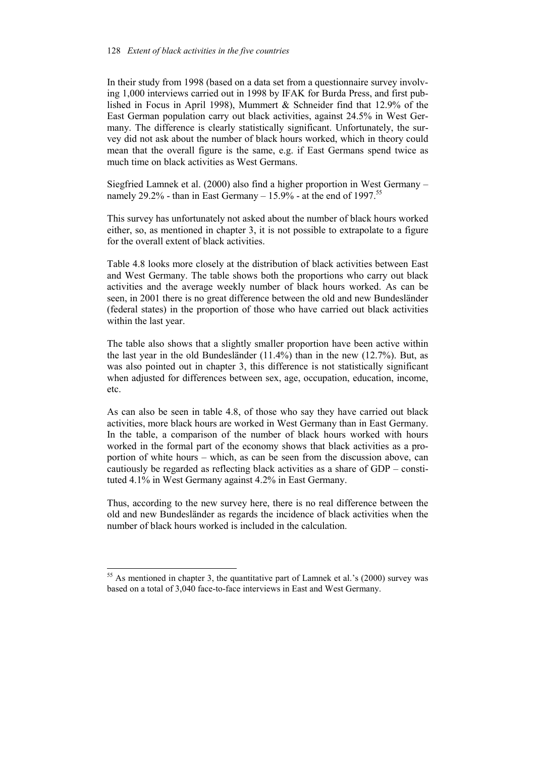In their study from 1998 (based on a data set from a questionnaire survey involving 1,000 interviews carried out in 1998 by IFAK for Burda Press, and first published in Focus in April 1998), Mummert & Schneider find that 12.9% of the East German population carry out black activities, against 24.5% in West Germany. The difference is clearly statistically significant. Unfortunately, the survey did not ask about the number of black hours worked, which in theory could mean that the overall figure is the same, e.g. if East Germans spend twice as much time on black activities as West Germans.

Siegfried Lamnek et al. (2000) also find a higher proportion in West Germany – namely 29.2% - than in East Germany – 15.9% - at the end of 1997.[55]

This survey has unfortunately not asked about the number of black hours worked either, so, as mentioned in chapter 3, it is not possible to extrapolate to a figure for the overall extent of black activities.

Table 4.8 looks more closely at the distribution of black activities between East and West Germany. The table shows both the proportions who carry out black activities and the average weekly number of black hours worked. As can be seen, in 2001 there is no great difference between the old and new Bundesländer (federal states) in the proportion of those who have carried out black activities within the last year.

The table also shows that a slightly smaller proportion have been active within the last year in the old Bundesländer (11.4%) than in the new (12.7%). But, as was also pointed out in chapter 3, this difference is not statistically significant when adjusted for differences between sex, age, occupation, education, income, etc.

As can also be seen in table 4.8, of those who say they have carried out black activities, more black hours are worked in West Germany than in East Germany. In the table, a comparison of the number of black hours worked with hours worked in the formal part of the economy shows that black activities as a proportion of white hours – which, as can be seen from the discussion above, can cautiously be regarded as reflecting black activities as a share of GDP – constituted 4.1% in West Germany against 4.2% in East Germany.

Thus, according to the new survey here, there is no real difference between the old and new Bundesländer as regards the incidence of black activities when the number of black hours worked is included in the calculation.

---

[55] As mentioned in chapter 3, the quantitative part of Lamnek et al.'s (2000) survey was based on a total of 3,040 face-to-face interviews in East and West Germany.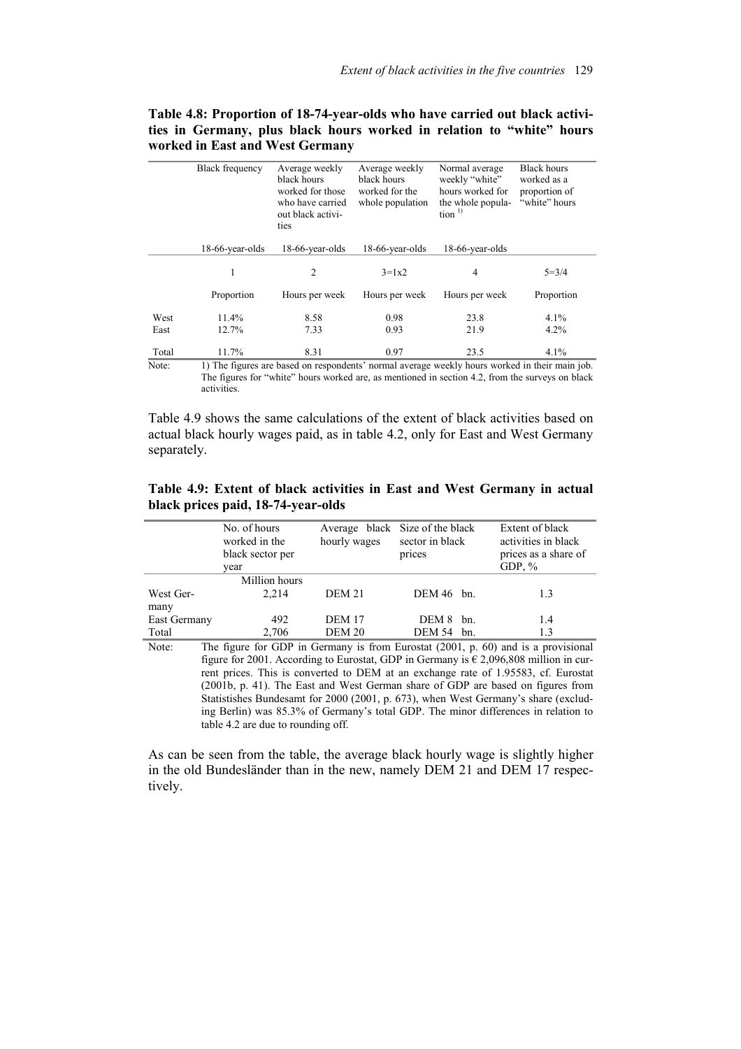**Table 4.8: Proportion of 18-74-year-olds who have carried out black activities in Germany, plus black hours worked in relation to "white" hours worked in East and West Germany**

| | Black frequency | Average weekly black hours worked for those who have carried out black activities | Average weekly black hours worked for the whole population | Normal average weekly "white" hours worked for the whole population [1)] | Black hours worked as a proportion of "white" hours |
|---|---|---|---|---|---|
| | 18-66-year-olds | 18-66-year-olds | 18-66-year-olds | 18-66-year-olds | |
| | 1 | 2 | 3=1x2 | 4 | 5=3/4 |
| | Proportion | Hours per week | Hours per week | Hours per week | Proportion |
| West | 11.4% | 8.58 | 0.98 | 23.8 | 4.1% |
| East | 12.7% | 7.33 | 0.93 | 21.9 | 4.2% |
| Total | 11.7% | 8.31 | 0.97 | 23.5 | 4.1% |

Note: 1) The figures are based on respondents' normal average weekly hours worked in their main job. The figures for "white" hours worked are, as mentioned in section 4.2, from the surveys on black activities.

Table 4.9 shows the same calculations of the extent of black activities based on actual black hourly wages paid, as in table 4.2, only for East and West Germany separately.

**Table 4.9: Extent of black activities in East and West Germany in actual black prices paid, 18-74-year-olds**

| | No. of hours worked in the black sector per year | Average black hourly wages | Size of the black sector in black prices | Extent of black activities in black prices as a share of GDP, % |
|---|---|---|---|---|
| | Million hours | | | |
| West Germany | 2,214 | DEM 21 | DEM 46 bn. | 1.3 |
| East Germany | 492 | DEM 17 | DEM 8 bn. | 1.4 |
| Total | 2,706 | DEM 20 | DEM 54 bn. | 1.3 |

Note: The figure for GDP in Germany is from Eurostat (2001, p. 60) and is a provisional figure for 2001. According to Eurostat, GDP in Germany is € 2,096,808 million in current prices. This is converted to DEM at an exchange rate of 1.95583, cf. Eurostat (2001b, p. 41). The East and West German share of GDP are based on figures from Statistishes Bundesamt for 2000 (2001, p. 673), when West Germany's share (excluding Berlin) was 85.3% of Germany's total GDP. The minor differences in relation to table 4.2 are due to rounding off.

As can be seen from the table, the average black hourly wage is slightly higher in the old Bundesländer than in the new, namely DEM 21 and DEM 17 respectively.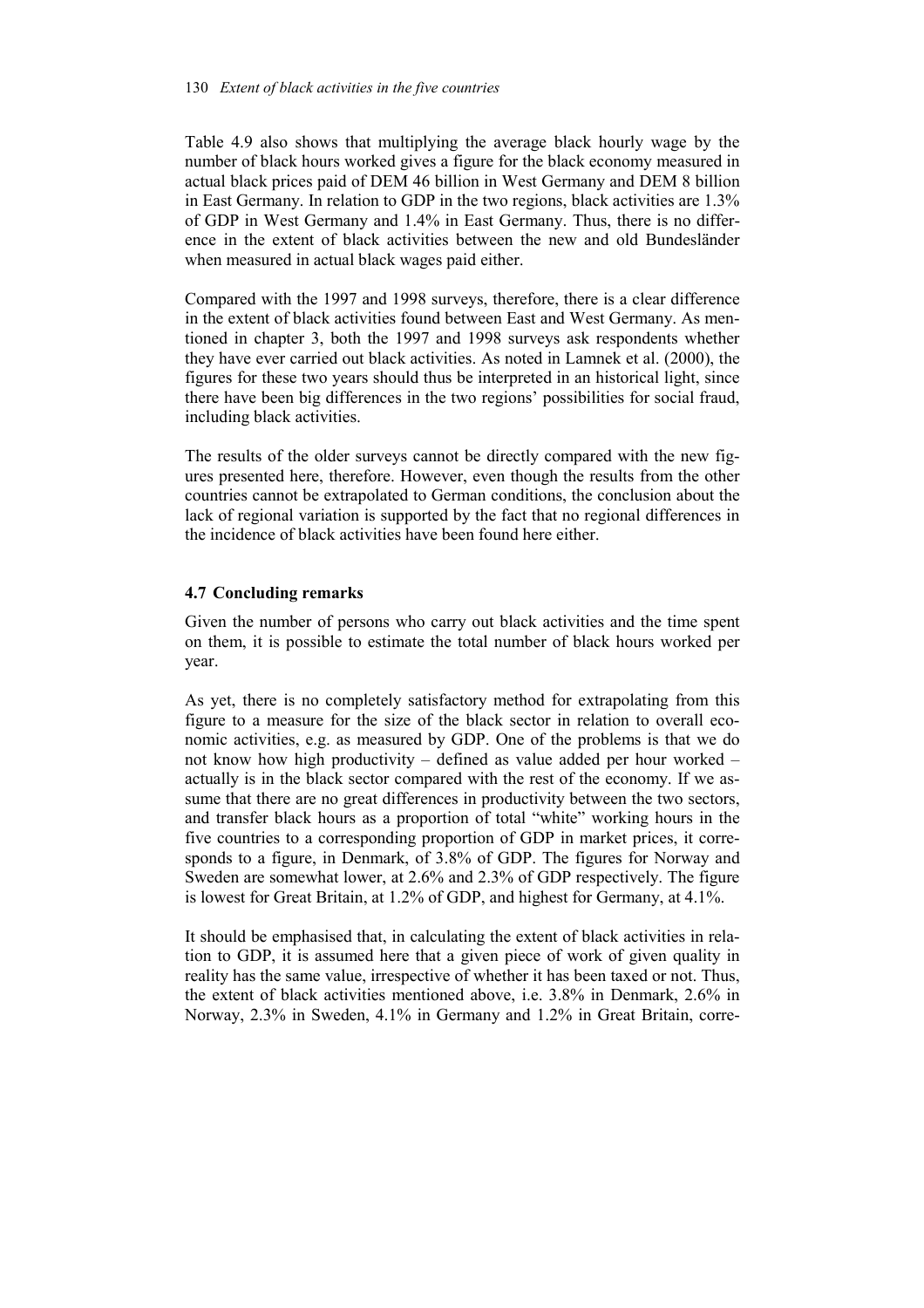Table 4.9 also shows that multiplying the average black hourly wage by the number of black hours worked gives a figure for the black economy measured in actual black prices paid of DEM 46 billion in West Germany and DEM 8 billion in East Germany. In relation to GDP in the two regions, black activities are 1.3% of GDP in West Germany and 1.4% in East Germany. Thus, there is no difference in the extent of black activities between the new and old Bundesländer when measured in actual black wages paid either.

Compared with the 1997 and 1998 surveys, therefore, there is a clear difference in the extent of black activities found between East and West Germany. As mentioned in chapter 3, both the 1997 and 1998 surveys ask respondents whether they have ever carried out black activities. As noted in Lamnek et al. (2000), the figures for these two years should thus be interpreted in an historical light, since there have been big differences in the two regions' possibilities for social fraud, including black activities.

The results of the older surveys cannot be directly compared with the new figures presented here, therefore. However, even though the results from the other countries cannot be extrapolated to German conditions, the conclusion about the lack of regional variation is supported by the fact that no regional differences in the incidence of black activities have been found here either.

## 4.7 Concluding remarks

Given the number of persons who carry out black activities and the time spent on them, it is possible to estimate the total number of black hours worked per year.

As yet, there is no completely satisfactory method for extrapolating from this figure to a measure for the size of the black sector in relation to overall economic activities, e.g. as measured by GDP. One of the problems is that we do not know how high productivity – defined as value added per hour worked – actually is in the black sector compared with the rest of the economy. If we assume that there are no great differences in productivity between the two sectors, and transfer black hours as a proportion of total "white" working hours in the five countries to a corresponding proportion of GDP in market prices, it corresponds to a figure, in Denmark, of 3.8% of GDP. The figures for Norway and Sweden are somewhat lower, at 2.6% and 2.3% of GDP respectively. The figure is lowest for Great Britain, at 1.2% of GDP, and highest for Germany, at 4.1%.

It should be emphasised that, in calculating the extent of black activities in relation to GDP, it is assumed here that a given piece of work of given quality in reality has the same value, irrespective of whether it has been taxed or not. Thus, the extent of black activities mentioned above, i.e. 3.8% in Denmark, 2.6% in Norway, 2.3% in Sweden, 4.1% in Germany and 1.2% in Great Britain, corre-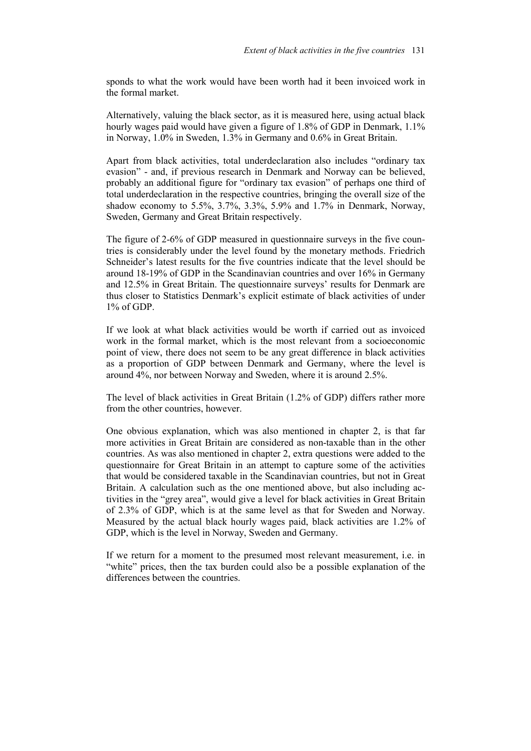sponds to what the work would have been worth had it been invoiced work in the formal market.

Alternatively, valuing the black sector, as it is measured here, using actual black hourly wages paid would have given a figure of 1.8% of GDP in Denmark, 1.1% in Norway, 1.0% in Sweden, 1.3% in Germany and 0.6% in Great Britain.

Apart from black activities, total underdeclaration also includes "ordinary tax evasion" - and, if previous research in Denmark and Norway can be believed, probably an additional figure for "ordinary tax evasion" of perhaps one third of total underdeclaration in the respective countries, bringing the overall size of the shadow economy to 5.5%, 3.7%, 3.3%, 5.9% and 1.7% in Denmark, Norway, Sweden, Germany and Great Britain respectively.

The figure of 2-6% of GDP measured in questionnaire surveys in the five countries is considerably under the level found by the monetary methods. Friedrich Schneider's latest results for the five countries indicate that the level should be around 18-19% of GDP in the Scandinavian countries and over 16% in Germany and 12.5% in Great Britain. The questionnaire surveys' results for Denmark are thus closer to Statistics Denmark's explicit estimate of black activities of under 1% of GDP.

If we look at what black activities would be worth if carried out as invoiced work in the formal market, which is the most relevant from a socioeconomic point of view, there does not seem to be any great difference in black activities as a proportion of GDP between Denmark and Germany, where the level is around 4%, nor between Norway and Sweden, where it is around 2.5%.

The level of black activities in Great Britain (1.2% of GDP) differs rather more from the other countries, however.

One obvious explanation, which was also mentioned in chapter 2, is that far more activities in Great Britain are considered as non-taxable than in the other countries. As was also mentioned in chapter 2, extra questions were added to the questionnaire for Great Britain in an attempt to capture some of the activities that would be considered taxable in the Scandinavian countries, but not in Great Britain. A calculation such as the one mentioned above, but also including activities in the "grey area", would give a level for black activities in Great Britain of 2.3% of GDP, which is at the same level as that for Sweden and Norway. Measured by the actual black hourly wages paid, black activities are 1.2% of GDP, which is the level in Norway, Sweden and Germany.

If we return for a moment to the presumed most relevant measurement, i.e. in "white" prices, then the tax burden could also be a possible explanation of the differences between the countries.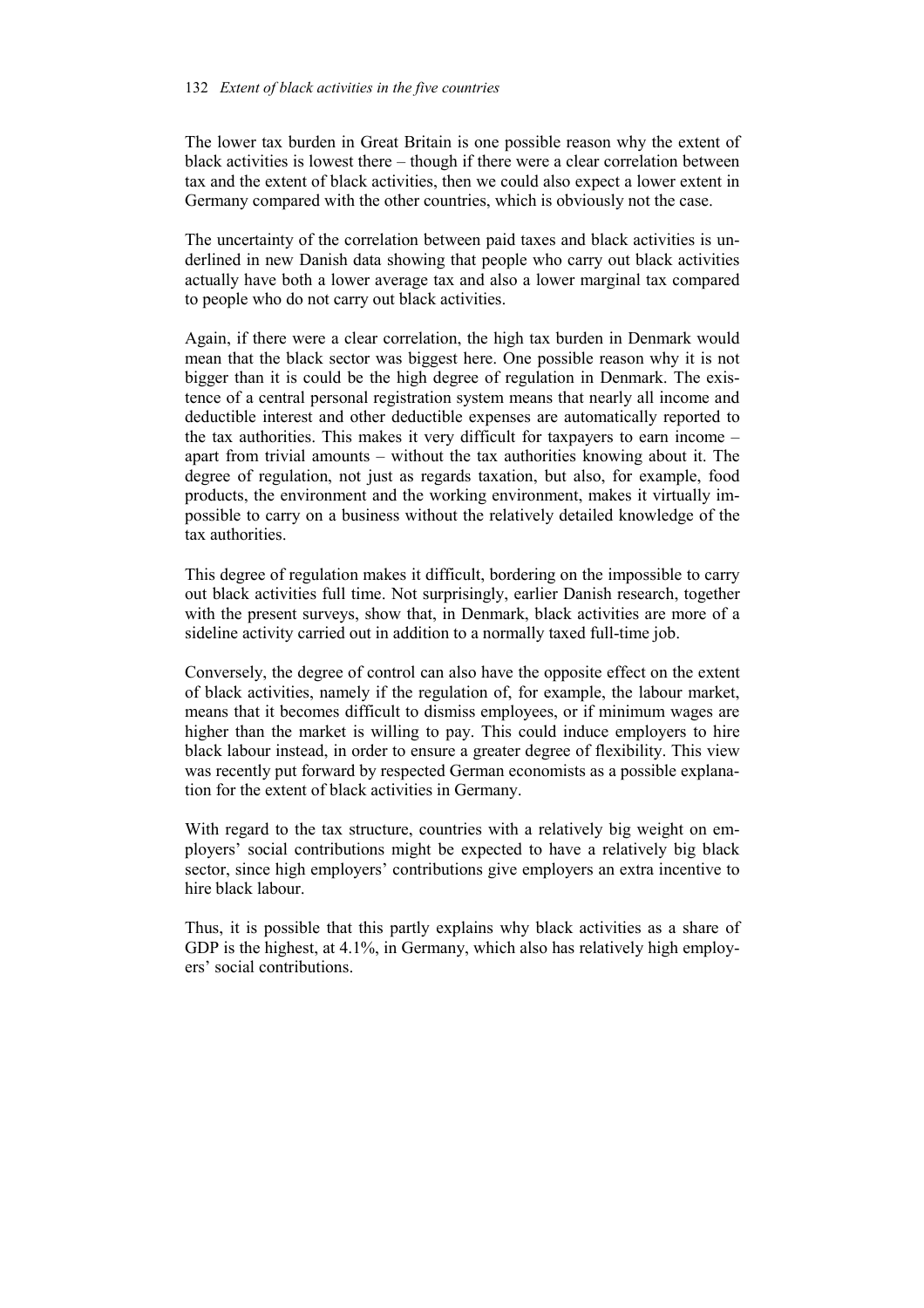The lower tax burden in Great Britain is one possible reason why the extent of black activities is lowest there – though if there were a clear correlation between tax and the extent of black activities, then we could also expect a lower extent in Germany compared with the other countries, which is obviously not the case.

The uncertainty of the correlation between paid taxes and black activities is underlined in new Danish data showing that people who carry out black activities actually have both a lower average tax and also a lower marginal tax compared to people who do not carry out black activities.

Again, if there were a clear correlation, the high tax burden in Denmark would mean that the black sector was biggest here. One possible reason why it is not bigger than it is could be the high degree of regulation in Denmark. The existence of a central personal registration system means that nearly all income and deductible interest and other deductible expenses are automatically reported to the tax authorities. This makes it very difficult for taxpayers to earn income – apart from trivial amounts – without the tax authorities knowing about it. The degree of regulation, not just as regards taxation, but also, for example, food products, the environment and the working environment, makes it virtually impossible to carry on a business without the relatively detailed knowledge of the tax authorities.

This degree of regulation makes it difficult, bordering on the impossible to carry out black activities full time. Not surprisingly, earlier Danish research, together with the present surveys, show that, in Denmark, black activities are more of a sideline activity carried out in addition to a normally taxed full-time job.

Conversely, the degree of control can also have the opposite effect on the extent of black activities, namely if the regulation of, for example, the labour market, means that it becomes difficult to dismiss employees, or if minimum wages are higher than the market is willing to pay. This could induce employers to hire black labour instead, in order to ensure a greater degree of flexibility. This view was recently put forward by respected German economists as a possible explanation for the extent of black activities in Germany.

With regard to the tax structure, countries with a relatively big weight on employers' social contributions might be expected to have a relatively big black sector, since high employers' contributions give employers an extra incentive to hire black labour.

Thus, it is possible that this partly explains why black activities as a share of GDP is the highest, at 4.1%, in Germany, which also has relatively high employers' social contributions.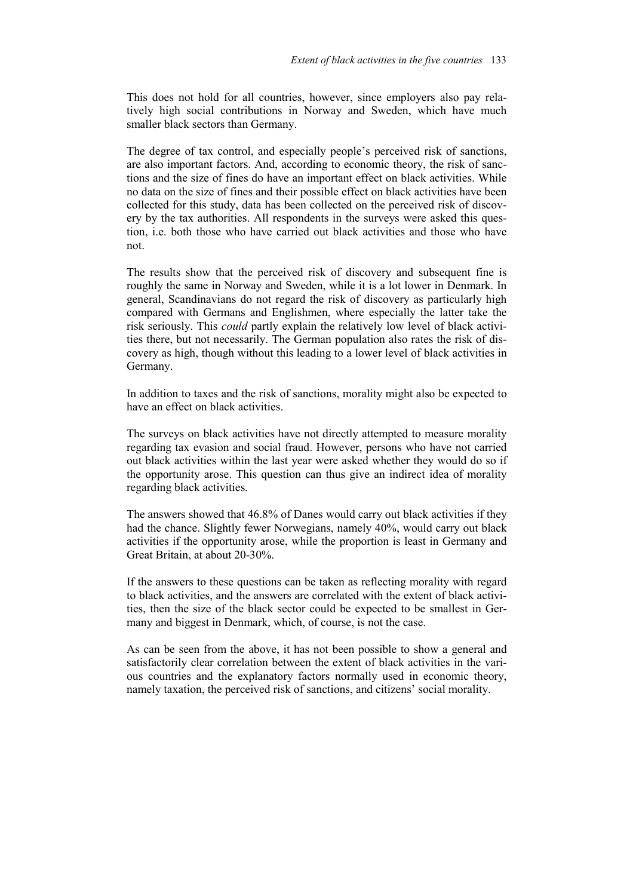This does not hold for all countries, however, since employers also pay relatively high social contributions in Norway and Sweden, which have much smaller black sectors than Germany.

The degree of tax control, and especially people's perceived risk of sanctions, are also important factors. And, according to economic theory, the risk of sanctions and the size of fines do have an important effect on black activities. While no data on the size of fines and their possible effect on black activities have been collected for this study, data has been collected on the perceived risk of discovery by the tax authorities. All respondents in the surveys were asked this question, i.e. both those who have carried out black activities and those who have not.

The results show that the perceived risk of discovery and subsequent fine is roughly the same in Norway and Sweden, while it is a lot lower in Denmark. In general, Scandinavians do not regard the risk of discovery as particularly high compared with Germans and Englishmen, where especially the latter take the risk seriously. This *could* partly explain the relatively low level of black activities there, but not necessarily. The German population also rates the risk of discovery as high, though without this leading to a lower level of black activities in Germany.

In addition to taxes and the risk of sanctions, morality might also be expected to have an effect on black activities.

The surveys on black activities have not directly attempted to measure morality regarding tax evasion and social fraud. However, persons who have not carried out black activities within the last year were asked whether they would do so if the opportunity arose. This question can thus give an indirect idea of morality regarding black activities.

The answers showed that 46.8% of Danes would carry out black activities if they had the chance. Slightly fewer Norwegians, namely 40%, would carry out black activities if the opportunity arose, while the proportion is least in Germany and Great Britain, at about 20-30%.

If the answers to these questions can be taken as reflecting morality with regard to black activities, and the answers are correlated with the extent of black activities, then the size of the black sector could be expected to be smallest in Germany and biggest in Denmark, which, of course, is not the case.

As can be seen from the above, it has not been possible to show a general and satisfactorily clear correlation between the extent of black activities in the various countries and the explanatory factors normally used in economic theory, namely taxation, the perceived risk of sanctions, and citizens' social morality.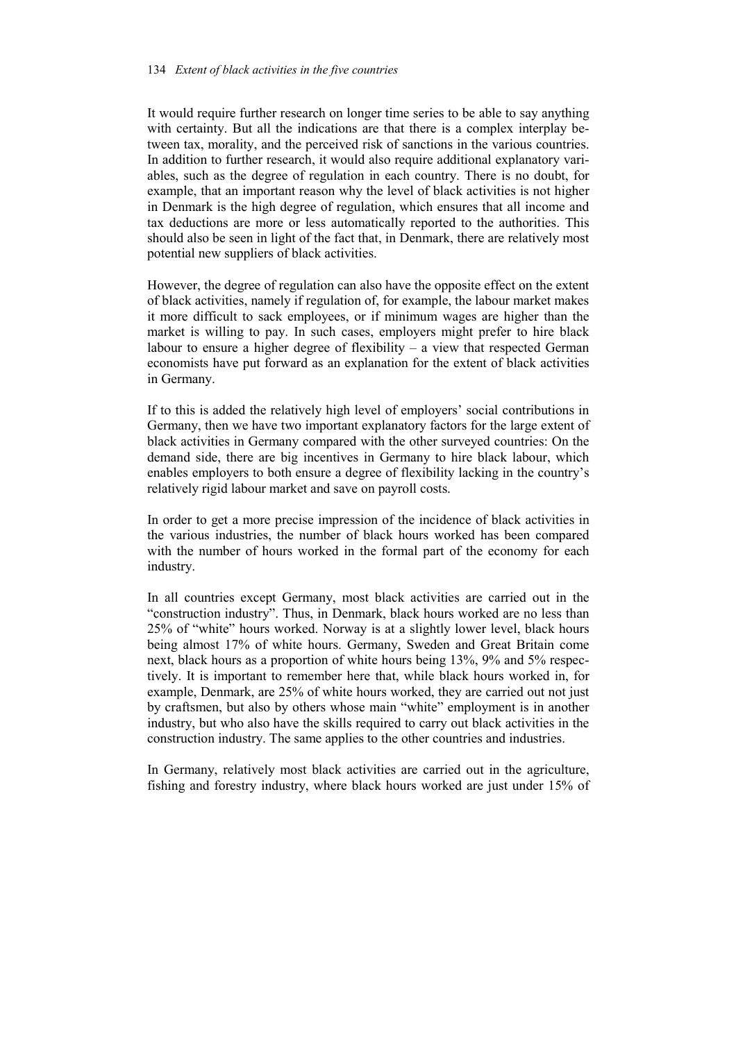It would require further research on longer time series to be able to say anything with certainty. But all the indications are that there is a complex interplay between tax, morality, and the perceived risk of sanctions in the various countries. In addition to further research, it would also require additional explanatory variables, such as the degree of regulation in each country. There is no doubt, for example, that an important reason why the level of black activities is not higher in Denmark is the high degree of regulation, which ensures that all income and tax deductions are more or less automatically reported to the authorities. This should also be seen in light of the fact that, in Denmark, there are relatively most potential new suppliers of black activities.

However, the degree of regulation can also have the opposite effect on the extent of black activities, namely if regulation of, for example, the labour market makes it more difficult to sack employees, or if minimum wages are higher than the market is willing to pay. In such cases, employers might prefer to hire black labour to ensure a higher degree of flexibility – a view that respected German economists have put forward as an explanation for the extent of black activities in Germany.

If to this is added the relatively high level of employers' social contributions in Germany, then we have two important explanatory factors for the large extent of black activities in Germany compared with the other surveyed countries: On the demand side, there are big incentives in Germany to hire black labour, which enables employers to both ensure a degree of flexibility lacking in the country's relatively rigid labour market and save on payroll costs.

In order to get a more precise impression of the incidence of black activities in the various industries, the number of black hours worked has been compared with the number of hours worked in the formal part of the economy for each industry.

In all countries except Germany, most black activities are carried out in the "construction industry". Thus, in Denmark, black hours worked are no less than 25% of "white" hours worked. Norway is at a slightly lower level, black hours being almost 17% of white hours. Germany, Sweden and Great Britain come next, black hours as a proportion of white hours being 13%, 9% and 5% respectively. It is important to remember here that, while black hours worked in, for example, Denmark, are 25% of white hours worked, they are carried out not just by craftsmen, but also by others whose main "white" employment is in another industry, but who also have the skills required to carry out black activities in the construction industry. The same applies to the other countries and industries.

In Germany, relatively most black activities are carried out in the agriculture, fishing and forestry industry, where black hours worked are just under 15% of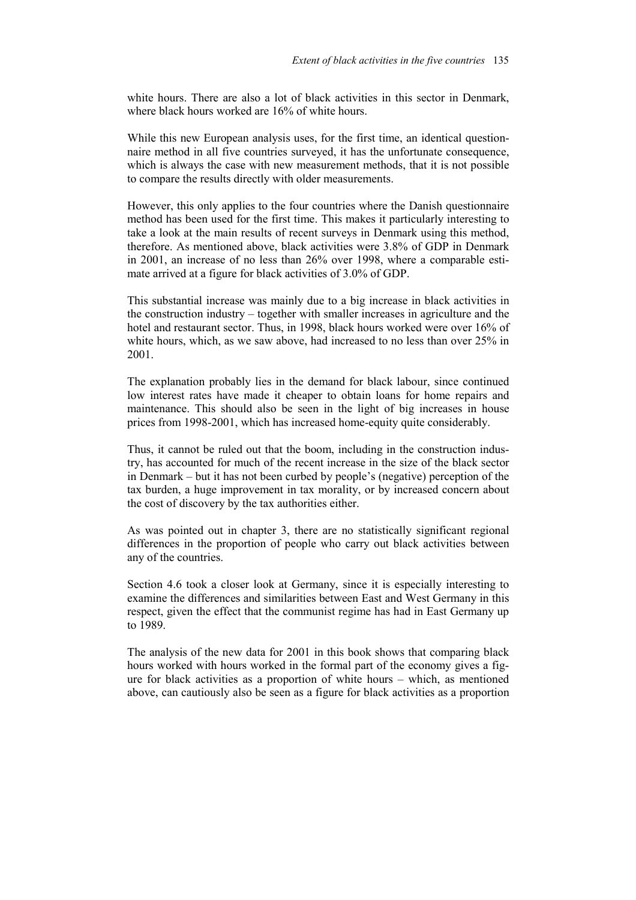white hours. There are also a lot of black activities in this sector in Denmark, where black hours worked are 16% of white hours.

While this new European analysis uses, for the first time, an identical questionnaire method in all five countries surveyed, it has the unfortunate consequence, which is always the case with new measurement methods, that it is not possible to compare the results directly with older measurements.

However, this only applies to the four countries where the Danish questionnaire method has been used for the first time. This makes it particularly interesting to take a look at the main results of recent surveys in Denmark using this method, therefore. As mentioned above, black activities were 3.8% of GDP in Denmark in 2001, an increase of no less than 26% over 1998, where a comparable estimate arrived at a figure for black activities of 3.0% of GDP.

This substantial increase was mainly due to a big increase in black activities in the construction industry – together with smaller increases in agriculture and the hotel and restaurant sector. Thus, in 1998, black hours worked were over 16% of white hours, which, as we saw above, had increased to no less than over 25% in 2001.

The explanation probably lies in the demand for black labour, since continued low interest rates have made it cheaper to obtain loans for home repairs and maintenance. This should also be seen in the light of big increases in house prices from 1998-2001, which has increased home-equity quite considerably.

Thus, it cannot be ruled out that the boom, including in the construction industry, has accounted for much of the recent increase in the size of the black sector in Denmark – but it has not been curbed by people's (negative) perception of the tax burden, a huge improvement in tax morality, or by increased concern about the cost of discovery by the tax authorities either.

As was pointed out in chapter 3, there are no statistically significant regional differences in the proportion of people who carry out black activities between any of the countries.

Section 4.6 took a closer look at Germany, since it is especially interesting to examine the differences and similarities between East and West Germany in this respect, given the effect that the communist regime has had in East Germany up to 1989.

The analysis of the new data for 2001 in this book shows that comparing black hours worked with hours worked in the formal part of the economy gives a figure for black activities as a proportion of white hours – which, as mentioned above, can cautiously also be seen as a figure for black activities as a proportion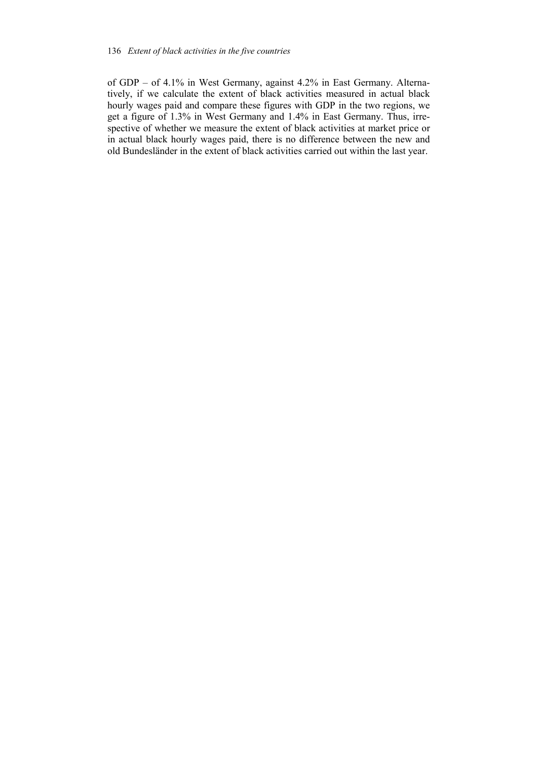of GDP – of 4.1% in West Germany, against 4.2% in East Germany. Alternatively, if we calculate the extent of black activities measured in actual black hourly wages paid and compare these figures with GDP in the two regions, we get a figure of 1.3% in West Germany and 1.4% in East Germany. Thus, irrespective of whether we measure the extent of black activities at market price or in actual black hourly wages paid, there is no difference between the new and old Bundesländer in the extent of black activities carried out within the last year.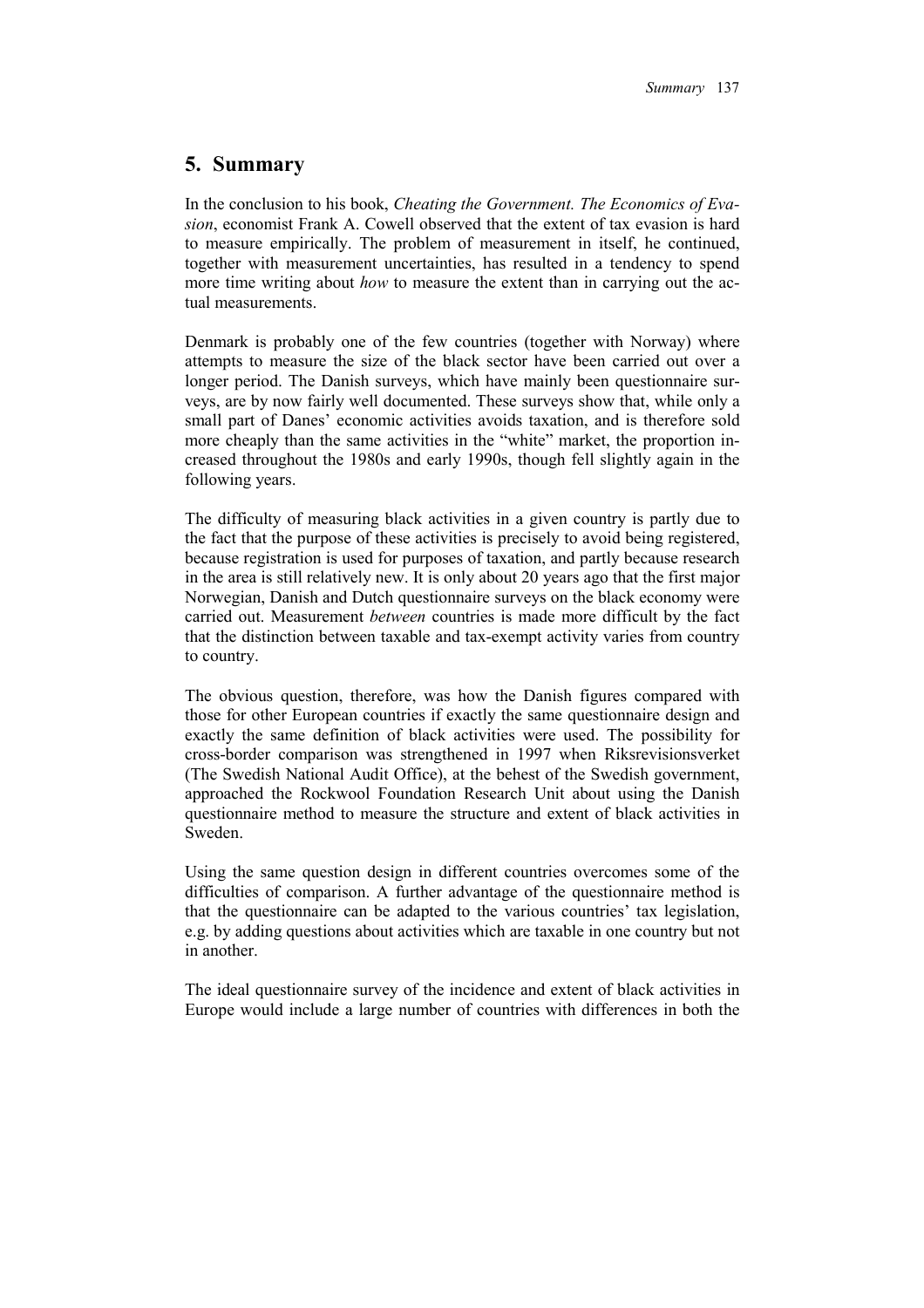# 5. Summary

In the conclusion to his book, *Cheating the Government. The Economics of Evasion*, economist Frank A. Cowell observed that the extent of tax evasion is hard to measure empirically. The problem of measurement in itself, he continued, together with measurement uncertainties, has resulted in a tendency to spend more time writing about *how* to measure the extent than in carrying out the actual measurements.

Denmark is probably one of the few countries (together with Norway) where attempts to measure the size of the black sector have been carried out over a longer period. The Danish surveys, which have mainly been questionnaire surveys, are by now fairly well documented. These surveys show that, while only a small part of Danes' economic activities avoids taxation, and is therefore sold more cheaply than the same activities in the "white" market, the proportion increased throughout the 1980s and early 1990s, though fell slightly again in the following years.

The difficulty of measuring black activities in a given country is partly due to the fact that the purpose of these activities is precisely to avoid being registered, because registration is used for purposes of taxation, and partly because research in the area is still relatively new. It is only about 20 years ago that the first major Norwegian, Danish and Dutch questionnaire surveys on the black economy were carried out. Measurement *between* countries is made more difficult by the fact that the distinction between taxable and tax-exempt activity varies from country to country.

The obvious question, therefore, was how the Danish figures compared with those for other European countries if exactly the same questionnaire design and exactly the same definition of black activities were used. The possibility for cross-border comparison was strengthened in 1997 when Riksrevisionsverket (The Swedish National Audit Office), at the behest of the Swedish government, approached the Rockwool Foundation Research Unit about using the Danish questionnaire method to measure the structure and extent of black activities in Sweden.

Using the same question design in different countries overcomes some of the difficulties of comparison. A further advantage of the questionnaire method is that the questionnaire can be adapted to the various countries' tax legislation, e.g. by adding questions about activities which are taxable in one country but not in another.

The ideal questionnaire survey of the incidence and extent of black activities in Europe would include a large number of countries with differences in both the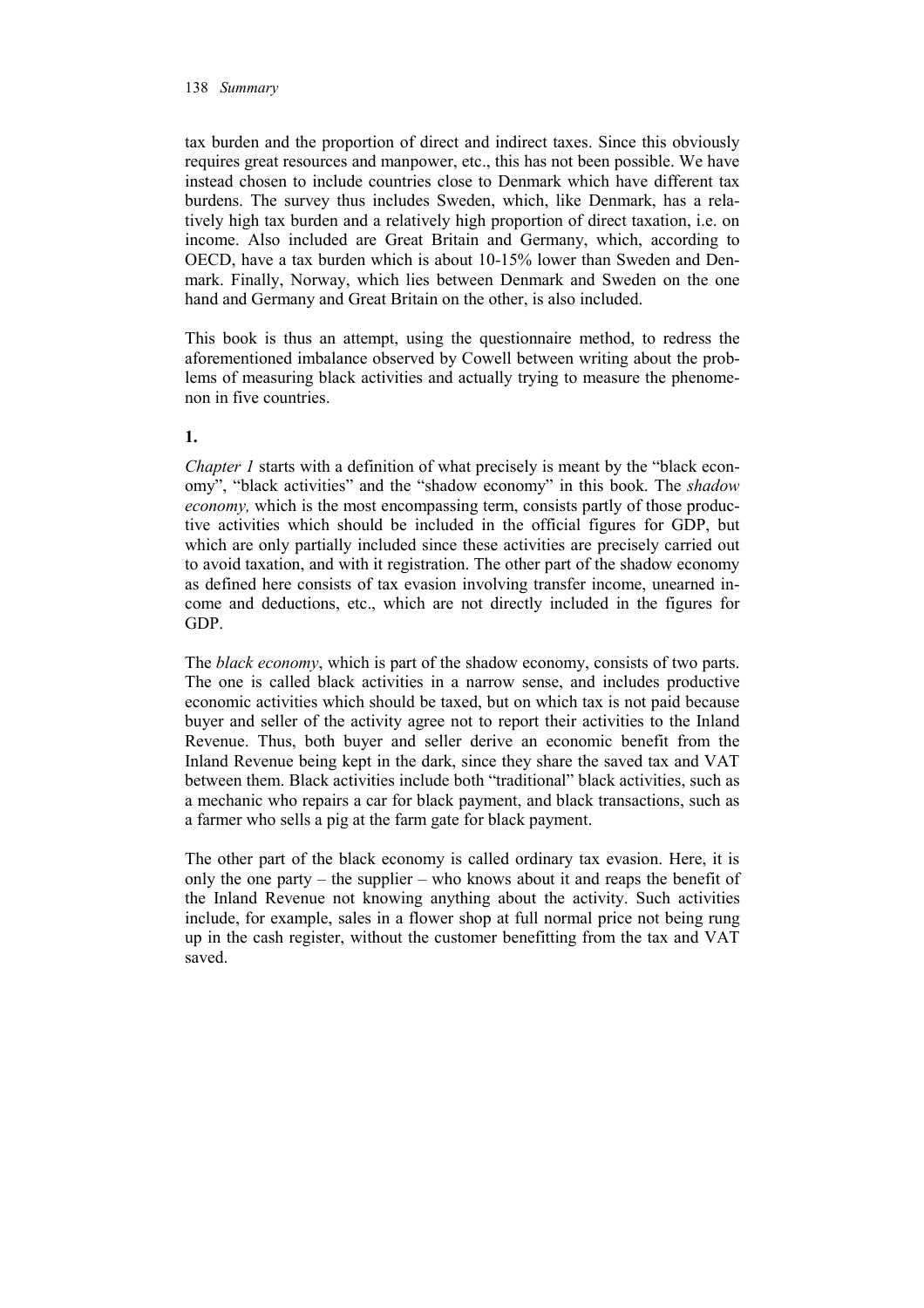tax burden and the proportion of direct and indirect taxes. Since this obviously requires great resources and manpower, etc., this has not been possible. We have instead chosen to include countries close to Denmark which have different tax burdens. The survey thus includes Sweden, which, like Denmark, has a relatively high tax burden and a relatively high proportion of direct taxation, i.e. on income. Also included are Great Britain and Germany, which, according to OECD, have a tax burden which is about 10-15% lower than Sweden and Denmark. Finally, Norway, which lies between Denmark and Sweden on the one hand and Germany and Great Britain on the other, is also included.

This book is thus an attempt, using the questionnaire method, to redress the aforementioned imbalance observed by Cowell between writing about the problems of measuring black activities and actually trying to measure the phenomenon in five countries.

**1.**

*Chapter 1* starts with a definition of what precisely is meant by the "black economy", "black activities" and the "shadow economy" in this book. The *shadow economy,* which is the most encompassing term, consists partly of those productive activities which should be included in the official figures for GDP, but which are only partially included since these activities are precisely carried out to avoid taxation, and with it registration. The other part of the shadow economy as defined here consists of tax evasion involving transfer income, unearned income and deductions, etc., which are not directly included in the figures for GDP.

The *black economy*, which is part of the shadow economy, consists of two parts. The one is called black activities in a narrow sense, and includes productive economic activities which should be taxed, but on which tax is not paid because buyer and seller of the activity agree not to report their activities to the Inland Revenue. Thus, both buyer and seller derive an economic benefit from the Inland Revenue being kept in the dark, since they share the saved tax and VAT between them. Black activities include both "traditional" black activities, such as a mechanic who repairs a car for black payment, and black transactions, such as a farmer who sells a pig at the farm gate for black payment.

The other part of the black economy is called ordinary tax evasion. Here, it is only the one party – the supplier – who knows about it and reaps the benefit of the Inland Revenue not knowing anything about the activity. Such activities include, for example, sales in a flower shop at full normal price not being rung up in the cash register, without the customer benefitting from the tax and VAT saved.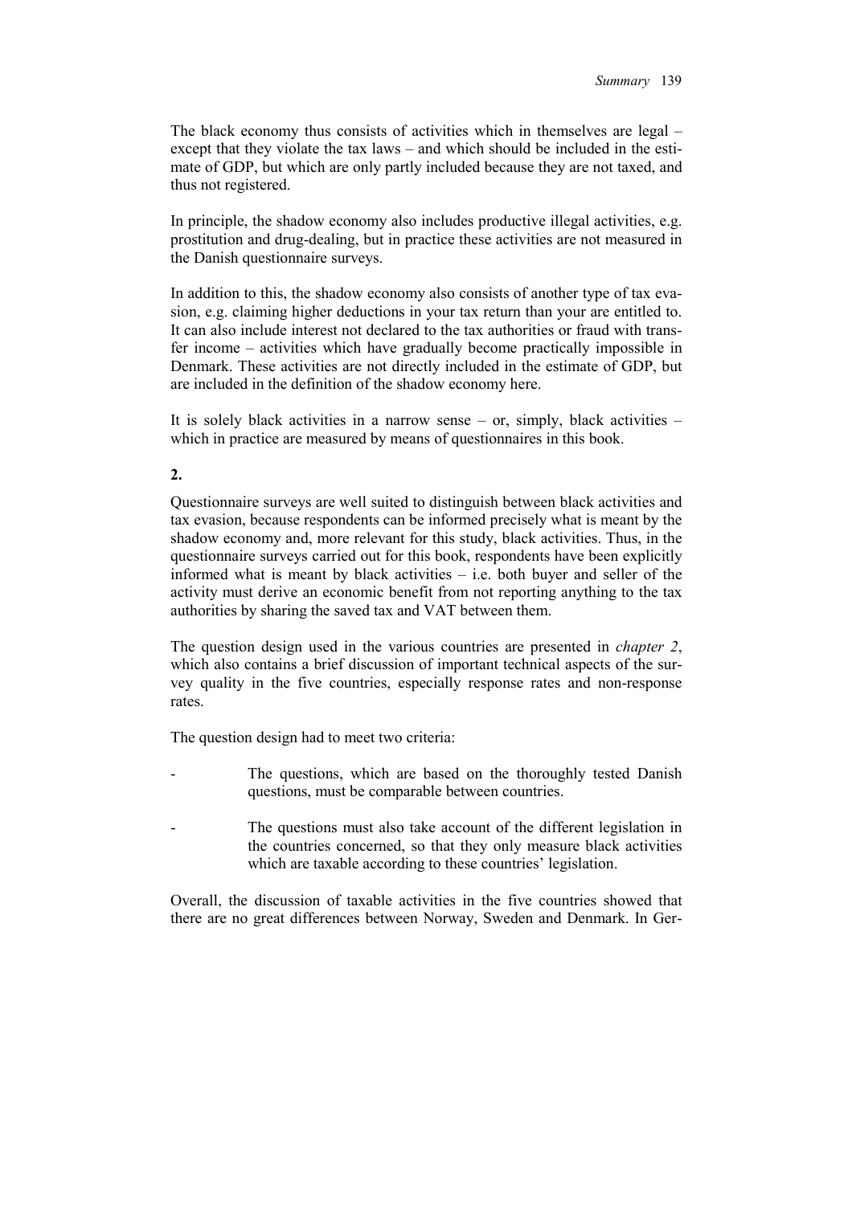The black economy thus consists of activities which in themselves are legal – except that they violate the tax laws – and which should be included in the estimate of GDP, but which are only partly included because they are not taxed, and thus not registered.

In principle, the shadow economy also includes productive illegal activities, e.g. prostitution and drug-dealing, but in practice these activities are not measured in the Danish questionnaire surveys.

In addition to this, the shadow economy also consists of another type of tax evasion, e.g. claiming higher deductions in your tax return than your are entitled to. It can also include interest not declared to the tax authorities or fraud with transfer income – activities which have gradually become practically impossible in Denmark. These activities are not directly included in the estimate of GDP, but are included in the definition of the shadow economy here.

It is solely black activities in a narrow sense – or, simply, black activities – which in practice are measured by means of questionnaires in this book.

**2.**

Questionnaire surveys are well suited to distinguish between black activities and tax evasion, because respondents can be informed precisely what is meant by the shadow economy and, more relevant for this study, black activities. Thus, in the questionnaire surveys carried out for this book, respondents have been explicitly informed what is meant by black activities – i.e. both buyer and seller of the activity must derive an economic benefit from not reporting anything to the tax authorities by sharing the saved tax and VAT between them.

The question design used in the various countries are presented in *chapter 2*, which also contains a brief discussion of important technical aspects of the survey quality in the five countries, especially response rates and non-response rates.

The question design had to meet two criteria:

- The questions, which are based on the thoroughly tested Danish questions, must be comparable between countries.
- The questions must also take account of the different legislation in the countries concerned, so that they only measure black activities which are taxable according to these countries' legislation.

Overall, the discussion of taxable activities in the five countries showed that there are no great differences between Norway, Sweden and Denmark. In Ger-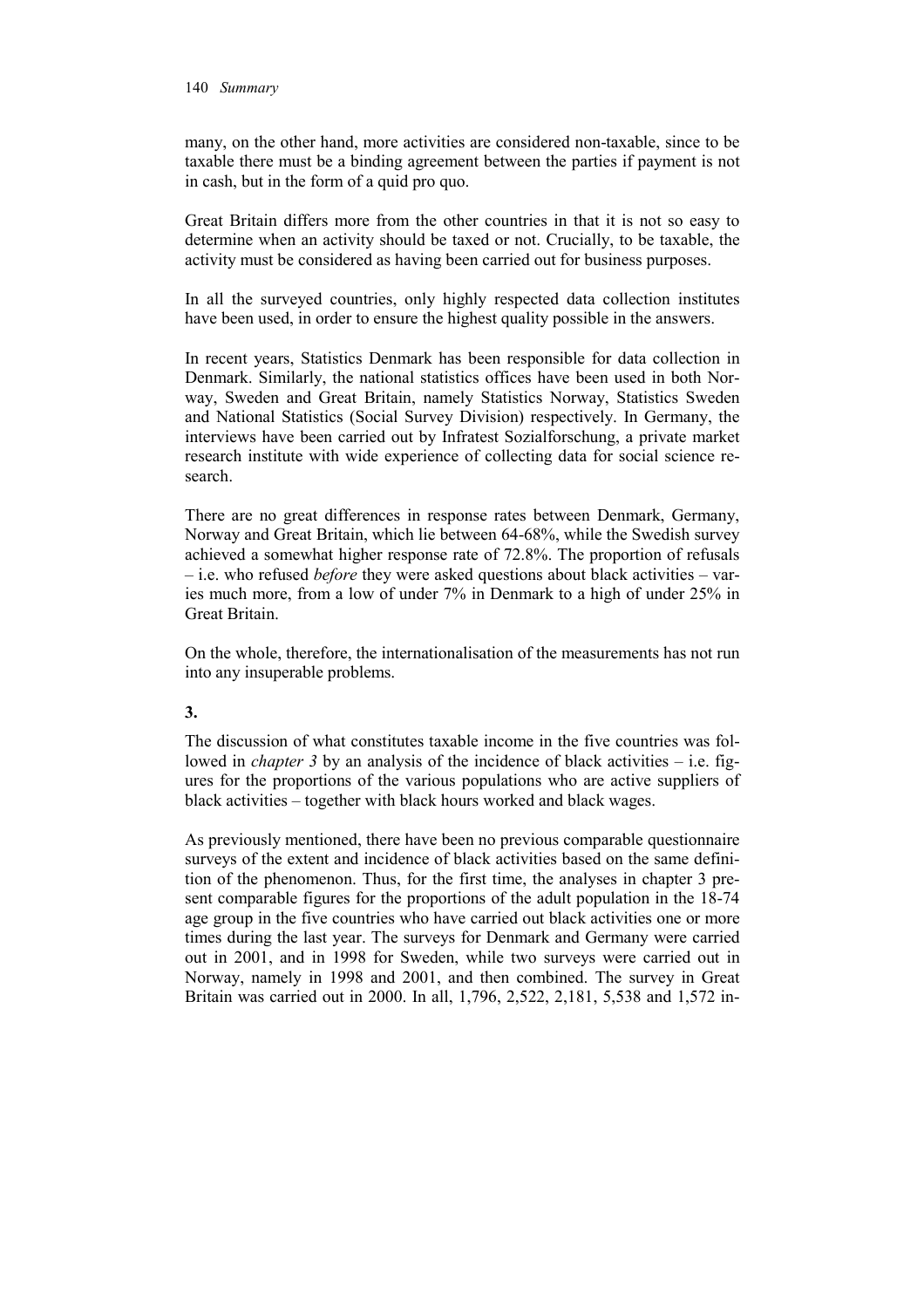many, on the other hand, more activities are considered non-taxable, since to be taxable there must be a binding agreement between the parties if payment is not in cash, but in the form of a quid pro quo.

Great Britain differs more from the other countries in that it is not so easy to determine when an activity should be taxed or not. Crucially, to be taxable, the activity must be considered as having been carried out for business purposes.

In all the surveyed countries, only highly respected data collection institutes have been used, in order to ensure the highest quality possible in the answers.

In recent years, Statistics Denmark has been responsible for data collection in Denmark. Similarly, the national statistics offices have been used in both Norway, Sweden and Great Britain, namely Statistics Norway, Statistics Sweden and National Statistics (Social Survey Division) respectively. In Germany, the interviews have been carried out by Infratest Sozialforschung, a private market research institute with wide experience of collecting data for social science research.

There are no great differences in response rates between Denmark, Germany, Norway and Great Britain, which lie between 64-68%, while the Swedish survey achieved a somewhat higher response rate of 72.8%. The proportion of refusals – i.e. who refused *before* they were asked questions about black activities – varies much more, from a low of under 7% in Denmark to a high of under 25% in Great Britain.

On the whole, therefore, the internationalisation of the measurements has not run into any insuperable problems.

**3.**

The discussion of what constitutes taxable income in the five countries was followed in *chapter 3* by an analysis of the incidence of black activities – i.e. figures for the proportions of the various populations who are active suppliers of black activities – together with black hours worked and black wages.

As previously mentioned, there have been no previous comparable questionnaire surveys of the extent and incidence of black activities based on the same definition of the phenomenon. Thus, for the first time, the analyses in chapter 3 present comparable figures for the proportions of the adult population in the 18-74 age group in the five countries who have carried out black activities one or more times during the last year. The surveys for Denmark and Germany were carried out in 2001, and in 1998 for Sweden, while two surveys were carried out in Norway, namely in 1998 and 2001, and then combined. The survey in Great Britain was carried out in 2000. In all, 1,796, 2,522, 2,181, 5,538 and 1,572 in-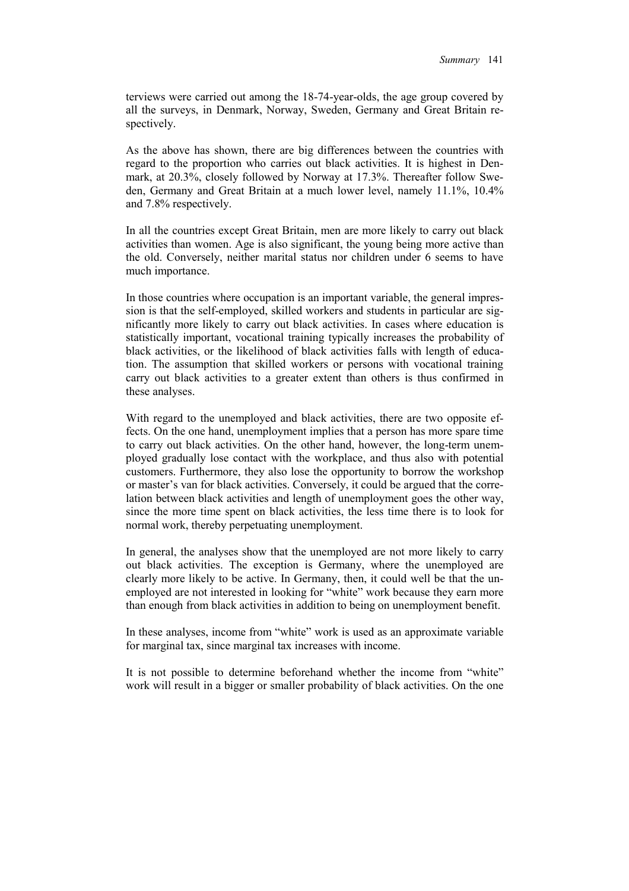terviews were carried out among the 18-74-year-olds, the age group covered by all the surveys, in Denmark, Norway, Sweden, Germany and Great Britain respectively.

As the above has shown, there are big differences between the countries with regard to the proportion who carries out black activities. It is highest in Denmark, at 20.3%, closely followed by Norway at 17.3%. Thereafter follow Sweden, Germany and Great Britain at a much lower level, namely 11.1%, 10.4% and 7.8% respectively.

In all the countries except Great Britain, men are more likely to carry out black activities than women. Age is also significant, the young being more active than the old. Conversely, neither marital status nor children under 6 seems to have much importance.

In those countries where occupation is an important variable, the general impression is that the self-employed, skilled workers and students in particular are significantly more likely to carry out black activities. In cases where education is statistically important, vocational training typically increases the probability of black activities, or the likelihood of black activities falls with length of education. The assumption that skilled workers or persons with vocational training carry out black activities to a greater extent than others is thus confirmed in these analyses.

With regard to the unemployed and black activities, there are two opposite effects. On the one hand, unemployment implies that a person has more spare time to carry out black activities. On the other hand, however, the long-term unemployed gradually lose contact with the workplace, and thus also with potential customers. Furthermore, they also lose the opportunity to borrow the workshop or master's van for black activities. Conversely, it could be argued that the correlation between black activities and length of unemployment goes the other way, since the more time spent on black activities, the less time there is to look for normal work, thereby perpetuating unemployment.

In general, the analyses show that the unemployed are not more likely to carry out black activities. The exception is Germany, where the unemployed are clearly more likely to be active. In Germany, then, it could well be that the unemployed are not interested in looking for "white" work because they earn more than enough from black activities in addition to being on unemployment benefit.

In these analyses, income from "white" work is used as an approximate variable for marginal tax, since marginal tax increases with income.

It is not possible to determine beforehand whether the income from "white" work will result in a bigger or smaller probability of black activities. On the one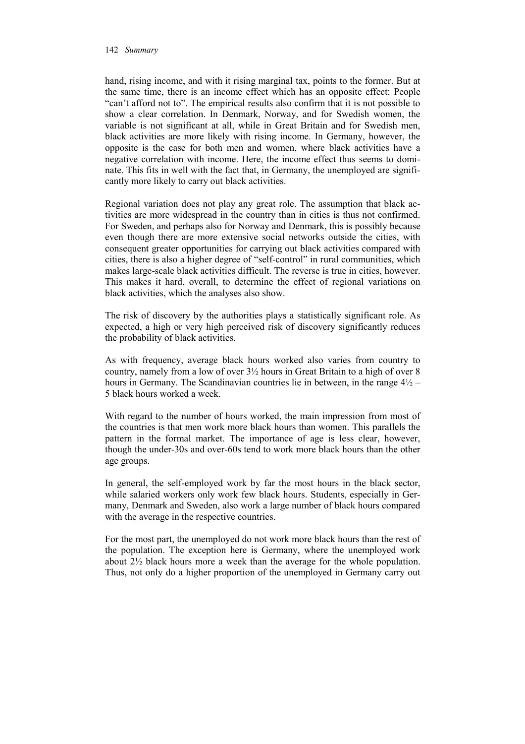hand, rising income, and with it rising marginal tax, points to the former. But at the same time, there is an income effect which has an opposite effect: People "can't afford not to". The empirical results also confirm that it is not possible to show a clear correlation. In Denmark, Norway, and for Swedish women, the variable is not significant at all, while in Great Britain and for Swedish men, black activities are more likely with rising income. In Germany, however, the opposite is the case for both men and women, where black activities have a negative correlation with income. Here, the income effect thus seems to dominate. This fits in well with the fact that, in Germany, the unemployed are significantly more likely to carry out black activities.

Regional variation does not play any great role. The assumption that black activities are more widespread in the country than in cities is thus not confirmed. For Sweden, and perhaps also for Norway and Denmark, this is possibly because even though there are more extensive social networks outside the cities, with consequent greater opportunities for carrying out black activities compared with cities, there is also a higher degree of "self-control" in rural communities, which makes large-scale black activities difficult. The reverse is true in cities, however. This makes it hard, overall, to determine the effect of regional variations on black activities, which the analyses also show.

The risk of discovery by the authorities plays a statistically significant role. As expected, a high or very high perceived risk of discovery significantly reduces the probability of black activities.

As with frequency, average black hours worked also varies from country to country, namely from a low of over 3½ hours in Great Britain to a high of over 8 hours in Germany. The Scandinavian countries lie in between, in the range 4½ – 5 black hours worked a week.

With regard to the number of hours worked, the main impression from most of the countries is that men work more black hours than women. This parallels the pattern in the formal market. The importance of age is less clear, however, though the under-30s and over-60s tend to work more black hours than the other age groups.

In general, the self-employed work by far the most hours in the black sector, while salaried workers only work few black hours. Students, especially in Germany, Denmark and Sweden, also work a large number of black hours compared with the average in the respective countries.

For the most part, the unemployed do not work more black hours than the rest of the population. The exception here is Germany, where the unemployed work about 2½ black hours more a week than the average for the whole population. Thus, not only do a higher proportion of the unemployed in Germany carry out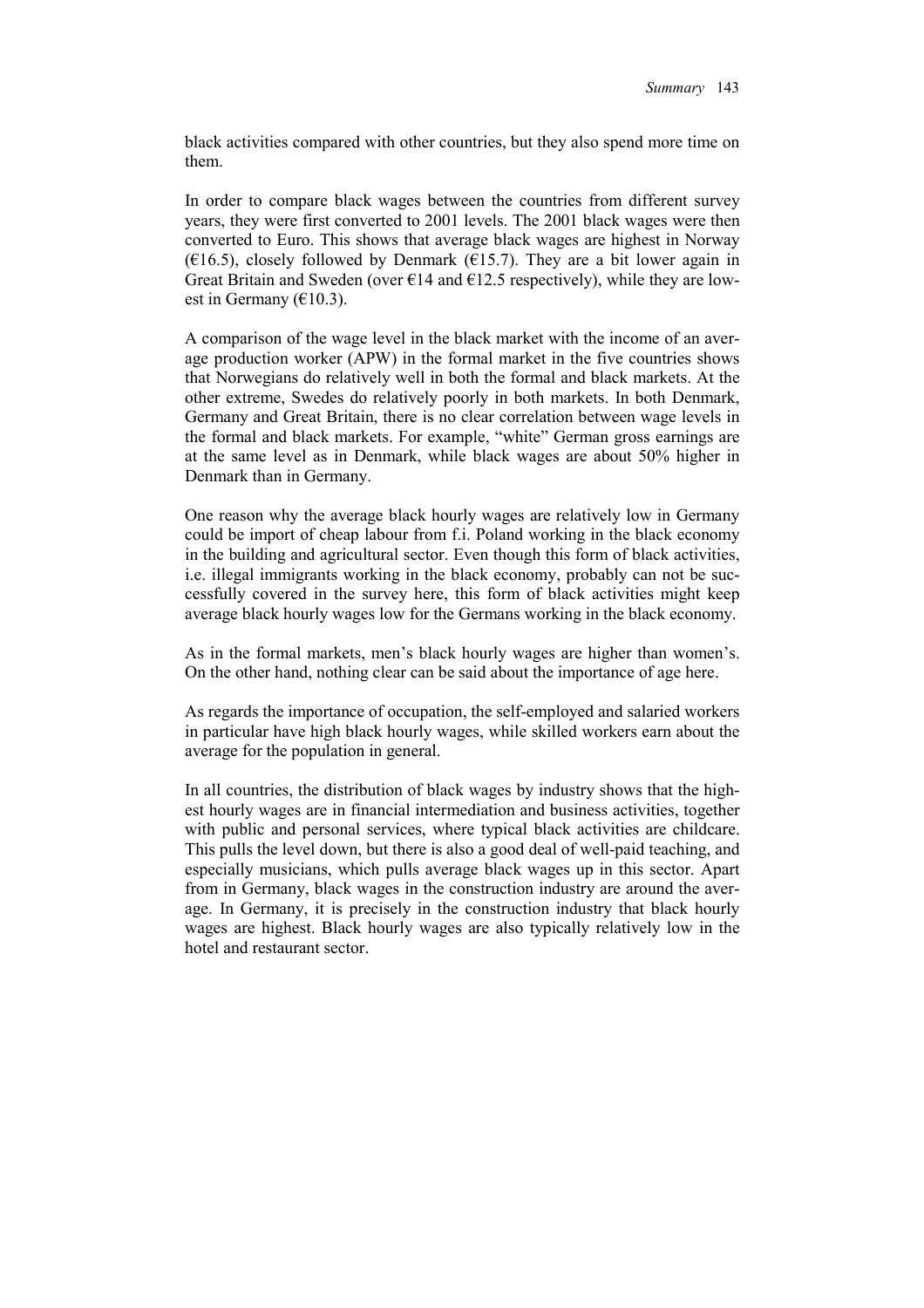black activities compared with other countries, but they also spend more time on them.

In order to compare black wages between the countries from different survey years, they were first converted to 2001 levels. The 2001 black wages were then converted to Euro. This shows that average black wages are highest in Norway (€16.5), closely followed by Denmark (€15.7). They are a bit lower again in Great Britain and Sweden (over €14 and €12.5 respectively), while they are lowest in Germany (€10.3).

A comparison of the wage level in the black market with the income of an average production worker (APW) in the formal market in the five countries shows that Norwegians do relatively well in both the formal and black markets. At the other extreme, Swedes do relatively poorly in both markets. In both Denmark, Germany and Great Britain, there is no clear correlation between wage levels in the formal and black markets. For example, "white" German gross earnings are at the same level as in Denmark, while black wages are about 50% higher in Denmark than in Germany.

One reason why the average black hourly wages are relatively low in Germany could be import of cheap labour from f.i. Poland working in the black economy in the building and agricultural sector. Even though this form of black activities, i.e. illegal immigrants working in the black economy, probably can not be successfully covered in the survey here, this form of black activities might keep average black hourly wages low for the Germans working in the black economy.

As in the formal markets, men's black hourly wages are higher than women's. On the other hand, nothing clear can be said about the importance of age here.

As regards the importance of occupation, the self-employed and salaried workers in particular have high black hourly wages, while skilled workers earn about the average for the population in general.

In all countries, the distribution of black wages by industry shows that the highest hourly wages are in financial intermediation and business activities, together with public and personal services, where typical black activities are childcare. This pulls the level down, but there is also a good deal of well-paid teaching, and especially musicians, which pulls average black wages up in this sector. Apart from in Germany, black wages in the construction industry are around the average. In Germany, it is precisely in the construction industry that black hourly wages are highest. Black hourly wages are also typically relatively low in the hotel and restaurant sector.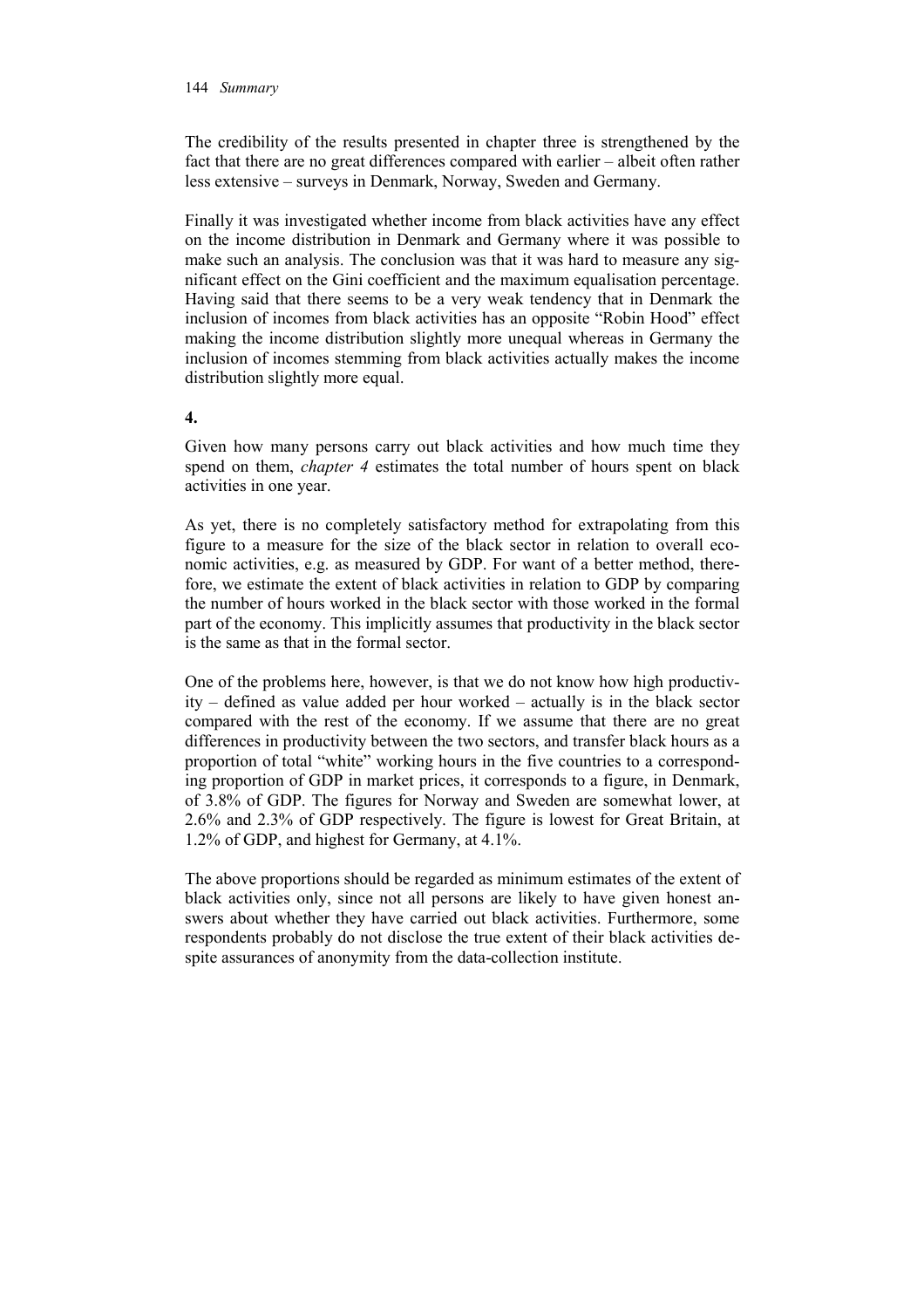The credibility of the results presented in chapter three is strengthened by the fact that there are no great differences compared with earlier – albeit often rather less extensive – surveys in Denmark, Norway, Sweden and Germany.

Finally it was investigated whether income from black activities have any effect on the income distribution in Denmark and Germany where it was possible to make such an analysis. The conclusion was that it was hard to measure any significant effect on the Gini coefficient and the maximum equalisation percentage. Having said that there seems to be a very weak tendency that in Denmark the inclusion of incomes from black activities has an opposite "Robin Hood" effect making the income distribution slightly more unequal whereas in Germany the inclusion of incomes stemming from black activities actually makes the income distribution slightly more equal.

**4.**

Given how many persons carry out black activities and how much time they spend on them, *chapter 4* estimates the total number of hours spent on black activities in one year.

As yet, there is no completely satisfactory method for extrapolating from this figure to a measure for the size of the black sector in relation to overall economic activities, e.g. as measured by GDP. For want of a better method, therefore, we estimate the extent of black activities in relation to GDP by comparing the number of hours worked in the black sector with those worked in the formal part of the economy. This implicitly assumes that productivity in the black sector is the same as that in the formal sector.

One of the problems here, however, is that we do not know how high productivity – defined as value added per hour worked – actually is in the black sector compared with the rest of the economy. If we assume that there are no great differences in productivity between the two sectors, and transfer black hours as a proportion of total "white" working hours in the five countries to a corresponding proportion of GDP in market prices, it corresponds to a figure, in Denmark, of 3.8% of GDP. The figures for Norway and Sweden are somewhat lower, at 2.6% and 2.3% of GDP respectively. The figure is lowest for Great Britain, at 1.2% of GDP, and highest for Germany, at 4.1%.

The above proportions should be regarded as minimum estimates of the extent of black activities only, since not all persons are likely to have given honest answers about whether they have carried out black activities. Furthermore, some respondents probably do not disclose the true extent of their black activities despite assurances of anonymity from the data-collection institute.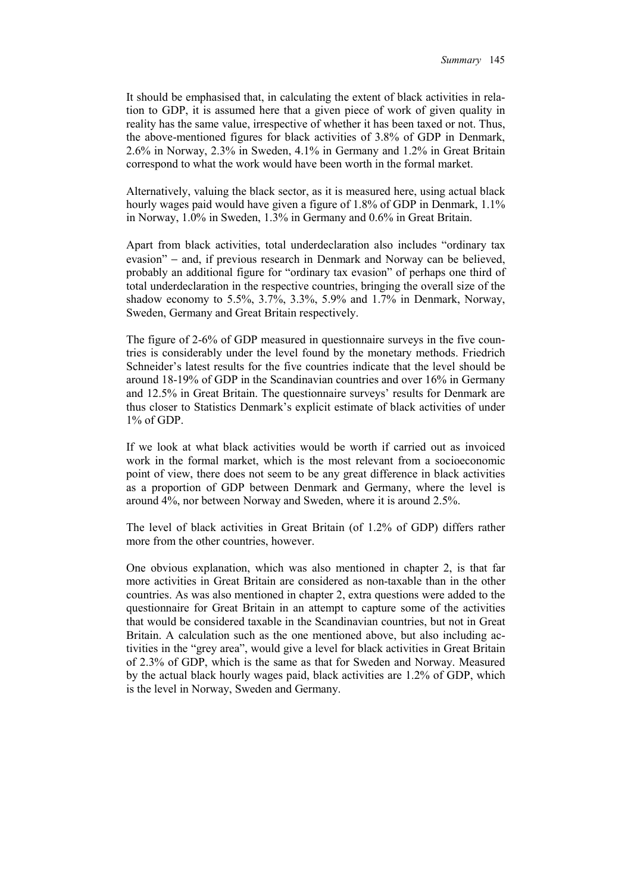It should be emphasised that, in calculating the extent of black activities in relation to GDP, it is assumed here that a given piece of work of given quality in reality has the same value, irrespective of whether it has been taxed or not. Thus, the above-mentioned figures for black activities of 3.8% of GDP in Denmark, 2.6% in Norway, 2.3% in Sweden, 4.1% in Germany and 1.2% in Great Britain correspond to what the work would have been worth in the formal market.

Alternatively, valuing the black sector, as it is measured here, using actual black hourly wages paid would have given a figure of 1.8% of GDP in Denmark, 1.1% in Norway, 1.0% in Sweden, 1.3% in Germany and 0.6% in Great Britain.

Apart from black activities, total underdeclaration also includes "ordinary tax evasion" – and, if previous research in Denmark and Norway can be believed, probably an additional figure for "ordinary tax evasion" of perhaps one third of total underdeclaration in the respective countries, bringing the overall size of the shadow economy to 5.5%, 3.7%, 3.3%, 5.9% and 1.7% in Denmark, Norway, Sweden, Germany and Great Britain respectively.

The figure of 2-6% of GDP measured in questionnaire surveys in the five countries is considerably under the level found by the monetary methods. Friedrich Schneider's latest results for the five countries indicate that the level should be around 18-19% of GDP in the Scandinavian countries and over 16% in Germany and 12.5% in Great Britain. The questionnaire surveys' results for Denmark are thus closer to Statistics Denmark's explicit estimate of black activities of under 1% of GDP.

If we look at what black activities would be worth if carried out as invoiced work in the formal market, which is the most relevant from a socioeconomic point of view, there does not seem to be any great difference in black activities as a proportion of GDP between Denmark and Germany, where the level is around 4%, nor between Norway and Sweden, where it is around 2.5%.

The level of black activities in Great Britain (of 1.2% of GDP) differs rather more from the other countries, however.

One obvious explanation, which was also mentioned in chapter 2, is that far more activities in Great Britain are considered as non-taxable than in the other countries. As was also mentioned in chapter 2, extra questions were added to the questionnaire for Great Britain in an attempt to capture some of the activities that would be considered taxable in the Scandinavian countries, but not in Great Britain. A calculation such as the one mentioned above, but also including activities in the "grey area", would give a level for black activities in Great Britain of 2.3% of GDP, which is the same as that for Sweden and Norway. Measured by the actual black hourly wages paid, black activities are 1.2% of GDP, which is the level in Norway, Sweden and Germany.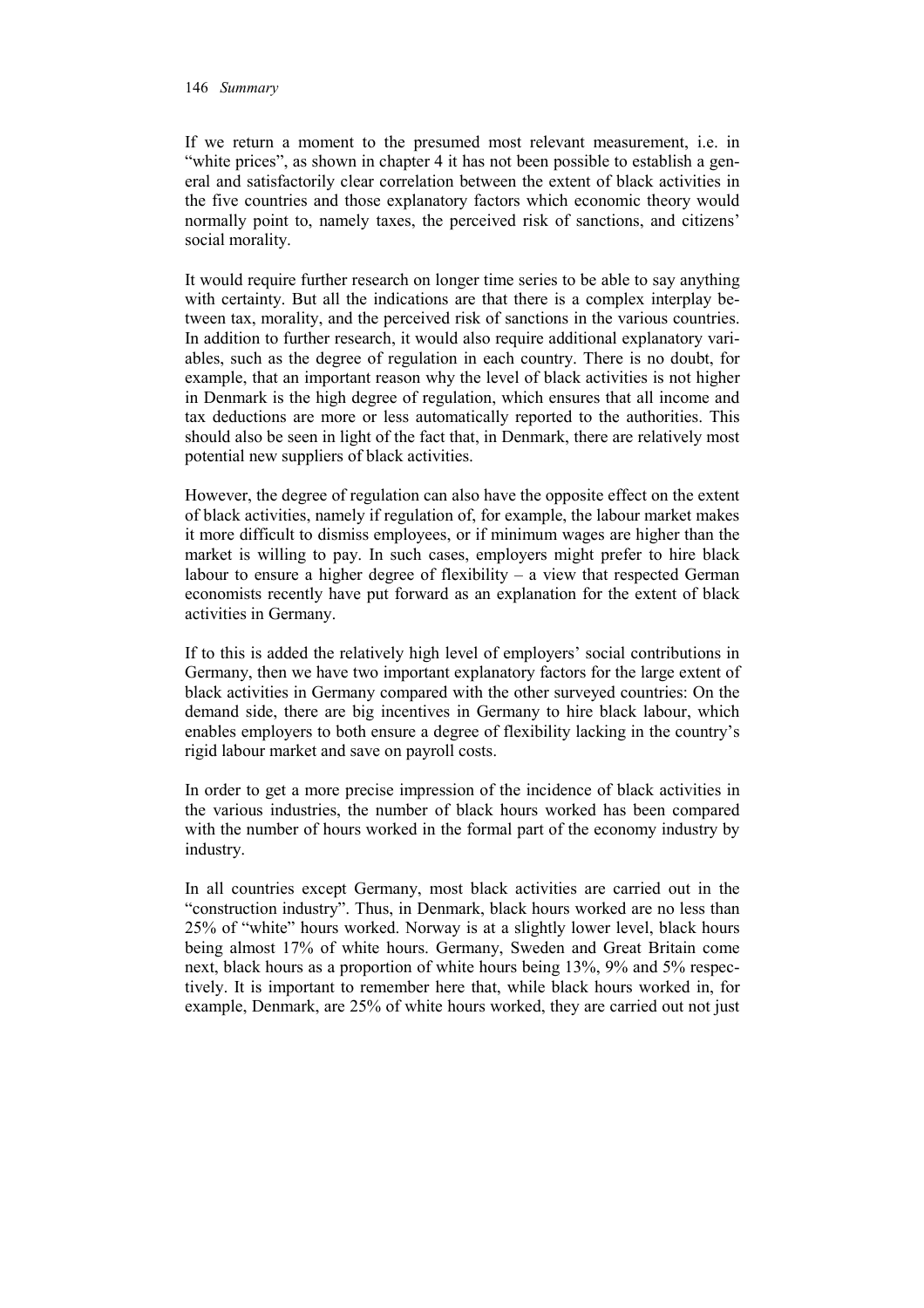If we return a moment to the presumed most relevant measurement, i.e. in "white prices", as shown in chapter 4 it has not been possible to establish a general and satisfactorily clear correlation between the extent of black activities in the five countries and those explanatory factors which economic theory would normally point to, namely taxes, the perceived risk of sanctions, and citizens' social morality.

It would require further research on longer time series to be able to say anything with certainty. But all the indications are that there is a complex interplay between tax, morality, and the perceived risk of sanctions in the various countries. In addition to further research, it would also require additional explanatory variables, such as the degree of regulation in each country. There is no doubt, for example, that an important reason why the level of black activities is not higher in Denmark is the high degree of regulation, which ensures that all income and tax deductions are more or less automatically reported to the authorities. This should also be seen in light of the fact that, in Denmark, there are relatively most potential new suppliers of black activities.

However, the degree of regulation can also have the opposite effect on the extent of black activities, namely if regulation of, for example, the labour market makes it more difficult to dismiss employees, or if minimum wages are higher than the market is willing to pay. In such cases, employers might prefer to hire black labour to ensure a higher degree of flexibility – a view that respected German economists recently have put forward as an explanation for the extent of black activities in Germany.

If to this is added the relatively high level of employers' social contributions in Germany, then we have two important explanatory factors for the large extent of black activities in Germany compared with the other surveyed countries: On the demand side, there are big incentives in Germany to hire black labour, which enables employers to both ensure a degree of flexibility lacking in the country's rigid labour market and save on payroll costs.

In order to get a more precise impression of the incidence of black activities in the various industries, the number of black hours worked has been compared with the number of hours worked in the formal part of the economy industry by industry.

In all countries except Germany, most black activities are carried out in the "construction industry". Thus, in Denmark, black hours worked are no less than 25% of "white" hours worked. Norway is at a slightly lower level, black hours being almost 17% of white hours. Germany, Sweden and Great Britain come next, black hours as a proportion of white hours being 13%, 9% and 5% respectively. It is important to remember here that, while black hours worked in, for example, Denmark, are 25% of white hours worked, they are carried out not just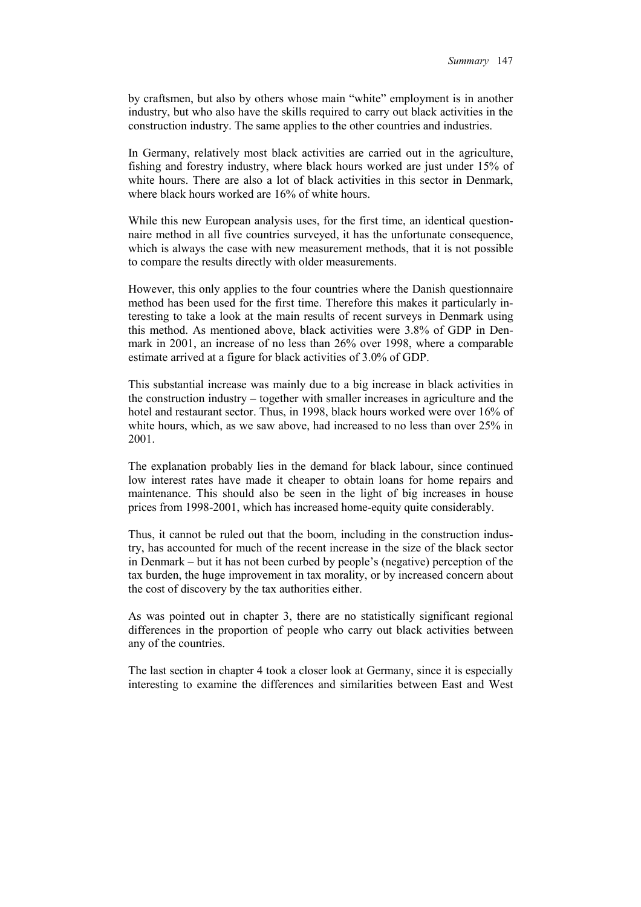by craftsmen, but also by others whose main "white" employment is in another industry, but who also have the skills required to carry out black activities in the construction industry. The same applies to the other countries and industries.

In Germany, relatively most black activities are carried out in the agriculture, fishing and forestry industry, where black hours worked are just under 15% of white hours. There are also a lot of black activities in this sector in Denmark, where black hours worked are 16% of white hours.

While this new European analysis uses, for the first time, an identical questionnaire method in all five countries surveyed, it has the unfortunate consequence, which is always the case with new measurement methods, that it is not possible to compare the results directly with older measurements.

However, this only applies to the four countries where the Danish questionnaire method has been used for the first time. Therefore this makes it particularly interesting to take a look at the main results of recent surveys in Denmark using this method. As mentioned above, black activities were 3.8% of GDP in Denmark in 2001, an increase of no less than 26% over 1998, where a comparable estimate arrived at a figure for black activities of 3.0% of GDP.

This substantial increase was mainly due to a big increase in black activities in the construction industry – together with smaller increases in agriculture and the hotel and restaurant sector. Thus, in 1998, black hours worked were over 16% of white hours, which, as we saw above, had increased to no less than over 25% in 2001.

The explanation probably lies in the demand for black labour, since continued low interest rates have made it cheaper to obtain loans for home repairs and maintenance. This should also be seen in the light of big increases in house prices from 1998-2001, which has increased home-equity quite considerably.

Thus, it cannot be ruled out that the boom, including in the construction industry, has accounted for much of the recent increase in the size of the black sector in Denmark – but it has not been curbed by people's (negative) perception of the tax burden, the huge improvement in tax morality, or by increased concern about the cost of discovery by the tax authorities either.

As was pointed out in chapter 3, there are no statistically significant regional differences in the proportion of people who carry out black activities between any of the countries.

The last section in chapter 4 took a closer look at Germany, since it is especially interesting to examine the differences and similarities between East and West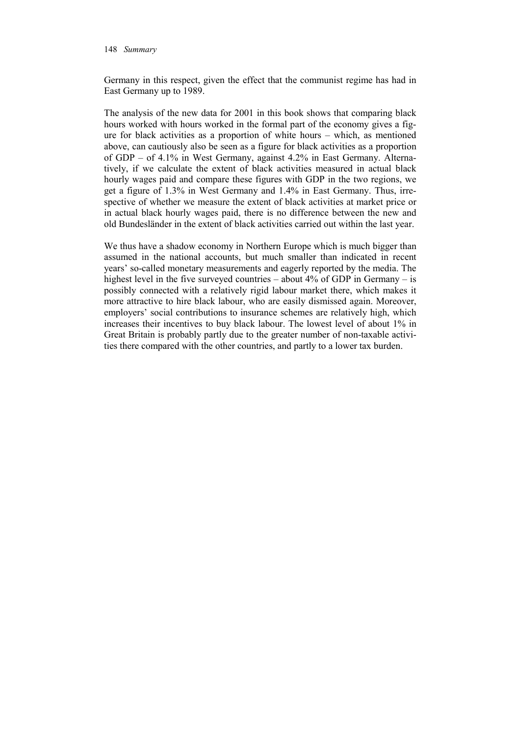Germany in this respect, given the effect that the communist regime has had in East Germany up to 1989.

The analysis of the new data for 2001 in this book shows that comparing black hours worked with hours worked in the formal part of the economy gives a figure for black activities as a proportion of white hours – which, as mentioned above, can cautiously also be seen as a figure for black activities as a proportion of GDP – of 4.1% in West Germany, against 4.2% in East Germany. Alternatively, if we calculate the extent of black activities measured in actual black hourly wages paid and compare these figures with GDP in the two regions, we get a figure of 1.3% in West Germany and 1.4% in East Germany. Thus, irrespective of whether we measure the extent of black activities at market price or in actual black hourly wages paid, there is no difference between the new and old Bundesländer in the extent of black activities carried out within the last year.

We thus have a shadow economy in Northern Europe which is much bigger than assumed in the national accounts, but much smaller than indicated in recent years' so-called monetary measurements and eagerly reported by the media. The highest level in the five surveyed countries – about 4% of GDP in Germany – is possibly connected with a relatively rigid labour market there, which makes it more attractive to hire black labour, who are easily dismissed again. Moreover, employers' social contributions to insurance schemes are relatively high, which increases their incentives to buy black labour. The lowest level of about 1% in Great Britain is probably partly due to the greater number of non-taxable activities there compared with the other countries, and partly to a lower tax burden.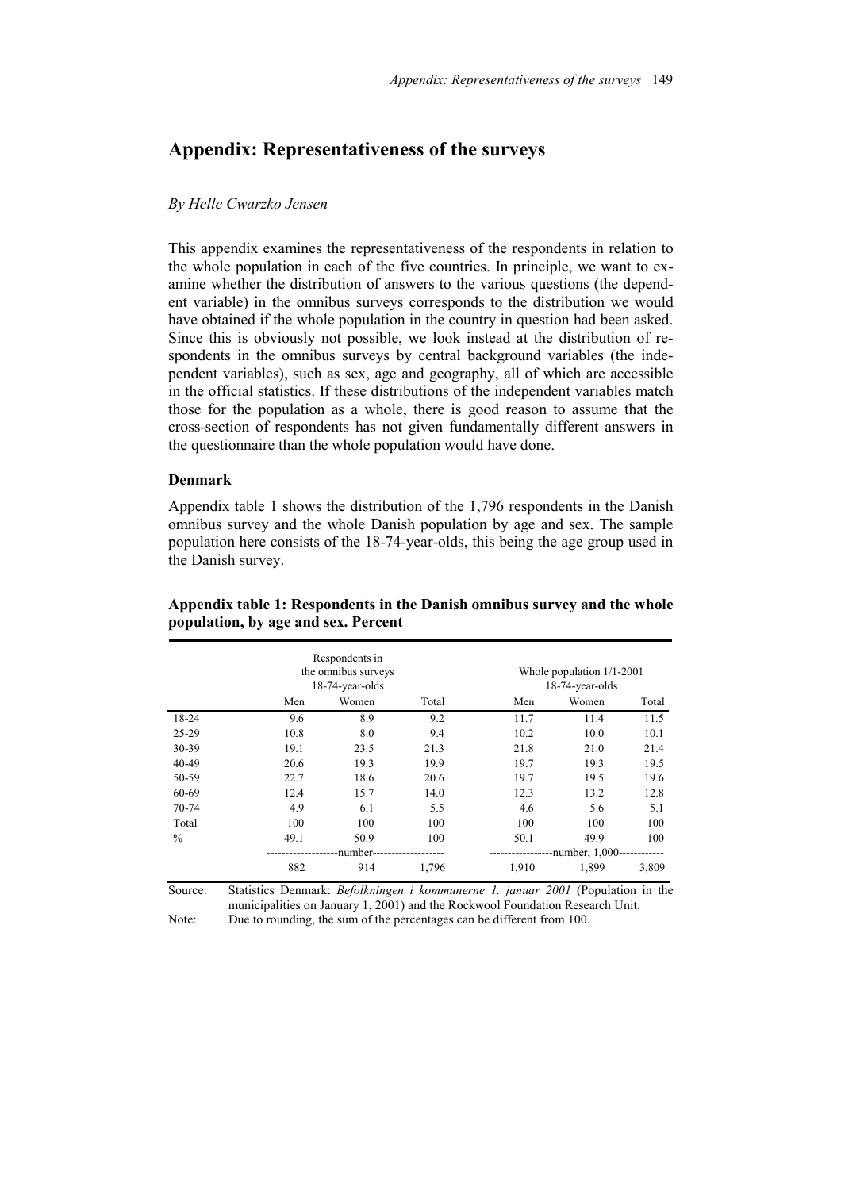# Appendix: Representativeness of the surveys

*By Helle Cwarzko Jensen*

This appendix examines the representativeness of the respondents in relation to the whole population in each of the five countries. In principle, we want to examine whether the distribution of answers to the various questions (the dependent variable) in the omnibus surveys corresponds to the distribution we would have obtained if the whole population in the country in question had been asked. Since this is obviously not possible, we look instead at the distribution of respondents in the omnibus surveys by central background variables (the independent variables), such as sex, age and geography, all of which are accessible in the official statistics. If these distributions of the independent variables match those for the population as a whole, there is good reason to assume that the cross-section of respondents has not given fundamentally different answers in the questionnaire than the whole population would have done.

### Denmark

Appendix table 1 shows the distribution of the 1,796 respondents in the Danish omnibus survey and the whole Danish population by age and sex. The sample population here consists of the 18-74-year-olds, this being the age group used in the Danish survey.

**Appendix table 1: Respondents in the Danish omnibus survey and the whole population, by age and sex. Percent**

| | Respondents in the omnibus surveys 18-74-year-olds | | | Whole population 1/1-2001 18-74-year-olds | | |
|---|---|---|---|---|---|---|
| | Men | Women | Total | Men | Women | Total |
| 18-24 | 9.6 | 8.9 | 9.2 | 11.7 | 11.4 | 11.5 |
| 25-29 | 10.8 | 8.0 | 9.4 | 10.2 | 10.0 | 10.1 |
| 30-39 | 19.1 | 23.5 | 21.3 | 21.8 | 21.0 | 21.4 |
| 40-49 | 20.6 | 19.3 | 19.9 | 19.7 | 19.3 | 19.5 |
| 50-59 | 22.7 | 18.6 | 20.6 | 19.7 | 19.5 | 19.6 |
| 60-69 | 12.4 | 15.7 | 14.0 | 12.3 | 13.2 | 12.8 |
| 70-74 | 4.9 | 6.1 | 5.5 | 4.6 | 5.6 | 5.1 |
| Total | 100 | 100 | 100 | 100 | 100 | 100 |
| % | 49.1 | 50.9 | 100 | 50.1 | 49.9 | 100 |
| | -------------------number------------------- | | | -----------------number, 1,000------------ | | |
| | 882 | 914 | 1,796 | 1,910 | 1,899 | 3,809 |

Source: Statistics Denmark: *Befolkningen i kommunerne 1. januar 2001* (Population in the municipalities on January 1, 2001) and the Rockwool Foundation Research Unit.

Note: Due to rounding, the sum of the percentages can be different from 100.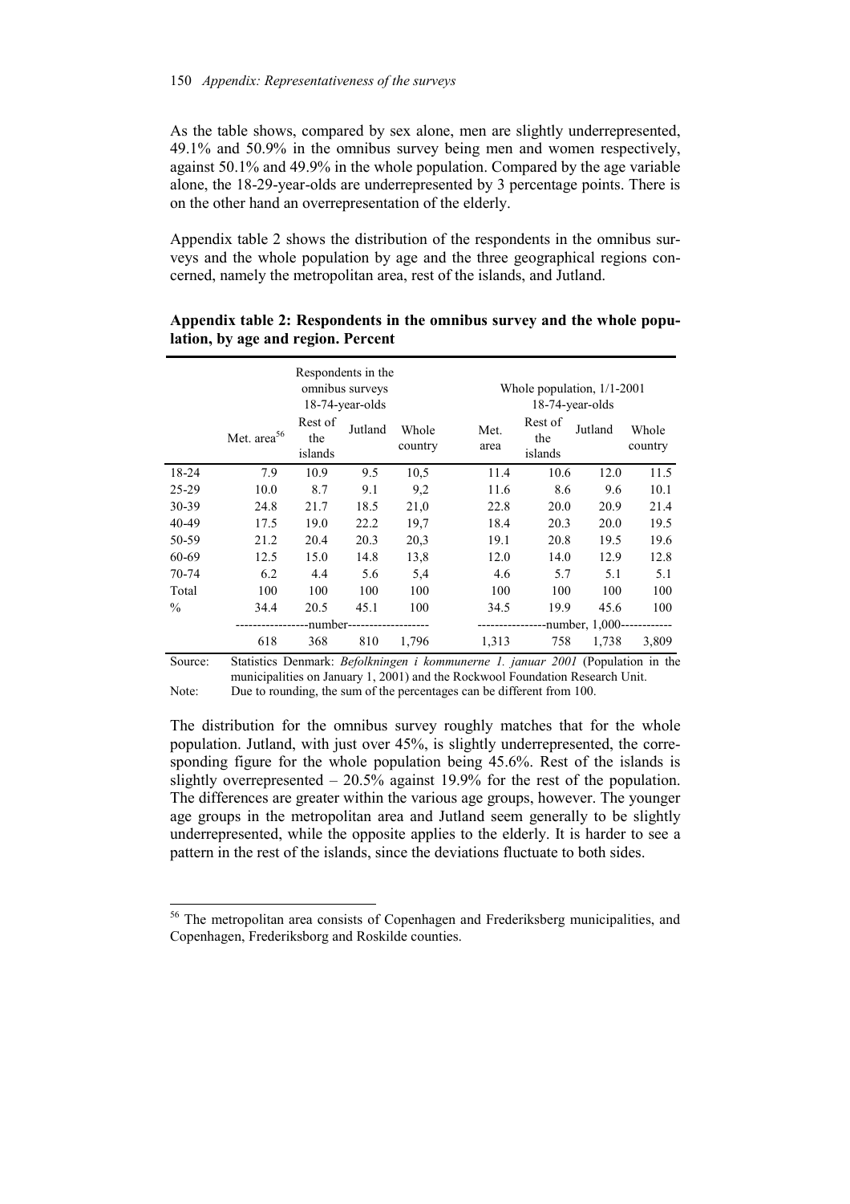As the table shows, compared by sex alone, men are slightly underrepresented, 49.1% and 50.9% in the omnibus survey being men and women respectively, against 50.1% and 49.9% in the whole population. Compared by the age variable alone, the 18-29-year-olds are underrepresented by 3 percentage points. There is on the other hand an overrepresentation of the elderly.

Appendix table 2 shows the distribution of the respondents in the omnibus surveys and the whole population by age and the three geographical regions concerned, namely the metropolitan area, rest of the islands, and Jutland.

**Appendix table 2: Respondents in the omnibus survey and the whole population, by age and region. Percent**

| | Respondents in the omnibus surveys 18-74-year-olds | | | | Whole population, 1/1-2001 18-74-year-olds | | | |
|---|---|---|---|---|---|---|---|---|
| | Met. area[56] | Rest of the islands | Jutland | Whole country | Met. area | Rest of the islands | Jutland | Whole country |
| 18-24 | 7.9 | 10.9 | 9.5 | 10,5 | 11.4 | 10.6 | 12.0 | 11.5 |
| 25-29 | 10.0 | 8.7 | 9.1 | 9,2 | 11.6 | 8.6 | 9.6 | 10.1 |
| 30-39 | 24.8 | 21.7 | 18.5 | 21,0 | 22.8 | 20.0 | 20.9 | 21.4 |
| 40-49 | 17.5 | 19.0 | 22.2 | 19,7 | 18.4 | 20.3 | 20.0 | 19.5 |
| 50-59 | 21.2 | 20.4 | 20.3 | 20,3 | 19.1 | 20.8 | 19.5 | 19.6 |
| 60-69 | 12.5 | 15.0 | 14.8 | 13,8 | 12.0 | 14.0 | 12.9 | 12.8 |
| 70-74 | 6.2 | 4.4 | 5.6 | 5,4 | 4.6 | 5.7 | 5.1 | 5.1 |
| Total | 100 | 100 | 100 | 100 | 100 | 100 | 100 | 100 |
| % | 34.4 | 20.5 | 45.1 | 100 | 34.5 | 19.9 | 45.6 | 100 |
| | -----------------number------------------- | | | | ----------------number, 1,000------------ | | | |
| | 618 | 368 | 810 | 1,796 | 1,313 | 758 | 1,738 | 3,809 |

Source: Statistics Denmark: *Befolkningen i kommunerne 1. januar 2001* (Population in the municipalities on January 1, 2001) and the Rockwool Foundation Research Unit.

Note: Due to rounding, the sum of the percentages can be different from 100.

The distribution for the omnibus survey roughly matches that for the whole population. Jutland, with just over 45%, is slightly underrepresented, the corresponding figure for the whole population being 45.6%. Rest of the islands is slightly overrepresented – 20.5% against 19.9% for the rest of the population. The differences are greater within the various age groups, however. The younger age groups in the metropolitan area and Jutland seem generally to be slightly underrepresented, while the opposite applies to the elderly. It is harder to see a pattern in the rest of the islands, since the deviations fluctuate to both sides.

[56] The metropolitan area consists of Copenhagen and Frederiksberg municipalities, and Copenhagen, Frederiksborg and Roskilde counties.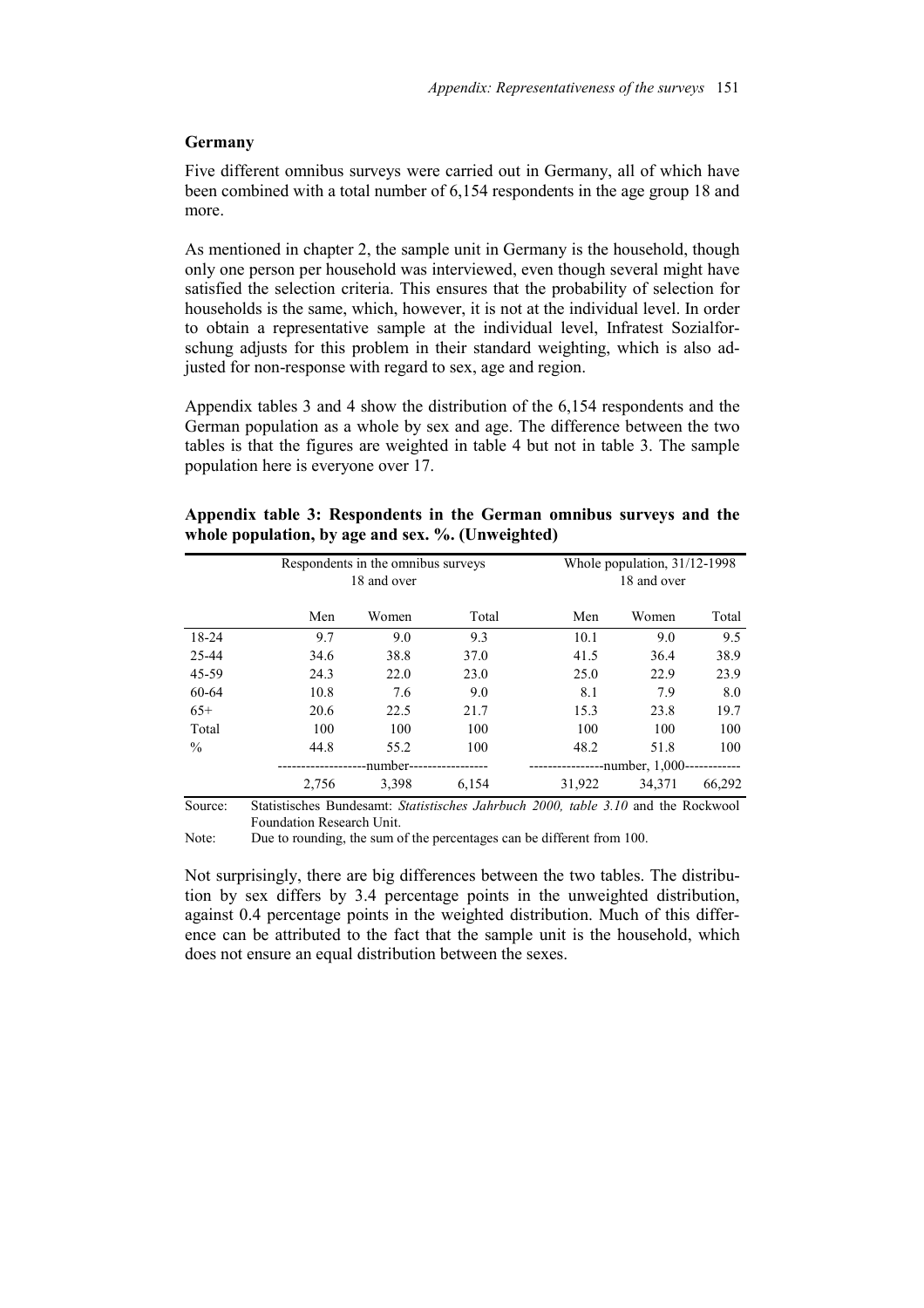## Germany

Five different omnibus surveys were carried out in Germany, all of which have been combined with a total number of 6,154 respondents in the age group 18 and more.

As mentioned in chapter 2, the sample unit in Germany is the household, though only one person per household was interviewed, even though several might have satisfied the selection criteria. This ensures that the probability of selection for households is the same, which, however, it is not at the individual level. In order to obtain a representative sample at the individual level, Infratest Sozialforschung adjusts for this problem in their standard weighting, which is also adjusted for non-response with regard to sex, age and region.

Appendix tables 3 and 4 show the distribution of the 6,154 respondents and the German population as a whole by sex and age. The difference between the two tables is that the figures are weighted in table 4 but not in table 3. The sample population here is everyone over 17.

**Appendix table 3: Respondents in the German omnibus surveys and the whole population, by age and sex. %. (Unweighted)**

| | Respondents in the omnibus surveys 18 and over | | | Whole population, 31/12-1998 18 and over | | |
|---|---|---|---|---|---|---|
| | Men | Women | Total | Men | Women | Total |
| 18-24 | 9.7 | 9.0 | 9.3 | 10.1 | 9.0 | 9.5 |
| 25-44 | 34.6 | 38.8 | 37.0 | 41.5 | 36.4 | 38.9 |
| 45-59 | 24.3 | 22.0 | 23.0 | 25.0 | 22.9 | 23.9 |
| 60-64 | 10.8 | 7.6 | 9.0 | 8.1 | 7.9 | 8.0 |
| 65+ | 20.6 | 22.5 | 21.7 | 15.3 | 23.8 | 19.7 |
| Total | 100 | 100 | 100 | 100 | 100 | 100 |
| % | 44.8 | 55.2 | 100 | 48.2 | 51.8 | 100 |
| | -------------------number----------------- | | | ----------------number, 1,000------------ | | |
| | 2,756 | 3,398 | 6,154 | 31,922 | 34,371 | 66,292 |

Source: Statistisches Bundesamt: *Statistisches Jahrbuch 2000, table 3.10* and the Rockwool Foundation Research Unit.

Note: Due to rounding, the sum of the percentages can be different from 100.

Not surprisingly, there are big differences between the two tables. The distribution by sex differs by 3.4 percentage points in the unweighted distribution, against 0.4 percentage points in the weighted distribution. Much of this difference can be attributed to the fact that the sample unit is the household, which does not ensure an equal distribution between the sexes.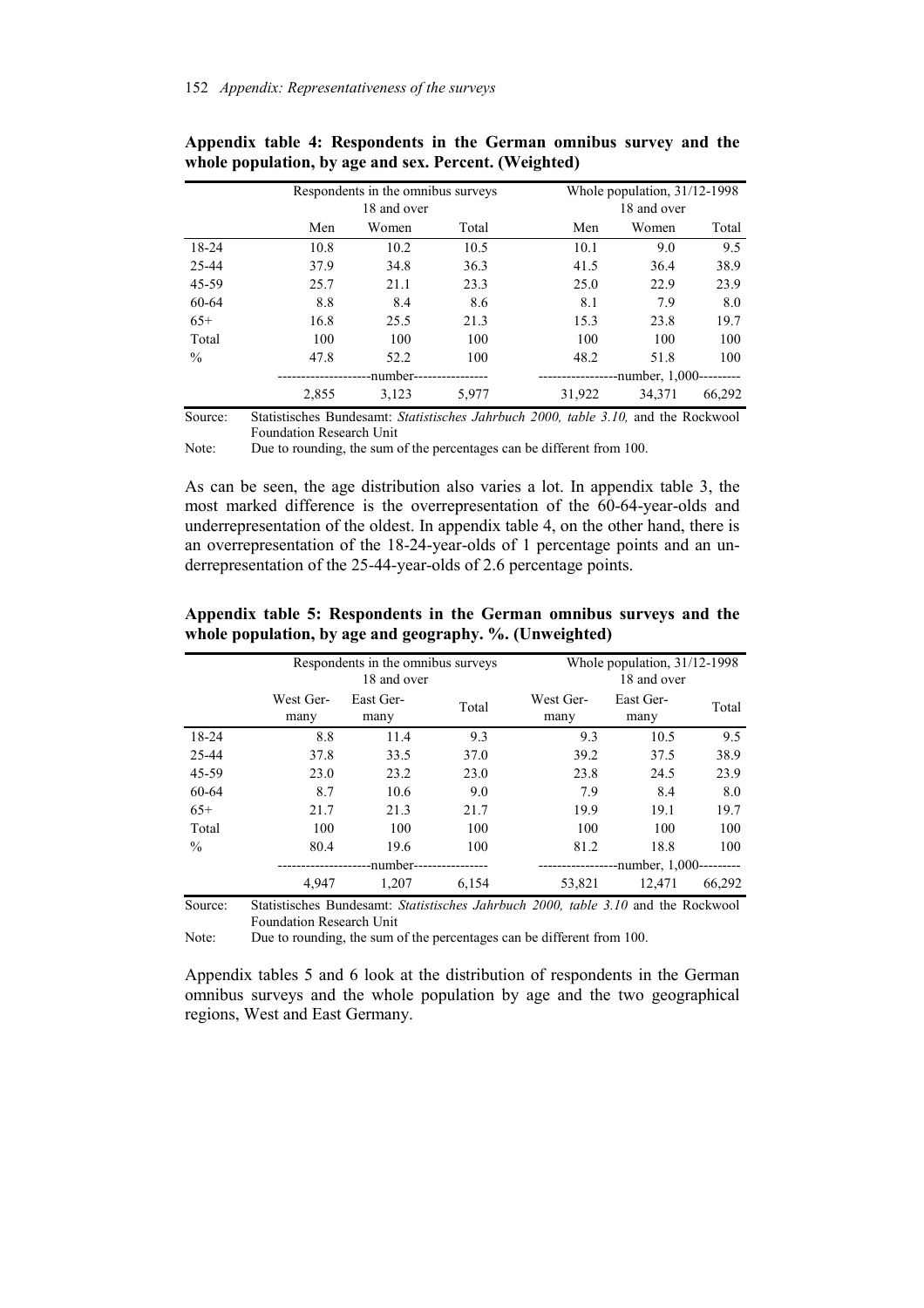**Appendix table 4: Respondents in the German omnibus survey and the whole population, by age and sex. Percent. (Weighted)**

| | Respondents in the omnibus surveys 18 and over | | | Whole population, 31/12-1998 18 and over | | |
|---|---|---|---|---|---|---|
| | Men | Women | Total | Men | Women | Total |
| 18-24 | 10.8 | 10.2 | 10.5 | 10.1 | 9.0 | 9.5 |
| 25-44 | 37.9 | 34.8 | 36.3 | 41.5 | 36.4 | 38.9 |
| 45-59 | 25.7 | 21.1 | 23.3 | 25.0 | 22.9 | 23.9 |
| 60-64 | 8.8 | 8.4 | 8.6 | 8.1 | 7.9 | 8.0 |
| 65+ | 16.8 | 25.5 | 21.3 | 15.3 | 23.8 | 19.7 |
| Total | 100 | 100 | 100 | 100 | 100 | 100 |
| % | 47.8 | 52.2 | 100 | 48.2 | 51.8 | 100 |
| | --------------------number---------------- | | | -----------------number, 1,000--------- | | |
| | 2,855 | 3,123 | 5,977 | 31,922 | 34,371 | 66,292 |

Source: Statistisches Bundesamt: *Statistisches Jahrbuch 2000, table 3.10,* and the Rockwool Foundation Research Unit

Note: Due to rounding, the sum of the percentages can be different from 100.

As can be seen, the age distribution also varies a lot. In appendix table 3, the most marked difference is the overrepresentation of the 60-64-year-olds and underrepresentation of the oldest. In appendix table 4, on the other hand, there is an overrepresentation of the 18-24-year-olds of 1 percentage points and an underrepresentation of the 25-44-year-olds of 2.6 percentage points.

**Appendix table 5: Respondents in the German omnibus surveys and the whole population, by age and geography. %. (Unweighted)**

| | Respondents in the omnibus surveys 18 and over | | | Whole population, 31/12-1998 18 and over | | |
|---|---|---|---|---|---|---|
| | West Germany | East Germany | Total | West Germany | East Germany | Total |
| 18-24 | 8.8 | 11.4 | 9.3 | 9.3 | 10.5 | 9.5 |
| 25-44 | 37.8 | 33.5 | 37.0 | 39.2 | 37.5 | 38.9 |
| 45-59 | 23.0 | 23.2 | 23.0 | 23.8 | 24.5 | 23.9 |
| 60-64 | 8.7 | 10.6 | 9.0 | 7.9 | 8.4 | 8.0 |
| 65+ | 21.7 | 21.3 | 21.7 | 19.9 | 19.1 | 19.7 |
| Total | 100 | 100 | 100 | 100 | 100 | 100 |
| % | 80.4 | 19.6 | 100 | 81.2 | 18.8 | 100 |
| | --------------------number---------------- | | | -----------------number, 1,000--------- | | |
| | 4,947 | 1,207 | 6,154 | 53,821 | 12,471 | 66,292 |

Source: Statistisches Bundesamt: *Statistisches Jahrbuch 2000, table 3.10* and the Rockwool Foundation Research Unit

Note: Due to rounding, the sum of the percentages can be different from 100.

Appendix tables 5 and 6 look at the distribution of respondents in the German omnibus surveys and the whole population by age and the two geographical regions, West and East Germany.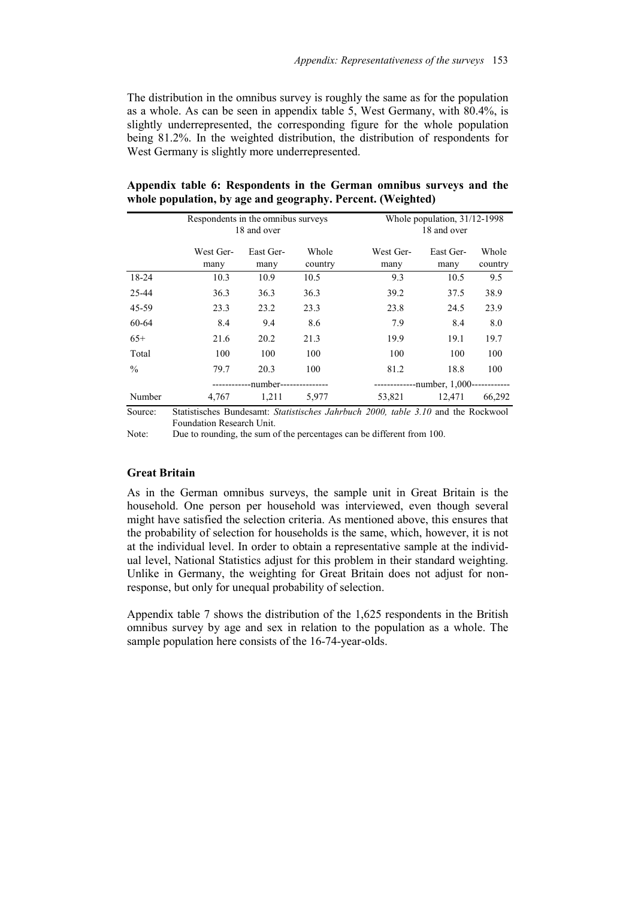The distribution in the omnibus survey is roughly the same as for the population as a whole. As can be seen in appendix table 5, West Germany, with 80.4%, is slightly underrepresented, the corresponding figure for the whole population being 81.2%. In the weighted distribution, the distribution of respondents for West Germany is slightly more underrepresented.

**Appendix table 6: Respondents in the German omnibus surveys and the whole population, by age and geography. Percent. (Weighted)**

| | Respondents in the omnibus surveys 18 and over | | | Whole population, 31/12-1998 18 and over | | |
|---|---|---|---|---|---|---|
| | West Germany | East Germany | Whole country | West Germany | East Germany | Whole country |
| 18-24 | 10.3 | 10.9 | 10.5 | 9.3 | 10.5 | 9.5 |
| 25-44 | 36.3 | 36.3 | 36.3 | 39.2 | 37.5 | 38.9 |
| 45-59 | 23.3 | 23.2 | 23.3 | 23.8 | 24.5 | 23.9 |
| 60-64 | 8.4 | 9.4 | 8.6 | 7.9 | 8.4 | 8.0 |
| 65+ | 21.6 | 20.2 | 21.3 | 19.9 | 19.1 | 19.7 |
| Total | 100 | 100 | 100 | 100 | 100 | 100 |
| % | 79.7 | 20.3 | 100 | 81.2 | 18.8 | 100 |
| | ------------number--------------- | | | -------------number, 1,000------------ | | |
| Number | 4,767 | 1,211 | 5,977 | 53,821 | 12,471 | 66,292 |

Source: Statistisches Bundesamt: *Statistisches Jahrbuch 2000, table 3.10* and the Rockwool Foundation Research Unit.

Note: Due to rounding, the sum of the percentages can be different from 100.

### Great Britain

As in the German omnibus surveys, the sample unit in Great Britain is the household. One person per household was interviewed, even though several might have satisfied the selection criteria. As mentioned above, this ensures that the probability of selection for households is the same, which, however, it is not at the individual level. In order to obtain a representative sample at the individual level, National Statistics adjust for this problem in their standard weighting. Unlike in Germany, the weighting for Great Britain does not adjust for non-response, but only for unequal probability of selection.

Appendix table 7 shows the distribution of the 1,625 respondents in the British omnibus survey by age and sex in relation to the population as a whole. The sample population here consists of the 16-74-year-olds.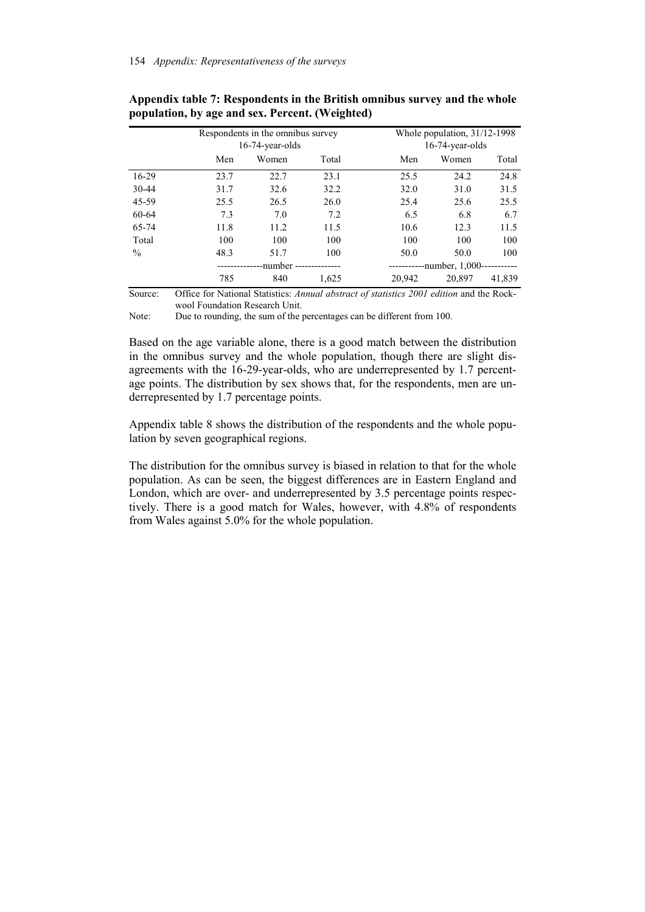**Appendix table 7: Respondents in the British omnibus survey and the whole population, by age and sex. Percent. (Weighted)**

| | Respondents in the omnibus survey 16-74-year-olds | | | Whole population, 31/12-1998 16-74-year-olds | | |
|---|---|---|---|---|---|---|
| | Men | Women | Total | Men | Women | Total |
| 16-29 | 23.7 | 22.7 | 23.1 | 25.5 | 24.2 | 24.8 |
| 30-44 | 31.7 | 32.6 | 32.2 | 32.0 | 31.0 | 31.5 |
| 45-59 | 25.5 | 26.5 | 26.0 | 25.4 | 25.6 | 25.5 |
| 60-64 | 7.3 | 7.0 | 7.2 | 6.5 | 6.8 | 6.7 |
| 65-74 | 11.8 | 11.2 | 11.5 | 10.6 | 12.3 | 11.5 |
| Total | 100 | 100 | 100 | 100 | 100 | 100 |
| % | 48.3 | 51.7 | 100 | 50.0 | 50.0 | 100 |
| | --------------number-------------- | | | -----------number, 1,000----------- | | |
| | 785 | 840 | 1,625 | 20,942 | 20,897 | 41,839 |

Source: Office for National Statistics: *Annual abstract of statistics 2001 edition* and the Rockwool Foundation Research Unit.

Note: Due to rounding, the sum of the percentages can be different from 100.

Based on the age variable alone, there is a good match between the distribution in the omnibus survey and the whole population, though there are slight disagreements with the 16-29-year-olds, who are underrepresented by 1.7 percentage points. The distribution by sex shows that, for the respondents, men are underrepresented by 1.7 percentage points.

Appendix table 8 shows the distribution of the respondents and the whole population by seven geographical regions.

The distribution for the omnibus survey is biased in relation to that for the whole population. As can be seen, the biggest differences are in Eastern England and London, which are over- and underrepresented by 3.5 percentage points respectively. There is a good match for Wales, however, with 4.8% of respondents from Wales against 5.0% for the whole population.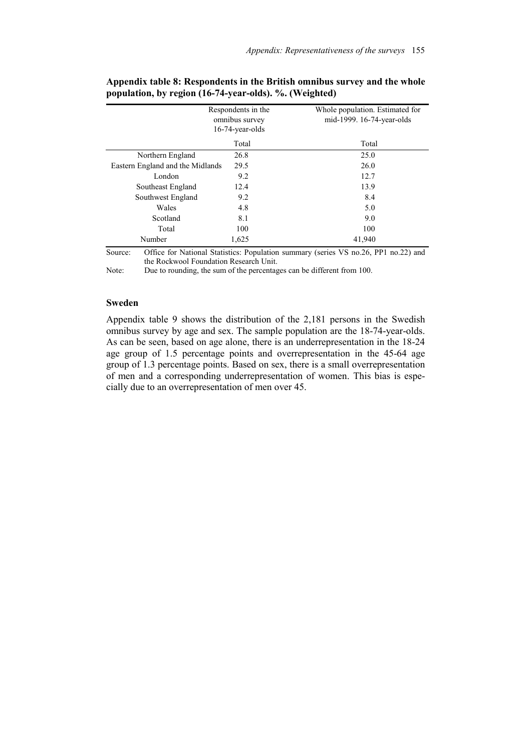**Appendix table 8: Respondents in the British omnibus survey and the whole population, by region (16-74-year-olds). %. (Weighted)**

| | Respondents in the omnibus survey 16-74-year-olds | Whole population. Estimated for mid-1999. 16-74-year-olds |
|---|---|---|
| | Total | Total |
| Northern England | 26.8 | 25.0 |
| Eastern England and the Midlands | 29.5 | 26.0 |
| London | 9.2 | 12.7 |
| Southeast England | 12.4 | 13.9 |
| Southwest England | 9.2 | 8.4 |
| Wales | 4.8 | 5.0 |
| Scotland | 8.1 | 9.0 |
| Total | 100 | 100 |
| Number | 1,625 | 41,940 |

Source: Office for National Statistics: Population summary (series VS no.26, PP1 no.22) and the Rockwool Foundation Research Unit.

Note: Due to rounding, the sum of the percentages can be different from 100.

### Sweden

Appendix table 9 shows the distribution of the 2,181 persons in the Swedish omnibus survey by age and sex. The sample population are the 18-74-year-olds. As can be seen, based on age alone, there is an underrepresentation in the 18-24 age group of 1.5 percentage points and overrepresentation in the 45-64 age group of 1.3 percentage points. Based on sex, there is a small overrepresentation of men and a corresponding underrepresentation of women. This bias is especially due to an overrepresentation of men over 45.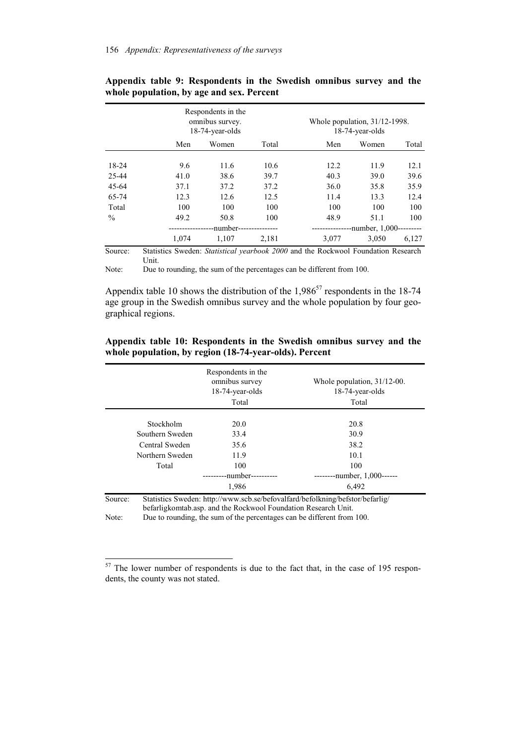**Appendix table 9: Respondents in the Swedish omnibus survey and the whole population, by age and sex. Percent**

| | Respondents in the omnibus survey. 18-74-year-olds | | | Whole population, 31/12-1998. 18-74-year-olds | | |
|---|---|---|---|---|---|---|
| | Men | Women | Total | Men | Women | Total |
| 18-24 | 9.6 | 11.6 | 10.6 | 12.2 | 11.9 | 12.1 |
| 25-44 | 41.0 | 38.6 | 39.7 | 40.3 | 39.0 | 39.6 |
| 45-64 | 37.1 | 37.2 | 37.2 | 36.0 | 35.8 | 35.9 |
| 65-74 | 12.3 | 12.6 | 12.5 | 11.4 | 13.3 | 12.4 |
| Total | 100 | 100 | 100 | 100 | 100 | 100 |
| % | 49.2 | 50.8 | 100 | 48.9 | 51.1 | 100 |
| | -----------------number--------------- | | | ---------------number, 1,000--------- | | |
| | 1,074 | 1,107 | 2,181 | 3,077 | 3,050 | 6,127 |

Source: Statistics Sweden: *Statistical yearbook 2000* and the Rockwool Foundation Research Unit.

Note: Due to rounding, the sum of the percentages can be different from 100.

Appendix table 10 shows the distribution of the 1,986[57] respondents in the 18-74 age group in the Swedish omnibus survey and the whole population by four geographical regions.

**Appendix table 10: Respondents in the Swedish omnibus survey and the whole population, by region (18-74-year-olds). Percent**

| | Respondents in the omnibus survey 18-74-year-olds Total | Whole population, 31/12-00. 18-74-year-olds Total |
|---|---|---|
| Stockholm | 20.0 | 20.8 |
| Southern Sweden | 33.4 | 30.9 |
| Central Sweden | 35.6 | 38.2 |
| Northern Sweden | 11.9 | 10.1 |
| Total | 100 | 100 |
| | ---------number---------- | --------number, 1,000------ |
| | 1,986 | 6,492 |

Source: Statistics Sweden: http://www.scb.se/befovalfard/befolkning/befstor/befarlig/befarligkomtab.asp. and the Rockwool Foundation Research Unit.

Note: Due to rounding, the sum of the percentages can be different from 100.

---

[57] The lower number of respondents is due to the fact that, in the case of 195 respondents, the county was not stated.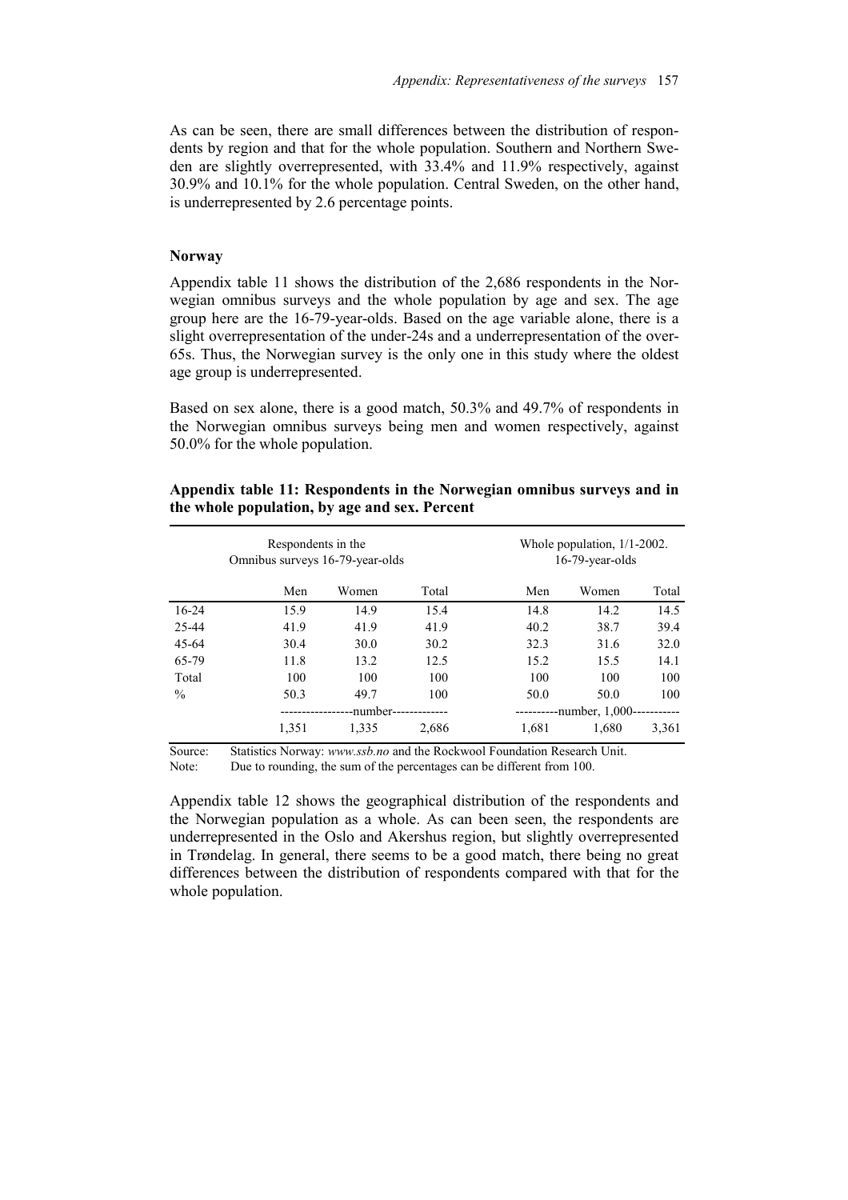As can be seen, there are small differences between the distribution of respondents by region and that for the whole population. Southern and Northern Sweden are slightly overrepresented, with 33.4% and 11.9% respectively, against 30.9% and 10.1% for the whole population. Central Sweden, on the other hand, is underrepresented by 2.6 percentage points.

**Norway**

Appendix table 11 shows the distribution of the 2,686 respondents in the Norwegian omnibus surveys and the whole population by age and sex. The age group here are the 16-79-year-olds. Based on the age variable alone, there is a slight overrepresentation of the under-24s and a underrepresentation of the over-65s. Thus, the Norwegian survey is the only one in this study where the oldest age group is underrepresented.

Based on sex alone, there is a good match, 50.3% and 49.7% of respondents in the Norwegian omnibus surveys being men and women respectively, against 50.0% for the whole population.

**Appendix table 11: Respondents in the Norwegian omnibus surveys and in the whole population, by age and sex. Percent**

| | Respondents in the Omnibus surveys 16-79-year-olds | | | Whole population, 1/1-2002. 16-79-year-olds | | |
|---|---|---|---|---|---|---|
| | Men | Women | Total | Men | Women | Total |
| 16-24 | 15.9 | 14.9 | 15.4 | 14.8 | 14.2 | 14.5 |
| 25-44 | 41.9 | 41.9 | 41.9 | 40.2 | 38.7 | 39.4 |
| 45-64 | 30.4 | 30.0 | 30.2 | 32.3 | 31.6 | 32.0 |
| 65-79 | 11.8 | 13.2 | 12.5 | 15.2 | 15.5 | 14.1 |
| Total | 100 | 100 | 100 | 100 | 100 | 100 |
| % | 50.3 | 49.7 | 100 | 50.0 | 50.0 | 100 |
| | -----------------number------------- | | | ----------number, 1,000----------- | | |
| | 1,351 | 1,335 | 2,686 | 1,681 | 1,680 | 3,361 |

Source: Statistics Norway: *www.ssb.no* and the Rockwool Foundation Research Unit.
Note: Due to rounding, the sum of the percentages can be different from 100.

Appendix table 12 shows the geographical distribution of the respondents and the Norwegian population as a whole. As can been seen, the respondents are underrepresented in the Oslo and Akershus region, but slightly overrepresented in Trøndelag. In general, there seems to be a good match, there being no great differences between the distribution of respondents compared with that for the whole population.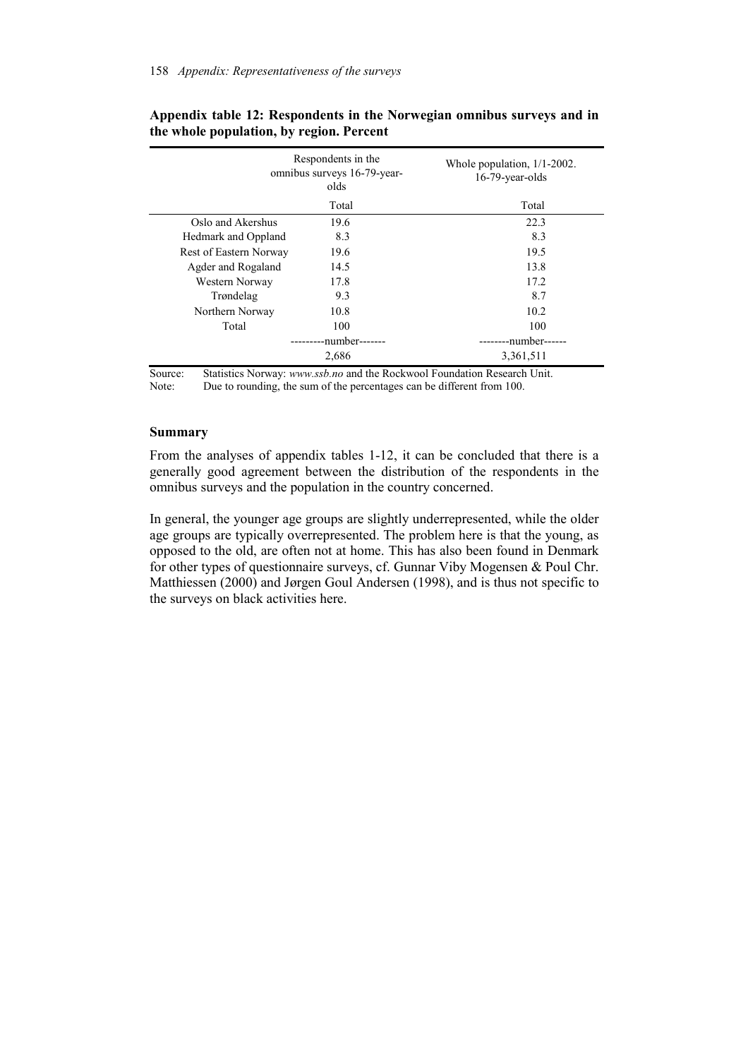**Appendix table 12: Respondents in the Norwegian omnibus surveys and in the whole population, by region. Percent**

| | Respondents in the omnibus surveys 16-79-year-olds | Whole population, 1/1-2002. 16-79-year-olds |
|---|---|---|
| | Total | Total |
| Oslo and Akershus | 19.6 | 22.3 |
| Hedmark and Oppland | 8.3 | 8.3 |
| Rest of Eastern Norway | 19.6 | 19.5 |
| Agder and Rogaland | 14.5 | 13.8 |
| Western Norway | 17.8 | 17.2 |
| Trøndelag | 9.3 | 8.7 |
| Northern Norway | 10.8 | 10.2 |
| Total | 100 | 100 |
| | ---------number------- | --------number------ |
| | 2,686 | 3,361,511 |

Source: Statistics Norway: *www.ssb.no* and the Rockwool Foundation Research Unit.
Note: Due to rounding, the sum of the percentages can be different from 100.

**Summary**

From the analyses of appendix tables 1-12, it can be concluded that there is a generally good agreement between the distribution of the respondents in the omnibus surveys and the population in the country concerned.

In general, the younger age groups are slightly underrepresented, while the older age groups are typically overrepresented. The problem here is that the young, as opposed to the old, are often not at home. This has also been found in Denmark for other types of questionnaire surveys, cf. Gunnar Viby Mogensen & Poul Chr. Matthiessen (2000) and Jørgen Goul Andersen (1998), and is thus not specific to the surveys on black activities here.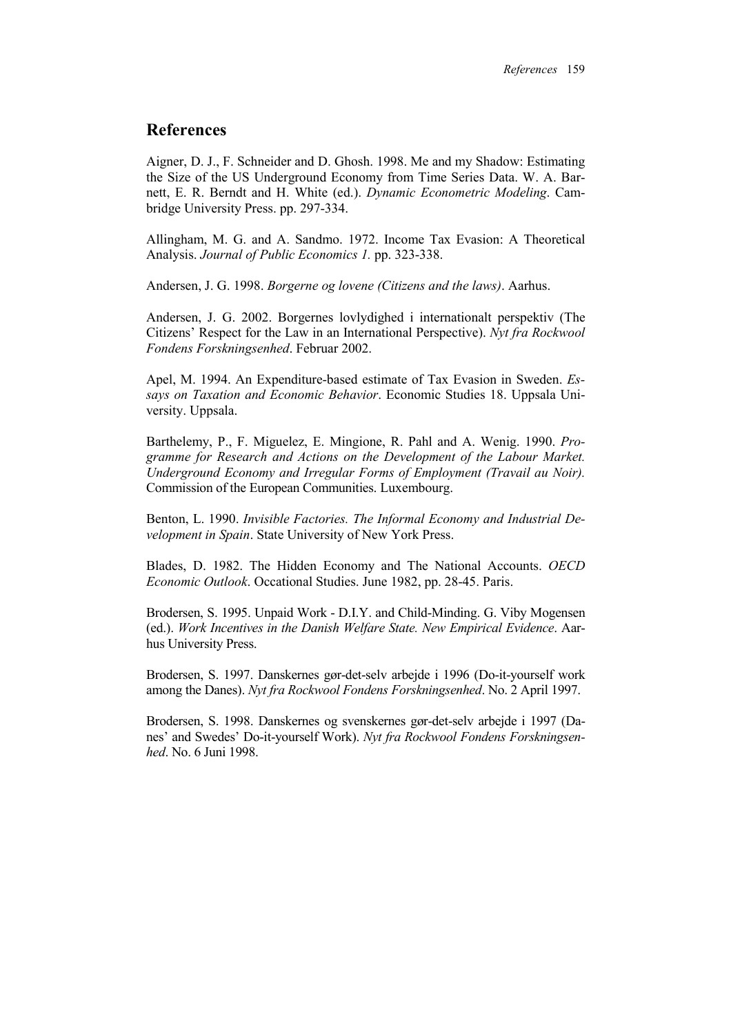## References

Aigner, D. J., F. Schneider and D. Ghosh. 1998. Me and my Shadow: Estimating the Size of the US Underground Economy from Time Series Data. W. A. Barnett, E. R. Berndt and H. White (ed.). *Dynamic Econometric Modeling*. Cambridge University Press. pp. 297-334.

Allingham, M. G. and A. Sandmo. 1972. Income Tax Evasion: A Theoretical Analysis. *Journal of Public Economics 1.* pp. 323-338.

Andersen, J. G. 1998. *Borgerne og lovene (Citizens and the laws)*. Aarhus.

Andersen, J. G. 2002. Borgernes lovlydighed i internationalt perspektiv (The Citizens' Respect for the Law in an International Perspective). *Nyt fra Rockwool Fondens Forskningsenhed*. Februar 2002.

Apel, M. 1994. An Expenditure-based estimate of Tax Evasion in Sweden. *Essays on Taxation and Economic Behavior*. Economic Studies 18. Uppsala University. Uppsala.

Barthelemy, P., F. Miguelez, E. Mingione, R. Pahl and A. Wenig. 1990. *Programme for Research and Actions on the Development of the Labour Market. Underground Economy and Irregular Forms of Employment (Travail au Noir).* Commission of the European Communities. Luxembourg.

Benton, L. 1990. *Invisible Factories. The Informal Economy and Industrial Development in Spain*. State University of New York Press.

Blades, D. 1982. The Hidden Economy and The National Accounts. *OECD Economic Outlook*. Occational Studies. June 1982, pp. 28-45. Paris.

Brodersen, S. 1995. Unpaid Work - D.I.Y. and Child-Minding. G. Viby Mogensen (ed.). *Work Incentives in the Danish Welfare State. New Empirical Evidence*. Aarhus University Press.

Brodersen, S. 1997. Danskernes gør-det-selv arbejde i 1996 (Do-it-yourself work among the Danes). *Nyt fra Rockwool Fondens Forskningsenhed*. No. 2 April 1997.

Brodersen, S. 1998. Danskernes og svenskernes gør-det-selv arbejde i 1997 (Danes' and Swedes' Do-it-yourself Work). *Nyt fra Rockwool Fondens Forskningsenhed*. No. 6 Juni 1998.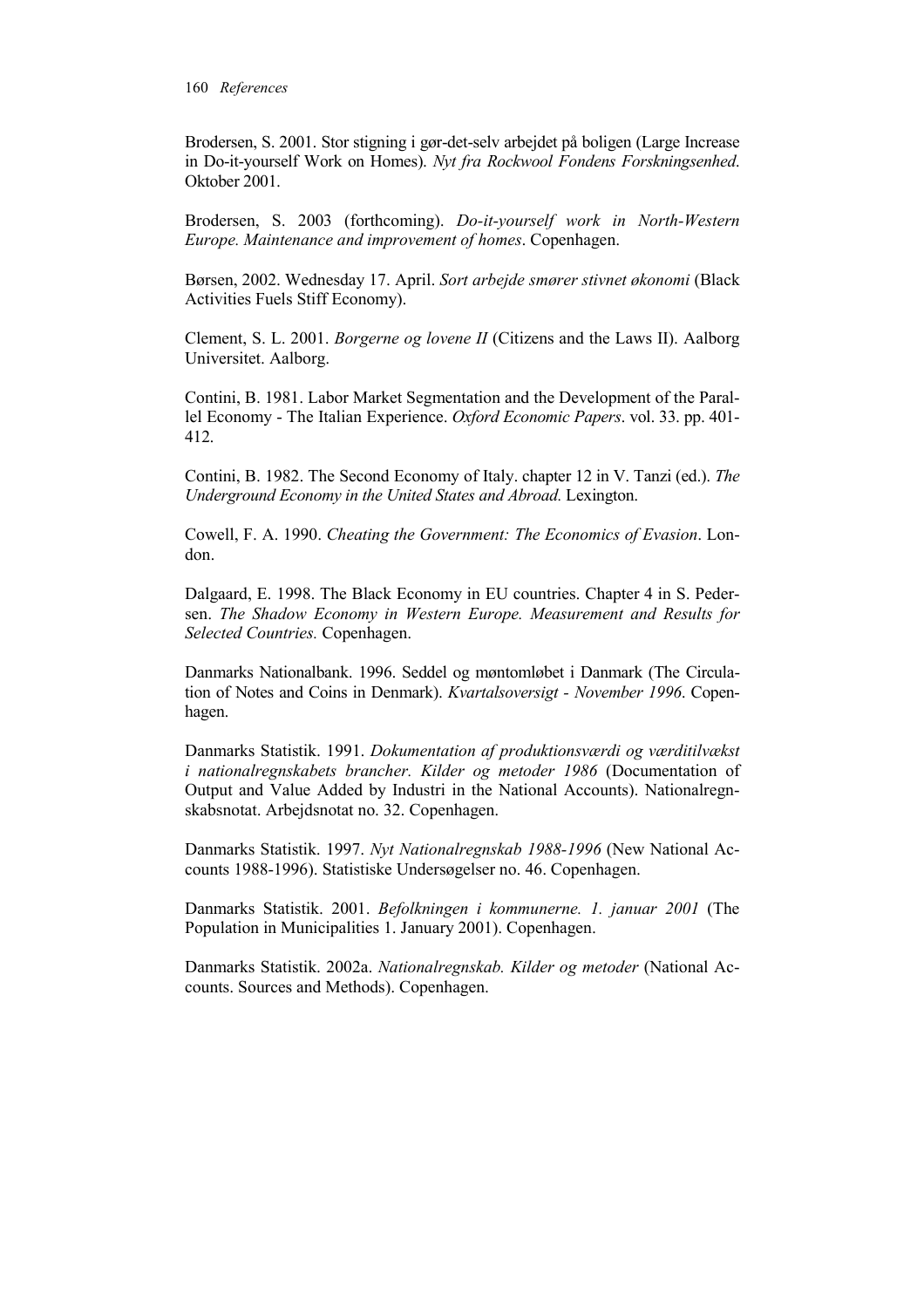Brodersen, S. 2001. Stor stigning i gør-det-selv arbejdet på boligen (Large Increase in Do-it-yourself Work on Homes). *Nyt fra Rockwool Fondens Forskningsenhed*. Oktober 2001.

Brodersen, S. 2003 (forthcoming). *Do-it-yourself work in North-Western Europe. Maintenance and improvement of homes*. Copenhagen.

Børsen, 2002. Wednesday 17. April. *Sort arbejde smører stivnet økonomi* (Black Activities Fuels Stiff Economy).

Clement, S. L. 2001. *Borgerne og lovene II* (Citizens and the Laws II). Aalborg Universitet. Aalborg.

Contini, B. 1981. Labor Market Segmentation and the Development of the Parallel Economy - The Italian Experience. *Oxford Economic Papers*. vol. 33. pp. 401-412.

Contini, B. 1982. The Second Economy of Italy. chapter 12 in V. Tanzi (ed.). *The Underground Economy in the United States and Abroad.* Lexington.

Cowell, F. A. 1990. *Cheating the Government: The Economics of Evasion*. London.

Dalgaard, E. 1998. The Black Economy in EU countries. Chapter 4 in S. Pedersen. *The Shadow Economy in Western Europe. Measurement and Results for Selected Countries.* Copenhagen.

Danmarks Nationalbank. 1996. Seddel og møntomløbet i Danmark (The Circulation of Notes and Coins in Denmark). *Kvartalsoversigt - November 1996*. Copenhagen.

Danmarks Statistik. 1991. *Dokumentation af produktionsværdi og værditilvækst i nationalregnskabets brancher. Kilder og metoder 1986* (Documentation of Output and Value Added by Industri in the National Accounts). Nationalregnskabsnotat. Arbejdsnotat no. 32. Copenhagen.

Danmarks Statistik. 1997. *Nyt Nationalregnskab 1988-1996* (New National Accounts 1988-1996). Statistiske Undersøgelser no. 46. Copenhagen.

Danmarks Statistik. 2001. *Befolkningen i kommunerne. 1. januar 2001* (The Population in Municipalities 1. January 2001). Copenhagen.

Danmarks Statistik. 2002a. *Nationalregnskab. Kilder og metoder* (National Accounts. Sources and Methods). Copenhagen.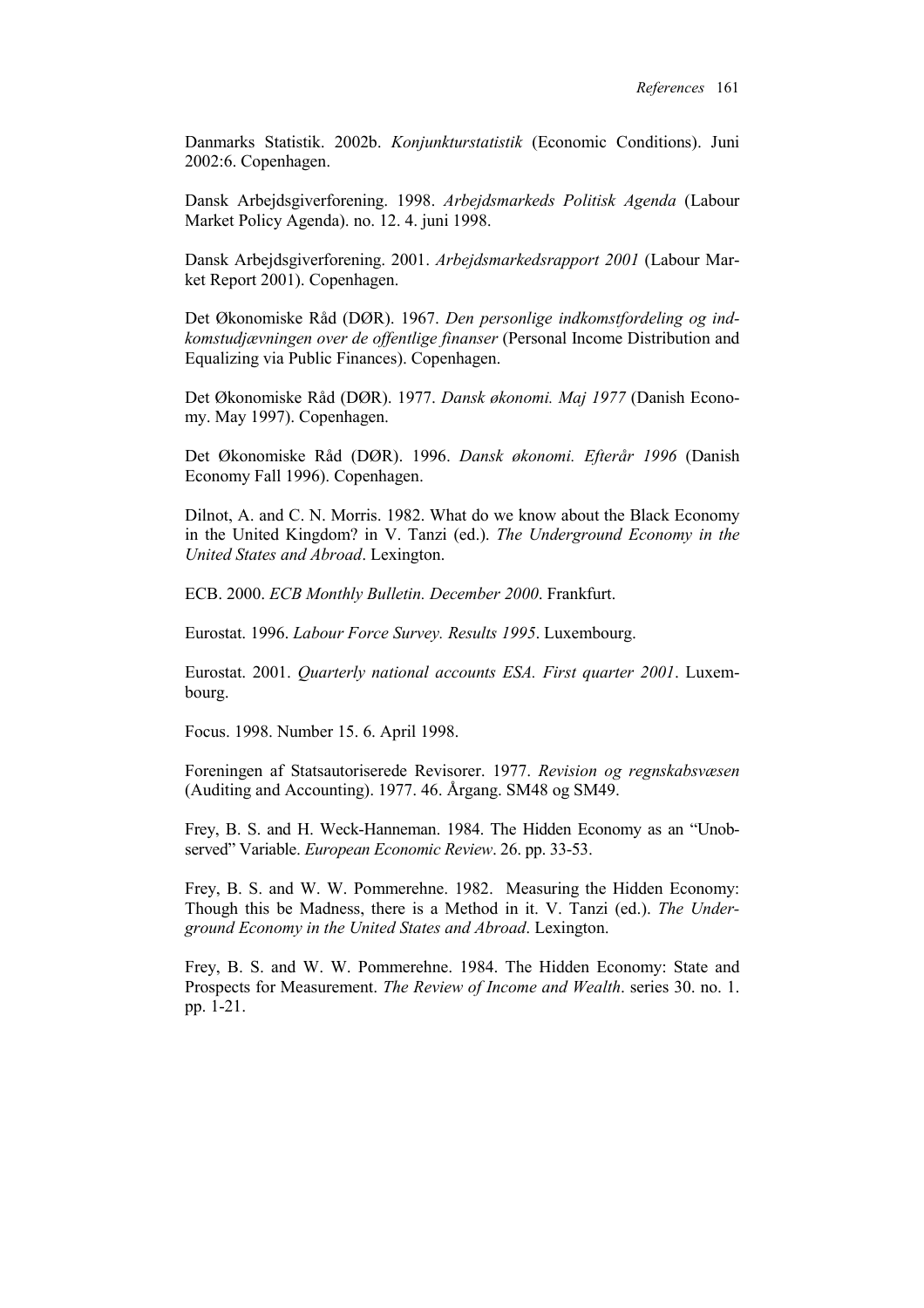Danmarks Statistik. 2002b. *Konjunkturstatistik* (Economic Conditions). Juni 2002:6. Copenhagen.

Dansk Arbejdsgiverforening. 1998. *Arbejdsmarkeds Politisk Agenda* (Labour Market Policy Agenda). no. 12. 4. juni 1998.

Dansk Arbejdsgiverforening. 2001. *Arbejdsmarkedsrapport 2001* (Labour Market Report 2001). Copenhagen.

Det Økonomiske Råd (DØR). 1967. *Den personlige indkomstfordeling og indkomstudjævningen over de offentlige finanser* (Personal Income Distribution and Equalizing via Public Finances). Copenhagen.

Det Økonomiske Råd (DØR). 1977. *Dansk økonomi. Maj 1977* (Danish Economy. May 1997). Copenhagen.

Det Økonomiske Råd (DØR). 1996. *Dansk økonomi. Efterår 1996* (Danish Economy Fall 1996). Copenhagen.

Dilnot, A. and C. N. Morris. 1982. What do we know about the Black Economy in the United Kingdom? in V. Tanzi (ed.). *The Underground Economy in the United States and Abroad*. Lexington.

ECB. 2000. *ECB Monthly Bulletin. December 2000*. Frankfurt.

Eurostat. 1996. *Labour Force Survey. Results 1995*. Luxembourg.

Eurostat. 2001. *Quarterly national accounts ESA. First quarter 2001*. Luxembourg.

Focus. 1998. Number 15. 6. April 1998.

Foreningen af Statsautoriserede Revisorer. 1977. *Revision og regnskabsvæsen* (Auditing and Accounting). 1977. 46. Årgang. SM48 og SM49.

Frey, B. S. and H. Weck-Hanneman. 1984. The Hidden Economy as an "Unobserved" Variable. *European Economic Review*. 26. pp. 33-53.

Frey, B. S. and W. W. Pommerehne. 1982. Measuring the Hidden Economy: Though this be Madness, there is a Method in it. V. Tanzi (ed.). *The Underground Economy in the United States and Abroad*. Lexington.

Frey, B. S. and W. W. Pommerehne. 1984. The Hidden Economy: State and Prospects for Measurement. *The Review of Income and Wealth*. series 30. no. 1. pp. 1-21.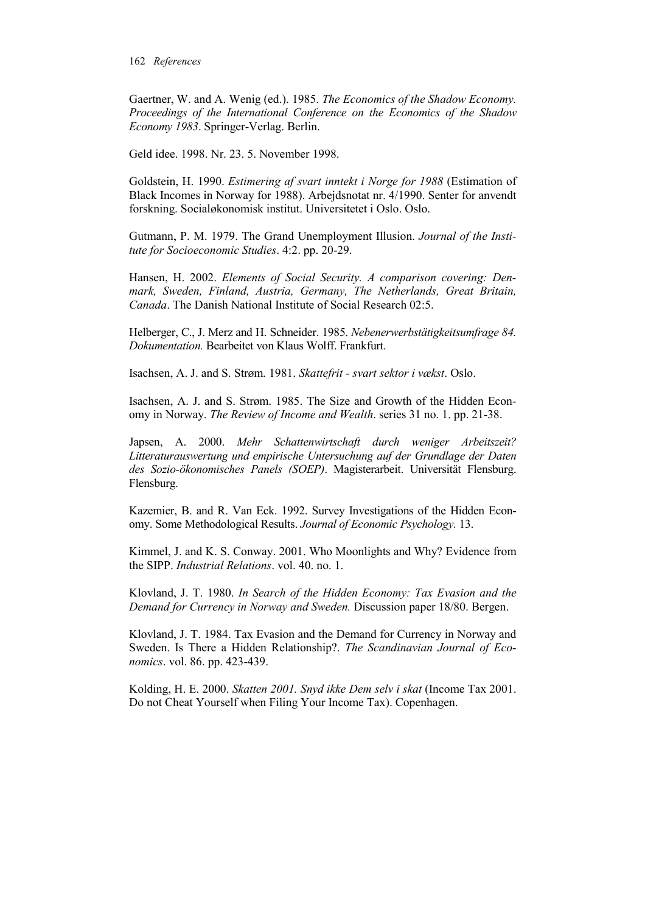Gaertner, W. and A. Wenig (ed.). 1985. *The Economics of the Shadow Economy. Proceedings of the International Conference on the Economics of the Shadow Economy 1983*. Springer-Verlag. Berlin.

Geld idee. 1998. Nr. 23. 5. November 1998.

Goldstein, H. 1990. *Estimering af svart inntekt i Norge for 1988* (Estimation of Black Incomes in Norway for 1988). Arbejdsnotat nr. 4/1990. Senter for anvendt forskning. Socialøkonomisk institut. Universitetet i Oslo. Oslo.

Gutmann, P. M. 1979. The Grand Unemployment Illusion. *Journal of the Institute for Socioeconomic Studies*. 4:2. pp. 20-29.

Hansen, H. 2002. *Elements of Social Security. A comparison covering: Denmark, Sweden, Finland, Austria, Germany, The Netherlands, Great Britain, Canada*. The Danish National Institute of Social Research 02:5.

Helberger, C., J. Merz and H. Schneider. 1985. *Nebenerwerbstätigkeitsumfrage 84. Dokumentation.* Bearbeitet von Klaus Wolff. Frankfurt.

Isachsen, A. J. and S. Strøm. 1981. *Skattefrit - svart sektor i vækst*. Oslo.

Isachsen, A. J. and S. Strøm. 1985. The Size and Growth of the Hidden Economy in Norway. *The Review of Income and Wealth*. series 31 no. 1. pp. 21-38.

Japsen, A. 2000. *Mehr Schattenwirtschaft durch weniger Arbeitszeit? Litteraturauswertung und empirische Untersuchung auf der Grundlage der Daten des Sozio-ökonomisches Panels (SOEP)*. Magisterarbeit. Universität Flensburg. Flensburg.

Kazemier, B. and R. Van Eck. 1992. Survey Investigations of the Hidden Economy. Some Methodological Results. *Journal of Economic Psychology.* 13.

Kimmel, J. and K. S. Conway. 2001. Who Moonlights and Why? Evidence from the SIPP. *Industrial Relations*. vol. 40. no. 1.

Klovland, J. T. 1980. *In Search of the Hidden Economy: Tax Evasion and the Demand for Currency in Norway and Sweden.* Discussion paper 18/80. Bergen.

Klovland, J. T. 1984. Tax Evasion and the Demand for Currency in Norway and Sweden. Is There a Hidden Relationship?. *The Scandinavian Journal of Economics*. vol. 86. pp. 423-439.

Kolding, H. E. 2000. *Skatten 2001. Snyd ikke Dem selv i skat* (Income Tax 2001. Do not Cheat Yourself when Filing Your Income Tax). Copenhagen.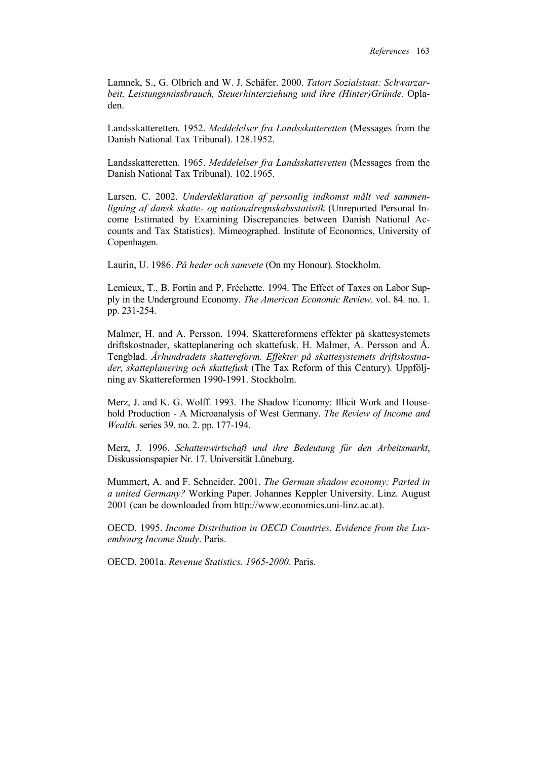Lamnek, S., G. Olbrich and W. J. Schäfer. 2000. *Tatort Sozialstaat: Schwarzarbeit, Leistungsmissbrauch, Steuerhinterziehung und ihre (Hinter)Gründe.* Opladen.

Landsskatteretten. 1952. *Meddelelser fra Landsskatteretten* (Messages from the Danish National Tax Tribunal). 128.1952.

Landsskatteretten. 1965. *Meddelelser fra Landsskatteretten* (Messages from the Danish National Tax Tribunal). 102.1965.

Larsen, C. 2002. *Underdeklaration af personlig indkomst målt ved sammenligning af dansk skatte- og nationalregnskabsstatistik* (Unreported Personal Income Estimated by Examining Discrepancies between Danish National Accounts and Tax Statistics). Mimeographed. Institute of Economics, University of Copenhagen.

Laurin, U. 1986. *På heder och samvete* (On my Honour)*.* Stockholm.

Lemieux, T., B. Fortin and P. Fréchette. 1994. The Effect of Taxes on Labor Supply in the Underground Economy. *The American Economic Review*. vol. 84. no. 1. pp. 231-254.

Malmer, H. and A. Persson. 1994. Skattereformens effekter på skattesystemets driftskostnader, skatteplanering och skattefusk. H. Malmer, A. Persson and Å. Tengblad. *Århundradets skattereform. Effekter på skattesystemets driftskostnader, skatteplanering och skattefusk* (The Tax Reform of this Century)*.* Uppföljning av Skattereformen 1990-1991. Stockholm.

Merz, J. and K. G. Wolff. 1993. The Shadow Economy: Illicit Work and Household Production - A Microanalysis of West Germany. *The Review of Income and Wealth*. series 39. no. 2. pp. 177-194.

Merz, J. 1996. *Schattenwirtschaft und ihre Bedeutung für den Arbeitsmarkt*, Diskussionspapier Nr. 17. Universität Lüneburg.

Mummert, A. and F. Schneider. 2001. *The German shadow economy: Parted in a united Germany?* Working Paper. Johannes Keppler University. Linz. August 2001 (can be downloaded from http://www.economics.uni-linz.ac.at).

OECD. 1995. *Income Distribution in OECD Countries. Evidence from the Luxembourg Income Study*. Paris.

OECD. 2001a. *Revenue Statistics. 1965-2000*. Paris.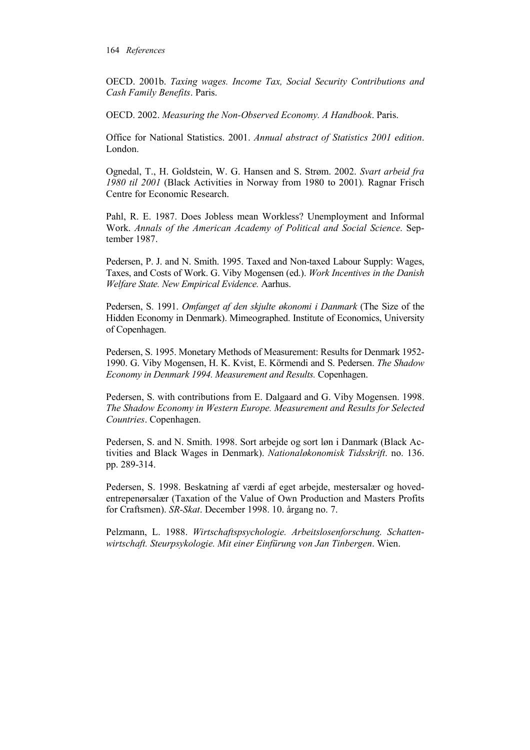OECD. 2001b. *Taxing wages. Income Tax, Social Security Contributions and Cash Family Benefits*. Paris.

OECD. 2002. *Measuring the Non-Observed Economy. A Handbook*. Paris.

Office for National Statistics. 2001. *Annual abstract of Statistics 2001 edition*. London.

Ognedal, T., H. Goldstein, W. G. Hansen and S. Strøm. 2002. *Svart arbeid fra 1980 til 2001* (Black Activities in Norway from 1980 to 2001). Ragnar Frisch Centre for Economic Research.

Pahl, R. E. 1987. Does Jobless mean Workless? Unemployment and Informal Work. *Annals of the American Academy of Political and Social Science*. September 1987.

Pedersen, P. J. and N. Smith. 1995. Taxed and Non-taxed Labour Supply: Wages, Taxes, and Costs of Work. G. Viby Mogensen (ed.). *Work Incentives in the Danish Welfare State. New Empirical Evidence.* Aarhus.

Pedersen, S. 1991. *Omfanget af den skjulte økonomi i Danmark* (The Size of the Hidden Economy in Denmark). Mimeographed. Institute of Economics, University of Copenhagen.

Pedersen, S. 1995. Monetary Methods of Measurement: Results for Denmark 1952-1990. G. Viby Mogensen, H. K. Kvist, E. Körmendi and S. Pedersen. *The Shadow Economy in Denmark 1994. Measurement and Results.* Copenhagen.

Pedersen, S. with contributions from E. Dalgaard and G. Viby Mogensen. 1998. *The Shadow Economy in Western Europe. Measurement and Results for Selected Countries*. Copenhagen.

Pedersen, S. and N. Smith. 1998. Sort arbejde og sort løn i Danmark (Black Activities and Black Wages in Denmark). *Nationaløkonomisk Tidsskrift*. no. 136. pp. 289-314.

Pedersen, S. 1998. Beskatning af værdi af eget arbejde, mestersalær og hovedentrepenørsalær (Taxation of the Value of Own Production and Masters Profits for Craftsmen). *SR-Skat*. December 1998. 10. årgang no. 7.

Pelzmann, L. 1988. *Wirtschaftspsychologie. Arbeitslosenforschung. Schattenwirtschaft. Steurpsykologie. Mit einer Einfürung von Jan Tinbergen*. Wien.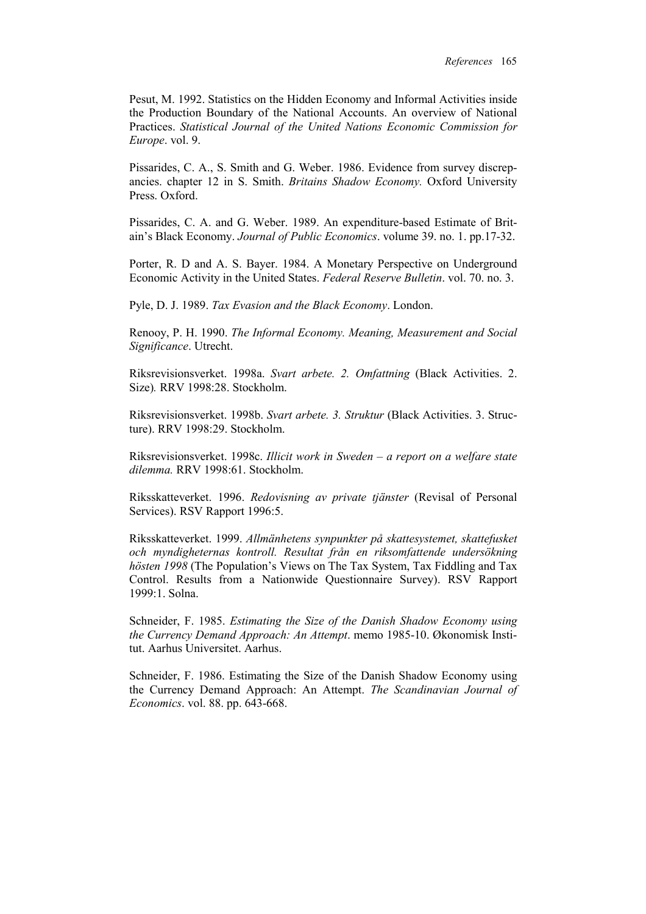Pesut, M. 1992. Statistics on the Hidden Economy and Informal Activities inside the Production Boundary of the National Accounts. An overview of National Practices. *Statistical Journal of the United Nations Economic Commission for Europe*. vol. 9.

Pissarides, C. A., S. Smith and G. Weber. 1986. Evidence from survey discrepancies. chapter 12 in S. Smith. *Britains Shadow Economy.* Oxford University Press. Oxford.

Pissarides, C. A. and G. Weber. 1989. An expenditure-based Estimate of Britain's Black Economy. *Journal of Public Economics*. volume 39. no. 1. pp.17-32.

Porter, R. D and A. S. Bayer. 1984. A Monetary Perspective on Underground Economic Activity in the United States. *Federal Reserve Bulletin*. vol. 70. no. 3.

Pyle, D. J. 1989. *Tax Evasion and the Black Economy*. London.

Renooy, P. H. 1990. *The Informal Economy. Meaning, Measurement and Social Significance*. Utrecht.

Riksrevisionsverket. 1998a. *Svart arbete. 2. Omfattning* (Black Activities. 2. Size)*.* RRV 1998:28. Stockholm.

Riksrevisionsverket. 1998b. *Svart arbete. 3. Struktur* (Black Activities. 3. Structure). RRV 1998:29. Stockholm.

Riksrevisionsverket. 1998c. *Illicit work in Sweden – a report on a welfare state dilemma.* RRV 1998:61. Stockholm.

Riksskatteverket. 1996. *Redovisning av private tjänster* (Revisal of Personal Services). RSV Rapport 1996:5.

Riksskatteverket. 1999. *Allmänhetens synpunkter på skattesystemet, skattefusket och myndigheternas kontroll. Resultat från en riksomfattende undersökning hösten 1998* (The Population's Views on The Tax System, Tax Fiddling and Tax Control. Results from a Nationwide Questionnaire Survey). RSV Rapport 1999:1. Solna.

Schneider, F. 1985. *Estimating the Size of the Danish Shadow Economy using the Currency Demand Approach: An Attempt*. memo 1985-10. Økonomisk Institut. Aarhus Universitet. Aarhus.

Schneider, F. 1986. Estimating the Size of the Danish Shadow Economy using the Currency Demand Approach: An Attempt. *The Scandinavian Journal of Economics*. vol. 88. pp. 643-668.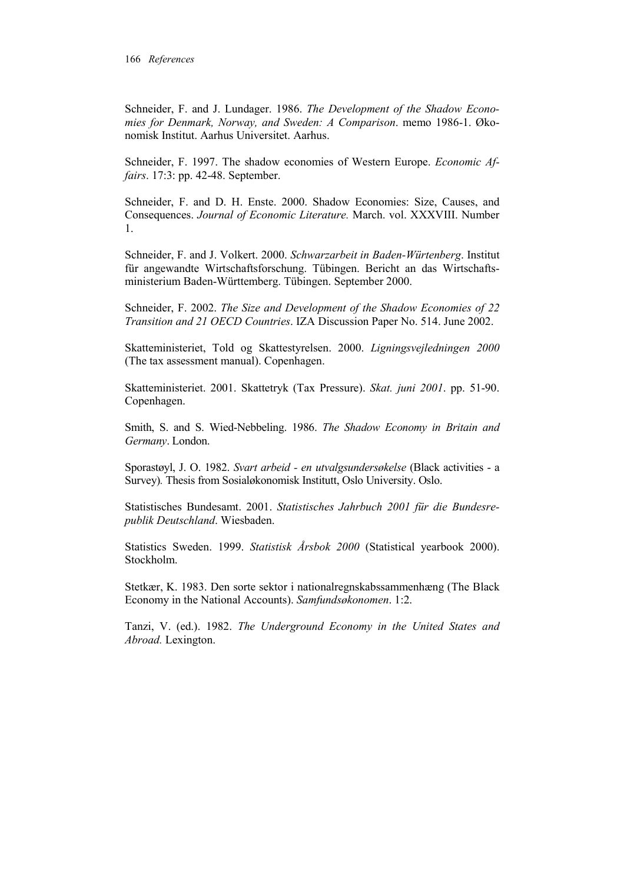Schneider, F. and J. Lundager. 1986. *The Development of the Shadow Economies for Denmark, Norway, and Sweden: A Comparison*. memo 1986-1. Økonomisk Institut. Aarhus Universitet. Aarhus.

Schneider, F. 1997. The shadow economies of Western Europe. *Economic Affairs*. 17:3: pp. 42-48. September.

Schneider, F. and D. H. Enste. 2000. Shadow Economies: Size, Causes, and Consequences. *Journal of Economic Literature.* March. vol. XXXVIII. Number 1.

Schneider, F. and J. Volkert. 2000. *Schwarzarbeit in Baden-Würtenberg*. Institut für angewandte Wirtschaftsforschung. Tübingen. Bericht an das Wirtschaftsministerium Baden-Württemberg. Tübingen. September 2000.

Schneider, F. 2002. *The Size and Development of the Shadow Economies of 22 Transition and 21 OECD Countries*. IZA Discussion Paper No. 514. June 2002.

Skatteministeriet, Told og Skattestyrelsen. 2000. *Ligningsvejledningen 2000* (The tax assessment manual). Copenhagen.

Skatteministeriet. 2001. Skattetryk (Tax Pressure). *Skat. juni 2001*. pp. 51-90. Copenhagen.

Smith, S. and S. Wied-Nebbeling. 1986. *The Shadow Economy in Britain and Germany*. London.

Sporastøyl, J. O. 1982. *Svart arbeid - en utvalgsundersøkelse* (Black activities - a Survey)*.* Thesis from Sosialøkonomisk Institutt, Oslo University. Oslo.

Statistisches Bundesamt. 2001. *Statistisches Jahrbuch 2001 für die Bundesrepublik Deutschland*. Wiesbaden.

Statistics Sweden. 1999. *Statistisk Årsbok 2000* (Statistical yearbook 2000). Stockholm.

Stetkær, K. 1983. Den sorte sektor i nationalregnskabssammenhæng (The Black Economy in the National Accounts). *Samfundsøkonomen*. 1:2.

Tanzi, V. (ed.). 1982. *The Underground Economy in the United States and Abroad.* Lexington.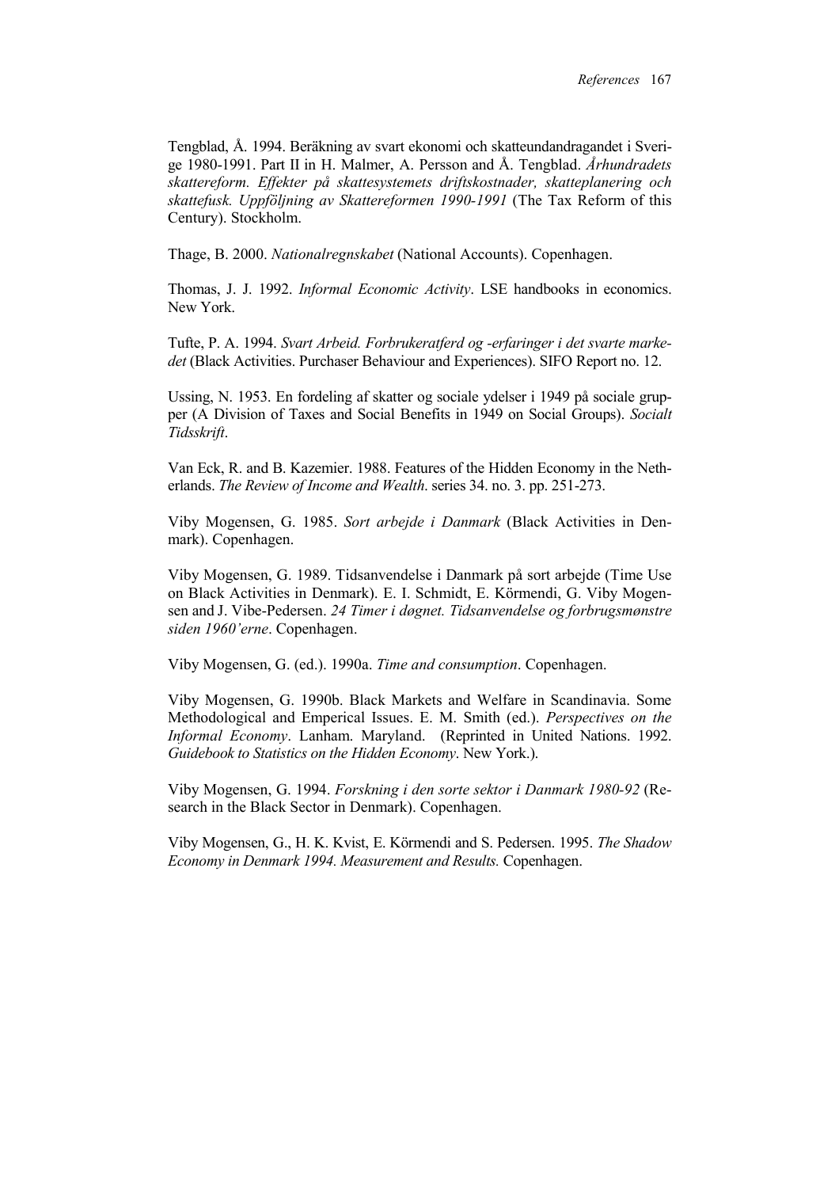Tengblad, Å. 1994. Beräkning av svart ekonomi och skatteundandragandet i Sverige 1980-1991. Part II in H. Malmer, A. Persson and Å. Tengblad. *Århundradets skattereform. Effekter på skattesystemets driftskostnader, skatteplanering och skattefusk. Uppföljning av Skattereformen 1990-1991* (The Tax Reform of this Century). Stockholm.

Thage, B. 2000. *Nationalregnskabet* (National Accounts). Copenhagen.

Thomas, J. J. 1992. *Informal Economic Activity*. LSE handbooks in economics. New York.

Tufte, P. A. 1994. *Svart Arbeid. Forbrukeratferd og -erfaringer i det svarte markedet* (Black Activities. Purchaser Behaviour and Experiences). SIFO Report no. 12.

Ussing, N. 1953. En fordeling af skatter og sociale ydelser i 1949 på sociale grupper (A Division of Taxes and Social Benefits in 1949 on Social Groups). *Socialt Tidsskrift*.

Van Eck, R. and B. Kazemier. 1988. Features of the Hidden Economy in the Netherlands. *The Review of Income and Wealth*. series 34. no. 3. pp. 251-273.

Viby Mogensen, G. 1985. *Sort arbejde i Danmark* (Black Activities in Denmark). Copenhagen.

Viby Mogensen, G. 1989. Tidsanvendelse i Danmark på sort arbejde (Time Use on Black Activities in Denmark). E. I. Schmidt, E. Körmendi, G. Viby Mogensen and J. Vibe-Pedersen. *24 Timer i døgnet. Tidsanvendelse og forbrugsmønstre siden 1960'erne*. Copenhagen.

Viby Mogensen, G. (ed.). 1990a. *Time and consumption*. Copenhagen.

Viby Mogensen, G. 1990b. Black Markets and Welfare in Scandinavia. Some Methodological and Emperical Issues. E. M. Smith (ed.). *Perspectives on the Informal Economy*. Lanham. Maryland. (Reprinted in United Nations. 1992. *Guidebook to Statistics on the Hidden Economy*. New York.).

Viby Mogensen, G. 1994. *Forskning i den sorte sektor i Danmark 1980-92* (Research in the Black Sector in Denmark). Copenhagen.

Viby Mogensen, G., H. K. Kvist, E. Körmendi and S. Pedersen. 1995. *The Shadow Economy in Denmark 1994. Measurement and Results.* Copenhagen.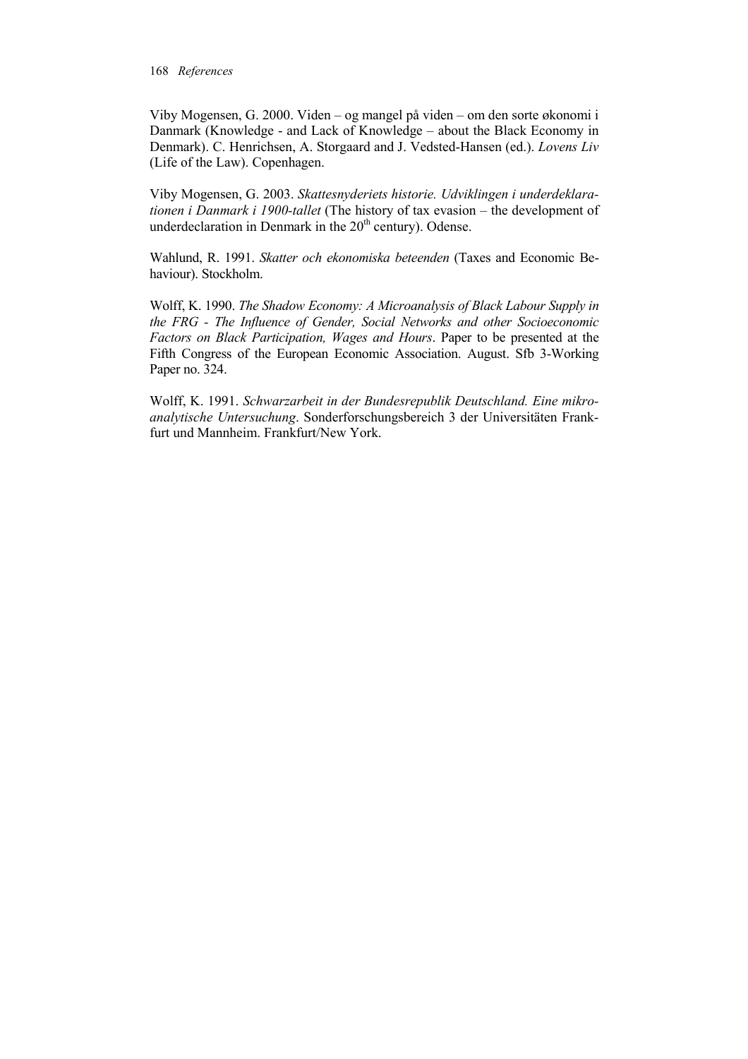Viby Mogensen, G. 2000. Viden – og mangel på viden – om den sorte økonomi i Danmark (Knowledge - and Lack of Knowledge – about the Black Economy in Denmark). C. Henrichsen, A. Storgaard and J. Vedsted-Hansen (ed.). *Lovens Liv* (Life of the Law). Copenhagen.

Viby Mogensen, G. 2003. *Skattesnyderiets historie. Udviklingen i underdeklarationen i Danmark i 1900-tallet* (The history of tax evasion – the development of underdeclaration in Denmark in the 20th century). Odense.

Wahlund, R. 1991. *Skatter och ekonomiska beteenden* (Taxes and Economic Behaviour). Stockholm.

Wolff, K. 1990. *The Shadow Economy: A Microanalysis of Black Labour Supply in the FRG - The Influence of Gender, Social Networks and other Socioeconomic Factors on Black Participation, Wages and Hours*. Paper to be presented at the Fifth Congress of the European Economic Association. August. Sfb 3-Working Paper no. 324.

Wolff, K. 1991. *Schwarzarbeit in der Bundesrepublik Deutschland. Eine mikroanalytische Untersuchung*. Sonderforschungsbereich 3 der Universitäten Frankfurt und Mannheim. Frankfurt/New York.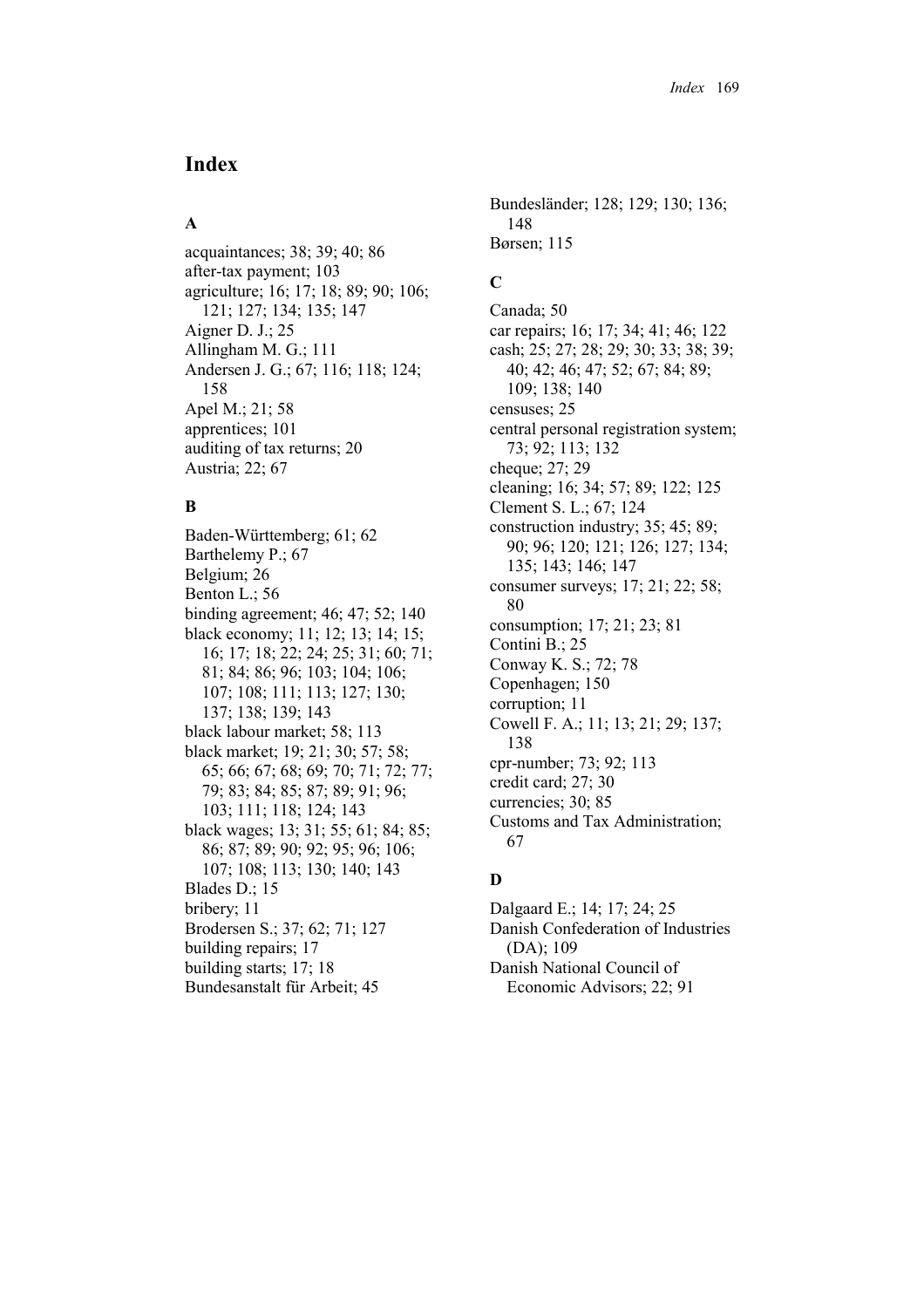# Index

## A

acquaintances; 38; 39; 40; 86
after-tax payment; 103
agriculture; 16; 17; 18; 89; 90; 106; 121; 127; 134; 135; 147
Aigner D. J.; 25
Allingham M. G.; 111
Andersen J. G.; 67; 116; 118; 124; 158
Apel M.; 21; 58
apprentices; 101
auditing of tax returns; 20
Austria; 22; 67

## B

Baden-Württemberg; 61; 62
Barthelemy P.; 67
Belgium; 26
Benton L.; 56
binding agreement; 46; 47; 52; 140
black economy; 11; 12; 13; 14; 15; 16; 17; 18; 22; 24; 25; 31; 60; 71; 81; 84; 86; 96; 103; 104; 106; 107; 108; 111; 113; 127; 130; 137; 138; 139; 143
black labour market; 58; 113
black market; 19; 21; 30; 57; 58; 65; 66; 67; 68; 69; 70; 71; 72; 77; 79; 83; 84; 85; 87; 89; 91; 96; 103; 111; 118; 124; 143
black wages; 13; 31; 55; 61; 84; 85; 86; 87; 89; 90; 92; 95; 96; 106; 107; 108; 113; 130; 140; 143
Blades D.; 15
bribery; 11
Brodersen S.; 37; 62; 71; 127
building repairs; 17
building starts; 17; 18
Bundesanstalt für Arbeit; 45
Bundesländer; 128; 129; 130; 136; 148
Børsen; 115

## C

Canada; 50
car repairs; 16; 17; 34; 41; 46; 122
cash; 25; 27; 28; 29; 30; 33; 38; 39; 40; 42; 46; 47; 52; 67; 84; 89; 109; 138; 140
censuses; 25
central personal registration system; 73; 92; 113; 132
cheque; 27; 29
cleaning; 16; 34; 57; 89; 122; 125
Clement S. L.; 67; 124
construction industry; 35; 45; 89; 90; 96; 120; 121; 126; 127; 134; 135; 143; 146; 147
consumer surveys; 17; 21; 22; 58; 80
consumption; 17; 21; 23; 81
Contini B.; 25
Conway K. S.; 72; 78
Copenhagen; 150
corruption; 11
Cowell F. A.; 11; 13; 21; 29; 137; 138
cpr-number; 73; 92; 113
credit card; 27; 30
currencies; 30; 85
Customs and Tax Administration; 67

## D

Dalgaard E.; 14; 17; 24; 25
Danish Confederation of Industries (DA); 109
Danish National Council of Economic Advisors; 22; 91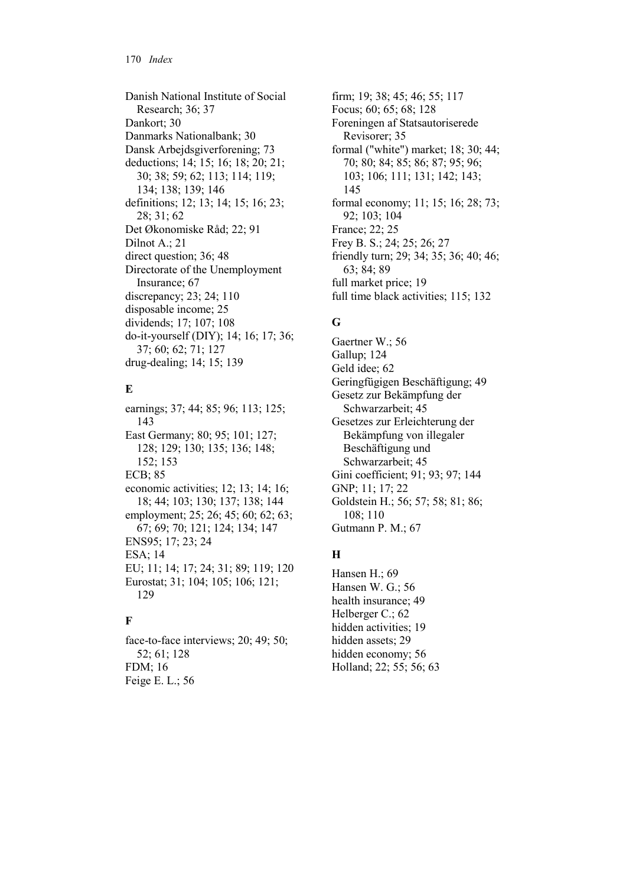Danish National Institute of Social Research; 36; 37
Dankort; 30
Danmarks Nationalbank; 30
Dansk Arbejdsgiverforening; 73
deductions; 14; 15; 16; 18; 20; 21; 30; 38; 59; 62; 113; 114; 119; 134; 138; 139; 146
definitions; 12; 13; 14; 15; 16; 23; 28; 31; 62
Det Økonomiske Råd; 22; 91
Dilnot A.; 21
direct question; 36; 48
Directorate of the Unemployment Insurance; 67
discrepancy; 23; 24; 110
disposable income; 25
dividends; 17; 107; 108
do-it-yourself (DIY); 14; 16; 17; 36; 37; 60; 62; 71; 127
drug-dealing; 14; 15; 139

## E

earnings; 37; 44; 85; 96; 113; 125; 143
East Germany; 80; 95; 101; 127; 128; 129; 130; 135; 136; 148; 152; 153
ECB; 85
economic activities; 12; 13; 14; 16; 18; 44; 103; 130; 137; 138; 144
employment; 25; 26; 45; 60; 62; 63; 67; 69; 70; 121; 124; 134; 147
ENS95; 17; 23; 24
ESA; 14
EU; 11; 14; 17; 24; 31; 89; 119; 120
Eurostat; 31; 104; 105; 106; 121; 129

## F

face-to-face interviews; 20; 49; 50; 52; 61; 128
FDM; 16
Feige E. L.; 56
firm; 19; 38; 45; 46; 55; 117
Focus; 60; 65; 68; 128
Foreningen af Statsautoriserede Revisorer; 35
formal ("white") market; 18; 30; 44; 70; 80; 84; 85; 86; 87; 95; 96; 103; 106; 111; 131; 142; 143; 145
formal economy; 11; 15; 16; 28; 73; 92; 103; 104
France; 22; 25
Frey B. S.; 24; 25; 26; 27
friendly turn; 29; 34; 35; 36; 40; 46; 63; 84; 89
full market price; 19
full time black activities; 115; 132

## G

Gaertner W.; 56
Gallup; 124
Geld idee; 62
Geringfügigen Beschäftigung; 49
Gesetz zur Bekämpfung der Schwarzarbeit; 45
Gesetzes zur Erleichterung der Bekämpfung von illegaler Beschäftigung und Schwarzarbeit; 45
Gini coefficient; 91; 93; 97; 144
GNP; 11; 17; 22
Goldstein H.; 56; 57; 58; 81; 86; 108; 110
Gutmann P. M.; 67

## H

Hansen H.; 69
Hansen W. G.; 56
health insurance; 49
Helberger C.; 62
hidden activities; 19
hidden assets; 29
hidden economy; 56
Holland; 22; 55; 56; 63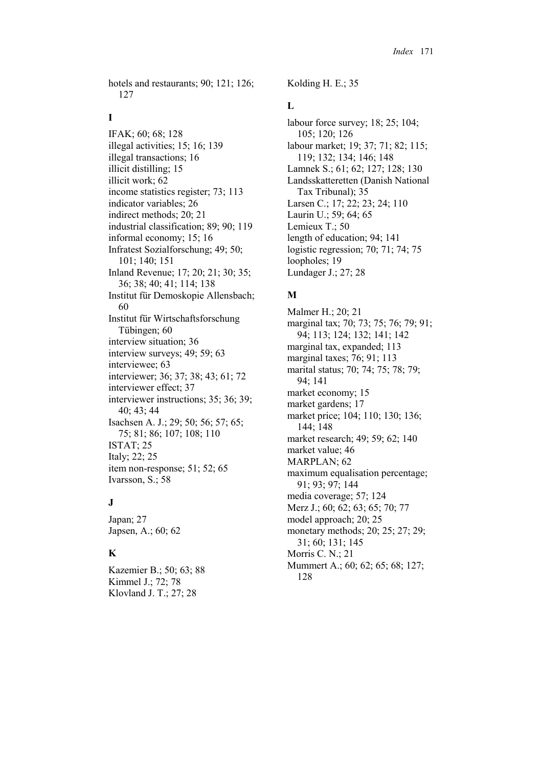hotels and restaurants; 90; 121; 126; 127

**I**

IFAK; 60; 68; 128
illegal activities; 15; 16; 139
illegal transactions; 16
illicit distilling; 15
illicit work; 62
income statistics register; 73; 113
indicator variables; 26
indirect methods; 20; 21
industrial classification; 89; 90; 119
informal economy; 15; 16
Infratest Sozialforschung; 49; 50; 101; 140; 151
Inland Revenue; 17; 20; 21; 30; 35; 36; 38; 40; 41; 114; 138
Institut für Demoskopie Allensbach; 60
Institut für Wirtschaftsforschung Tübingen; 60
interview situation; 36
interview surveys; 49; 59; 63
interviewee; 63
interviewer; 36; 37; 38; 43; 61; 72
interviewer effect; 37
interviewer instructions; 35; 36; 39; 40; 43; 44
Isachsen A. J.; 29; 50; 56; 57; 65; 75; 81; 86; 107; 108; 110
ISTAT; 25
Italy; 22; 25
item non-response; 51; 52; 65
Ivarsson, S.; 58

**J**

Japan; 27
Japsen, A.; 60; 62

**K**

Kazemier B.; 50; 63; 88
Kimmel J.; 72; 78
Klovland J. T.; 27; 28
Kolding H. E.; 35

**L**

labour force survey; 18; 25; 104; 105; 120; 126
labour market; 19; 37; 71; 82; 115; 119; 132; 134; 146; 148
Lamnek S.; 61; 62; 127; 128; 130
Landsskatteretten (Danish National Tax Tribunal); 35
Larsen C.; 17; 22; 23; 24; 110
Laurin U.; 59; 64; 65
Lemieux T.; 50
length of education; 94; 141
logistic regression; 70; 71; 74; 75
loopholes; 19
Lundager J.; 27; 28

**M**

Malmer H.; 20; 21
marginal tax; 70; 73; 75; 76; 79; 91; 94; 113; 124; 132; 141; 142
marginal tax, expanded; 113
marginal taxes; 76; 91; 113
marital status; 70; 74; 75; 78; 79; 94; 141
market economy; 15
market gardens; 17
market price; 104; 110; 130; 136; 144; 148
market research; 49; 59; 62; 140
market value; 46
MARPLAN; 62
maximum equalisation percentage; 91; 93; 97; 144
media coverage; 57; 124
Merz J.; 60; 62; 63; 65; 70; 77
model approach; 20; 25
monetary methods; 20; 25; 27; 29; 31; 60; 131; 145
Morris C. N.; 21
Mummert A.; 60; 62; 65; 68; 127; 128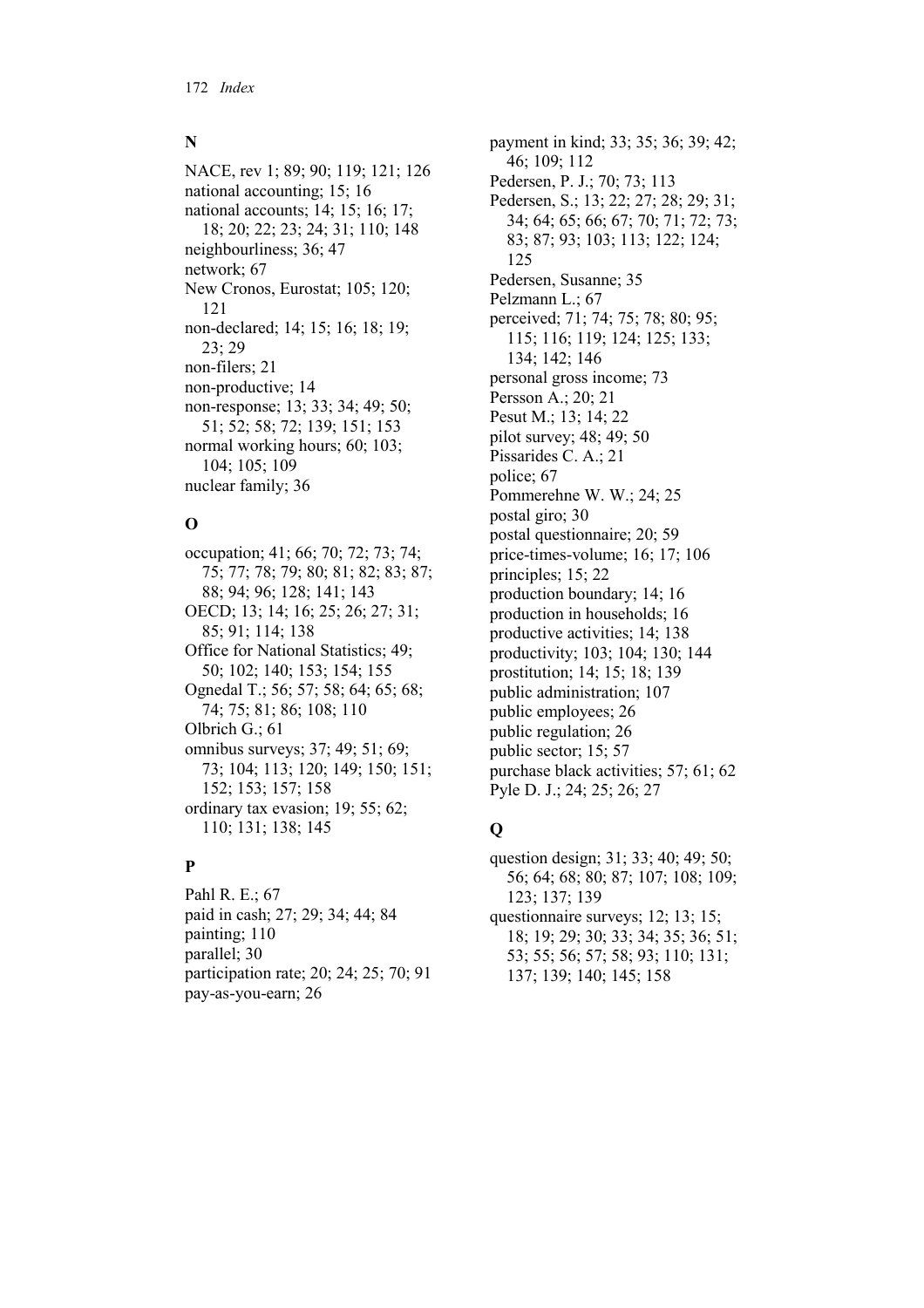## N

NACE, rev 1; 89; 90; 119; 121; 126
national accounting; 15; 16
national accounts; 14; 15; 16; 17; 18; 20; 22; 23; 24; 31; 110; 148
neighbourliness; 36; 47
network; 67
New Cronos, Eurostat; 105; 120; 121
non-declared; 14; 15; 16; 18; 19; 23; 29
non-filers; 21
non-productive; 14
non-response; 13; 33; 34; 49; 50; 51; 52; 58; 72; 139; 151; 153
normal working hours; 60; 103; 104; 105; 109
nuclear family; 36

## O

occupation; 41; 66; 70; 72; 73; 74; 75; 77; 78; 79; 80; 81; 82; 83; 87; 88; 94; 96; 128; 141; 143
OECD; 13; 14; 16; 25; 26; 27; 31; 85; 91; 114; 138
Office for National Statistics; 49; 50; 102; 140; 153; 154; 155
Ognedal T.; 56; 57; 58; 64; 65; 68; 74; 75; 81; 86; 108; 110
Olbrich G.; 61
omnibus surveys; 37; 49; 51; 69; 73; 104; 113; 120; 149; 150; 151; 152; 153; 157; 158
ordinary tax evasion; 19; 55; 62; 110; 131; 138; 145

## P

Pahl R. E.; 67
paid in cash; 27; 29; 34; 44; 84
painting; 110
parallel; 30
participation rate; 20; 24; 25; 70; 91
pay-as-you-earn; 26
payment in kind; 33; 35; 36; 39; 42; 46; 109; 112
Pedersen, P. J.; 70; 73; 113
Pedersen, S.; 13; 22; 27; 28; 29; 31; 34; 64; 65; 66; 67; 70; 71; 72; 73; 83; 87; 93; 103; 113; 122; 124; 125
Pedersen, Susanne; 35
Pelzmann L.; 67
perceived; 71; 74; 75; 78; 80; 95; 115; 116; 119; 124; 125; 133; 134; 142; 146
personal gross income; 73
Persson A.; 20; 21
Pesut M.; 13; 14; 22
pilot survey; 48; 49; 50
Pissarides C. A.; 21
police; 67
Pommerehne W. W.; 24; 25
postal giro; 30
postal questionnaire; 20; 59
price-times-volume; 16; 17; 106
principles; 15; 22
production boundary; 14; 16
production in households; 16
productive activities; 14; 138
productivity; 103; 104; 130; 144
prostitution; 14; 15; 18; 139
public administration; 107
public employees; 26
public regulation; 26
public sector; 15; 57
purchase black activities; 57; 61; 62
Pyle D. J.; 24; 25; 26; 27

## Q

question design; 31; 33; 40; 49; 50; 56; 64; 68; 80; 87; 107; 108; 109; 123; 137; 139
questionnaire surveys; 12; 13; 15; 18; 19; 29; 30; 33; 34; 35; 36; 51; 53; 55; 56; 57; 58; 93; 110; 131; 137; 139; 140; 145; 158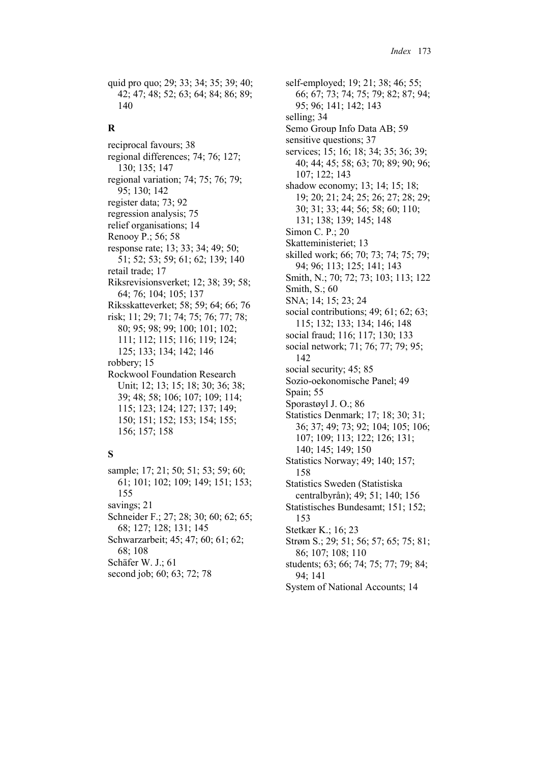quid pro quo; 29; 33; 34; 35; 39; 40; 42; 47; 48; 52; 63; 64; 84; 86; 89; 140

## R

reciprocal favours; 38
regional differences; 74; 76; 127; 130; 135; 147
regional variation; 74; 75; 76; 79; 95; 130; 142
register data; 73; 92
regression analysis; 75
relief organisations; 14
Renooy P.; 56; 58
response rate; 13; 33; 34; 49; 50; 51; 52; 53; 59; 61; 62; 139; 140
retail trade; 17
Riksrevisionsverket; 12; 38; 39; 58; 64; 76; 104; 105; 137
Riksskatteverket; 58; 59; 64; 66; 76
risk; 11; 29; 71; 74; 75; 76; 77; 78; 80; 95; 98; 99; 100; 101; 102; 111; 112; 115; 116; 119; 124; 125; 133; 134; 142; 146
robbery; 15
Rockwool Foundation Research Unit; 12; 13; 15; 18; 30; 36; 38; 39; 48; 58; 106; 107; 109; 114; 115; 123; 124; 127; 137; 149; 150; 151; 152; 153; 154; 155; 156; 157; 158

## S

sample; 17; 21; 50; 51; 53; 59; 60; 61; 101; 102; 109; 149; 151; 153; 155
savings; 21
Schneider F.; 27; 28; 30; 60; 62; 65; 68; 127; 128; 131; 145
Schwarzarbeit; 45; 47; 60; 61; 62; 68; 108
Schäfer W. J.; 61
second job; 60; 63; 72; 78
self-employed; 19; 21; 38; 46; 55; 66; 67; 73; 74; 75; 79; 82; 87; 94; 95; 96; 141; 142; 143
selling; 34
Semo Group Info Data AB; 59
sensitive questions; 37
services; 15; 16; 18; 34; 35; 36; 39; 40; 44; 45; 58; 63; 70; 89; 90; 96; 107; 122; 143
shadow economy; 13; 14; 15; 18; 19; 20; 21; 24; 25; 26; 27; 28; 29; 30; 31; 33; 44; 56; 58; 60; 110; 131; 138; 139; 145; 148
Simon C. P.; 20
Skatteministeriet; 13
skilled work; 66; 70; 73; 74; 75; 79; 94; 96; 113; 125; 141; 143
Smith, N.; 70; 72; 73; 103; 113; 122
Smith, S.; 60
SNA; 14; 15; 23; 24
social contributions; 49; 61; 62; 63; 115; 132; 133; 134; 146; 148
social fraud; 116; 117; 130; 133
social network; 71; 76; 77; 79; 95; 142
social security; 45; 85
Sozio-oekonomische Panel; 49
Spain; 55
Sporastøyl J. O.; 86
Statistics Denmark; 17; 18; 30; 31; 36; 37; 49; 73; 92; 104; 105; 106; 107; 109; 113; 122; 126; 131; 140; 145; 149; 150
Statistics Norway; 49; 140; 157; 158
Statistics Sweden (Statistiska centralbyrån); 49; 51; 140; 156
Statistisches Bundesamt; 151; 152; 153
Stetkær K.; 16; 23
Strøm S.; 29; 51; 56; 57; 65; 75; 81; 86; 107; 108; 110
students; 63; 66; 74; 75; 77; 79; 84; 94; 141
System of National Accounts; 14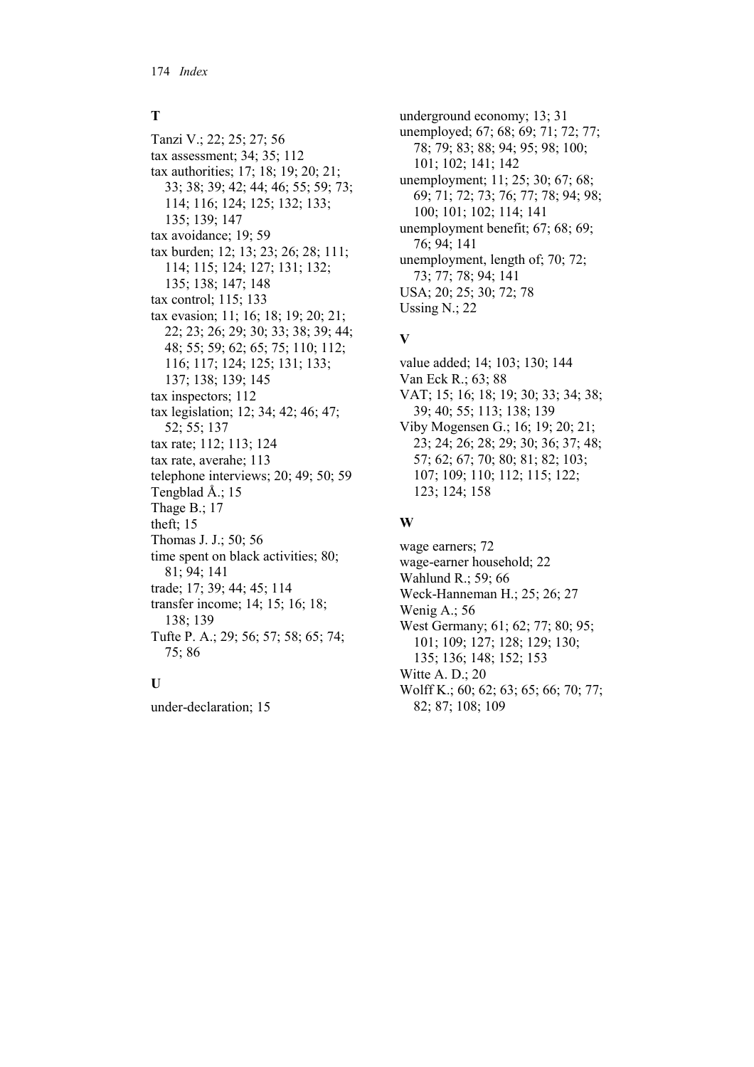## T

Tanzi V.; 22; 25; 27; 56
tax assessment; 34; 35; 112
tax authorities; 17; 18; 19; 20; 21; 33; 38; 39; 42; 44; 46; 55; 59; 73; 114; 116; 124; 125; 132; 133; 135; 139; 147
tax avoidance; 19; 59
tax burden; 12; 13; 23; 26; 28; 111; 114; 115; 124; 127; 131; 132; 135; 138; 147; 148
tax control; 115; 133
tax evasion; 11; 16; 18; 19; 20; 21; 22; 23; 26; 29; 30; 33; 38; 39; 44; 48; 55; 59; 62; 65; 75; 110; 112; 116; 117; 124; 125; 131; 133; 137; 138; 139; 145
tax inspectors; 112
tax legislation; 12; 34; 42; 46; 47; 52; 55; 137
tax rate; 112; 113; 124
tax rate, averahe; 113
telephone interviews; 20; 49; 50; 59
Tengblad Å.; 15
Thage B.; 17
theft; 15
Thomas J. J.; 50; 56
time spent on black activities; 80; 81; 94; 141
trade; 17; 39; 44; 45; 114
transfer income; 14; 15; 16; 18; 138; 139
Tufte P. A.; 29; 56; 57; 58; 65; 74; 75; 86

## U

under-declaration; 15
underground economy; 13; 31
unemployed; 67; 68; 69; 71; 72; 77; 78; 79; 83; 88; 94; 95; 98; 100; 101; 102; 141; 142
unemployment; 11; 25; 30; 67; 68; 69; 71; 72; 73; 76; 77; 78; 94; 98; 100; 101; 102; 114; 141
unemployment benefit; 67; 68; 69; 76; 94; 141
unemployment, length of; 70; 72; 73; 77; 78; 94; 141
USA; 20; 25; 30; 72; 78
Ussing N.; 22

## V

value added; 14; 103; 130; 144
Van Eck R.; 63; 88
VAT; 15; 16; 18; 19; 30; 33; 34; 38; 39; 40; 55; 113; 138; 139
Viby Mogensen G.; 16; 19; 20; 21; 23; 24; 26; 28; 29; 30; 36; 37; 48; 57; 62; 67; 70; 80; 81; 82; 103; 107; 109; 110; 112; 115; 122; 123; 124; 158

## W

wage earners; 72
wage-earner household; 22
Wahlund R.; 59; 66
Weck-Hanneman H.; 25; 26; 27
Wenig A.; 56
West Germany; 61; 62; 77; 80; 95; 101; 109; 127; 128; 129; 130; 135; 136; 148; 152; 153
Witte A. D.; 20
Wolff K.; 60; 62; 63; 65; 66; 70; 77; 82; 87; 108; 109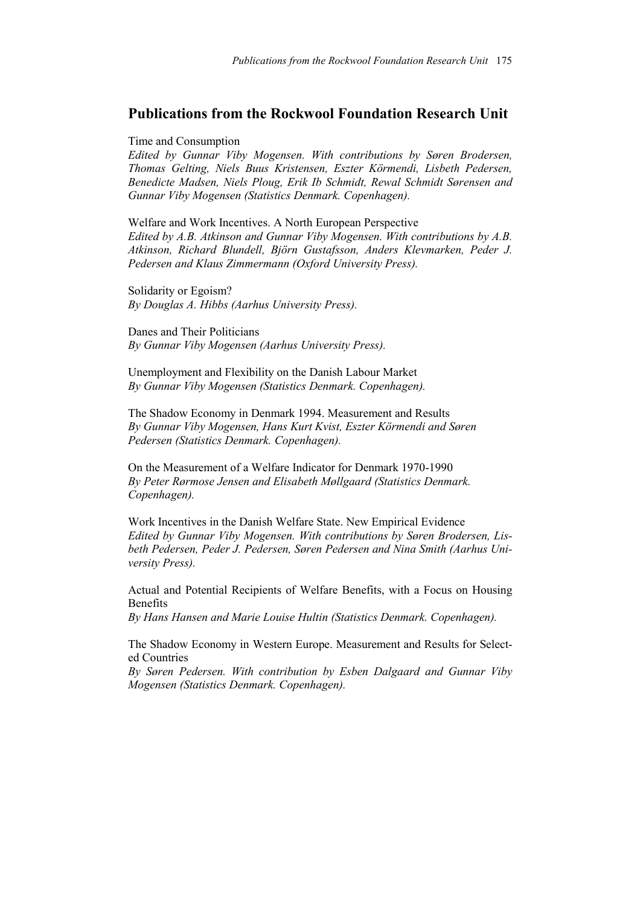## Publications from the Rockwool Foundation Research Unit

Time and Consumption
*Edited by Gunnar Viby Mogensen. With contributions by Søren Brodersen, Thomas Gelting, Niels Buus Kristensen, Eszter Körmendi, Lisbeth Pedersen, Benedicte Madsen, Niels Ploug, Erik Ib Schmidt, Rewal Schmidt Sørensen and Gunnar Viby Mogensen (Statistics Denmark. Copenhagen).*

Welfare and Work Incentives. A North European Perspective
*Edited by A.B. Atkinson and Gunnar Viby Mogensen. With contributions by A.B. Atkinson, Richard Blundell, Björn Gustafsson, Anders Klevmarken, Peder J. Pedersen and Klaus Zimmermann (Oxford University Press).*

Solidarity or Egoism?
*By Douglas A. Hibbs (Aarhus University Press).*

Danes and Their Politicians
*By Gunnar Viby Mogensen (Aarhus University Press).*

Unemployment and Flexibility on the Danish Labour Market
*By Gunnar Viby Mogensen (Statistics Denmark. Copenhagen).*

The Shadow Economy in Denmark 1994. Measurement and Results
*By Gunnar Viby Mogensen, Hans Kurt Kvist, Eszter Körmendi and Søren Pedersen (Statistics Denmark. Copenhagen).*

On the Measurement of a Welfare Indicator for Denmark 1970-1990
*By Peter Rørmose Jensen and Elisabeth Møllgaard (Statistics Denmark. Copenhagen).*

Work Incentives in the Danish Welfare State. New Empirical Evidence
*Edited by Gunnar Viby Mogensen. With contributions by Søren Brodersen, Lisbeth Pedersen, Peder J. Pedersen, Søren Pedersen and Nina Smith (Aarhus University Press).*

Actual and Potential Recipients of Welfare Benefits, with a Focus on Housing Benefits
*By Hans Hansen and Marie Louise Hultin (Statistics Denmark. Copenhagen).*

The Shadow Economy in Western Europe. Measurement and Results for Selected Countries
*By Søren Pedersen. With contribution by Esben Dalgaard and Gunnar Viby Mogensen (Statistics Denmark. Copenhagen).*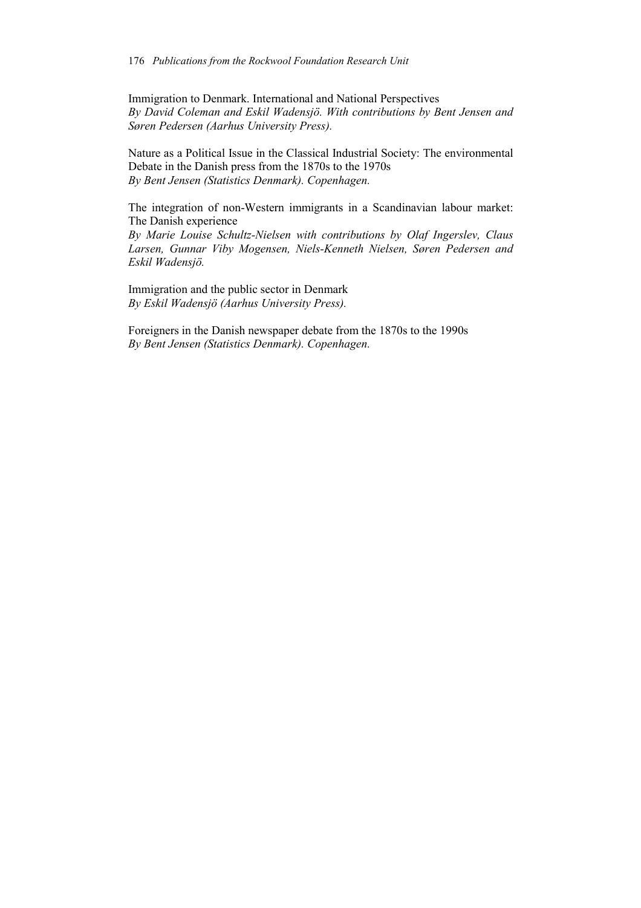Immigration to Denmark. International and National Perspectives
*By David Coleman and Eskil Wadensjö. With contributions by Bent Jensen and Søren Pedersen (Aarhus University Press).*

Nature as a Political Issue in the Classical Industrial Society: The environmental Debate in the Danish press from the 1870s to the 1970s
*By Bent Jensen (Statistics Denmark). Copenhagen.*

The integration of non-Western immigrants in a Scandinavian labour market: The Danish experience
*By Marie Louise Schultz-Nielsen with contributions by Olaf Ingerslev, Claus Larsen, Gunnar Viby Mogensen, Niels-Kenneth Nielsen, Søren Pedersen and Eskil Wadensjö.*

Immigration and the public sector in Denmark
*By Eskil Wadensjö (Aarhus University Press).*

Foreigners in the Danish newspaper debate from the 1870s to the 1990s
*By Bent Jensen (Statistics Denmark). Copenhagen.*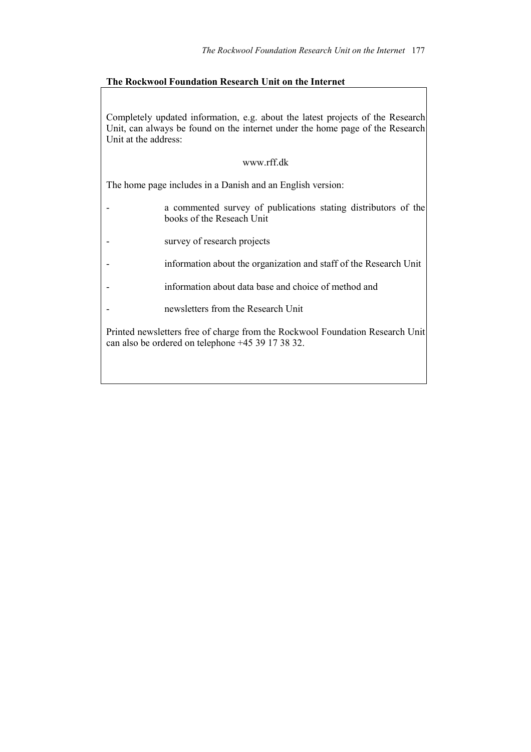## The Rockwool Foundation Research Unit on the Internet

Completely updated information, e.g. about the latest projects of the Research Unit, can always be found on the internet under the home page of the Research Unit at the address:

www.rff.dk

The home page includes in a Danish and an English version:

- a commented survey of publications stating distributors of the books of the Reseach Unit
- survey of research projects
- information about the organization and staff of the Research Unit
- information about data base and choice of method and
- newsletters from the Research Unit

Printed newsletters free of charge from the Rockwool Foundation Research Unit can also be ordered on telephone +45 39 17 38 32.